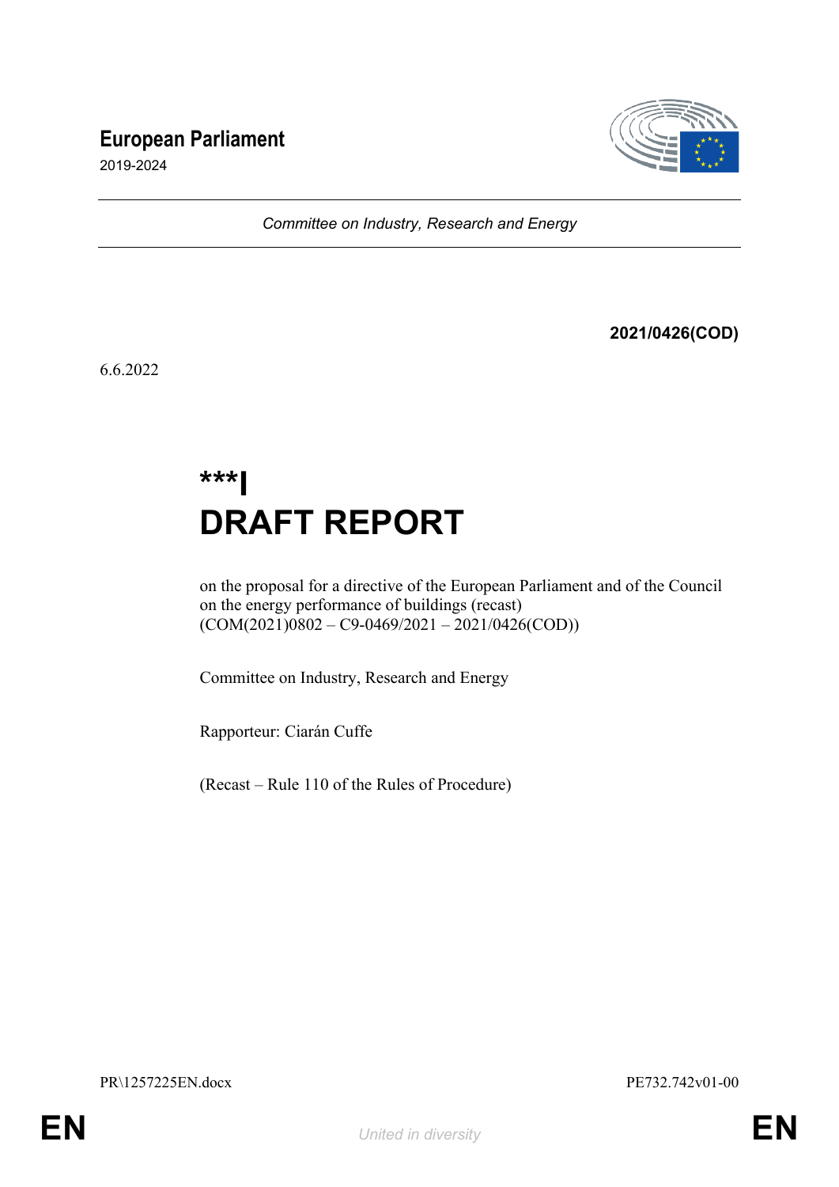**European Parliament**

2019-2024

*Committee on Industry, Research and Energy*

**2021/0426(COD)**

6.6.2022

# ***I
# DRAFT REPORT

on the proposal for a directive of the European Parliament and of the Council on the energy performance of buildings (recast)
(COM(2021)0802 – C9-0469/2021 – 2021/0426(COD))

Committee on Industry, Research and Energy

Rapporteur: Ciarán Cuffe

(Recast – Rule 110 of the Rules of Procedure)

PR\1257225EN.docx PE732.742v01-00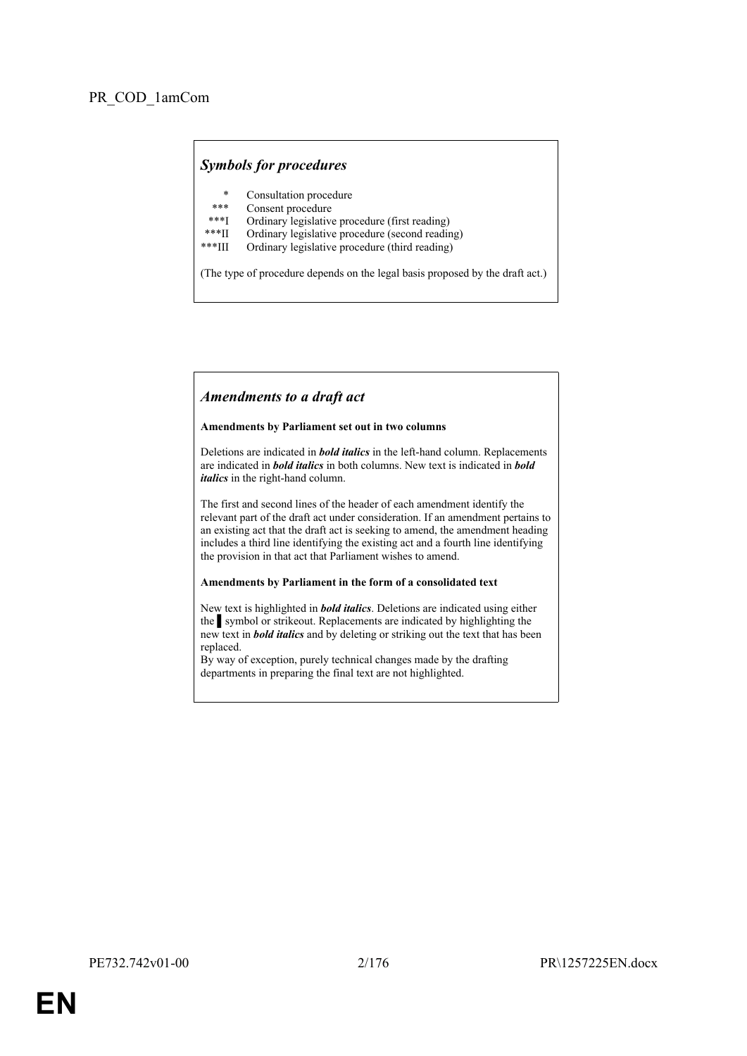PR_COD_1amCom

### *Symbols for procedures*

| | |
|---|---|
| * | Consultation procedure |
| *** | Consent procedure |
| ***I | Ordinary legislative procedure (first reading) |
| ***II | Ordinary legislative procedure (second reading) |
| ***III | Ordinary legislative procedure (third reading) |

(The type of procedure depends on the legal basis proposed by the draft act.)

### *Amendments to a draft act*

**Amendments by Parliament set out in two columns**

Deletions are indicated in ***bold italics*** in the left-hand column. Replacements are indicated in ***bold italics*** in both columns. New text is indicated in ***bold italics*** in the right-hand column.

The first and second lines of the header of each amendment identify the relevant part of the draft act under consideration. If an amendment pertains to an existing act that the draft act is seeking to amend, the amendment heading includes a third line identifying the existing act and a fourth line identifying the provision in that act that Parliament wishes to amend.

**Amendments by Parliament in the form of a consolidated text**

New text is highlighted in ***bold italics***. Deletions are indicated using either the ▌ symbol or strikeout. Replacements are indicated by highlighting the new text in ***bold italics*** and by deleting or striking out the text that has been replaced.
By way of exception, purely technical changes made by the drafting departments in preparing the final text are not highlighted.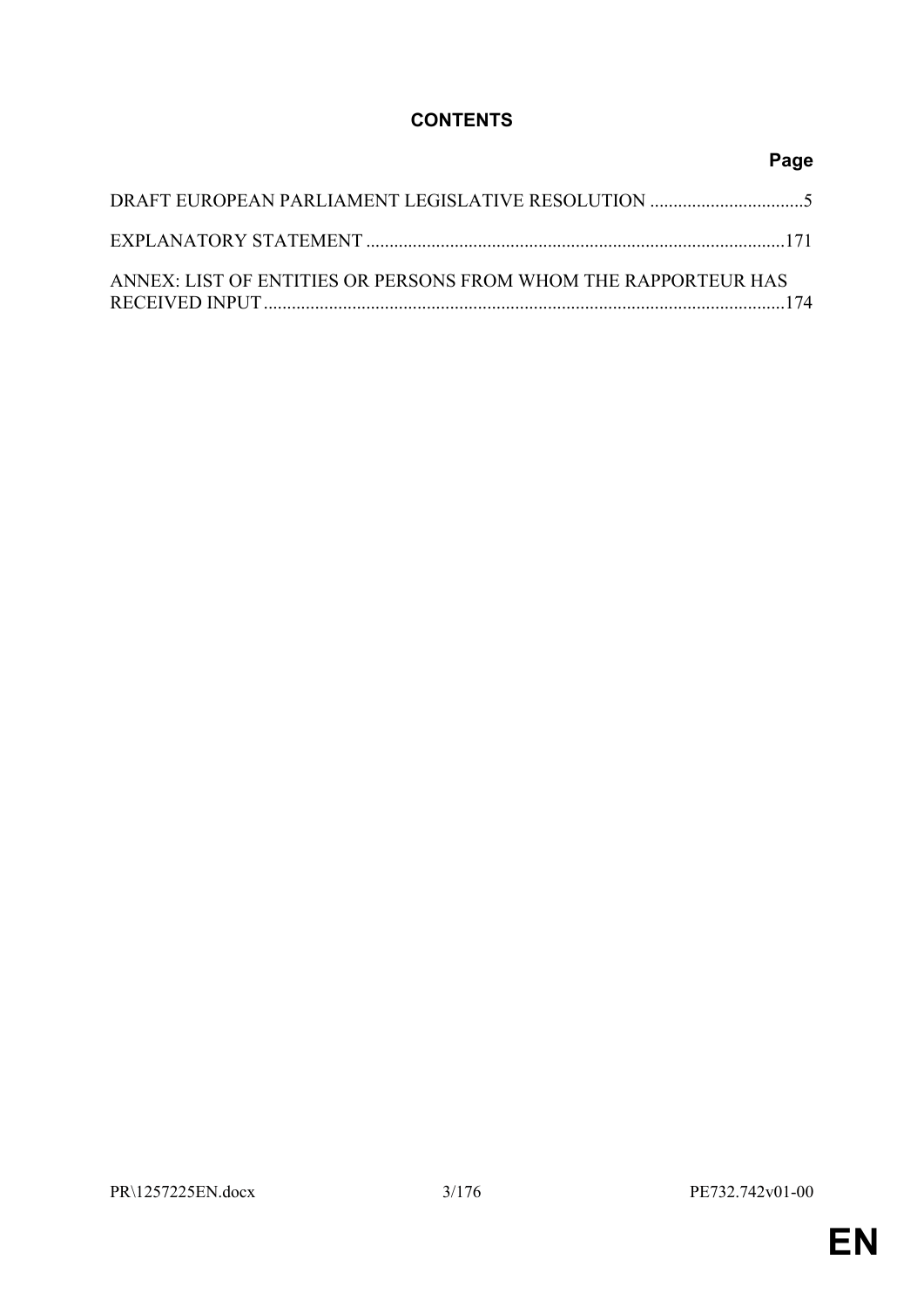# CONTENTS

| | Page |
|---|---|
| DRAFT EUROPEAN PARLIAMENT LEGISLATIVE RESOLUTION | 5 |
| EXPLANATORY STATEMENT | 171 |
| ANNEX: LIST OF ENTITIES OR PERSONS FROM WHOM THE RAPPORTEUR HAS RECEIVED INPUT | 174 |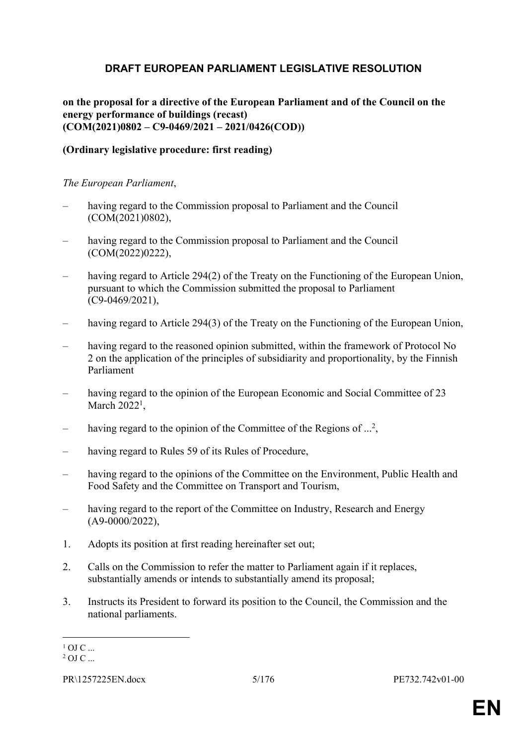# DRAFT EUROPEAN PARLIAMENT LEGISLATIVE RESOLUTION

**on the proposal for a directive of the European Parliament and of the Council on the energy performance of buildings (recast)**
**(COM(2021)0802 – C9-0469/2021 – 2021/0426(COD))**

**(Ordinary legislative procedure: first reading)**

*The European Parliament*,

– having regard to the Commission proposal to Parliament and the Council (COM(2021)0802),

– having regard to the Commission proposal to Parliament and the Council (COM(2022)0222),

– having regard to Article 294(2) of the Treaty on the Functioning of the European Union, pursuant to which the Commission submitted the proposal to Parliament (C9-0469/2021),

– having regard to Article 294(3) of the Treaty on the Functioning of the European Union,

– having regard to the reasoned opinion submitted, within the framework of Protocol No 2 on the application of the principles of subsidiarity and proportionality, by the Finnish Parliament

– having regard to the opinion of the European Economic and Social Committee of 23 March 2022[1],

– having regard to the opinion of the Committee of the Regions of ...[2],

– having regard to Rules 59 of its Rules of Procedure,

– having regard to the opinions of the Committee on the Environment, Public Health and Food Safety and the Committee on Transport and Tourism,

– having regard to the report of the Committee on Industry, Research and Energy (A9-0000/2022),

1. Adopts its position at first reading hereinafter set out;

2. Calls on the Commission to refer the matter to Parliament again if it replaces, substantially amends or intends to substantially amend its proposal;

3. Instructs its President to forward its position to the Council, the Commission and the national parliaments.

---

[1] OJ C ...
[2] OJ C ...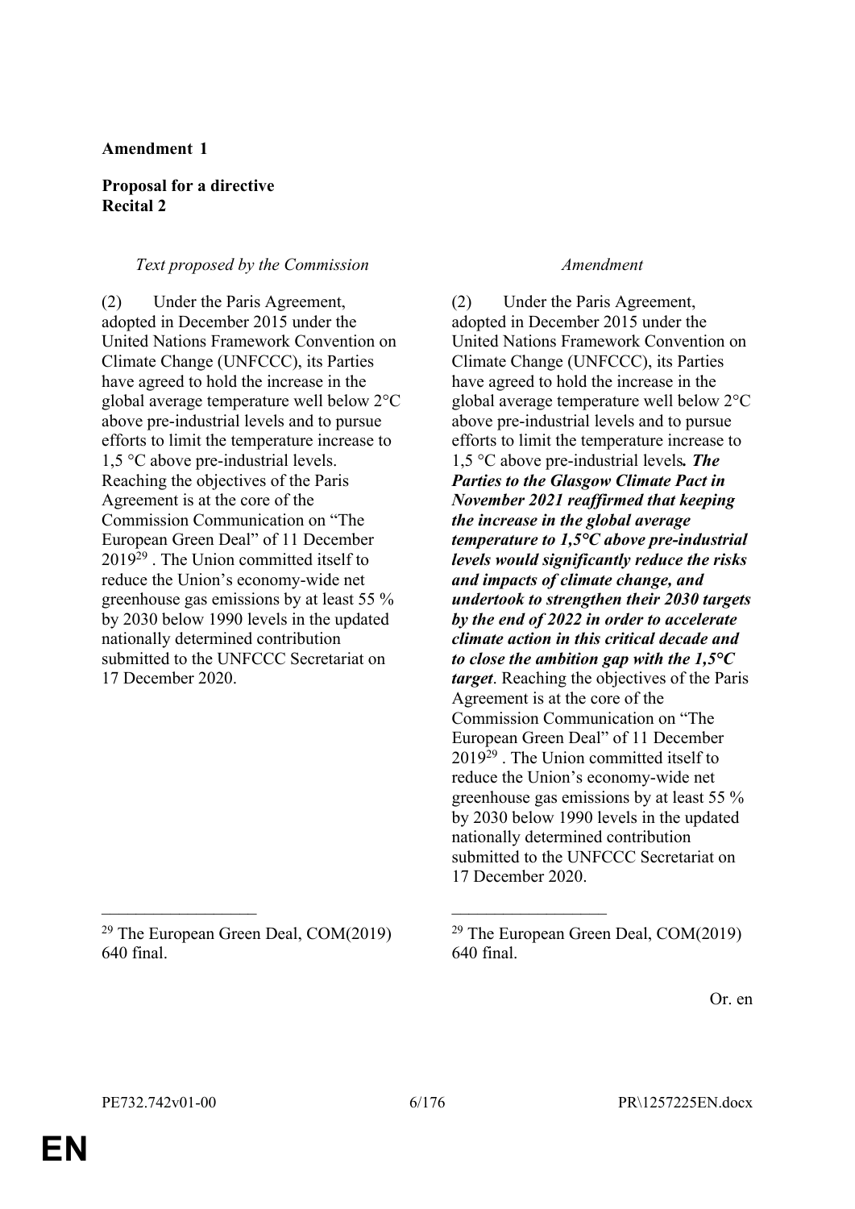**Amendment 1**

**Proposal for a directive**
**Recital 2**

| *Text proposed by the Commission* | *Amendment* |
|---|---|
| (2) Under the Paris Agreement, adopted in December 2015 under the United Nations Framework Convention on Climate Change (UNFCCC), its Parties have agreed to hold the increase in the global average temperature well below 2°C above pre-industrial levels and to pursue efforts to limit the temperature increase to 1,5 °C above pre-industrial levels. Reaching the objectives of the Paris Agreement is at the core of the Commission Communication on "The European Green Deal" of 11 December 2019[29] . The Union committed itself to reduce the Union's economy-wide net greenhouse gas emissions by at least 55 % by 2030 below 1990 levels in the updated nationally determined contribution submitted to the UNFCCC Secretariat on 17 December 2020. | (2) Under the Paris Agreement, adopted in December 2015 under the United Nations Framework Convention on Climate Change (UNFCCC), its Parties have agreed to hold the increase in the global average temperature well below 2°C above pre-industrial levels and to pursue efforts to limit the temperature increase to 1,5 °C above pre-industrial levels***. The Parties to the Glasgow Climate Pact in November 2021 reaffirmed that keeping the increase in the global average temperature to 1,5°C above pre-industrial levels would significantly reduce the risks and impacts of climate change, and undertook to strengthen their 2030 targets by the end of 2022 in order to accelerate climate action in this critical decade and to close the ambition gap with the 1,5°C target***. Reaching the objectives of the Paris Agreement is at the core of the Commission Communication on "The European Green Deal" of 11 December 2019[29] . The Union committed itself to reduce the Union's economy-wide net greenhouse gas emissions by at least 55 % by 2030 below 1990 levels in the updated nationally determined contribution submitted to the UNFCCC Secretariat on 17 December 2020. |
| [29] The European Green Deal, COM(2019) 640 final. | [29] The European Green Deal, COM(2019) 640 final. |

Or. en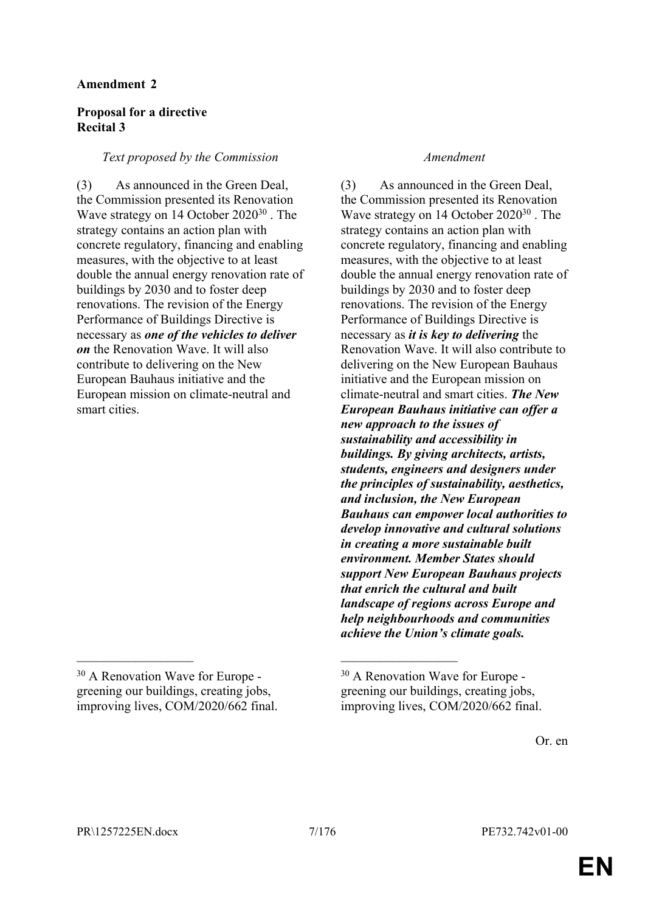**Amendment 2**

**Proposal for a directive**
**Recital 3**

| *Text proposed by the Commission* | *Amendment* |
| --- | --- |
| (3) As announced in the Green Deal, the Commission presented its Renovation Wave strategy on 14 October 2020[30] . The strategy contains an action plan with concrete regulatory, financing and enabling measures, with the objective to at least double the annual energy renovation rate of buildings by 2030 and to foster deep renovations. The revision of the Energy Performance of Buildings Directive is necessary as ***one of the vehicles to deliver on*** the Renovation Wave. It will also contribute to delivering on the New European Bauhaus initiative and the European mission on climate-neutral and smart cities. | (3) As announced in the Green Deal, the Commission presented its Renovation Wave strategy on 14 October 2020[30] . The strategy contains an action plan with concrete regulatory, financing and enabling measures, with the objective to at least double the annual energy renovation rate of buildings by 2030 and to foster deep renovations. The revision of the Energy Performance of Buildings Directive is necessary as ***it is key to delivering*** the Renovation Wave. It will also contribute to delivering on the New European Bauhaus initiative and the European mission on climate-neutral and smart cities. ***The New European Bauhaus initiative can offer a new approach to the issues of sustainability and accessibility in buildings. By giving architects, artists, students, engineers and designers under the principles of sustainability, aesthetics, and inclusion, the New European Bauhaus can empower local authorities to develop innovative and cultural solutions in creating a more sustainable built environment. Member States should support New European Bauhaus projects that enrich the cultural and built landscape of regions across Europe and help neighbourhoods and communities achieve the Union's climate goals.*** |
| [30] A Renovation Wave for Europe - greening our buildings, creating jobs, improving lives, COM/2020/662 final. | [30] A Renovation Wave for Europe - greening our buildings, creating jobs, improving lives, COM/2020/662 final. |

Or. en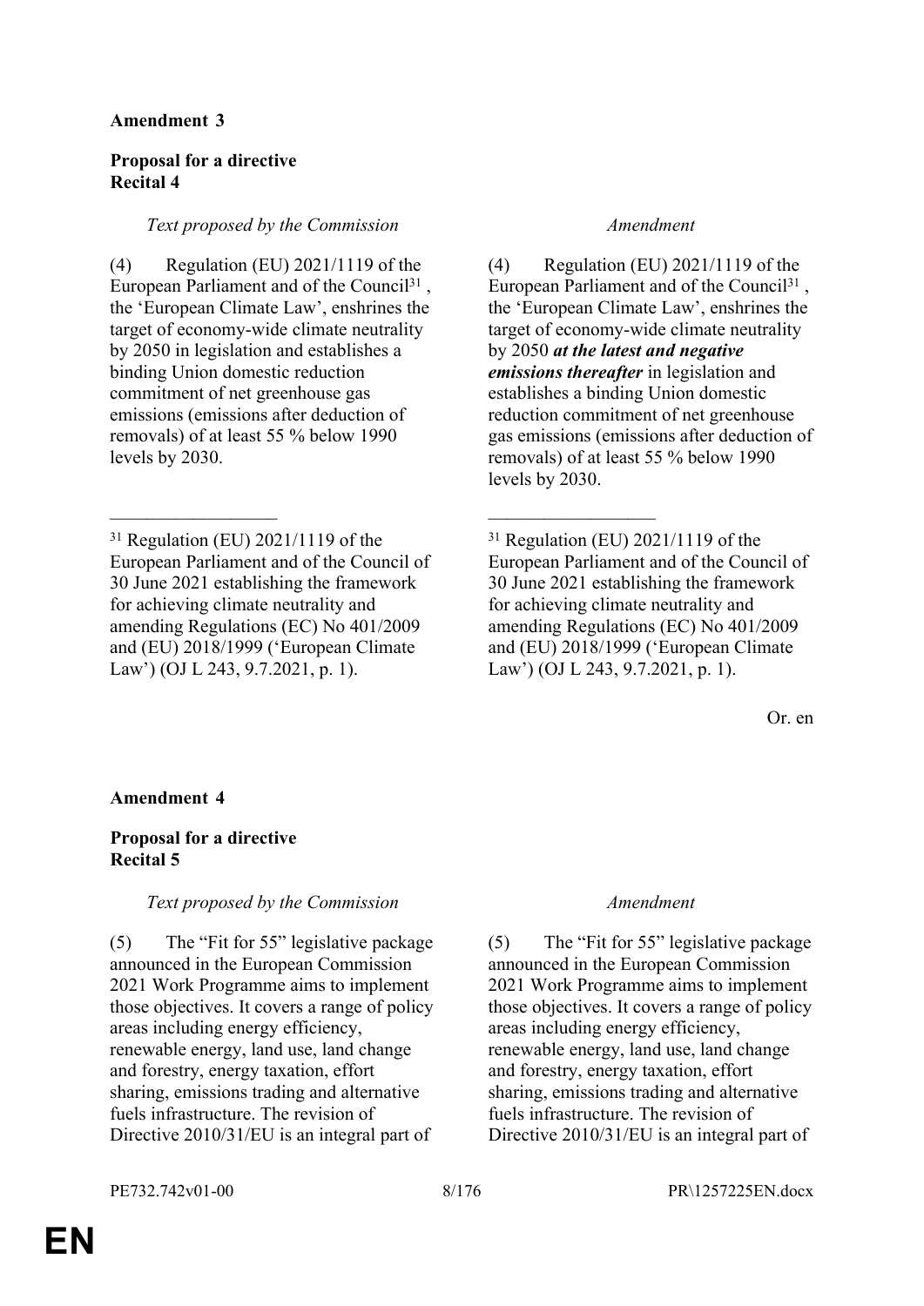**Amendment 3**

**Proposal for a directive**
**Recital 4**

| *Text proposed by the Commission* | *Amendment* |
|---|---|
| (4) Regulation (EU) 2021/1119 of the European Parliament and of the Council[31], the 'European Climate Law', enshrines the target of economy-wide climate neutrality by 2050 in legislation and establishes a binding Union domestic reduction commitment of net greenhouse gas emissions (emissions after deduction of removals) of at least 55 % below 1990 levels by 2030. | (4) Regulation (EU) 2021/1119 of the European Parliament and of the Council[31], the 'European Climate Law', enshrines the target of economy-wide climate neutrality by 2050 ***at the latest and negative emissions thereafter*** in legislation and establishes a binding Union domestic reduction commitment of net greenhouse gas emissions (emissions after deduction of removals) of at least 55 % below 1990 levels by 2030. |
| [31] Regulation (EU) 2021/1119 of the European Parliament and of the Council of 30 June 2021 establishing the framework for achieving climate neutrality and amending Regulations (EC) No 401/2009 and (EU) 2018/1999 ('European Climate Law') (OJ L 243, 9.7.2021, p. 1). | [31] Regulation (EU) 2021/1119 of the European Parliament and of the Council of 30 June 2021 establishing the framework for achieving climate neutrality and amending Regulations (EC) No 401/2009 and (EU) 2018/1999 ('European Climate Law') (OJ L 243, 9.7.2021, p. 1). |

Or. en

**Amendment 4**

**Proposal for a directive**
**Recital 5**

| *Text proposed by the Commission* | *Amendment* |
|---|---|
| (5) The "Fit for 55" legislative package announced in the European Commission 2021 Work Programme aims to implement those objectives. It covers a range of policy areas including energy efficiency, renewable energy, land use, land change and forestry, energy taxation, effort sharing, emissions trading and alternative fuels infrastructure. The revision of Directive 2010/31/EU is an integral part of | (5) The "Fit for 55" legislative package announced in the European Commission 2021 Work Programme aims to implement those objectives. It covers a range of policy areas including energy efficiency, renewable energy, land use, land change and forestry, energy taxation, effort sharing, emissions trading and alternative fuels infrastructure. The revision of Directive 2010/31/EU is an integral part of |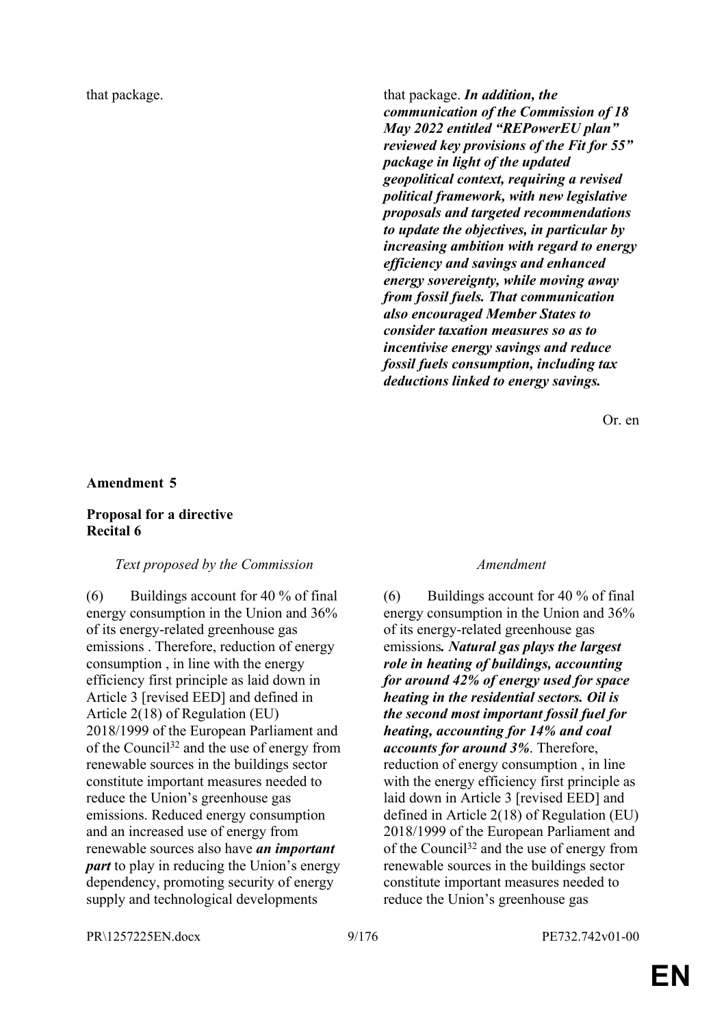| | |
|---|---|
| that package. | that package. ***In addition, the communication of the Commission of 18 May 2022 entitled "REPowerEU plan" reviewed key provisions of the Fit for 55" package in light of the updated geopolitical context, requiring a revised political framework, with new legislative proposals and targeted recommendations to update the objectives, in particular by increasing ambition with regard to energy efficiency and savings and enhanced energy sovereignty, while moving away from fossil fuels. That communication also encouraged Member States to consider taxation measures so as to incentivise energy savings and reduce fossil fuels consumption, including tax deductions linked to energy savings.*** |

Or. en

**Amendment 5**

**Proposal for a directive**
**Recital 6**

| *Text proposed by the Commission* | *Amendment* |
|---|---|
| (6) Buildings account for 40 % of final energy consumption in the Union and 36% of its energy-related greenhouse gas emissions . Therefore, reduction of energy consumption , in line with the energy efficiency first principle as laid down in Article 3 [revised EED] and defined in Article 2(18) of Regulation (EU) 2018/1999 of the European Parliament and of the Council[32] and the use of energy from renewable sources in the buildings sector constitute important measures needed to reduce the Union's greenhouse gas emissions. Reduced energy consumption and an increased use of energy from renewable sources also have ***an important part*** to play in reducing the Union's energy dependency, promoting security of energy supply and technological developments | (6) Buildings account for 40 % of final energy consumption in the Union and 36% of its energy-related greenhouse gas emissions***. Natural gas plays the largest role in heating of buildings, accounting for around 42% of energy used for space heating in the residential sectors. Oil is the second most important fossil fuel for heating, accounting for 14% and coal accounts for around 3%***. Therefore, reduction of energy consumption , in line with the energy efficiency first principle as laid down in Article 3 [revised EED] and defined in Article 2(18) of Regulation (EU) 2018/1999 of the European Parliament and of the Council[32] and the use of energy from renewable sources in the buildings sector constitute important measures needed to reduce the Union's greenhouse gas |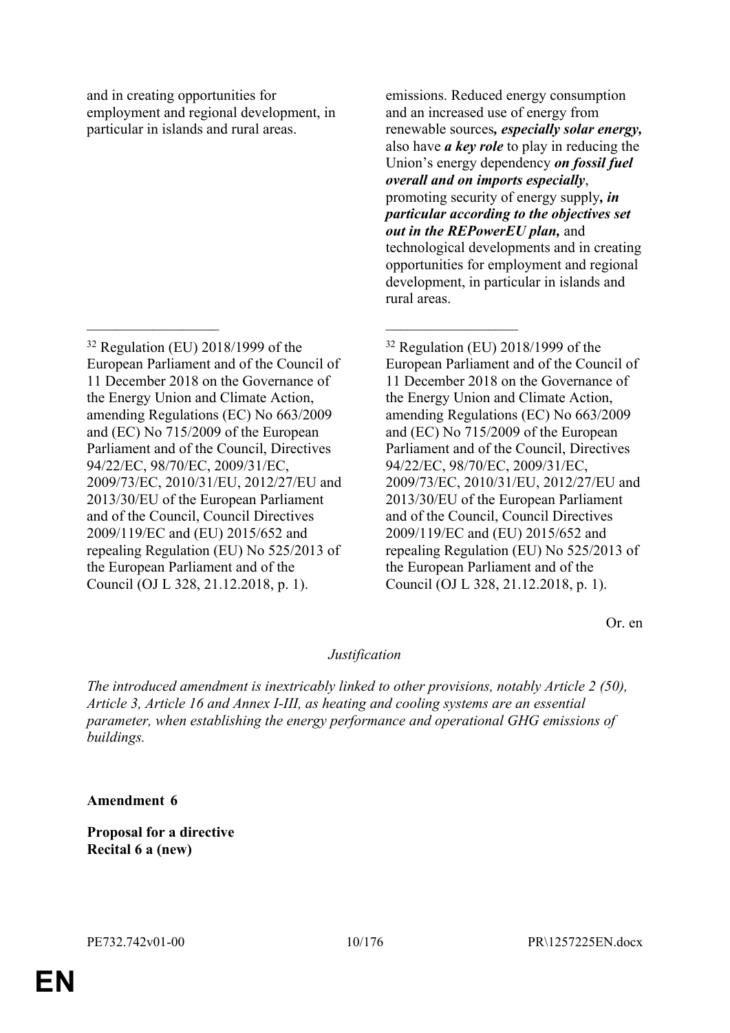| | |
|---|---|
| and in creating opportunities for employment and regional development, in particular in islands and rural areas. | emissions. Reduced energy consumption and an increased use of energy from renewable sources***, especially solar energy,*** also have ***a key role*** to play in reducing the Union's energy dependency ***on fossil fuel overall and on imports especially***, promoting security of energy supply***, in particular according to the objectives set out in the REPowerEU plan,*** and technological developments and in creating opportunities for employment and regional development, in particular in islands and rural areas. |
| __________________ | __________________ |
| [32] Regulation (EU) 2018/1999 of the European Parliament and of the Council of 11 December 2018 on the Governance of the Energy Union and Climate Action, amending Regulations (EC) No 663/2009 and (EC) No 715/2009 of the European Parliament and of the Council, Directives 94/22/EC, 98/70/EC, 2009/31/EC, 2009/73/EC, 2010/31/EU, 2012/27/EU and 2013/30/EU of the European Parliament and of the Council, Council Directives 2009/119/EC and (EU) 2015/652 and repealing Regulation (EU) No 525/2013 of the European Parliament and of the Council (OJ L 328, 21.12.2018, p. 1). | [32] Regulation (EU) 2018/1999 of the European Parliament and of the Council of 11 December 2018 on the Governance of the Energy Union and Climate Action, amending Regulations (EC) No 663/2009 and (EC) No 715/2009 of the European Parliament and of the Council, Directives 94/22/EC, 98/70/EC, 2009/31/EC, 2009/73/EC, 2010/31/EU, 2012/27/EU and 2013/30/EU of the European Parliament and of the Council, Council Directives 2009/119/EC and (EU) 2015/652 and repealing Regulation (EU) No 525/2013 of the European Parliament and of the Council (OJ L 328, 21.12.2018, p. 1). |

Or. en

*Justification*

*The introduced amendment is inextricably linked to other provisions, notably Article 2 (50), Article 3, Article 16 and Annex I-III, as heating and cooling systems are an essential parameter, when establishing the energy performance and operational GHG emissions of buildings.*

**Amendment 6**

**Proposal for a directive**
**Recital 6 a (new)**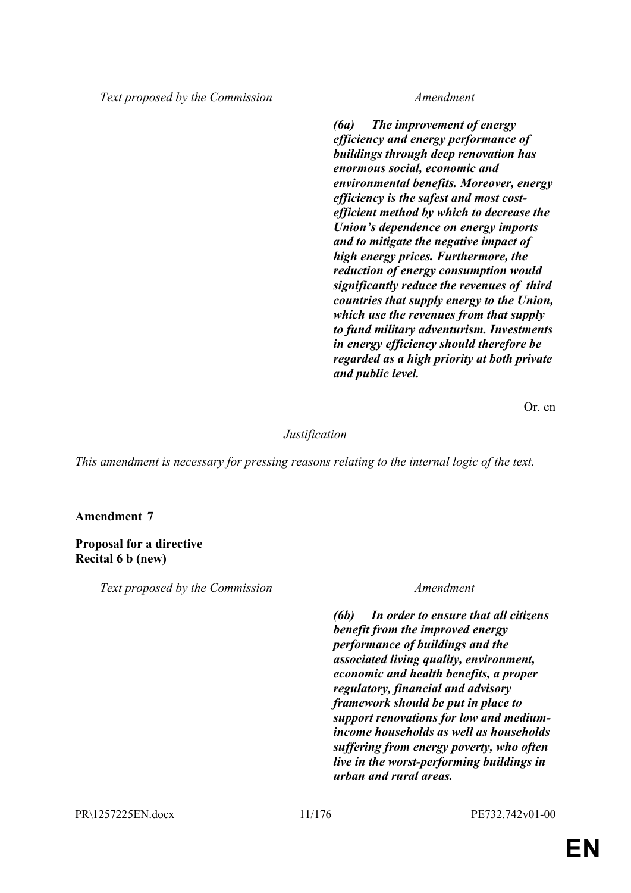| Text proposed by the Commission | Amendment |
|---|---|
| | ***(6a) The improvement of energy efficiency and energy performance of buildings through deep renovation has enormous social, economic and environmental benefits. Moreover, energy efficiency is the safest and most cost-efficient method by which to decrease the Union's dependence on energy imports and to mitigate the negative impact of high energy prices. Furthermore, the reduction of energy consumption would significantly reduce the revenues of third countries that supply energy to the Union, which use the revenues from that supply to fund military adventurism. Investments in energy efficiency should therefore be regarded as a high priority at both private and public level.*** |

Or. en

*Justification*

*This amendment is necessary for pressing reasons relating to the internal logic of the text.*

**Amendment 7**

**Proposal for a directive**
**Recital 6 b (new)**

| Text proposed by the Commission | Amendment |
|---|---|
| | ***(6b) In order to ensure that all citizens benefit from the improved energy performance of buildings and the associated living quality, environment, economic and health benefits, a proper regulatory, financial and advisory framework should be put in place to support renovations for low and medium-income households as well as households suffering from energy poverty, who often live in the worst-performing buildings in urban and rural areas.*** |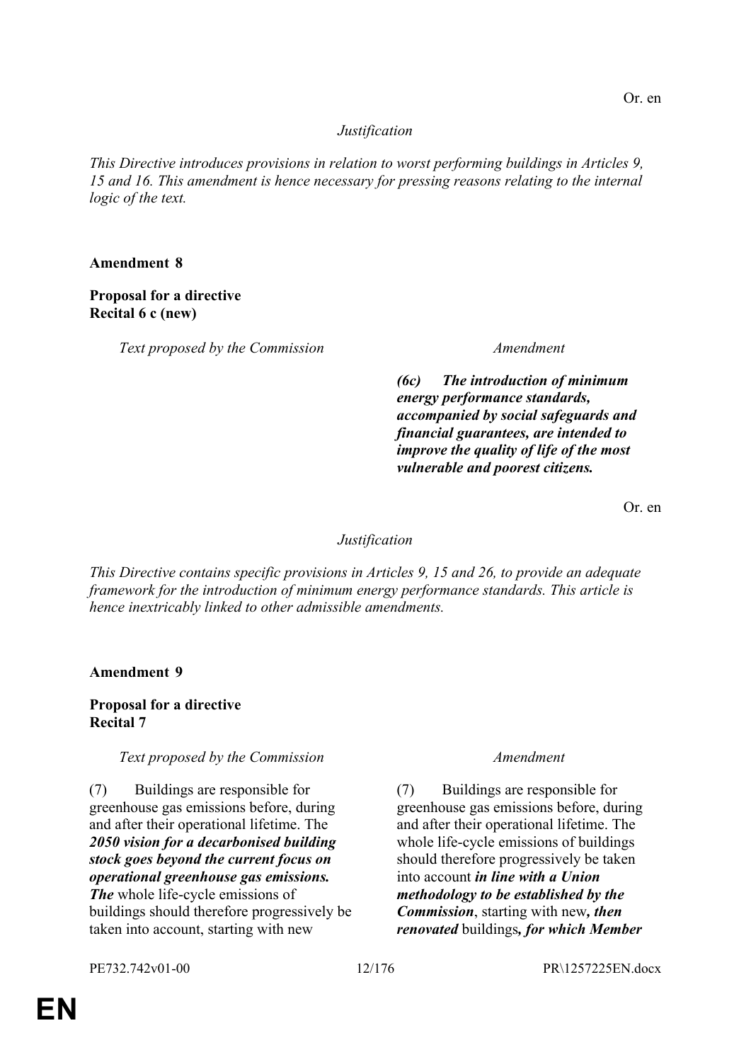Or. en

*Justification*

*This Directive introduces provisions in relation to worst performing buildings in Articles 9, 15 and 16. This amendment is hence necessary for pressing reasons relating to the internal logic of the text.*

**Amendment 8**

**Proposal for a directive**
**Recital 6 c (new)**

| *Text proposed by the Commission* | *Amendment* |
|---|---|
| | ***(6c) The introduction of minimum energy performance standards, accompanied by social safeguards and financial guarantees, are intended to improve the quality of life of the most vulnerable and poorest citizens.*** |

Or. en

*Justification*

*This Directive contains specific provisions in Articles 9, 15 and 26, to provide an adequate framework for the introduction of minimum energy performance standards. This article is hence inextricably linked to other admissible amendments.*

**Amendment 9**

**Proposal for a directive**
**Recital 7**

| *Text proposed by the Commission* | *Amendment* |
|---|---|
| (7) Buildings are responsible for greenhouse gas emissions before, during and after their operational lifetime. The ***2050 vision for a decarbonised building stock goes beyond the current focus on operational greenhouse gas emissions. The*** whole life-cycle emissions of buildings should therefore progressively be taken into account, starting with new | (7) Buildings are responsible for greenhouse gas emissions before, during and after their operational lifetime. The whole life-cycle emissions of buildings should therefore progressively be taken into account ***in line with a Union methodology to be established by the Commission***, starting with new***, then renovated*** buildings***, for which Member*** |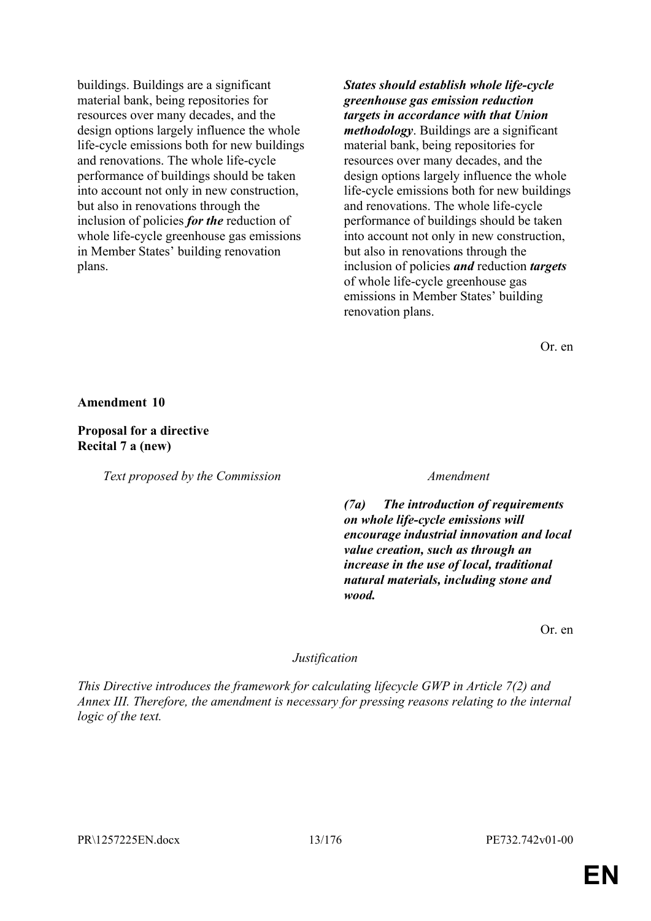| | |
|---|---|
| buildings. Buildings are a significant material bank, being repositories for resources over many decades, and the design options largely influence the whole life-cycle emissions both for new buildings and renovations. The whole life-cycle performance of buildings should be taken into account not only in new construction, but also in renovations through the inclusion of policies ***for the*** reduction of whole life-cycle greenhouse gas emissions in Member States' building renovation plans. | ***States should establish whole life-cycle greenhouse gas emission reduction targets in accordance with that Union methodology***. Buildings are a significant material bank, being repositories for resources over many decades, and the design options largely influence the whole life-cycle emissions both for new buildings and renovations. The whole life-cycle performance of buildings should be taken into account not only in new construction, but also in renovations through the inclusion of policies ***and*** reduction ***targets*** of whole life-cycle greenhouse gas emissions in Member States' building renovation plans. |

Or. en

**Amendment 10**

**Proposal for a directive**
**Recital 7 a (new)**

| *Text proposed by the Commission* | *Amendment* |
|---|---|
| | ***(7a) The introduction of requirements on whole life-cycle emissions will encourage industrial innovation and local value creation, such as through an increase in the use of local, traditional natural materials, including stone and wood.*** |

Or. en

*Justification*

*This Directive introduces the framework for calculating lifecycle GWP in Article 7(2) and Annex III. Therefore, the amendment is necessary for pressing reasons relating to the internal logic of the text.*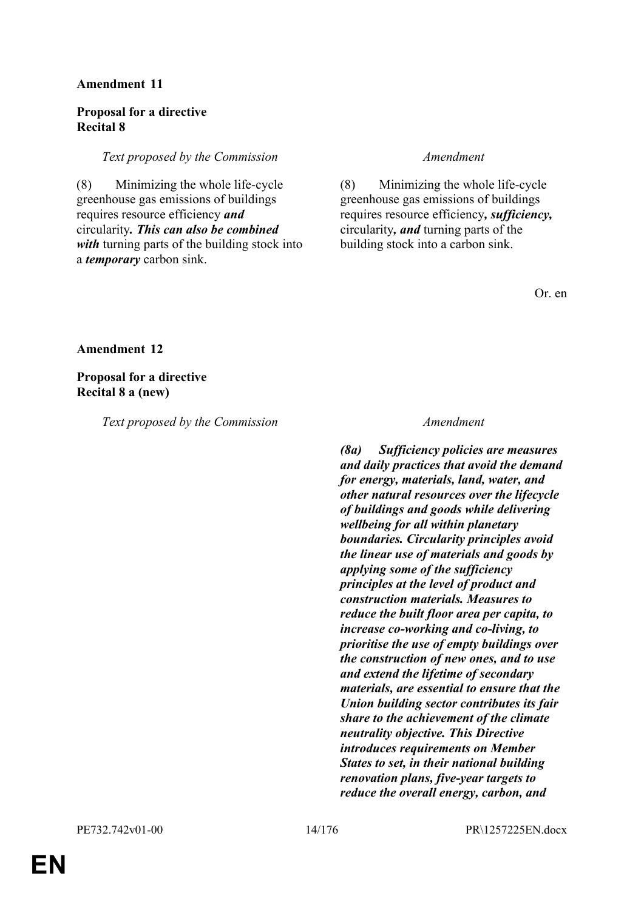**Amendment 11**

**Proposal for a directive**
**Recital 8**

| *Text proposed by the Commission* | *Amendment* |
|---|---|
| (8) Minimizing the whole life-cycle greenhouse gas emissions of buildings requires resource efficiency ***and*** circularity***. This can also be combined with*** turning parts of the building stock into a ***temporary*** carbon sink. | (8) Minimizing the whole life-cycle greenhouse gas emissions of buildings requires resource efficiency***, sufficiency,*** circularity***, and*** turning parts of the building stock into a carbon sink. |

Or. en

**Amendment 12**

**Proposal for a directive**
**Recital 8 a (new)**

| *Text proposed by the Commission* | *Amendment* |
|---|---|
| | ***(8a) Sufficiency policies are measures and daily practices that avoid the demand for energy, materials, land, water, and other natural resources over the lifecycle of buildings and goods while delivering wellbeing for all within planetary boundaries. Circularity principles avoid the linear use of materials and goods by applying some of the sufficiency principles at the level of product and construction materials. Measures to reduce the built floor area per capita, to increase co-working and co-living, to prioritise the use of empty buildings over the construction of new ones, and to use and extend the lifetime of secondary materials, are essential to ensure that the Union building sector contributes its fair share to the achievement of the climate neutrality objective. This Directive introduces requirements on Member States to set, in their national building renovation plans, five-year targets to reduce the overall energy, carbon, and*** |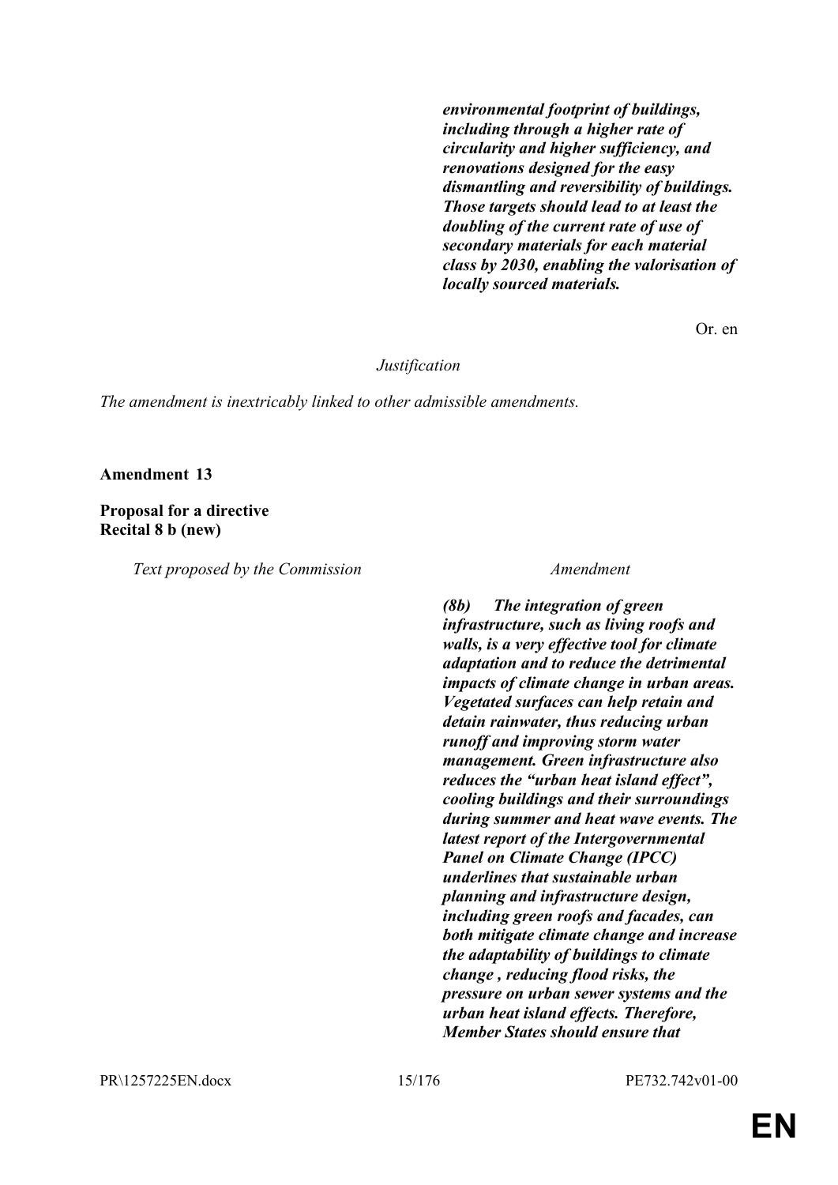| | |
|---|---|
| | ***environmental footprint of buildings, including through a higher rate of circularity and higher sufficiency, and renovations designed for the easy dismantling and reversibility of buildings. Those targets should lead to at least the doubling of the current rate of use of secondary materials for each material class by 2030, enabling the valorisation of locally sourced materials.*** |

Or. en

*Justification*

*The amendment is inextricably linked to other admissible amendments.*

**Amendment 13**

**Proposal for a directive**
**Recital 8 b (new)**

| *Text proposed by the Commission* | *Amendment* |
|---|---|
| | ***(8b) The integration of green infrastructure, such as living roofs and walls, is a very effective tool for climate adaptation and to reduce the detrimental impacts of climate change in urban areas. Vegetated surfaces can help retain and detain rainwater, thus reducing urban runoff and improving storm water management. Green infrastructure also reduces the "urban heat island effect", cooling buildings and their surroundings during summer and heat wave events. The latest report of the Intergovernmental Panel on Climate Change (IPCC) underlines that sustainable urban planning and infrastructure design, including green roofs and facades, can both mitigate climate change and increase the adaptability of buildings to climate change , reducing flood risks, the pressure on urban sewer systems and the urban heat island effects. Therefore, Member States should ensure that*** |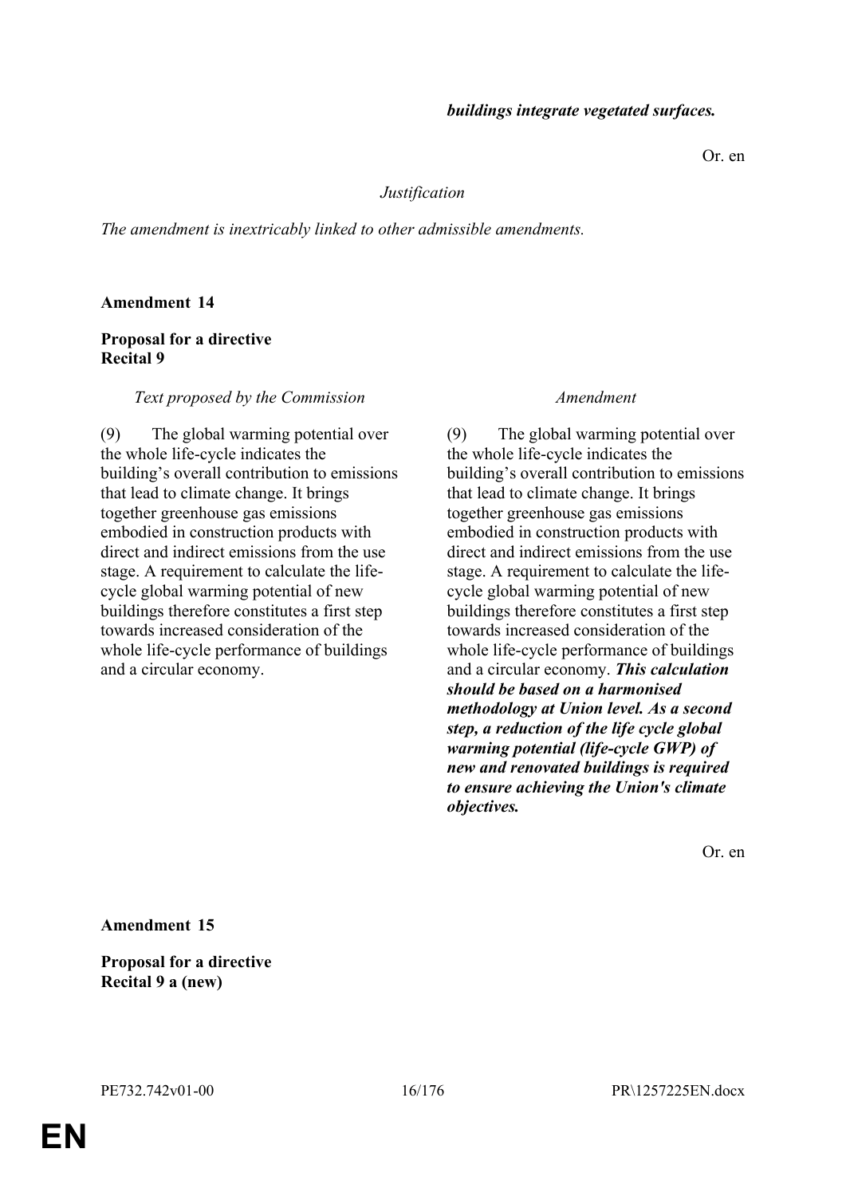***buildings integrate vegetated surfaces.***

Or. en

*Justification*

*The amendment is inextricably linked to other admissible amendments.*

**Amendment 14**

**Proposal for a directive**
**Recital 9**

| *Text proposed by the Commission* | *Amendment* |
|---|---|
| (9) The global warming potential over the whole life-cycle indicates the building's overall contribution to emissions that lead to climate change. It brings together greenhouse gas emissions embodied in construction products with direct and indirect emissions from the use stage. A requirement to calculate the life-cycle global warming potential of new buildings therefore constitutes a first step towards increased consideration of the whole life-cycle performance of buildings and a circular economy. | (9) The global warming potential over the whole life-cycle indicates the building's overall contribution to emissions that lead to climate change. It brings together greenhouse gas emissions embodied in construction products with direct and indirect emissions from the use stage. A requirement to calculate the life-cycle global warming potential of new buildings therefore constitutes a first step towards increased consideration of the whole life-cycle performance of buildings and a circular economy. ***This calculation should be based on a harmonised methodology at Union level. As a second step, a reduction of the life cycle global warming potential (life-cycle GWP) of new and renovated buildings is required to ensure achieving the Union's climate objectives.*** |

Or. en

**Amendment 15**

**Proposal for a directive**
**Recital 9 a (new)**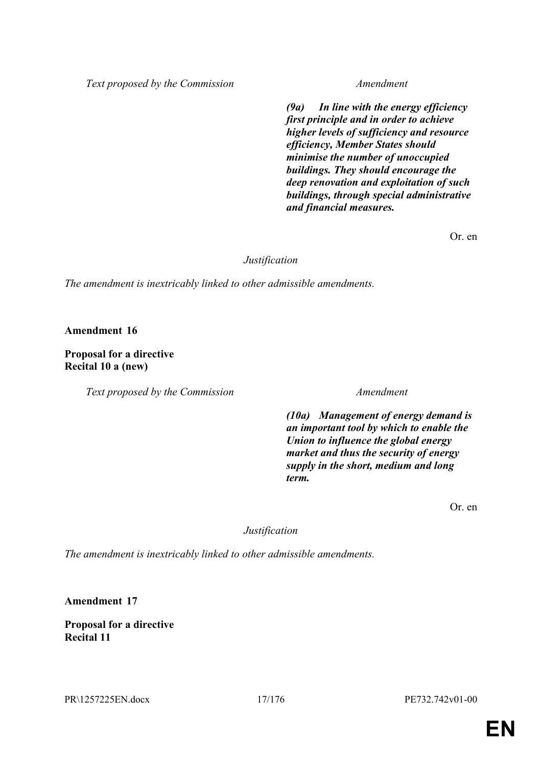| *Text proposed by the Commission* | *Amendment* |
|---|---|
| | ***(9a) In line with the energy efficiency first principle and in order to achieve higher levels of sufficiency and resource efficiency, Member States should minimise the number of unoccupied buildings. They should encourage the deep renovation and exploitation of such buildings, through special administrative and financial measures.*** |

Or. en

*Justification*

*The amendment is inextricably linked to other admissible amendments.*

**Amendment 16**

**Proposal for a directive**
**Recital 10 a (new)**

| *Text proposed by the Commission* | *Amendment* |
|---|---|
| | ***(10a) Management of energy demand is an important tool by which to enable the Union to influence the global energy market and thus the security of energy supply in the short, medium and long term.*** |

Or. en

*Justification*

*The amendment is inextricably linked to other admissible amendments.*

**Amendment 17**

**Proposal for a directive**
**Recital 11**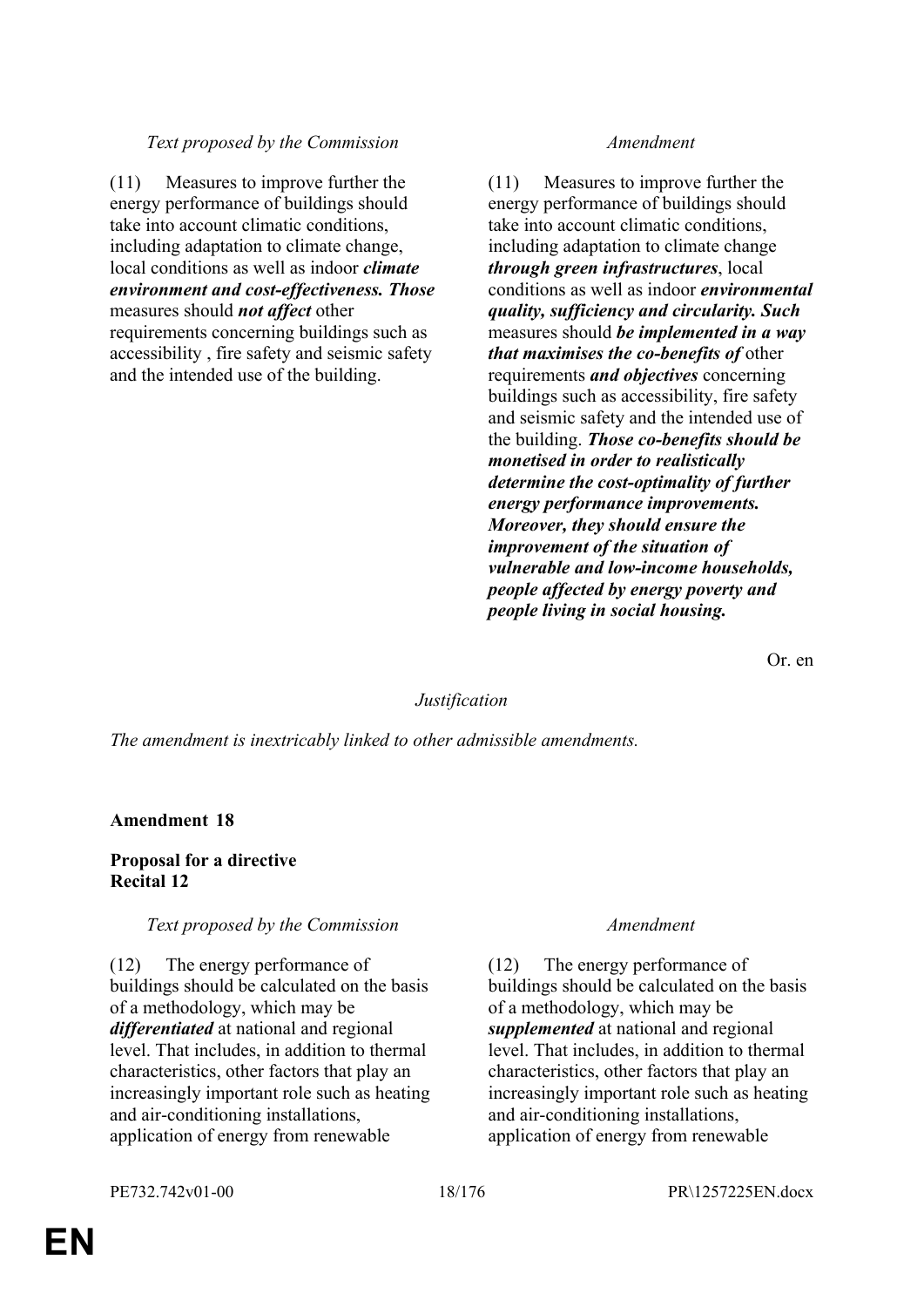| *Text proposed by the Commission* | *Amendment* |
|---|---|
| (11) Measures to improve further the energy performance of buildings should take into account climatic conditions, including adaptation to climate change, local conditions as well as indoor ***climate environment and cost-effectiveness. Those*** measures should ***not affect*** other requirements concerning buildings such as accessibility , fire safety and seismic safety and the intended use of the building. | (11) Measures to improve further the energy performance of buildings should take into account climatic conditions, including adaptation to climate change ***through green infrastructures***, local conditions as well as indoor ***environmental quality, sufficiency and circularity. Such*** measures should ***be implemented in a way that maximises the co-benefits of*** other requirements ***and objectives*** concerning buildings such as accessibility, fire safety and seismic safety and the intended use of the building. ***Those co-benefits should be monetised in order to realistically determine the cost-optimality of further energy performance improvements. Moreover, they should ensure the improvement of the situation of vulnerable and low-income households, people affected by energy poverty and people living in social housing.*** |

Or. en

*Justification*

*The amendment is inextricably linked to other admissible amendments.*

**Amendment 18**

**Proposal for a directive**
**Recital 12**

| *Text proposed by the Commission* | *Amendment* |
|---|---|
| (12) The energy performance of buildings should be calculated on the basis of a methodology, which may be ***differentiated*** at national and regional level. That includes, in addition to thermal characteristics, other factors that play an increasingly important role such as heating and air-conditioning installations, application of energy from renewable | (12) The energy performance of buildings should be calculated on the basis of a methodology, which may be ***supplemented*** at national and regional level. That includes, in addition to thermal characteristics, other factors that play an increasingly important role such as heating and air-conditioning installations, application of energy from renewable |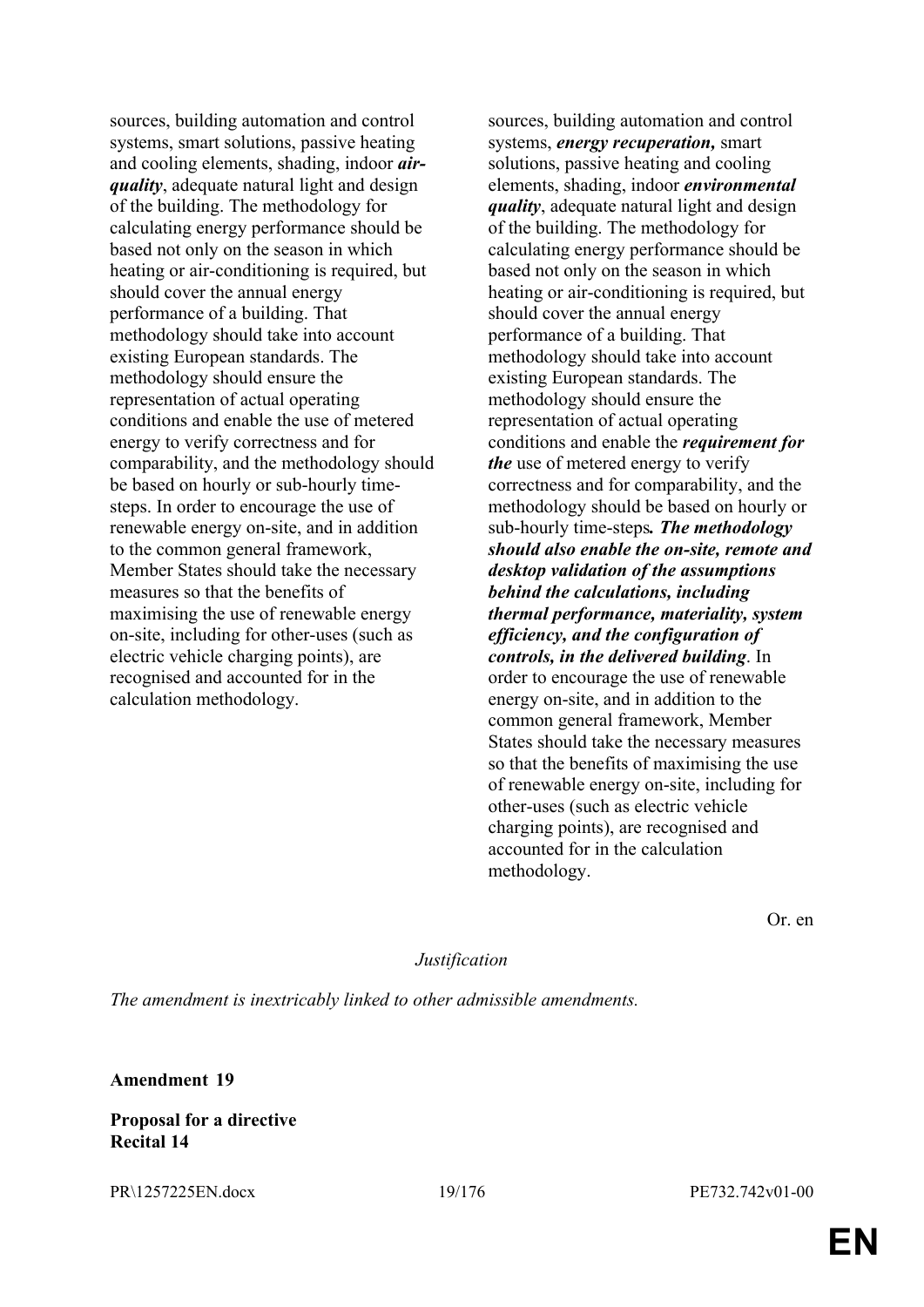| | |
|---|---|
| sources, building automation and control systems, smart solutions, passive heating and cooling elements, shading, indoor ***air-quality***, adequate natural light and design of the building. The methodology for calculating energy performance should be based not only on the season in which heating or air-conditioning is required, but should cover the annual energy performance of a building. That methodology should take into account existing European standards. The methodology should ensure the representation of actual operating conditions and enable the use of metered energy to verify correctness and for comparability, and the methodology should be based on hourly or sub-hourly time-steps. In order to encourage the use of renewable energy on-site, and in addition to the common general framework, Member States should take the necessary measures so that the benefits of maximising the use of renewable energy on-site, including for other-uses (such as electric vehicle charging points), are recognised and accounted for in the calculation methodology. | sources, building automation and control systems, ***energy recuperation,*** smart solutions, passive heating and cooling elements, shading, indoor ***environmental quality***, adequate natural light and design of the building. The methodology for calculating energy performance should be based not only on the season in which heating or air-conditioning is required, but should cover the annual energy performance of a building. That methodology should take into account existing European standards. The methodology should ensure the representation of actual operating conditions and enable the ***requirement for the*** use of metered energy to verify correctness and for comparability, and the methodology should be based on hourly or sub-hourly time-steps***. The methodology should also enable the on-site, remote and desktop validation of the assumptions behind the calculations, including thermal performance, materiality, system efficiency, and the configuration of controls, in the delivered building***. In order to encourage the use of renewable energy on-site, and in addition to the common general framework, Member States should take the necessary measures so that the benefits of maximising the use of renewable energy on-site, including for other-uses (such as electric vehicle charging points), are recognised and accounted for in the calculation methodology. |

Or. en

*Justification*

*The amendment is inextricably linked to other admissible amendments.*

**Amendment 19**

**Proposal for a directive**
**Recital 14**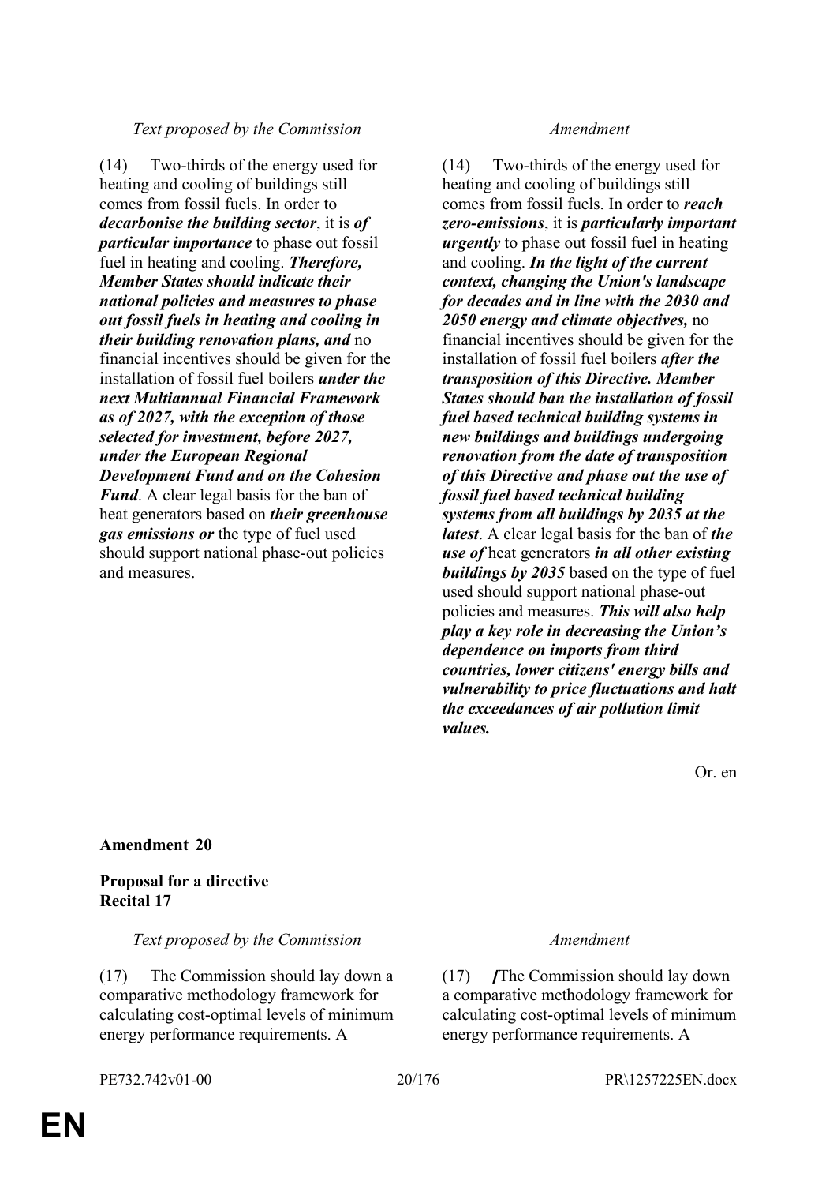| Text proposed by the Commission | Amendment |
|---|---|
| (14) Two-thirds of the energy used for heating and cooling of buildings still comes from fossil fuels. In order to ***decarbonise the building sector***, it is ***of particular importance*** to phase out fossil fuel in heating and cooling. ***Therefore, Member States should indicate their national policies and measures to phase out fossil fuels in heating and cooling in their building renovation plans, and*** no financial incentives should be given for the installation of fossil fuel boilers ***under the next Multiannual Financial Framework as of 2027, with the exception of those selected for investment, before 2027, under the European Regional Development Fund and on the Cohesion Fund***. A clear legal basis for the ban of heat generators based on ***their greenhouse gas emissions or*** the type of fuel used should support national phase-out policies and measures. | (14) Two-thirds of the energy used for heating and cooling of buildings still comes from fossil fuels. In order to ***reach zero-emissions***, it is ***particularly important urgently*** to phase out fossil fuel in heating and cooling. ***In the light of the current context, changing the Union's landscape for decades and in line with the 2030 and 2050 energy and climate objectives,*** no financial incentives should be given for the installation of fossil fuel boilers ***after the transposition of this Directive. Member States should ban the installation of fossil fuel based technical building systems in new buildings and buildings undergoing renovation from the date of transposition of this Directive and phase out the use of fossil fuel based technical building systems from all buildings by 2035 at the latest***. A clear legal basis for the ban of ***the use of*** heat generators ***in all other existing buildings by 2035*** based on the type of fuel used should support national phase-out policies and measures. ***This will also help play a key role in decreasing the Union's dependence on imports from third countries, lower citizens' energy bills and vulnerability to price fluctuations and halt the exceedances of air pollution limit values.*** |

Or. en

**Amendment 20**

**Proposal for a directive**
**Recital 17**

| Text proposed by the Commission | Amendment |
|---|---|
| (17) The Commission should lay down a comparative methodology framework for calculating cost-optimal levels of minimum energy performance requirements. A | (17) ***[***The Commission should lay down a comparative methodology framework for calculating cost-optimal levels of minimum energy performance requirements. A |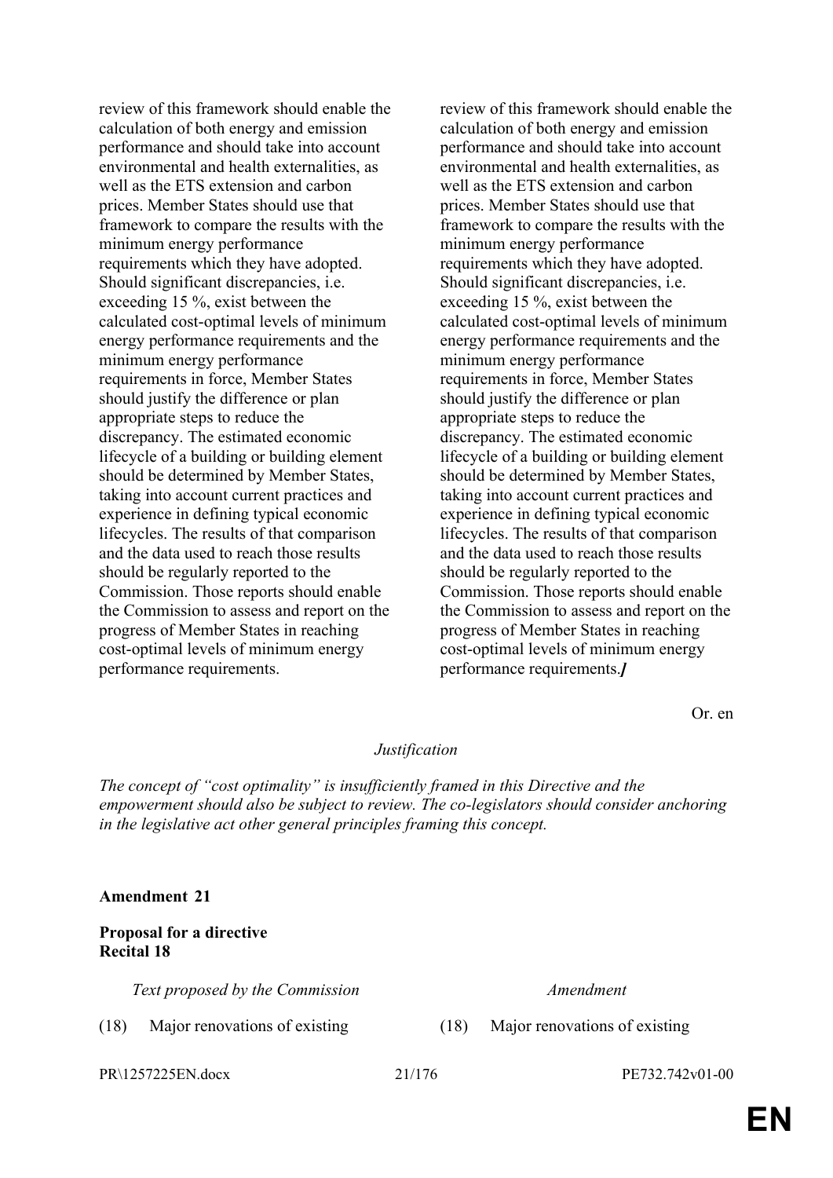| | |
|---|---|
| review of this framework should enable the calculation of both energy and emission performance and should take into account environmental and health externalities, as well as the ETS extension and carbon prices. Member States should use that framework to compare the results with the minimum energy performance requirements which they have adopted. Should significant discrepancies, i.e. exceeding 15 %, exist between the calculated cost-optimal levels of minimum energy performance requirements and the minimum energy performance requirements in force, Member States should justify the difference or plan appropriate steps to reduce the discrepancy. The estimated economic lifecycle of a building or building element should be determined by Member States, taking into account current practices and experience in defining typical economic lifecycles. The results of that comparison and the data used to reach those results should be regularly reported to the Commission. Those reports should enable the Commission to assess and report on the progress of Member States in reaching cost-optimal levels of minimum energy performance requirements. | review of this framework should enable the calculation of both energy and emission performance and should take into account environmental and health externalities, as well as the ETS extension and carbon prices. Member States should use that framework to compare the results with the minimum energy performance requirements which they have adopted. Should significant discrepancies, i.e. exceeding 15 %, exist between the calculated cost-optimal levels of minimum energy performance requirements and the minimum energy performance requirements in force, Member States should justify the difference or plan appropriate steps to reduce the discrepancy. The estimated economic lifecycle of a building or building element should be determined by Member States, taking into account current practices and experience in defining typical economic lifecycles. The results of that comparison and the data used to reach those results should be regularly reported to the Commission. Those reports should enable the Commission to assess and report on the progress of Member States in reaching cost-optimal levels of minimum energy performance requirements.***]*** |

Or. en

*Justification*

*The concept of "cost optimality" is insufficiently framed in this Directive and the empowerment should also be subject to review. The co-legislators should consider anchoring in the legislative act other general principles framing this concept.*

**Amendment 21**

**Proposal for a directive**
**Recital 18**

| *Text proposed by the Commission* | *Amendment* |
|---|---|
| (18) Major renovations of existing | (18) Major renovations of existing |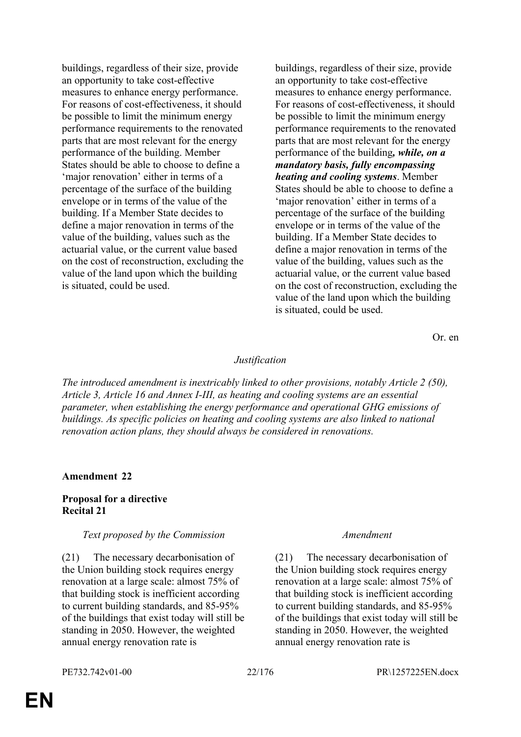| | |
|---|---|
| buildings, regardless of their size, provide an opportunity to take cost-effective measures to enhance energy performance. For reasons of cost-effectiveness, it should be possible to limit the minimum energy performance requirements to the renovated parts that are most relevant for the energy performance of the building. Member States should be able to choose to define a 'major renovation' either in terms of a percentage of the surface of the building envelope or in terms of the value of the building. If a Member State decides to define a major renovation in terms of the value of the building, values such as the actuarial value, or the current value based on the cost of reconstruction, excluding the value of the land upon which the building is situated, could be used. | buildings, regardless of their size, provide an opportunity to take cost-effective measures to enhance energy performance. For reasons of cost-effectiveness, it should be possible to limit the minimum energy performance requirements to the renovated parts that are most relevant for the energy performance of the building***, while, on a mandatory basis, fully encompassing heating and cooling systems***. Member States should be able to choose to define a 'major renovation' either in terms of a percentage of the surface of the building envelope or in terms of the value of the building. If a Member State decides to define a major renovation in terms of the value of the building, values such as the actuarial value, or the current value based on the cost of reconstruction, excluding the value of the land upon which the building is situated, could be used. |

Or. en

*Justification*

*The introduced amendment is inextricably linked to other provisions, notably Article 2 (50), Article 3, Article 16 and Annex I-III, as heating and cooling systems are an essential parameter, when establishing the energy performance and operational GHG emissions of buildings. As specific policies on heating and cooling systems are also linked to national renovation action plans, they should always be considered in renovations.*

**Amendment 22**

**Proposal for a directive**
**Recital 21**

| *Text proposed by the Commission* | *Amendment* |
|---|---|
| (21) The necessary decarbonisation of the Union building stock requires energy renovation at a large scale: almost 75% of that building stock is inefficient according to current building standards, and 85-95% of the buildings that exist today will still be standing in 2050. However, the weighted annual energy renovation rate is | (21) The necessary decarbonisation of the Union building stock requires energy renovation at a large scale: almost 75% of that building stock is inefficient according to current building standards, and 85-95% of the buildings that exist today will still be standing in 2050. However, the weighted annual energy renovation rate is |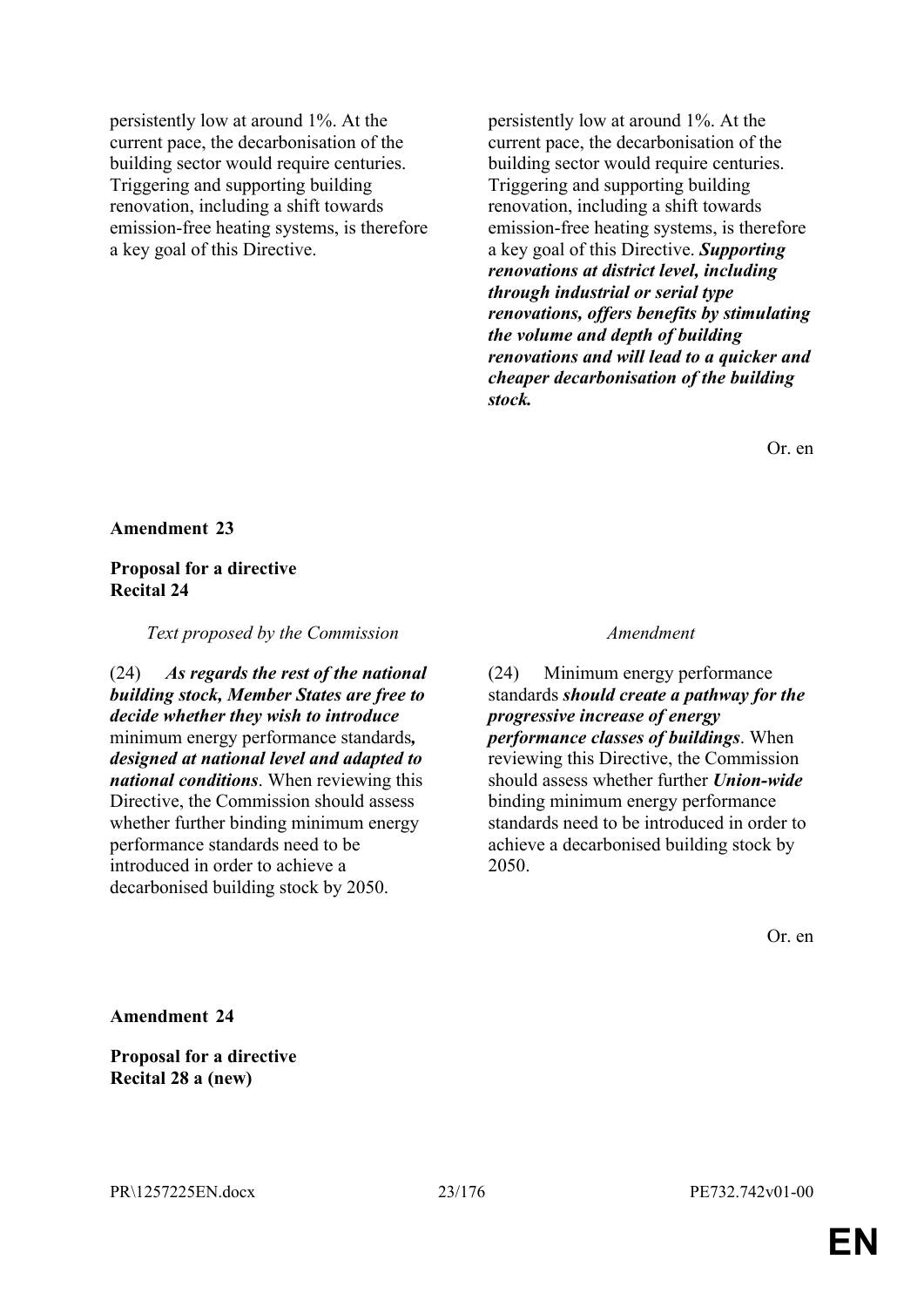| | |
|---|---|
| persistently low at around 1%. At the current pace, the decarbonisation of the building sector would require centuries. Triggering and supporting building renovation, including a shift towards emission-free heating systems, is therefore a key goal of this Directive. | persistently low at around 1%. At the current pace, the decarbonisation of the building sector would require centuries. Triggering and supporting building renovation, including a shift towards emission-free heating systems, is therefore a key goal of this Directive. ***Supporting renovations at district level, including through industrial or serial type renovations, offers benefits by stimulating the volume and depth of building renovations and will lead to a quicker and cheaper decarbonisation of the building stock.*** |

Or. en

**Amendment 23**

**Proposal for a directive**
**Recital 24**

| *Text proposed by the Commission* | *Amendment* |
|---|---|
| (24) ***As regards the rest of the national building stock, Member States are free to decide whether they wish to introduce*** minimum energy performance standards***, designed at national level and adapted to national conditions***. When reviewing this Directive, the Commission should assess whether further binding minimum energy performance standards need to be introduced in order to achieve a decarbonised building stock by 2050. | (24) Minimum energy performance standards ***should create a pathway for the progressive increase of energy performance classes of buildings***. When reviewing this Directive, the Commission should assess whether further ***Union-wide*** binding minimum energy performance standards need to be introduced in order to achieve a decarbonised building stock by 2050. |

Or. en

**Amendment 24**

**Proposal for a directive**
**Recital 28 a (new)**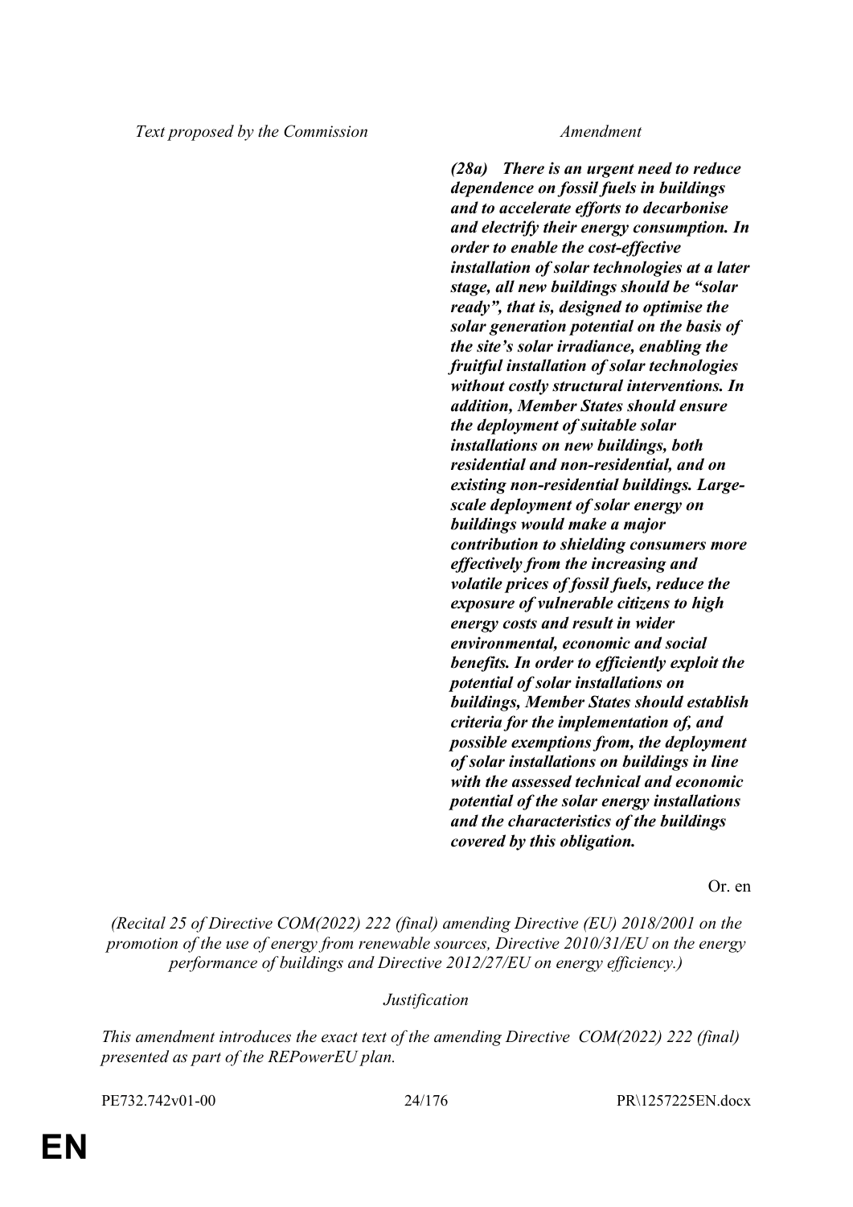| Text proposed by the Commission | Amendment |
|---|---|
| | ***(28a) There is an urgent need to reduce dependence on fossil fuels in buildings and to accelerate efforts to decarbonise and electrify their energy consumption. In order to enable the cost-effective installation of solar technologies at a later stage, all new buildings should be "solar ready", that is, designed to optimise the solar generation potential on the basis of the site's solar irradiance, enabling the fruitful installation of solar technologies without costly structural interventions. In addition, Member States should ensure the deployment of suitable solar installations on new buildings, both residential and non-residential, and on existing non-residential buildings. Large-scale deployment of solar energy on buildings would make a major contribution to shielding consumers more effectively from the increasing and volatile prices of fossil fuels, reduce the exposure of vulnerable citizens to high energy costs and result in wider environmental, economic and social benefits. In order to efficiently exploit the potential of solar installations on buildings, Member States should establish criteria for the implementation of, and possible exemptions from, the deployment of solar installations on buildings in line with the assessed technical and economic potential of the solar energy installations and the characteristics of the buildings covered by this obligation.*** |

Or. en

*(Recital 25 of Directive COM(2022) 222 (final) amending Directive (EU) 2018/2001 on the promotion of the use of energy from renewable sources, Directive 2010/31/EU on the energy performance of buildings and Directive 2012/27/EU on energy efficiency.)*

*Justification*

*This amendment introduces the exact text of the amending Directive COM(2022) 222 (final) presented as part of the REPowerEU plan.*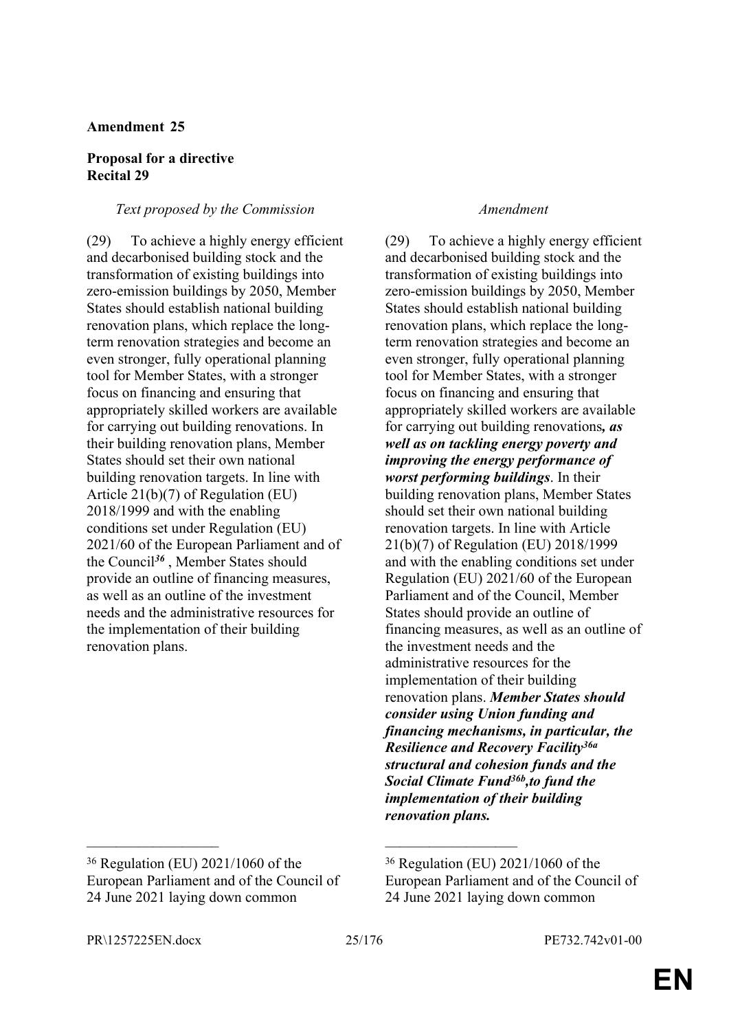**Amendment 25**

**Proposal for a directive**
**Recital 29**

| *Text proposed by the Commission* | *Amendment* |
| --- | --- |
| (29) To achieve a highly energy efficient and decarbonised building stock and the transformation of existing buildings into zero-emission buildings by 2050, Member States should establish national building renovation plans, which replace the long-term renovation strategies and become an even stronger, fully operational planning tool for Member States, with a stronger focus on financing and ensuring that appropriately skilled workers are available for carrying out building renovations. In their building renovation plans, Member States should set their own national building renovation targets. In line with Article 21(b)(7) of Regulation (EU) 2018/1999 and with the enabling conditions set under Regulation (EU) 2021/60 of the European Parliament and of the Council[*36*] , Member States should provide an outline of financing measures, as well as an outline of the investment needs and the administrative resources for the implementation of their building renovation plans. | (29) To achieve a highly energy efficient and decarbonised building stock and the transformation of existing buildings into zero-emission buildings by 2050, Member States should establish national building renovation plans, which replace the long-term renovation strategies and become an even stronger, fully operational planning tool for Member States, with a stronger focus on financing and ensuring that appropriately skilled workers are available for carrying out building renovations***, as well as on tackling energy poverty and improving the energy performance of worst performing buildings***. In their building renovation plans, Member States should set their own national building renovation targets. In line with Article 21(b)(7) of Regulation (EU) 2018/1999 and with the enabling conditions set under Regulation (EU) 2021/60 of the European Parliament and of the Council, Member States should provide an outline of financing measures, as well as an outline of the investment needs and the administrative resources for the implementation of their building renovation plans. ***Member States should consider using Union funding and financing mechanisms, in particular, the Resilience and Recovery Facility[36a] structural and cohesion funds and the Social Climate Fund[36b],to fund the implementation of their building renovation plans.*** |

---

[36] Regulation (EU) 2021/1060 of the European Parliament and of the Council of 24 June 2021 laying down common

[36] Regulation (EU) 2021/1060 of the European Parliament and of the Council of 24 June 2021 laying down common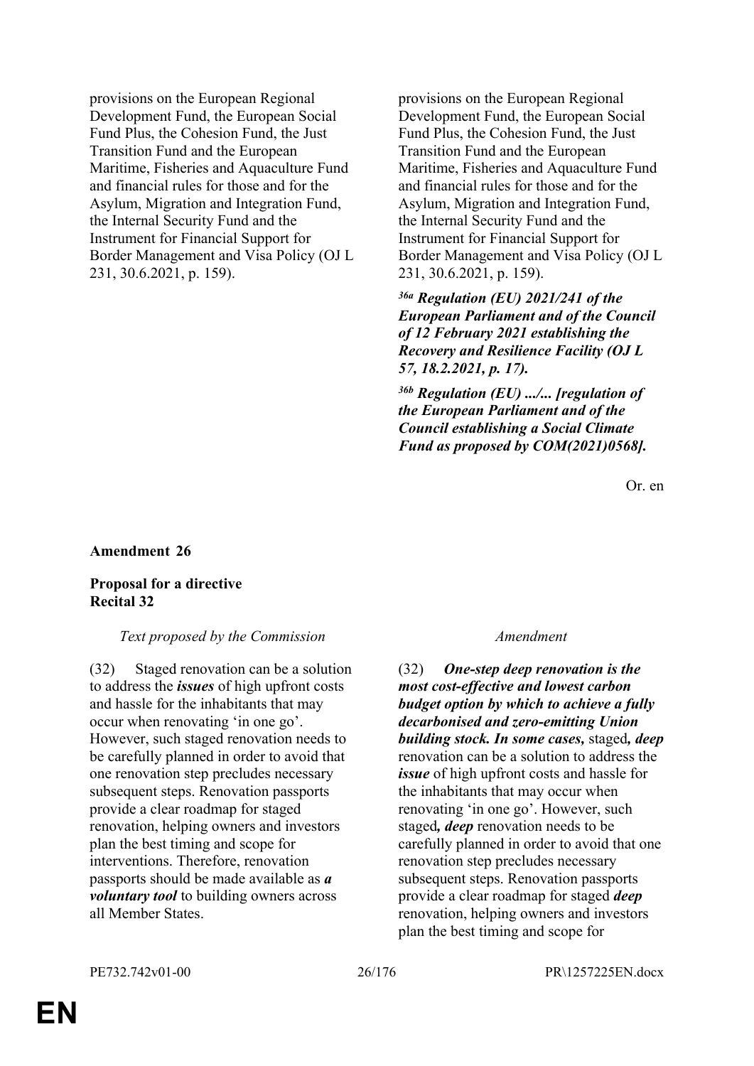| | |
|---|---|
| provisions on the European Regional Development Fund, the European Social Fund Plus, the Cohesion Fund, the Just Transition Fund and the European Maritime, Fisheries and Aquaculture Fund and financial rules for those and for the Asylum, Migration and Integration Fund, the Internal Security Fund and the Instrument for Financial Support for Border Management and Visa Policy (OJ L 231, 30.6.2021, p. 159). | provisions on the European Regional Development Fund, the European Social Fund Plus, the Cohesion Fund, the Just Transition Fund and the European Maritime, Fisheries and Aquaculture Fund and financial rules for those and for the Asylum, Migration and Integration Fund, the Internal Security Fund and the Instrument for Financial Support for Border Management and Visa Policy (OJ L 231, 30.6.2021, p. 159). |
| | ***[36a] Regulation (EU) 2021/241 of the European Parliament and of the Council of 12 February 2021 establishing the Recovery and Resilience Facility (OJ L 57, 18.2.2021, p. 17).*** |
| | ***[36b] Regulation (EU) .../... [regulation of the European Parliament and of the Council establishing a Social Climate Fund as proposed by COM(2021)0568].*** |

Or. en

**Amendment 26**

**Proposal for a directive**
**Recital 32**

| *Text proposed by the Commission* | *Amendment* |
|---|---|
| (32) Staged renovation can be a solution to address the ***issues*** of high upfront costs and hassle for the inhabitants that may occur when renovating 'in one go'. However, such staged renovation needs to be carefully planned in order to avoid that one renovation step precludes necessary subsequent steps. Renovation passports provide a clear roadmap for staged renovation, helping owners and investors plan the best timing and scope for interventions. Therefore, renovation passports should be made available as ***a voluntary tool*** to building owners across all Member States. | (32) ***One-step deep renovation is the most cost-effective and lowest carbon budget option by which to achieve a fully decarbonised and zero-emitting Union building stock. In some cases,*** staged***, deep*** renovation can be a solution to address the ***issue*** of high upfront costs and hassle for the inhabitants that may occur when renovating 'in one go'. However, such staged***, deep*** renovation needs to be carefully planned in order to avoid that one renovation step precludes necessary subsequent steps. Renovation passports provide a clear roadmap for staged ***deep*** renovation, helping owners and investors plan the best timing and scope for |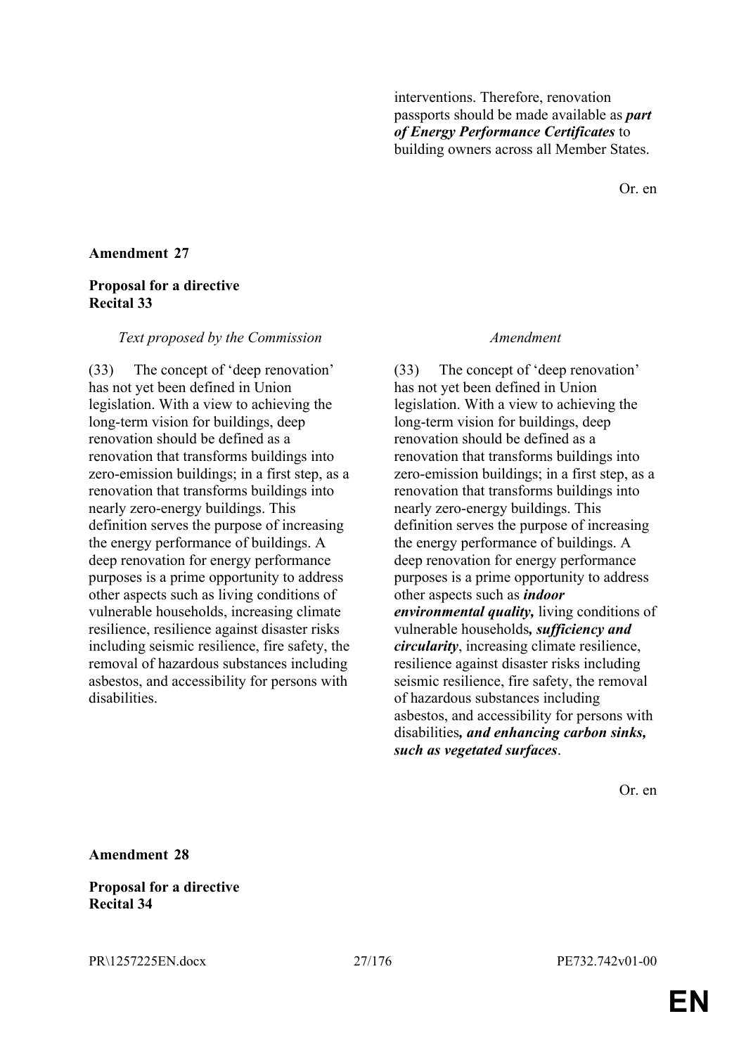interventions. Therefore, renovation passports should be made available as ***part of Energy Performance Certificates*** to building owners across all Member States.

Or. en

**Amendment 27**

**Proposal for a directive**
**Recital 33**

| *Text proposed by the Commission* | *Amendment* |
|---|---|
| (33) The concept of 'deep renovation' has not yet been defined in Union legislation. With a view to achieving the long-term vision for buildings, deep renovation should be defined as a renovation that transforms buildings into zero-emission buildings; in a first step, as a renovation that transforms buildings into nearly zero-energy buildings. This definition serves the purpose of increasing the energy performance of buildings. A deep renovation for energy performance purposes is a prime opportunity to address other aspects such as living conditions of vulnerable households, increasing climate resilience, resilience against disaster risks including seismic resilience, fire safety, the removal of hazardous substances including asbestos, and accessibility for persons with disabilities. | (33) The concept of 'deep renovation' has not yet been defined in Union legislation. With a view to achieving the long-term vision for buildings, deep renovation should be defined as a renovation that transforms buildings into zero-emission buildings; in a first step, as a renovation that transforms buildings into nearly zero-energy buildings. This definition serves the purpose of increasing the energy performance of buildings. A deep renovation for energy performance purposes is a prime opportunity to address other aspects such as ***indoor environmental quality,*** living conditions of vulnerable households***, sufficiency and circularity***, increasing climate resilience, resilience against disaster risks including seismic resilience, fire safety, the removal of hazardous substances including asbestos, and accessibility for persons with disabilities***, and enhancing carbon sinks, such as vegetated surfaces***. |

Or. en

**Amendment 28**

**Proposal for a directive**
**Recital 34**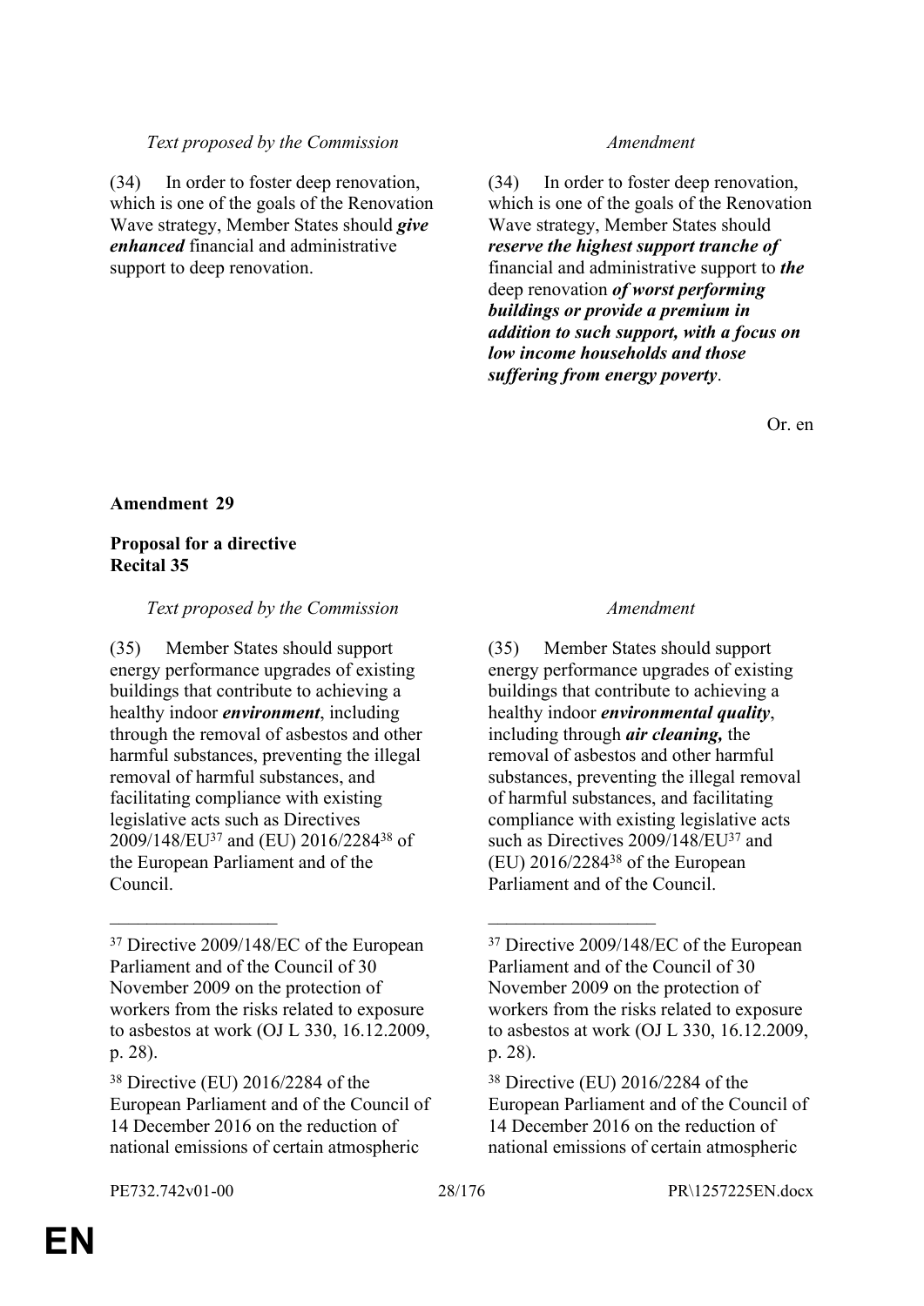| *Text proposed by the Commission* | *Amendment* |
|---|---|
| (34) In order to foster deep renovation, which is one of the goals of the Renovation Wave strategy, Member States should ***give enhanced*** financial and administrative support to deep renovation. | (34) In order to foster deep renovation, which is one of the goals of the Renovation Wave strategy, Member States should ***reserve the highest support tranche of*** financial and administrative support to ***the*** deep renovation ***of worst performing buildings or provide a premium in addition to such support, with a focus on low income households and those suffering from energy poverty***. |

Or. en

**Amendment 29**

**Proposal for a directive**
**Recital 35**

| *Text proposed by the Commission* | *Amendment* |
|---|---|
| (35) Member States should support energy performance upgrades of existing buildings that contribute to achieving a healthy indoor ***environment***, including through the removal of asbestos and other harmful substances, preventing the illegal removal of harmful substances, and facilitating compliance with existing legislative acts such as Directives 2009/148/EU[37] and (EU) 2016/2284[38] of the European Parliament and of the Council. | (35) Member States should support energy performance upgrades of existing buildings that contribute to achieving a healthy indoor ***environmental quality***, including through ***air cleaning,*** the removal of asbestos and other harmful substances, preventing the illegal removal of harmful substances, and facilitating compliance with existing legislative acts such as Directives 2009/148/EU[37] and (EU) 2016/2284[38] of the European Parliament and of the Council. |
| [37] Directive 2009/148/EC of the European Parliament and of the Council of 30 November 2009 on the protection of workers from the risks related to exposure to asbestos at work (OJ L 330, 16.12.2009, p. 28). | [37] Directive 2009/148/EC of the European Parliament and of the Council of 30 November 2009 on the protection of workers from the risks related to exposure to asbestos at work (OJ L 330, 16.12.2009, p. 28). |
| [38] Directive (EU) 2016/2284 of the European Parliament and of the Council of 14 December 2016 on the reduction of national emissions of certain atmospheric | [38] Directive (EU) 2016/2284 of the European Parliament and of the Council of 14 December 2016 on the reduction of national emissions of certain atmospheric |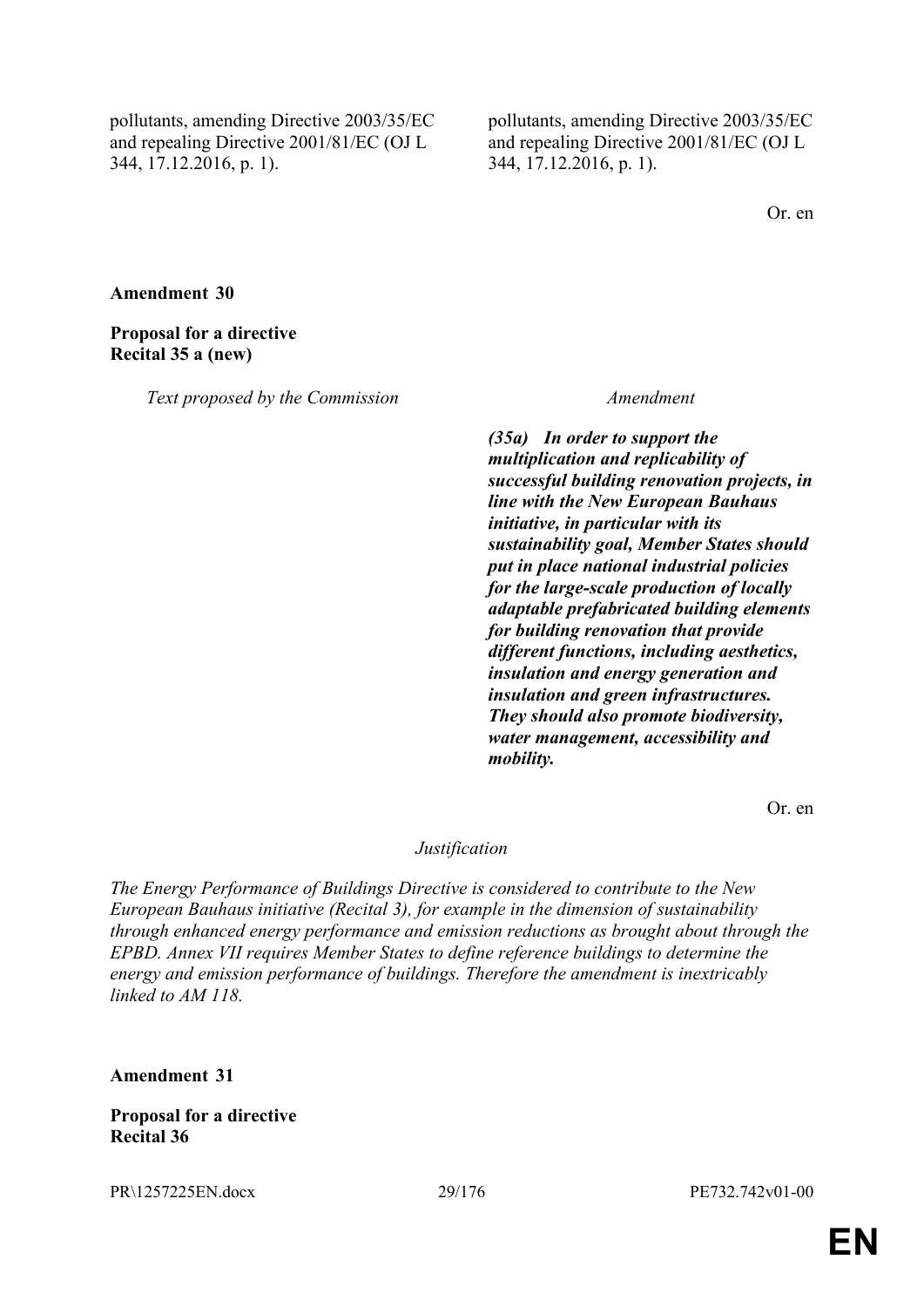| | |
|---|---|
| pollutants, amending Directive 2003/35/EC and repealing Directive 2001/81/EC (OJ L 344, 17.12.2016, p. 1). | pollutants, amending Directive 2003/35/EC and repealing Directive 2001/81/EC (OJ L 344, 17.12.2016, p. 1). |

Or. en

**Amendment 30**

**Proposal for a directive**
**Recital 35 a (new)**

| *Text proposed by the Commission* | *Amendment* |
|---|---|
| | ***(35a) In order to support the multiplication and replicability of successful building renovation projects, in line with the New European Bauhaus initiative, in particular with its sustainability goal, Member States should put in place national industrial policies for the large-scale production of locally adaptable prefabricated building elements for building renovation that provide different functions, including aesthetics, insulation and energy generation and insulation and green infrastructures. They should also promote biodiversity, water management, accessibility and mobility.*** |

Or. en

*Justification*

*The Energy Performance of Buildings Directive is considered to contribute to the New European Bauhaus initiative (Recital 3), for example in the dimension of sustainability through enhanced energy performance and emission reductions as brought about through the EPBD. Annex VII requires Member States to define reference buildings to determine the energy and emission performance of buildings. Therefore the amendment is inextricably linked to AM 118.*

**Amendment 31**

**Proposal for a directive**
**Recital 36**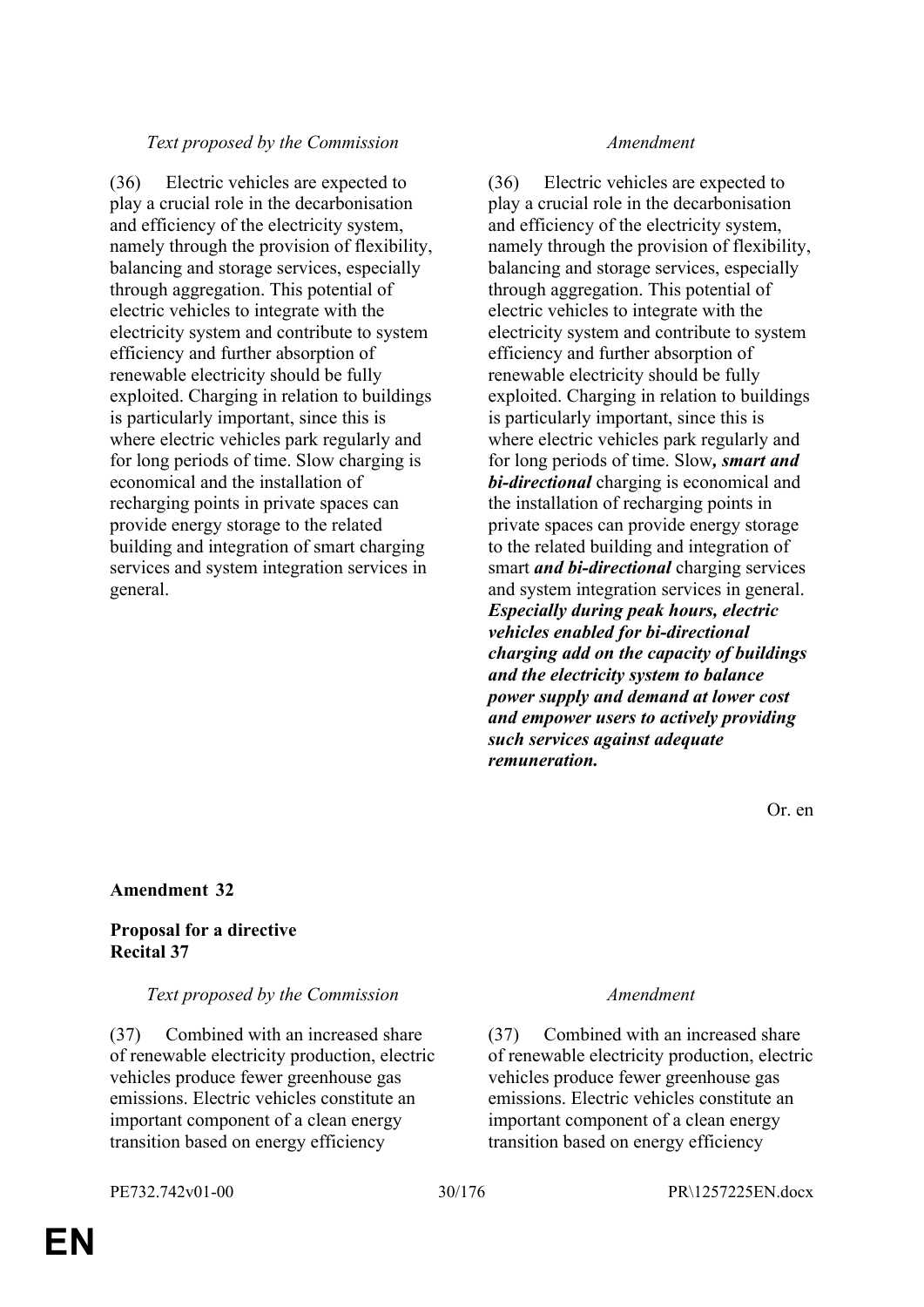| *Text proposed by the Commission* | *Amendment* |
|---|---|
| (36) Electric vehicles are expected to play a crucial role in the decarbonisation and efficiency of the electricity system, namely through the provision of flexibility, balancing and storage services, especially through aggregation. This potential of electric vehicles to integrate with the electricity system and contribute to system efficiency and further absorption of renewable electricity should be fully exploited. Charging in relation to buildings is particularly important, since this is where electric vehicles park regularly and for long periods of time. Slow charging is economical and the installation of recharging points in private spaces can provide energy storage to the related building and integration of smart charging services and system integration services in general. | (36) Electric vehicles are expected to play a crucial role in the decarbonisation and efficiency of the electricity system, namely through the provision of flexibility, balancing and storage services, especially through aggregation. This potential of electric vehicles to integrate with the electricity system and contribute to system efficiency and further absorption of renewable electricity should be fully exploited. Charging in relation to buildings is particularly important, since this is where electric vehicles park regularly and for long periods of time. Slow***, smart and bi-directional*** charging is economical and the installation of recharging points in private spaces can provide energy storage to the related building and integration of smart ***and bi-directional*** charging services and system integration services in general. ***Especially during peak hours, electric vehicles enabled for bi-directional charging add on the capacity of buildings and the electricity system to balance power supply and demand at lower cost and empower users to actively providing such services against adequate remuneration.*** |

Or. en

**Amendment 32**

**Proposal for a directive**
**Recital 37**

| *Text proposed by the Commission* | *Amendment* |
|---|---|
| (37) Combined with an increased share of renewable electricity production, electric vehicles produce fewer greenhouse gas emissions. Electric vehicles constitute an important component of a clean energy transition based on energy efficiency | (37) Combined with an increased share of renewable electricity production, electric vehicles produce fewer greenhouse gas emissions. Electric vehicles constitute an important component of a clean energy transition based on energy efficiency |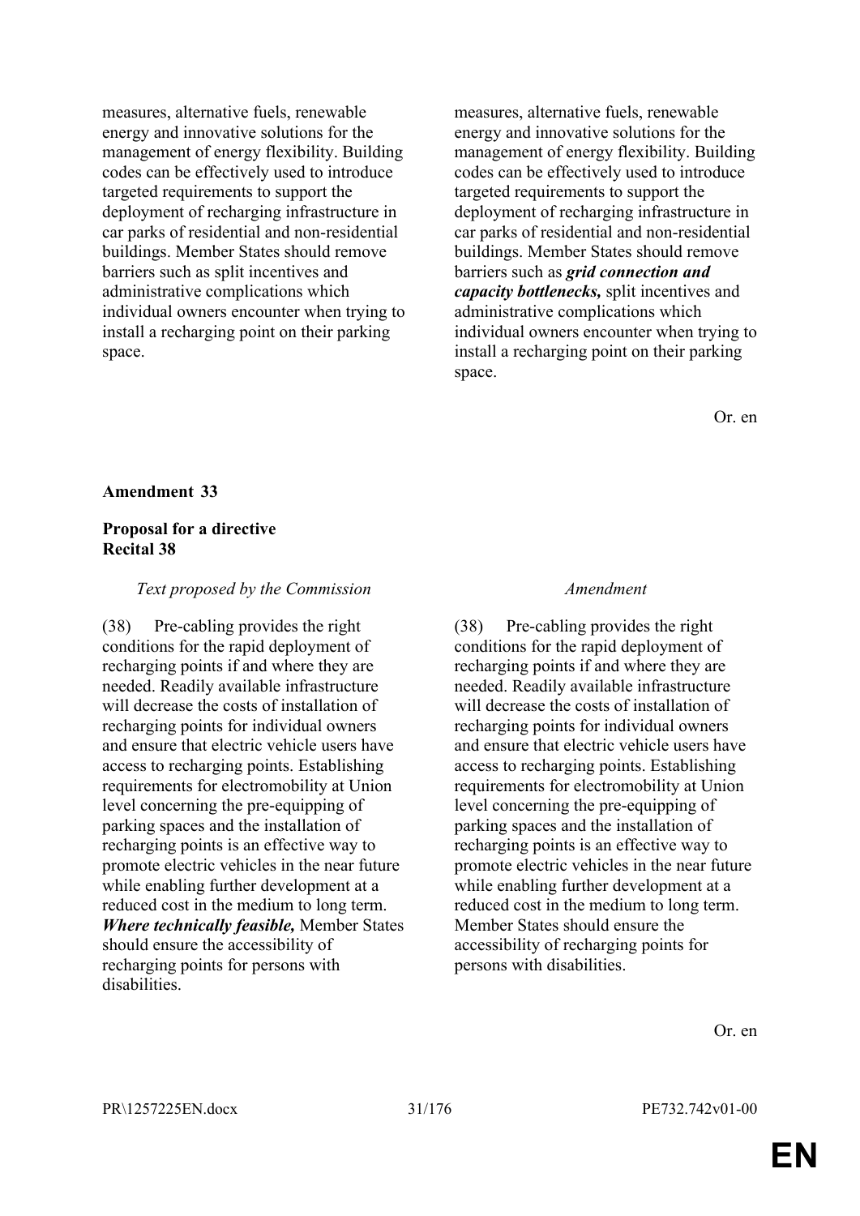| | |
|---|---|
| measures, alternative fuels, renewable energy and innovative solutions for the management of energy flexibility. Building codes can be effectively used to introduce targeted requirements to support the deployment of recharging infrastructure in car parks of residential and non-residential buildings. Member States should remove barriers such as split incentives and administrative complications which individual owners encounter when trying to install a recharging point on their parking space. | measures, alternative fuels, renewable energy and innovative solutions for the management of energy flexibility. Building codes can be effectively used to introduce targeted requirements to support the deployment of recharging infrastructure in car parks of residential and non-residential buildings. Member States should remove barriers such as ***grid connection and capacity bottlenecks,*** split incentives and administrative complications which individual owners encounter when trying to install a recharging point on their parking space. |

Or. en

**Amendment 33**

**Proposal for a directive**
**Recital 38**

| *Text proposed by the Commission* | Amendment |
|---|---|
| (38) Pre-cabling provides the right conditions for the rapid deployment of recharging points if and where they are needed. Readily available infrastructure will decrease the costs of installation of recharging points for individual owners and ensure that electric vehicle users have access to recharging points. Establishing requirements for electromobility at Union level concerning the pre-equipping of parking spaces and the installation of recharging points is an effective way to promote electric vehicles in the near future while enabling further development at a reduced cost in the medium to long term. ***Where technically feasible,*** Member States should ensure the accessibility of recharging points for persons with disabilities. | (38) Pre-cabling provides the right conditions for the rapid deployment of recharging points if and where they are needed. Readily available infrastructure will decrease the costs of installation of recharging points for individual owners and ensure that electric vehicle users have access to recharging points. Establishing requirements for electromobility at Union level concerning the pre-equipping of parking spaces and the installation of recharging points is an effective way to promote electric vehicles in the near future while enabling further development at a reduced cost in the medium to long term. Member States should ensure the accessibility of recharging points for persons with disabilities. |

Or. en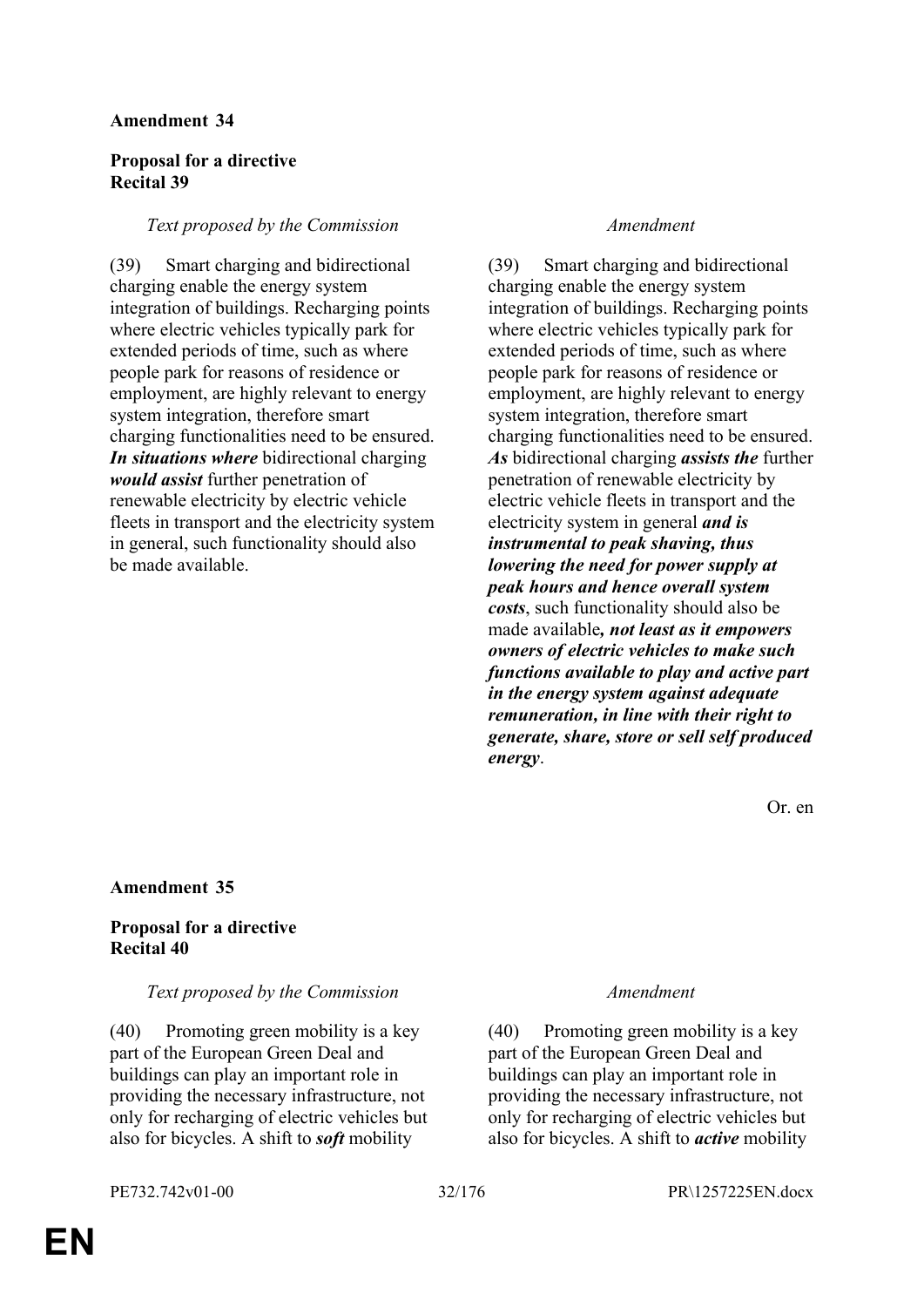**Amendment 34**

**Proposal for a directive**
**Recital 39**

| *Text proposed by the Commission* | *Amendment* |
|---|---|
| (39) Smart charging and bidirectional charging enable the energy system integration of buildings. Recharging points where electric vehicles typically park for extended periods of time, such as where people park for reasons of residence or employment, are highly relevant to energy system integration, therefore smart charging functionalities need to be ensured. ***In situations where*** bidirectional charging ***would assist*** further penetration of renewable electricity by electric vehicle fleets in transport and the electricity system in general, such functionality should also be made available. | (39) Smart charging and bidirectional charging enable the energy system integration of buildings. Recharging points where electric vehicles typically park for extended periods of time, such as where people park for reasons of residence or employment, are highly relevant to energy system integration, therefore smart charging functionalities need to be ensured. ***As*** bidirectional charging ***assists the*** further penetration of renewable electricity by electric vehicle fleets in transport and the electricity system in general ***and is instrumental to peak shaving, thus lowering the need for power supply at peak hours and hence overall system costs***, such functionality should also be made available***, not least as it empowers owners of electric vehicles to make such functions available to play and active part in the energy system against adequate remuneration, in line with their right to generate, share, store or sell self produced energy***. |

Or. en

**Amendment 35**

**Proposal for a directive**
**Recital 40**

| *Text proposed by the Commission* | *Amendment* |
|---|---|
| (40) Promoting green mobility is a key part of the European Green Deal and buildings can play an important role in providing the necessary infrastructure, not only for recharging of electric vehicles but also for bicycles. A shift to ***soft*** mobility | (40) Promoting green mobility is a key part of the European Green Deal and buildings can play an important role in providing the necessary infrastructure, not only for recharging of electric vehicles but also for bicycles. A shift to ***active*** mobility |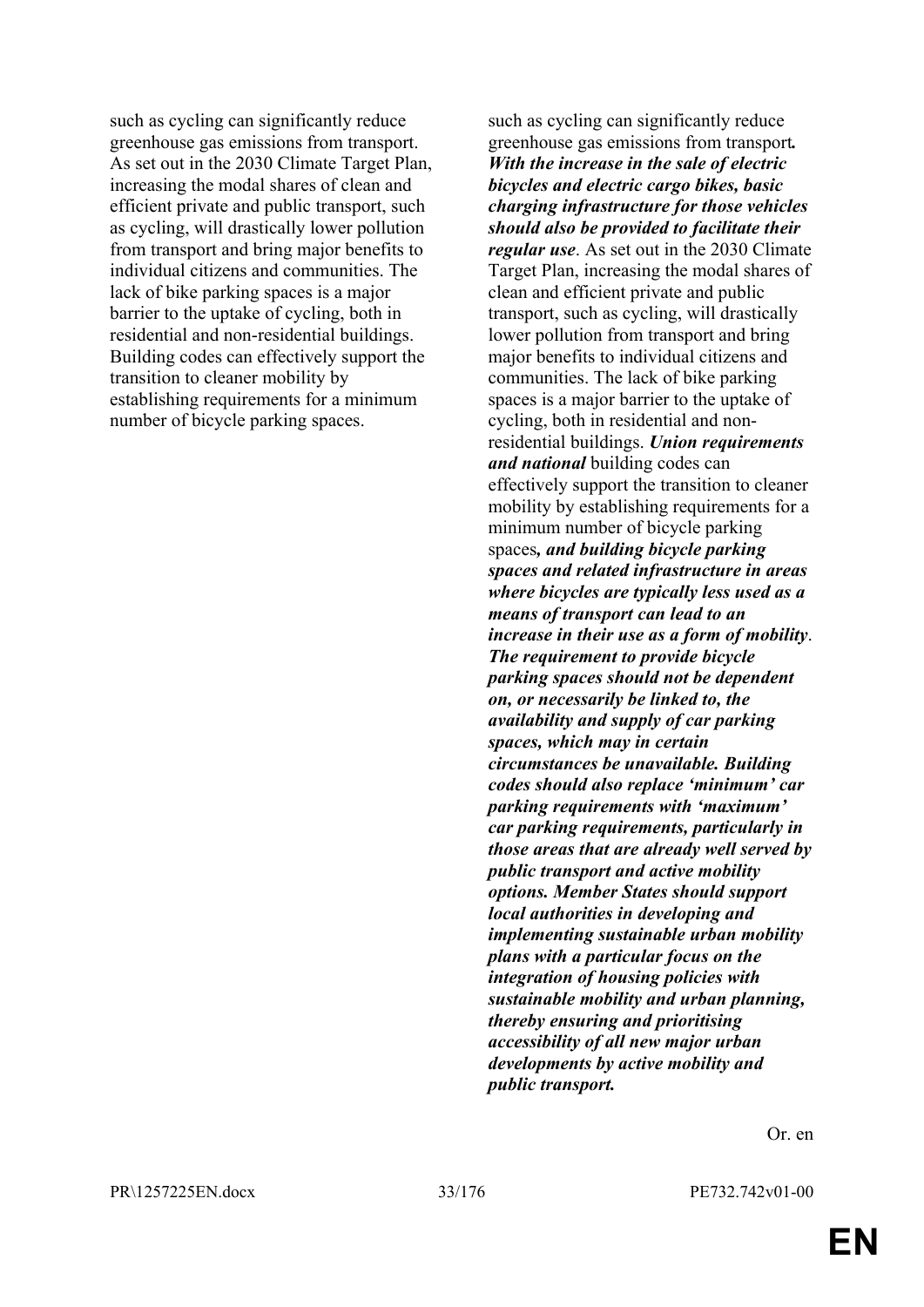| | |
|---|---|
| such as cycling can significantly reduce greenhouse gas emissions from transport. As set out in the 2030 Climate Target Plan, increasing the modal shares of clean and efficient private and public transport, such as cycling, will drastically lower pollution from transport and bring major benefits to individual citizens and communities. The lack of bike parking spaces is a major barrier to the uptake of cycling, both in residential and non-residential buildings. Building codes can effectively support the transition to cleaner mobility by establishing requirements for a minimum number of bicycle parking spaces. | such as cycling can significantly reduce greenhouse gas emissions from transport***. With the increase in the sale of electric bicycles and electric cargo bikes, basic charging infrastructure for those vehicles should also be provided to facilitate their regular use***. As set out in the 2030 Climate Target Plan, increasing the modal shares of clean and efficient private and public transport, such as cycling, will drastically lower pollution from transport and bring major benefits to individual citizens and communities. The lack of bike parking spaces is a major barrier to the uptake of cycling, both in residential and non-residential buildings. ***Union requirements and national*** building codes can effectively support the transition to cleaner mobility by establishing requirements for a minimum number of bicycle parking spaces***, and building bicycle parking spaces and related infrastructure in areas where bicycles are typically less used as a means of transport can lead to an increase in their use as a form of mobility***. ***The requirement to provide bicycle parking spaces should not be dependent on, or necessarily be linked to, the availability and supply of car parking spaces, which may in certain circumstances be unavailable. Building codes should also replace 'minimum' car parking requirements with 'maximum' car parking requirements, particularly in those areas that are already well served by public transport and active mobility options. Member States should support local authorities in developing and implementing sustainable urban mobility plans with a particular focus on the integration of housing policies with sustainable mobility and urban planning, thereby ensuring and prioritising accessibility of all new major urban developments by active mobility and public transport.*** |

Or. en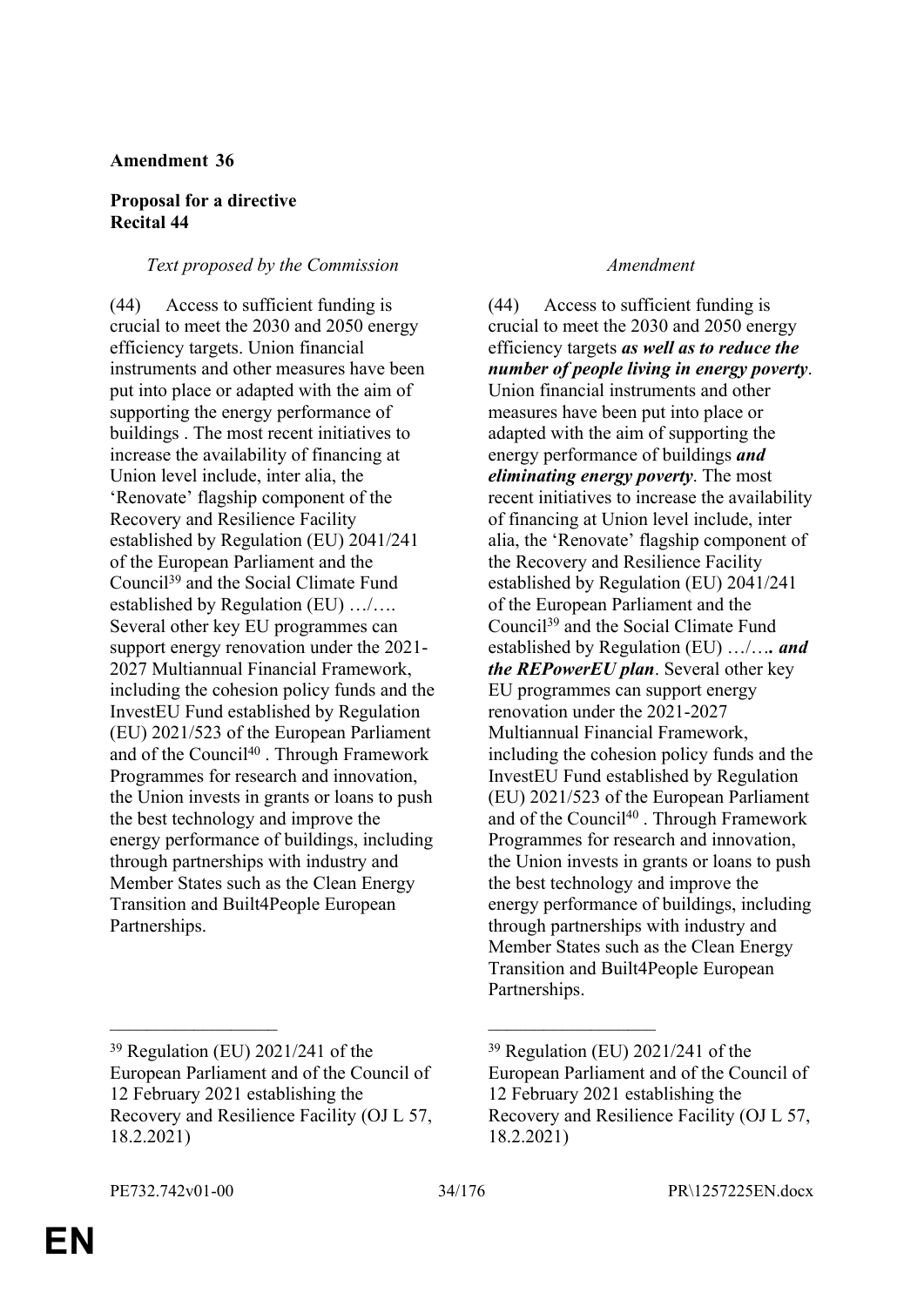**Amendment 36**

**Proposal for a directive**
**Recital 44**

| *Text proposed by the Commission* | *Amendment* |
|---|---|
| (44) Access to sufficient funding is crucial to meet the 2030 and 2050 energy efficiency targets. Union financial instruments and other measures have been put into place or adapted with the aim of supporting the energy performance of buildings . The most recent initiatives to increase the availability of financing at Union level include, inter alia, the 'Renovate' flagship component of the Recovery and Resilience Facility established by Regulation (EU) 2041/241 of the European Parliament and the Council[39] and the Social Climate Fund established by Regulation (EU) …/…. Several other key EU programmes can support energy renovation under the 2021-2027 Multiannual Financial Framework, including the cohesion policy funds and the InvestEU Fund established by Regulation (EU) 2021/523 of the European Parliament and of the Council[40] . Through Framework Programmes for research and innovation, the Union invests in grants or loans to push the best technology and improve the energy performance of buildings, including through partnerships with industry and Member States such as the Clean Energy Transition and Built4People European Partnerships. | (44) Access to sufficient funding is crucial to meet the 2030 and 2050 energy efficiency targets ***as well as to reduce the number of people living in energy poverty***. Union financial instruments and other measures have been put into place or adapted with the aim of supporting the energy performance of buildings ***and eliminating energy poverty***. The most recent initiatives to increase the availability of financing at Union level include, inter alia, the 'Renovate' flagship component of the Recovery and Resilience Facility established by Regulation (EU) 2041/241 of the European Parliament and the Council[39] and the Social Climate Fund established by Regulation (EU) …/…***. and the REPowerEU plan***. Several other key EU programmes can support energy renovation under the 2021-2027 Multiannual Financial Framework, including the cohesion policy funds and the InvestEU Fund established by Regulation (EU) 2021/523 of the European Parliament and of the Council[40] . Through Framework Programmes for research and innovation, the Union invests in grants or loans to push the best technology and improve the energy performance of buildings, including through partnerships with industry and Member States such as the Clean Energy Transition and Built4People European Partnerships. |
| ___________________ | ___________________ |
| [39] Regulation (EU) 2021/241 of the European Parliament and of the Council of 12 February 2021 establishing the Recovery and Resilience Facility (OJ L 57, 18.2.2021) | [39] Regulation (EU) 2021/241 of the European Parliament and of the Council of 12 February 2021 establishing the Recovery and Resilience Facility (OJ L 57, 18.2.2021) |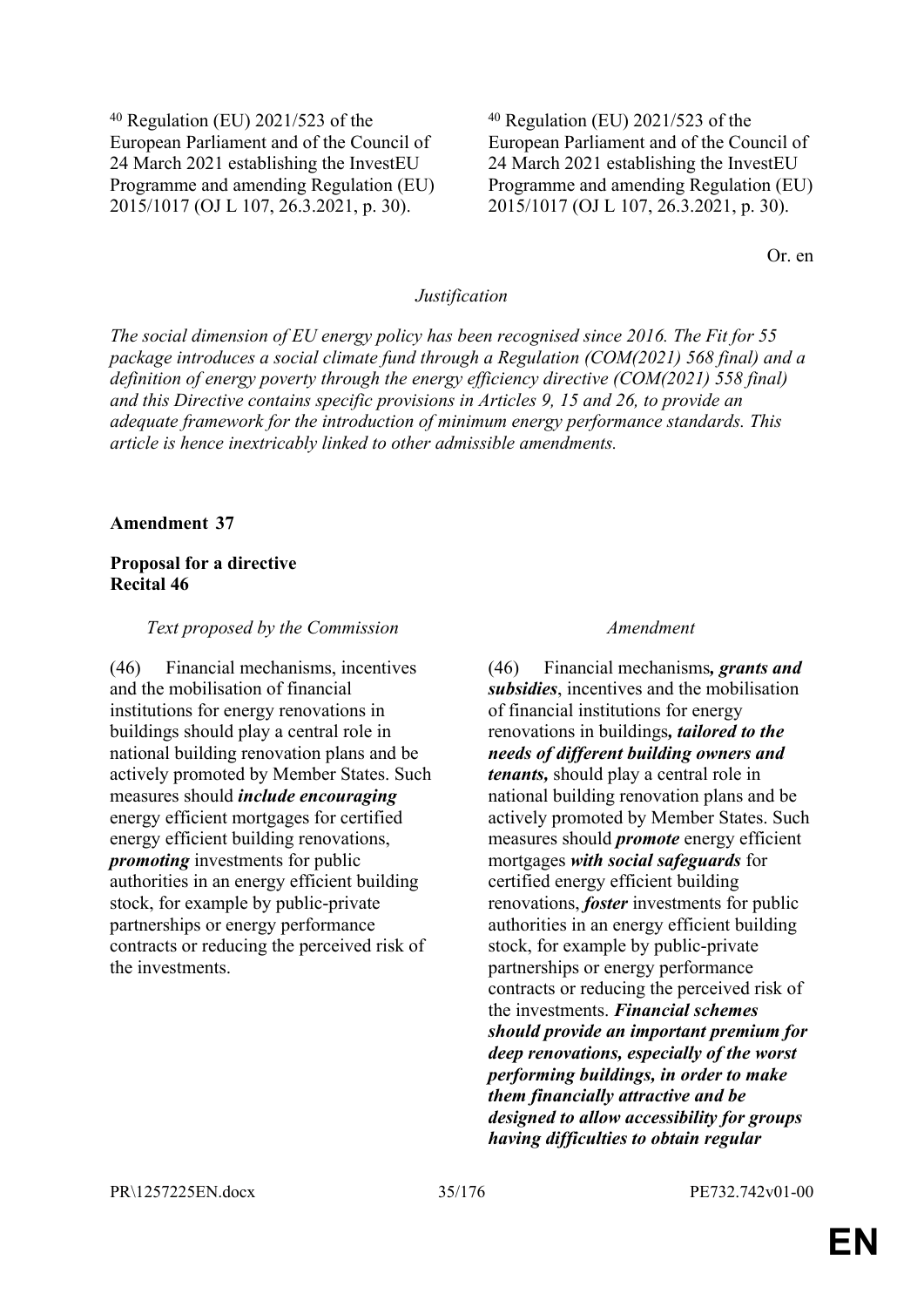| | |
|---|---|
| [40] Regulation (EU) 2021/523 of the European Parliament and of the Council of 24 March 2021 establishing the InvestEU Programme and amending Regulation (EU) 2015/1017 (OJ L 107, 26.3.2021, p. 30). | [40] Regulation (EU) 2021/523 of the European Parliament and of the Council of 24 March 2021 establishing the InvestEU Programme and amending Regulation (EU) 2015/1017 (OJ L 107, 26.3.2021, p. 30). |

Or. en

*Justification*

*The social dimension of EU energy policy has been recognised since 2016. The Fit for 55 package introduces a social climate fund through a Regulation (COM(2021) 568 final) and a definition of energy poverty through the energy efficiency directive (COM(2021) 558 final) and this Directive contains specific provisions in Articles 9, 15 and 26, to provide an adequate framework for the introduction of minimum energy performance standards. This article is hence inextricably linked to other admissible amendments.*

**Amendment 37**

**Proposal for a directive**
**Recital 46**

| *Text proposed by the Commission* | *Amendment* |
|---|---|
| (46) Financial mechanisms, incentives and the mobilisation of financial institutions for energy renovations in buildings should play a central role in national building renovation plans and be actively promoted by Member States. Such measures should ***include encouraging*** energy efficient mortgages for certified energy efficient building renovations, ***promoting*** investments for public authorities in an energy efficient building stock, for example by public-private partnerships or energy performance contracts or reducing the perceived risk of the investments. | (46) Financial mechanisms***, grants and subsidies***, incentives and the mobilisation of financial institutions for energy renovations in buildings***, tailored to the needs of different building owners and tenants,*** should play a central role in national building renovation plans and be actively promoted by Member States. Such measures should ***promote*** energy efficient mortgages ***with social safeguards*** for certified energy efficient building renovations, ***foster*** investments for public authorities in an energy efficient building stock, for example by public-private partnerships or energy performance contracts or reducing the perceived risk of the investments. ***Financial schemes should provide an important premium for deep renovations, especially of the worst performing buildings, in order to make them financially attractive and be designed to allow accessibility for groups having difficulties to obtain regular*** |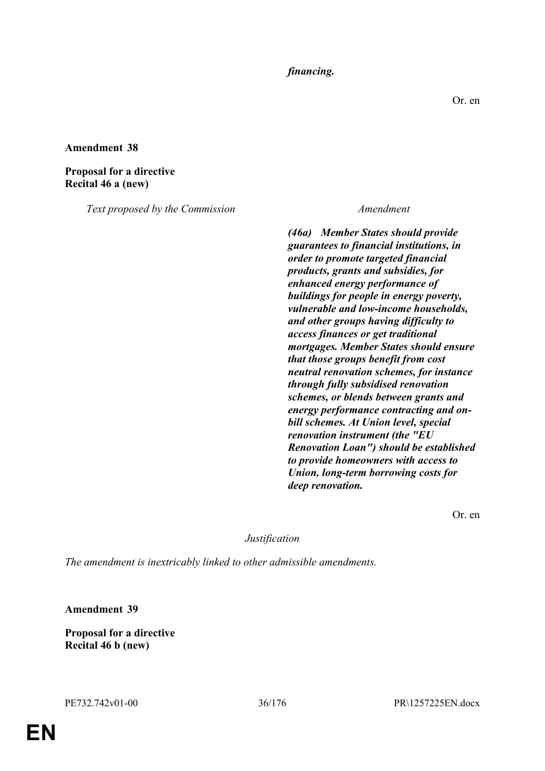***financing.***

Or. en

**Amendment 38**

**Proposal for a directive**
**Recital 46 a (new)**

| *Text proposed by the Commission* | *Amendment* |
| --- | --- |
| | ***(46a) Member States should provide guarantees to financial institutions, in order to promote targeted financial products, grants and subsidies, for enhanced energy performance of buildings for people in energy poverty, vulnerable and low-income households, and other groups having difficulty to access finances or get traditional mortgages. Member States should ensure that those groups benefit from cost neutral renovation schemes, for instance through fully subsidised renovation schemes, or blends between grants and energy performance contracting and on-bill schemes. At Union level, special renovation instrument (the "EU Renovation Loan") should be established to provide homeowners with access to Union, long-term borrowing costs for deep renovation.*** |

Or. en

*Justification*

*The amendment is inextricably linked to other admissible amendments.*

**Amendment 39**

**Proposal for a directive**
**Recital 46 b (new)**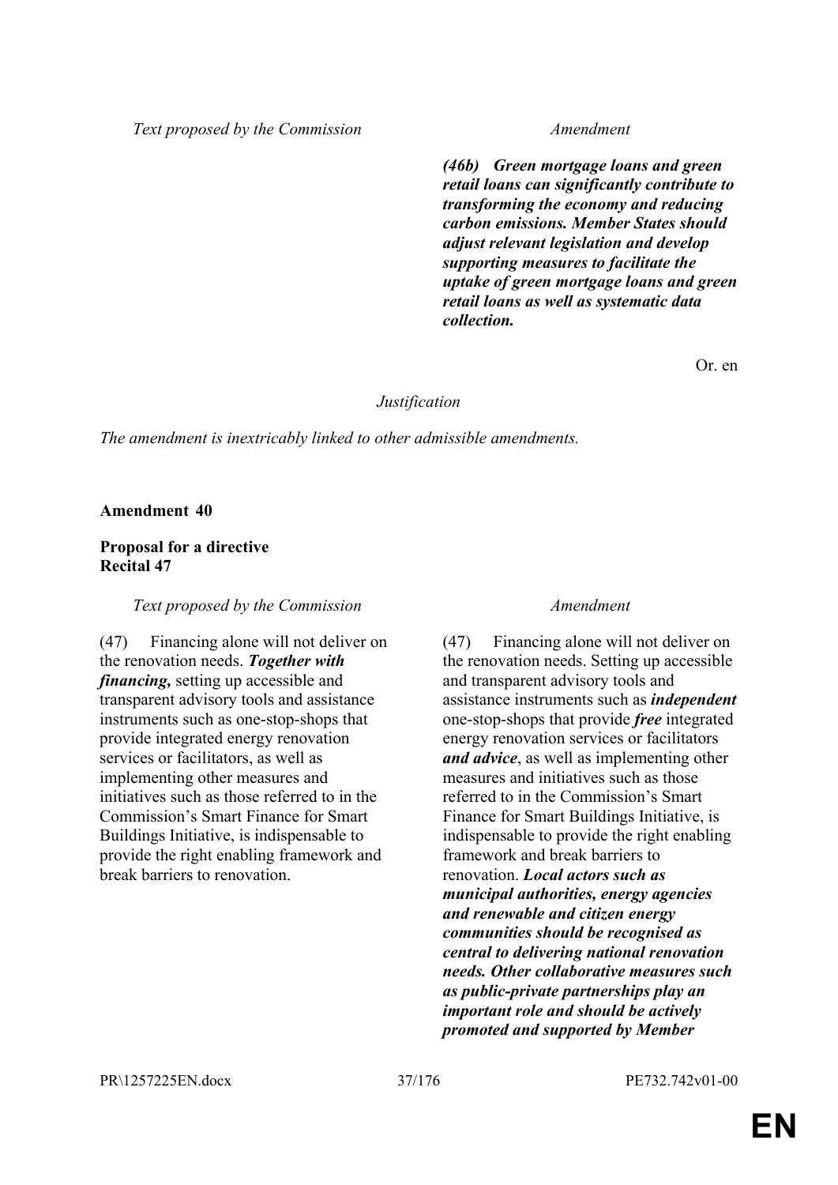| Text proposed by the Commission | Amendment |
|---|---|
| | ***(46b) Green mortgage loans and green retail loans can significantly contribute to transforming the economy and reducing carbon emissions. Member States should adjust relevant legislation and develop supporting measures to facilitate the uptake of green mortgage loans and green retail loans as well as systematic data collection.*** |

Or. en

*Justification*

*The amendment is inextricably linked to other admissible amendments.*

**Amendment 40**

**Proposal for a directive**
**Recital 47**

| Text proposed by the Commission | Amendment |
|---|---|
| (47) Financing alone will not deliver on the renovation needs. ***Together with financing,*** setting up accessible and transparent advisory tools and assistance instruments such as one-stop-shops that provide integrated energy renovation services or facilitators, as well as implementing other measures and initiatives such as those referred to in the Commission's Smart Finance for Smart Buildings Initiative, is indispensable to provide the right enabling framework and break barriers to renovation. | (47) Financing alone will not deliver on the renovation needs. Setting up accessible and transparent advisory tools and assistance instruments such as ***independent*** one-stop-shops that provide ***free*** integrated energy renovation services or facilitators ***and advice***, as well as implementing other measures and initiatives such as those referred to in the Commission's Smart Finance for Smart Buildings Initiative, is indispensable to provide the right enabling framework and break barriers to renovation. ***Local actors such as municipal authorities, energy agencies and renewable and citizen energy communities should be recognised as central to delivering national renovation needs. Other collaborative measures such as public-private partnerships play an important role and should be actively promoted and supported by Member*** |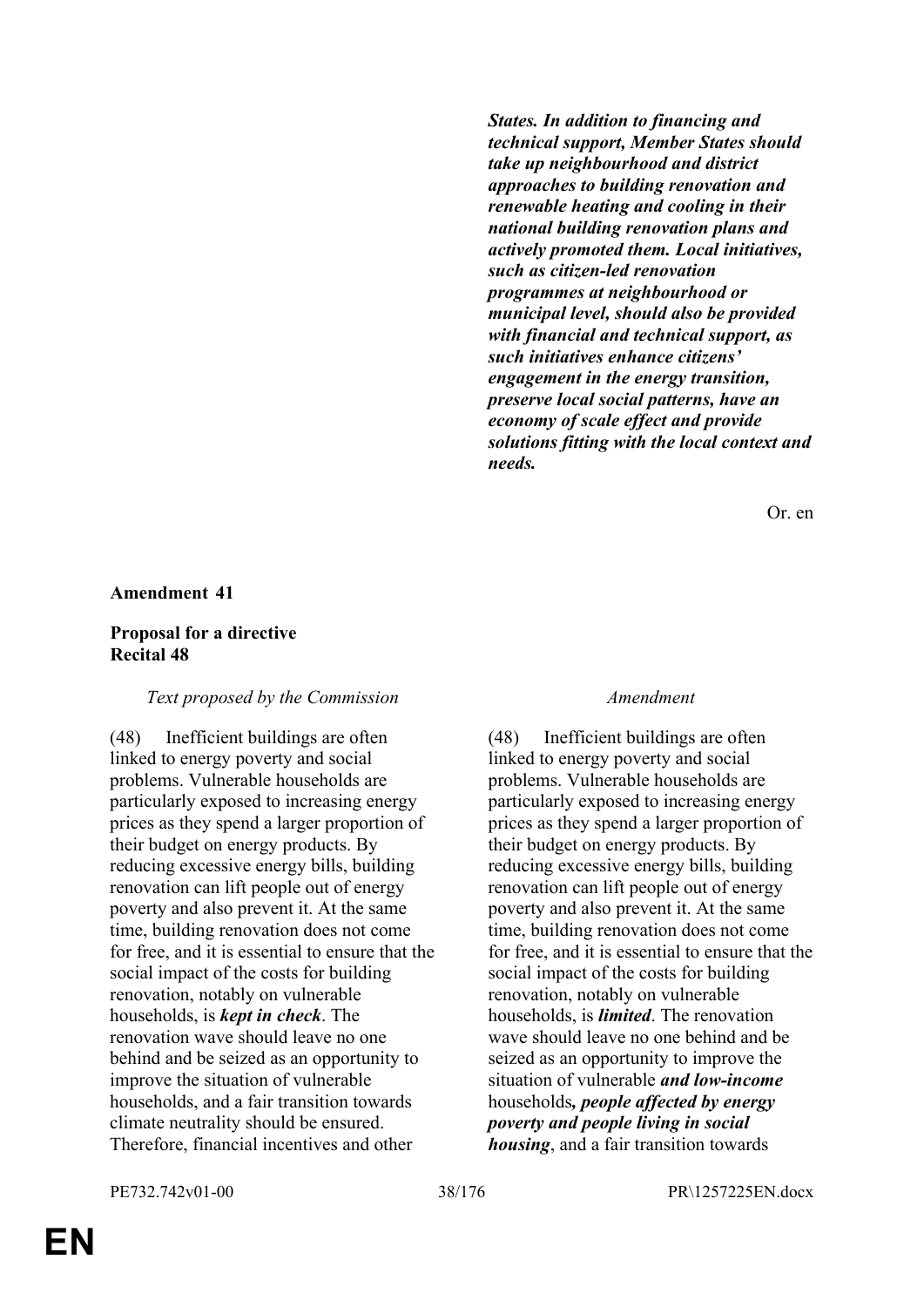***States. In addition to financing and technical support, Member States should take up neighbourhood and district approaches to building renovation and renewable heating and cooling in their national building renovation plans and actively promoted them. Local initiatives, such as citizen-led renovation programmes at neighbourhood or municipal level, should also be provided with financial and technical support, as such initiatives enhance citizens' engagement in the energy transition, preserve local social patterns, have an economy of scale effect and provide solutions fitting with the local context and needs.***

Or. en

**Amendment 41**

**Proposal for a directive**
**Recital 48**

| *Text proposed by the Commission* | *Amendment* |
|---|---|
| (48) Inefficient buildings are often linked to energy poverty and social problems. Vulnerable households are particularly exposed to increasing energy prices as they spend a larger proportion of their budget on energy products. By reducing excessive energy bills, building renovation can lift people out of energy poverty and also prevent it. At the same time, building renovation does not come for free, and it is essential to ensure that the social impact of the costs for building renovation, notably on vulnerable households, is ***kept in check***. The renovation wave should leave no one behind and be seized as an opportunity to improve the situation of vulnerable households, and a fair transition towards climate neutrality should be ensured. Therefore, financial incentives and other | (48) Inefficient buildings are often linked to energy poverty and social problems. Vulnerable households are particularly exposed to increasing energy prices as they spend a larger proportion of their budget on energy products. By reducing excessive energy bills, building renovation can lift people out of energy poverty and also prevent it. At the same time, building renovation does not come for free, and it is essential to ensure that the social impact of the costs for building renovation, notably on vulnerable households, is ***limited***. The renovation wave should leave no one behind and be seized as an opportunity to improve the situation of vulnerable ***and low-income*** households***, people affected by energy poverty and people living in social housing***, and a fair transition towards |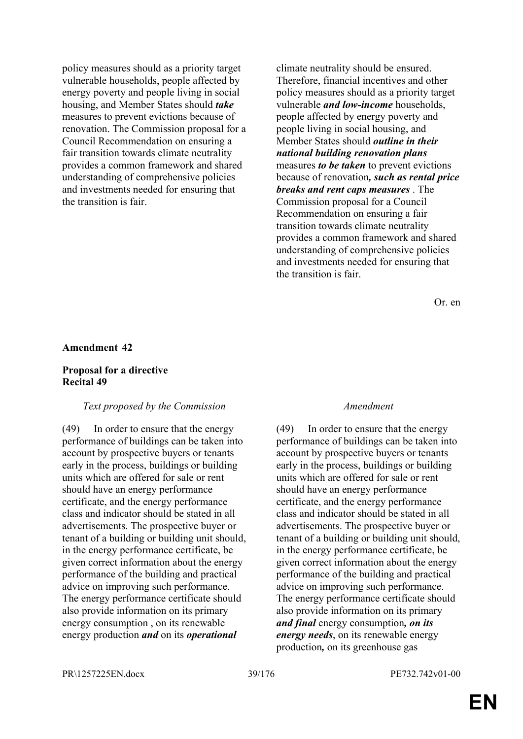| | |
|---|---|
| policy measures should as a priority target vulnerable households, people affected by energy poverty and people living in social housing, and Member States should ***take*** measures to prevent evictions because of renovation. The Commission proposal for a Council Recommendation on ensuring a fair transition towards climate neutrality provides a common framework and shared understanding of comprehensive policies and investments needed for ensuring that the transition is fair. | climate neutrality should be ensured. Therefore, financial incentives and other policy measures should as a priority target vulnerable ***and low-income*** households, people affected by energy poverty and people living in social housing, and Member States should ***outline in their national building renovation plans*** measures ***to be taken*** to prevent evictions because of renovation***, such as rental price breaks and rent caps measures*** . The Commission proposal for a Council Recommendation on ensuring a fair transition towards climate neutrality provides a common framework and shared understanding of comprehensive policies and investments needed for ensuring that the transition is fair. |

Or. en

**Amendment 42**

**Proposal for a directive**
**Recital 49**

| *Text proposed by the Commission* | *Amendment* |
|---|---|
| (49) In order to ensure that the energy performance of buildings can be taken into account by prospective buyers or tenants early in the process, buildings or building units which are offered for sale or rent should have an energy performance certificate, and the energy performance class and indicator should be stated in all advertisements. The prospective buyer or tenant of a building or building unit should, in the energy performance certificate, be given correct information about the energy performance of the building and practical advice on improving such performance. The energy performance certificate should also provide information on its primary energy consumption , on its renewable energy production ***and*** on its ***operational*** | (49) In order to ensure that the energy performance of buildings can be taken into account by prospective buyers or tenants early in the process, buildings or building units which are offered for sale or rent should have an energy performance certificate, and the energy performance class and indicator should be stated in all advertisements. The prospective buyer or tenant of a building or building unit should, in the energy performance certificate, be given correct information about the energy performance of the building and practical advice on improving such performance. The energy performance certificate should also provide information on its primary ***and final*** energy consumption***, on its energy needs***, on its renewable energy production***,*** on its greenhouse gas |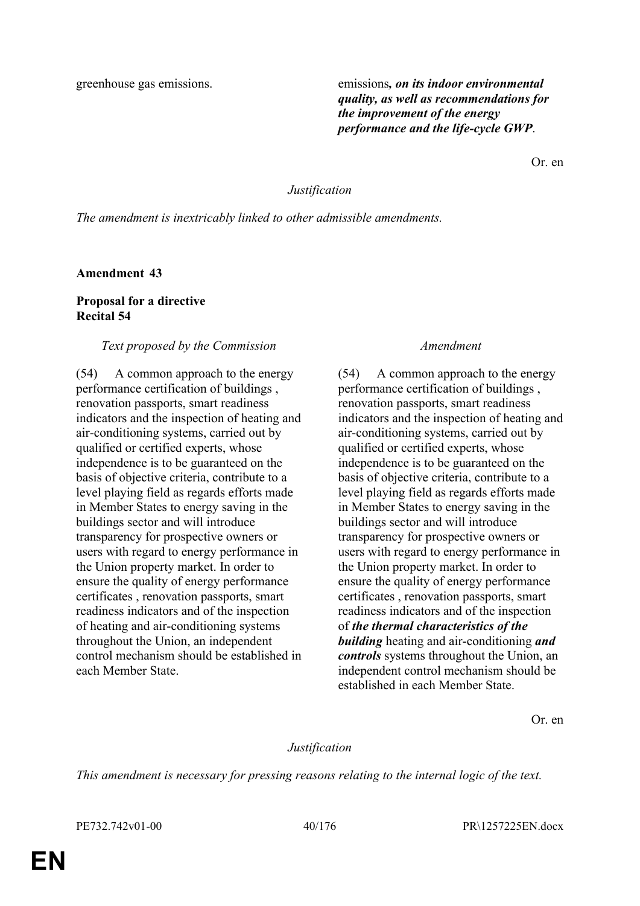| | |
|---|---|
| greenhouse gas emissions. | emissions***, on its indoor environmental quality, as well as recommendations for the improvement of the energy performance and the life-cycle GWP***. |

Or. en

*Justification*

*The amendment is inextricably linked to other admissible amendments.*

**Amendment 43**

**Proposal for a directive**
**Recital 54**

| *Text proposed by the Commission* | *Amendment* |
|---|---|
| (54) A common approach to the energy performance certification of buildings , renovation passports, smart readiness indicators and the inspection of heating and air-conditioning systems, carried out by qualified or certified experts, whose independence is to be guaranteed on the basis of objective criteria, contribute to a level playing field as regards efforts made in Member States to energy saving in the buildings sector and will introduce transparency for prospective owners or users with regard to energy performance in the Union property market. In order to ensure the quality of energy performance certificates , renovation passports, smart readiness indicators and of the inspection of heating and air-conditioning systems throughout the Union, an independent control mechanism should be established in each Member State. | (54) A common approach to the energy performance certification of buildings , renovation passports, smart readiness indicators and the inspection of heating and air-conditioning systems, carried out by qualified or certified experts, whose independence is to be guaranteed on the basis of objective criteria, contribute to a level playing field as regards efforts made in Member States to energy saving in the buildings sector and will introduce transparency for prospective owners or users with regard to energy performance in the Union property market. In order to ensure the quality of energy performance certificates , renovation passports, smart readiness indicators and of the inspection of ***the thermal characteristics of the building*** heating and air-conditioning ***and controls*** systems throughout the Union, an independent control mechanism should be established in each Member State. |

Or. en

*Justification*

*This amendment is necessary for pressing reasons relating to the internal logic of the text.*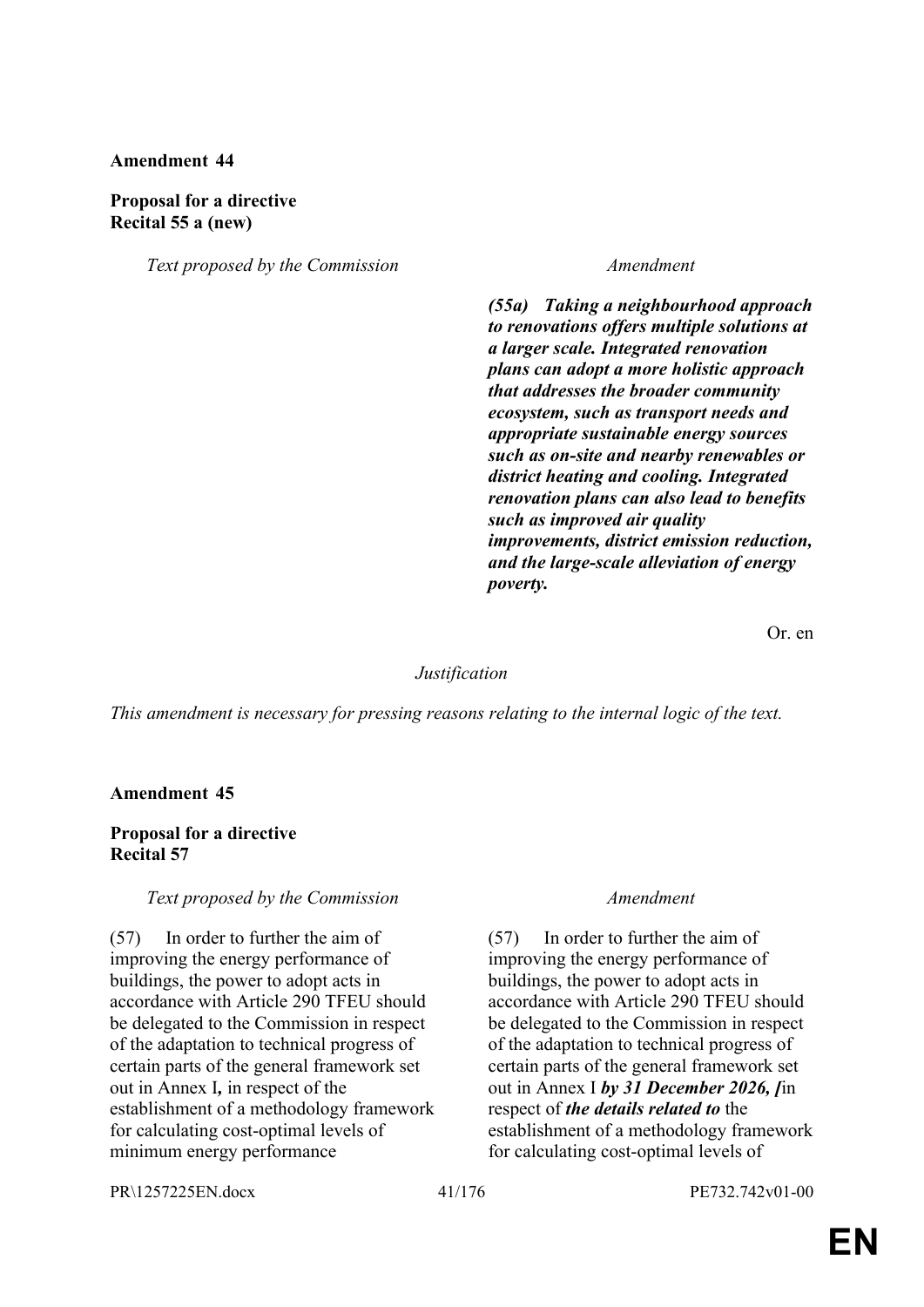**Amendment 44**

**Proposal for a directive**
**Recital 55 a (new)**

| *Text proposed by the Commission* | *Amendment* |
| --- | --- |
| | ***(55a) Taking a neighbourhood approach to renovations offers multiple solutions at a larger scale. Integrated renovation plans can adopt a more holistic approach that addresses the broader community ecosystem, such as transport needs and appropriate sustainable energy sources such as on-site and nearby renewables or district heating and cooling. Integrated renovation plans can also lead to benefits such as improved air quality improvements, district emission reduction, and the large-scale alleviation of energy poverty.*** |

Or. en

*Justification*

*This amendment is necessary for pressing reasons relating to the internal logic of the text.*

**Amendment 45**

**Proposal for a directive**
**Recital 57**

| *Text proposed by the Commission* | *Amendment* |
| --- | --- |
| (57) In order to further the aim of improving the energy performance of buildings, the power to adopt acts in accordance with Article 290 TFEU should be delegated to the Commission in respect of the adaptation to technical progress of certain parts of the general framework set out in Annex I**,** in respect of the establishment of a methodology framework for calculating cost-optimal levels of minimum energy performance | (57) In order to further the aim of improving the energy performance of buildings, the power to adopt acts in accordance with Article 290 TFEU should be delegated to the Commission in respect of the adaptation to technical progress of certain parts of the general framework set out in Annex I ***by 31 December 2026, [***in respect of ***the details related to*** the establishment of a methodology framework for calculating cost-optimal levels of |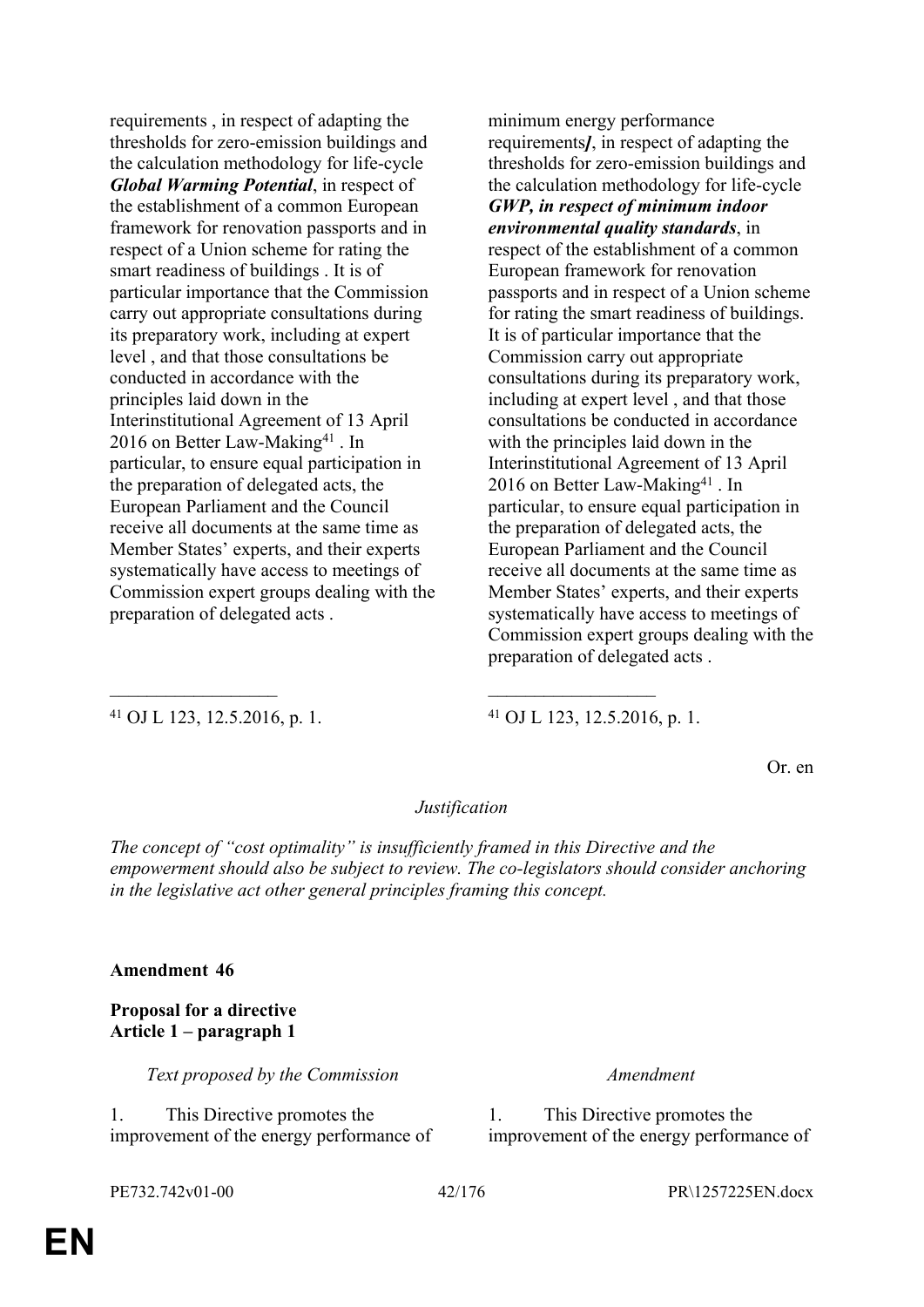| | |
|---|---|
| requirements , in respect of adapting the thresholds for zero-emission buildings and the calculation methodology for life-cycle ***Global Warming Potential***, in respect of the establishment of a common European framework for renovation passports and in respect of a Union scheme for rating the smart readiness of buildings . It is of particular importance that the Commission carry out appropriate consultations during its preparatory work, including at expert level , and that those consultations be conducted in accordance with the principles laid down in the Interinstitutional Agreement of 13 April 2016 on Better Law-Making[41] . In particular, to ensure equal participation in the preparation of delegated acts, the European Parliament and the Council receive all documents at the same time as Member States' experts, and their experts systematically have access to meetings of Commission expert groups dealing with the preparation of delegated acts . | minimum energy performance requirements***]***, in respect of adapting the thresholds for zero-emission buildings and the calculation methodology for life-cycle ***GWP, in respect of minimum indoor environmental quality standards***, in respect of the establishment of a common European framework for renovation passports and in respect of a Union scheme for rating the smart readiness of buildings. It is of particular importance that the Commission carry out appropriate consultations during its preparatory work, including at expert level , and that those consultations be conducted in accordance with the principles laid down in the Interinstitutional Agreement of 13 April 2016 on Better Law-Making[41] . In particular, to ensure equal participation in the preparation of delegated acts, the European Parliament and the Council receive all documents at the same time as Member States' experts, and their experts systematically have access to meetings of Commission expert groups dealing with the preparation of delegated acts . |
| __________________ | __________________ |
| [41] OJ L 123, 12.5.2016, p. 1. | [41] OJ L 123, 12.5.2016, p. 1. |

Or. en

*Justification*

*The concept of "cost optimality" is insufficiently framed in this Directive and the empowerment should also be subject to review. The co-legislators should consider anchoring in the legislative act other general principles framing this concept.*

**Amendment 46**

**Proposal for a directive**
**Article 1 – paragraph 1**

| *Text proposed by the Commission* | *Amendment* |
|---|---|
| 1. This Directive promotes the improvement of the energy performance of | 1. This Directive promotes the improvement of the energy performance of |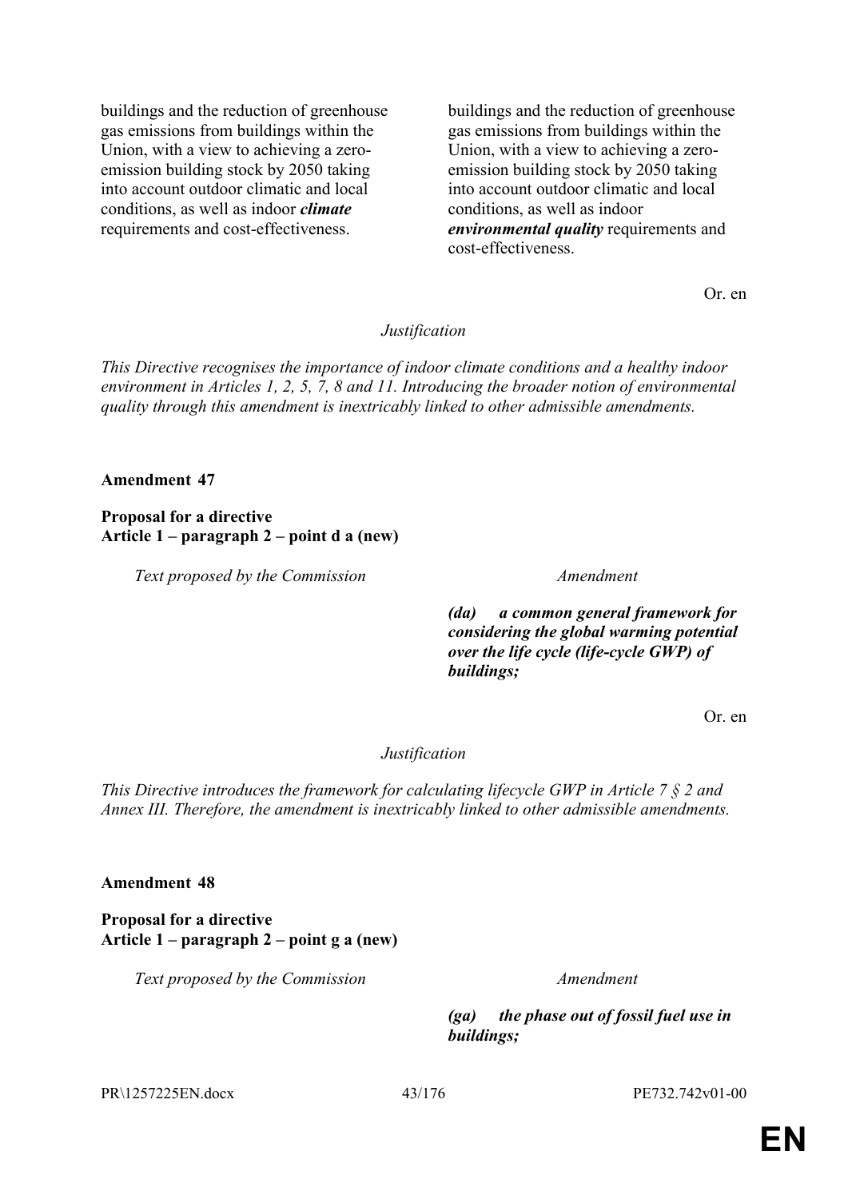| Text proposed by the Commission | Amendment |
|---|---|
| buildings and the reduction of greenhouse gas emissions from buildings within the Union, with a view to achieving a zero-emission building stock by 2050 taking into account outdoor climatic and local conditions, as well as indoor ***climate*** requirements and cost-effectiveness. | buildings and the reduction of greenhouse gas emissions from buildings within the Union, with a view to achieving a zero-emission building stock by 2050 taking into account outdoor climatic and local conditions, as well as indoor ***environmental quality*** requirements and cost-effectiveness. |

Or. en

*Justification*

*This Directive recognises the importance of indoor climate conditions and a healthy indoor environment in Articles 1, 2, 5, 7, 8 and 11. Introducing the broader notion of environmental quality through this amendment is inextricably linked to other admissible amendments.*

**Amendment 47**

**Proposal for a directive**
**Article 1 – paragraph 2 – point d a (new)**

| Text proposed by the Commission | Amendment |
|---|---|
| | ***(da) a common general framework for considering the global warming potential over the life cycle (life-cycle GWP) of buildings;*** |

Or. en

*Justification*

*This Directive introduces the framework for calculating lifecycle GWP in Article 7 § 2 and Annex III. Therefore, the amendment is inextricably linked to other admissible amendments.*

**Amendment 48**

**Proposal for a directive**
**Article 1 – paragraph 2 – point g a (new)**

| Text proposed by the Commission | Amendment |
|---|---|
| | ***(ga) the phase out of fossil fuel use in buildings;*** |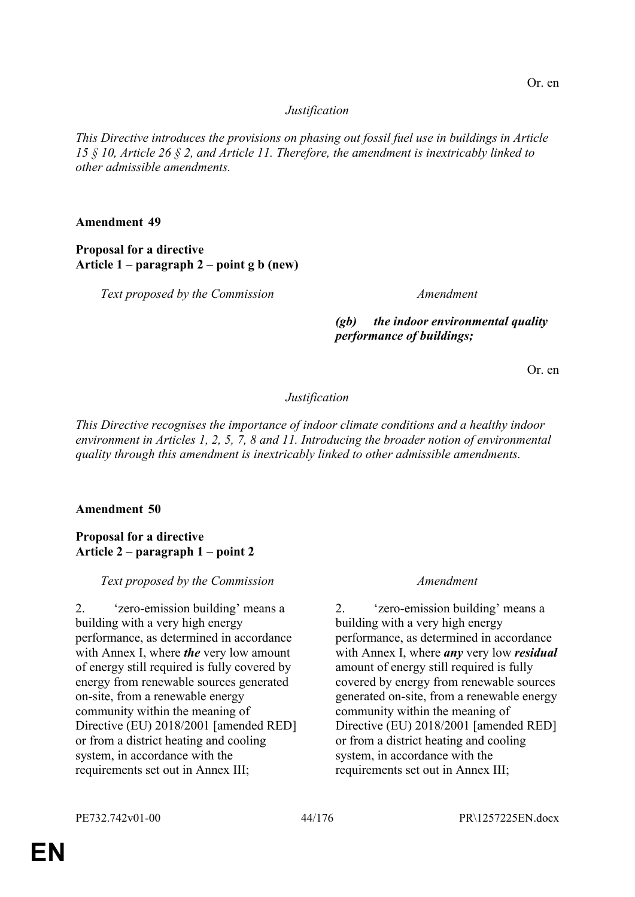Or. en

*Justification*

*This Directive introduces the provisions on phasing out fossil fuel use in buildings in Article 15 § 10, Article 26 § 2, and Article 11. Therefore, the amendment is inextricably linked to other admissible amendments.*

**Amendment 49**

**Proposal for a directive**
**Article 1 – paragraph 2 – point g b (new)**

| *Text proposed by the Commission* | *Amendment* |
| --- | --- |
| | ***(gb) the indoor environmental quality performance of buildings;*** |

Or. en

*Justification*

*This Directive recognises the importance of indoor climate conditions and a healthy indoor environment in Articles 1, 2, 5, 7, 8 and 11. Introducing the broader notion of environmental quality through this amendment is inextricably linked to other admissible amendments.*

**Amendment 50**

**Proposal for a directive**
**Article 2 – paragraph 1 – point 2**

| *Text proposed by the Commission* | *Amendment* |
| --- | --- |
| 2. 'zero-emission building' means a building with a very high energy performance, as determined in accordance with Annex I, where ***the*** very low amount of energy still required is fully covered by energy from renewable sources generated on-site, from a renewable energy community within the meaning of Directive (EU) 2018/2001 [amended RED] or from a district heating and cooling system, in accordance with the requirements set out in Annex III; | 2. 'zero-emission building' means a building with a very high energy performance, as determined in accordance with Annex I, where ***any*** very low ***residual*** amount of energy still required is fully covered by energy from renewable sources generated on-site, from a renewable energy community within the meaning of Directive (EU) 2018/2001 [amended RED] or from a district heating and cooling system, in accordance with the requirements set out in Annex III; |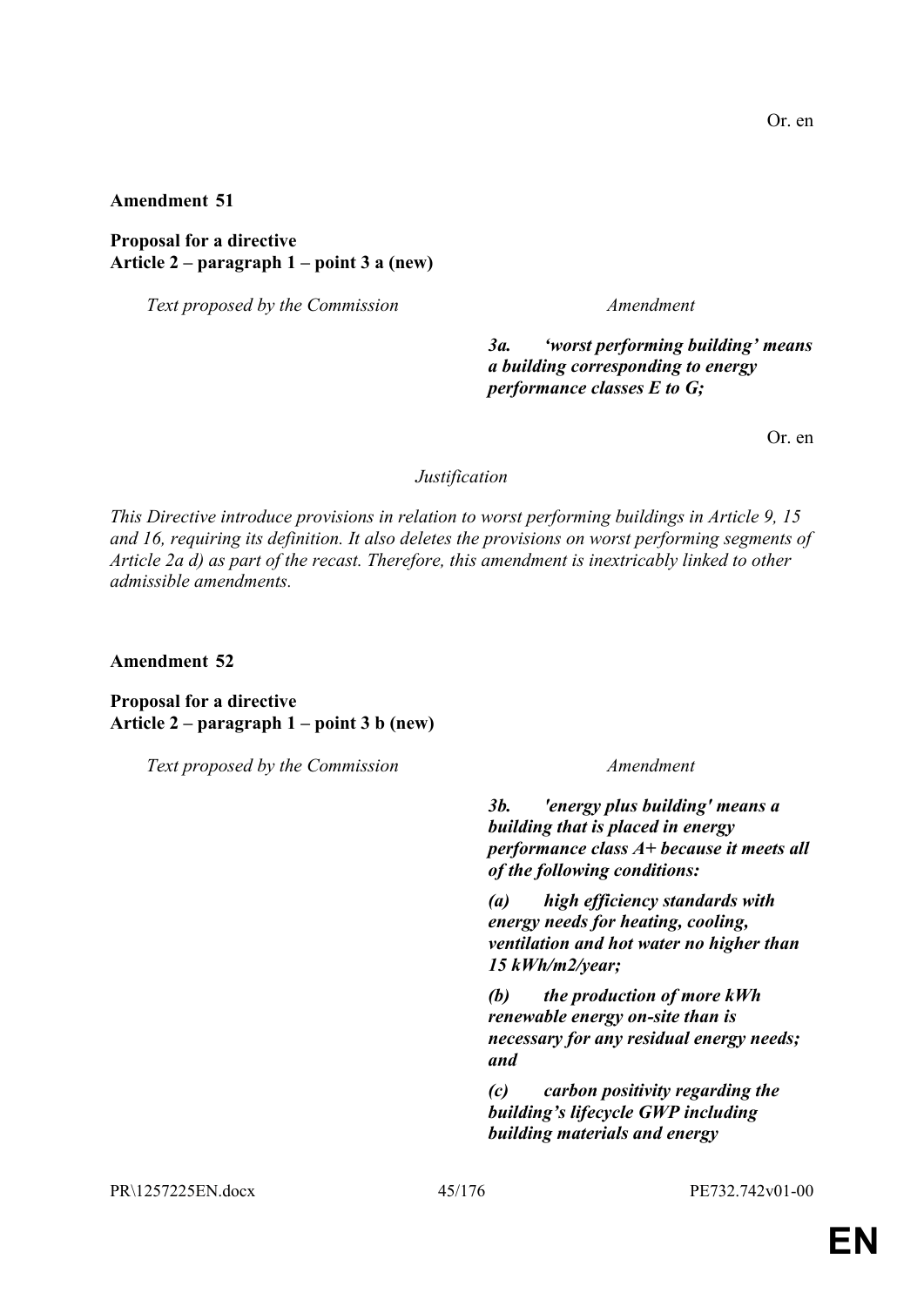Or. en

**Amendment 51**

**Proposal for a directive**
**Article 2 – paragraph 1 – point 3 a (new)**

| *Text proposed by the Commission* | *Amendment* |
|---|---|
| | ***3a. 'worst performing building' means a building corresponding to energy performance classes E to G;*** |

Or. en

*Justification*

*This Directive introduce provisions in relation to worst performing buildings in Article 9, 15 and 16, requiring its definition. It also deletes the provisions on worst performing segments of Article 2a d) as part of the recast. Therefore, this amendment is inextricably linked to other admissible amendments.*

**Amendment 52**

**Proposal for a directive**
**Article 2 – paragraph 1 – point 3 b (new)**

| *Text proposed by the Commission* | *Amendment* |
|---|---|
| | ***3b. 'energy plus building' means a building that is placed in energy performance class A+ because it meets all of the following conditions:*** |
| | ***(a) high efficiency standards with energy needs for heating, cooling, ventilation and hot water no higher than 15 kWh/m2/year;*** |
| | ***(b) the production of more kWh renewable energy on-site than is necessary for any residual energy needs; and*** |
| | ***(c) carbon positivity regarding the building's lifecycle GWP including building materials and energy*** |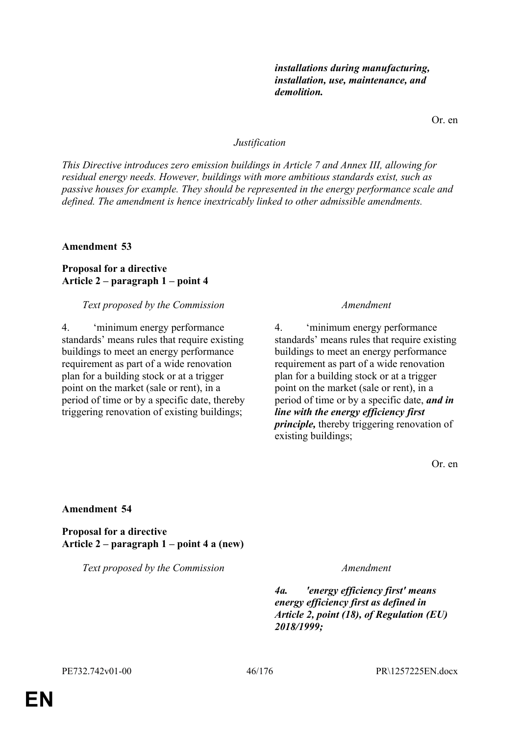| | |
|---|---|
| | ***installations during manufacturing, installation, use, maintenance, and demolition.*** |

Or. en

*Justification*

*This Directive introduces zero emission buildings in Article 7 and Annex III, allowing for residual energy needs. However, buildings with more ambitious standards exist, such as passive houses for example. They should be represented in the energy performance scale and defined. The amendment is hence inextricably linked to other admissible amendments.*

**Amendment 53**

**Proposal for a directive**
**Article 2 – paragraph 1 – point 4**

| *Text proposed by the Commission* | *Amendment* |
|---|---|
| 4. ‘minimum energy performance standards’ means rules that require existing buildings to meet an energy performance requirement as part of a wide renovation plan for a building stock or at a trigger point on the market (sale or rent), in a period of time or by a specific date, thereby triggering renovation of existing buildings; | 4. ‘minimum energy performance standards’ means rules that require existing buildings to meet an energy performance requirement as part of a wide renovation plan for a building stock or at a trigger point on the market (sale or rent), in a period of time or by a specific date, ***and in line with the energy efficiency first principle,*** thereby triggering renovation of existing buildings; |

Or. en

**Amendment 54**

**Proposal for a directive**
**Article 2 – paragraph 1 – point 4 a (new)**

| *Text proposed by the Commission* | *Amendment* |
|---|---|
| | ***4a. 'energy efficiency first' means energy efficiency first as defined in Article 2, point (18), of Regulation (EU) 2018/1999;*** |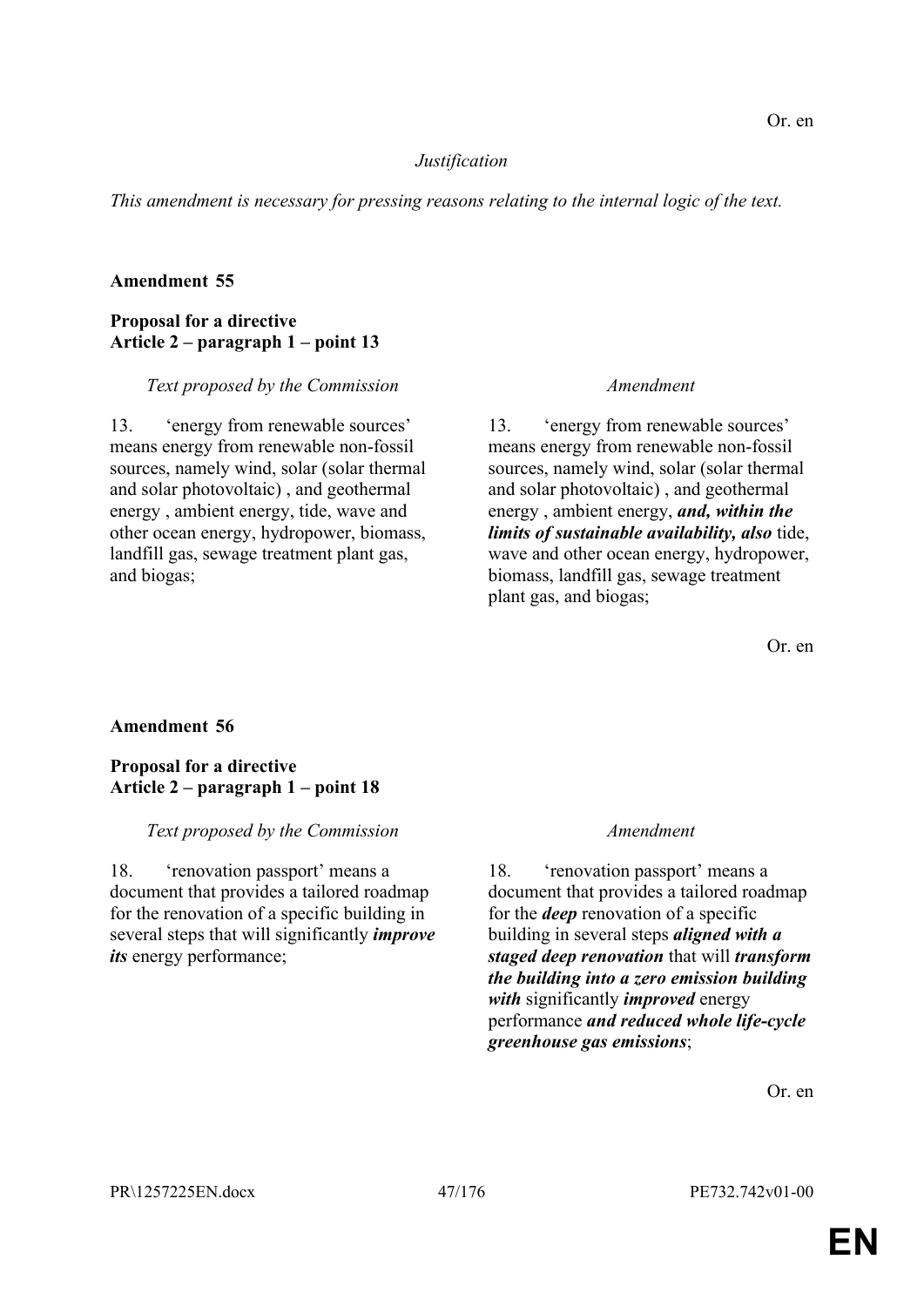Or. en

*Justification*

*This amendment is necessary for pressing reasons relating to the internal logic of the text.*

**Amendment 55**

**Proposal for a directive**
**Article 2 – paragraph 1 – point 13**

| *Text proposed by the Commission* | *Amendment* |
| --- | --- |
| 13. 'energy from renewable sources' means energy from renewable non-fossil sources, namely wind, solar (solar thermal and solar photovoltaic) , and geothermal energy , ambient energy, tide, wave and other ocean energy, hydropower, biomass, landfill gas, sewage treatment plant gas, and biogas; | 13. 'energy from renewable sources' means energy from renewable non-fossil sources, namely wind, solar (solar thermal and solar photovoltaic) , and geothermal energy , ambient energy, ***and, within the limits of sustainable availability, also*** tide, wave and other ocean energy, hydropower, biomass, landfill gas, sewage treatment plant gas, and biogas; |

Or. en

**Amendment 56**

**Proposal for a directive**
**Article 2 – paragraph 1 – point 18**

| *Text proposed by the Commission* | *Amendment* |
| --- | --- |
| 18. 'renovation passport' means a document that provides a tailored roadmap for the renovation of a specific building in several steps that will significantly ***improve its*** energy performance; | 18. 'renovation passport' means a document that provides a tailored roadmap for the ***deep*** renovation of a specific building in several steps ***aligned with a staged deep renovation*** that will ***transform the building into a zero emission building with*** significantly ***improved*** energy performance ***and reduced whole life-cycle greenhouse gas emissions***; |

Or. en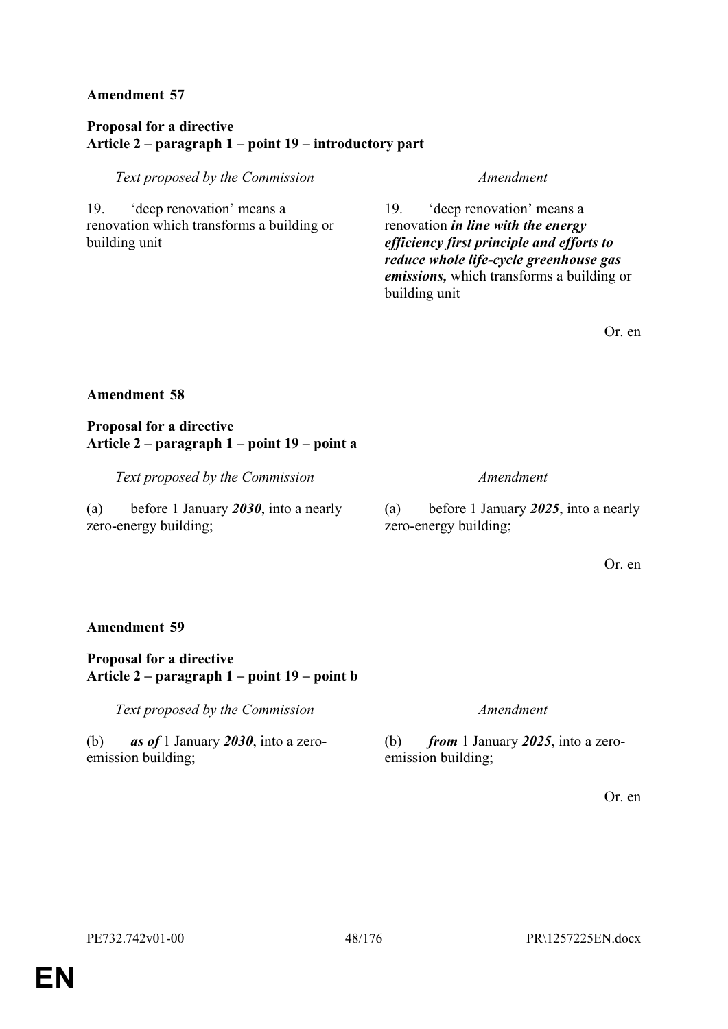**Amendment 57**

**Proposal for a directive**
**Article 2 – paragraph 1 – point 19 – introductory part**

| *Text proposed by the Commission* | *Amendment* |
|---|---|
| 19. ‘deep renovation’ means a renovation which transforms a building or building unit | 19. ‘deep renovation’ means a renovation ***in line with the energy efficiency first principle and efforts to reduce whole life-cycle greenhouse gas emissions,*** which transforms a building or building unit |

Or. en

**Amendment 58**

**Proposal for a directive**
**Article 2 – paragraph 1 – point 19 – point a**

| *Text proposed by the Commission* | *Amendment* |
|---|---|
| (a) before 1 January ***2030***, into a nearly zero-energy building; | (a) before 1 January ***2025***, into a nearly zero-energy building; |

Or. en

**Amendment 59**

**Proposal for a directive**
**Article 2 – paragraph 1 – point 19 – point b**

| *Text proposed by the Commission* | *Amendment* |
|---|---|
| (b) ***as of*** 1 January ***2030***, into a zero-emission building; | (b) ***from*** 1 January ***2025***, into a zero-emission building; |

Or. en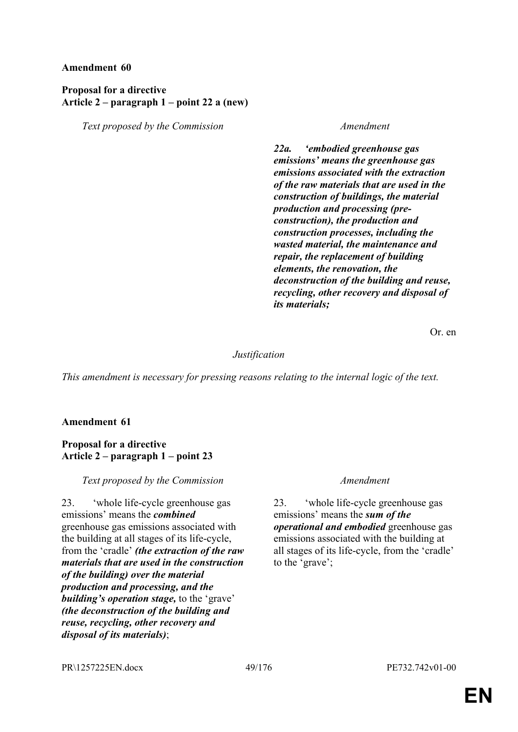**Amendment 60**

**Proposal for a directive**
**Article 2 – paragraph 1 – point 22 a (new)**

| *Text proposed by the Commission* | *Amendment* |
| --- | --- |
| | ***22a. 'embodied greenhouse gas emissions' means the greenhouse gas emissions associated with the extraction of the raw materials that are used in the construction of buildings, the material production and processing (pre-construction), the production and construction processes, including the wasted material, the maintenance and repair, the replacement of building elements, the renovation, the deconstruction of the building and reuse, recycling, other recovery and disposal of its materials;*** |

Or. en

*Justification*

*This amendment is necessary for pressing reasons relating to the internal logic of the text.*

**Amendment 61**

**Proposal for a directive**
**Article 2 – paragraph 1 – point 23**

| *Text proposed by the Commission* | *Amendment* |
| --- | --- |
| 23. 'whole life-cycle greenhouse gas emissions' means the ***combined*** greenhouse gas emissions associated with the building at all stages of its life-cycle, from the 'cradle' ***(the extraction of the raw materials that are used in the construction of the building) over the material production and processing, and the building's operation stage,*** to the 'grave' ***(the deconstruction of the building and reuse, recycling, other recovery and disposal of its materials)***; | 23. 'whole life-cycle greenhouse gas emissions' means the ***sum of the operational and embodied*** greenhouse gas emissions associated with the building at all stages of its life-cycle, from the 'cradle' to the 'grave'; |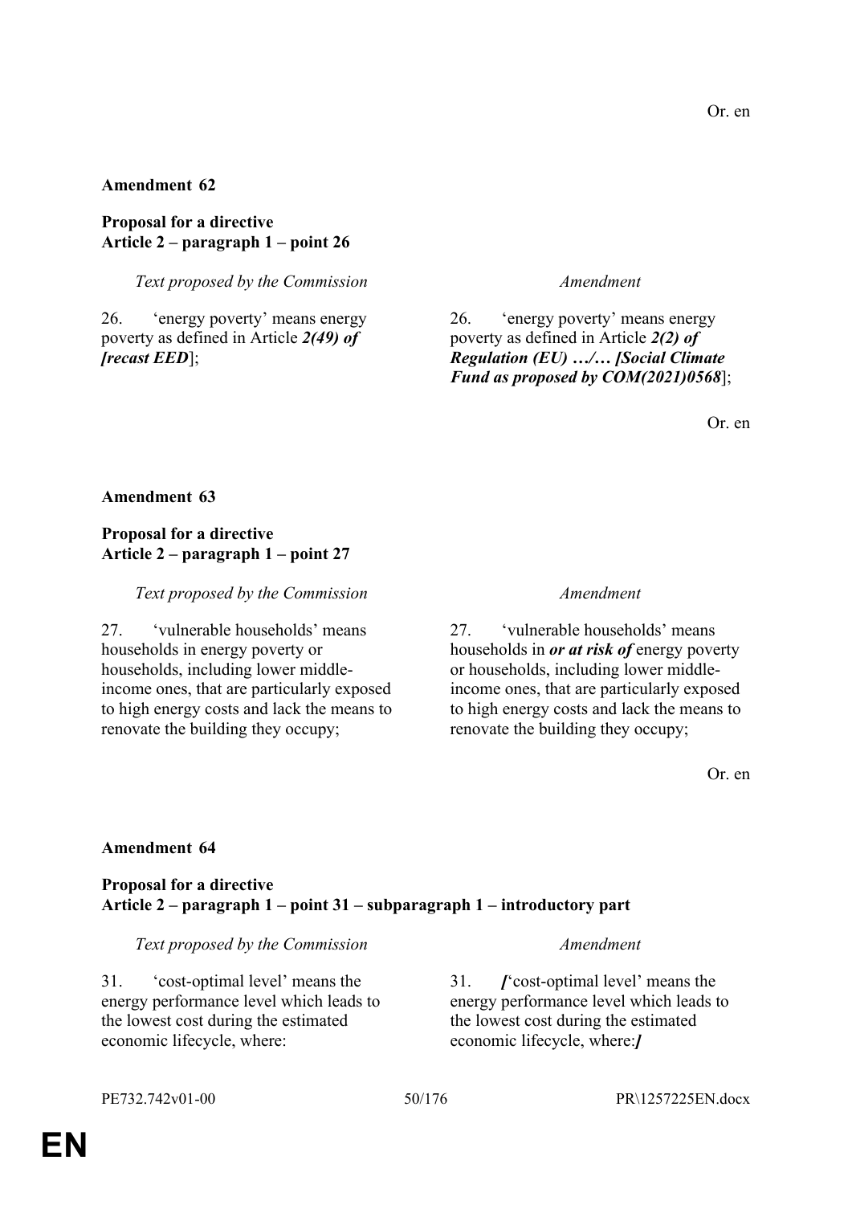Or. en

**Amendment 62**

**Proposal for a directive**
**Article 2 – paragraph 1 – point 26**

| *Text proposed by the Commission* | *Amendment* |
|---|---|
| 26. 'energy poverty' means energy poverty as defined in Article ***2(49) of [recast EED***]; | 26. 'energy poverty' means energy poverty as defined in Article ***2(2) of Regulation (EU) …/… [Social Climate Fund as proposed by COM(2021)0568***]; |

Or. en

**Amendment 63**

**Proposal for a directive**
**Article 2 – paragraph 1 – point 27**

| *Text proposed by the Commission* | *Amendment* |
|---|---|
| 27. 'vulnerable households' means households in energy poverty or households, including lower middle-income ones, that are particularly exposed to high energy costs and lack the means to renovate the building they occupy; | 27. 'vulnerable households' means households in ***or at risk of*** energy poverty or households, including lower middle-income ones, that are particularly exposed to high energy costs and lack the means to renovate the building they occupy; |

Or. en

**Amendment 64**

**Proposal for a directive**
**Article 2 – paragraph 1 – point 31 – subparagraph 1 – introductory part**

| *Text proposed by the Commission* | *Amendment* |
|---|---|
| 31. 'cost-optimal level' means the energy performance level which leads to the lowest cost during the estimated economic lifecycle, where: | 31. ***[***'cost-optimal level' means the energy performance level which leads to the lowest cost during the estimated economic lifecycle, where:***]*** |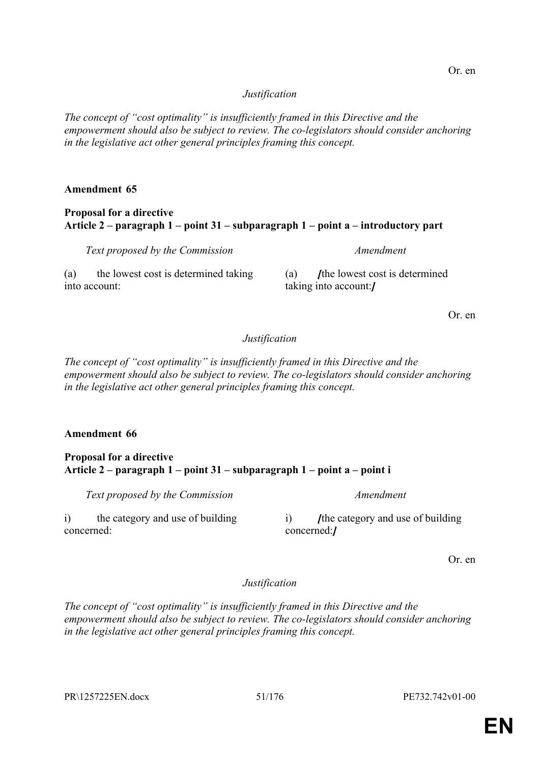Or. en

*Justification*

*The concept of "cost optimality" is insufficiently framed in this Directive and the empowerment should also be subject to review. The co-legislators should consider anchoring in the legislative act other general principles framing this concept.*

**Amendment 65**

**Proposal for a directive**
**Article 2 – paragraph 1 – point 31 – subparagraph 1 – point a – introductory part**

| *Text proposed by the Commission* | *Amendment* |
|---|---|
| (a) the lowest cost is determined taking into account: | (a) ***[****the lowest cost is determined taking into account:****]*** |

Or. en

*Justification*

*The concept of "cost optimality" is insufficiently framed in this Directive and the empowerment should also be subject to review. The co-legislators should consider anchoring in the legislative act other general principles framing this concept.*

**Amendment 66**

**Proposal for a directive**
**Article 2 – paragraph 1 – point 31 – subparagraph 1 – point a – point i**

| *Text proposed by the Commission* | *Amendment* |
|---|---|
| i) the category and use of building concerned: | i) ***[****the category and use of building concerned:****]*** |

Or. en

*Justification*

*The concept of "cost optimality" is insufficiently framed in this Directive and the empowerment should also be subject to review. The co-legislators should consider anchoring in the legislative act other general principles framing this concept.*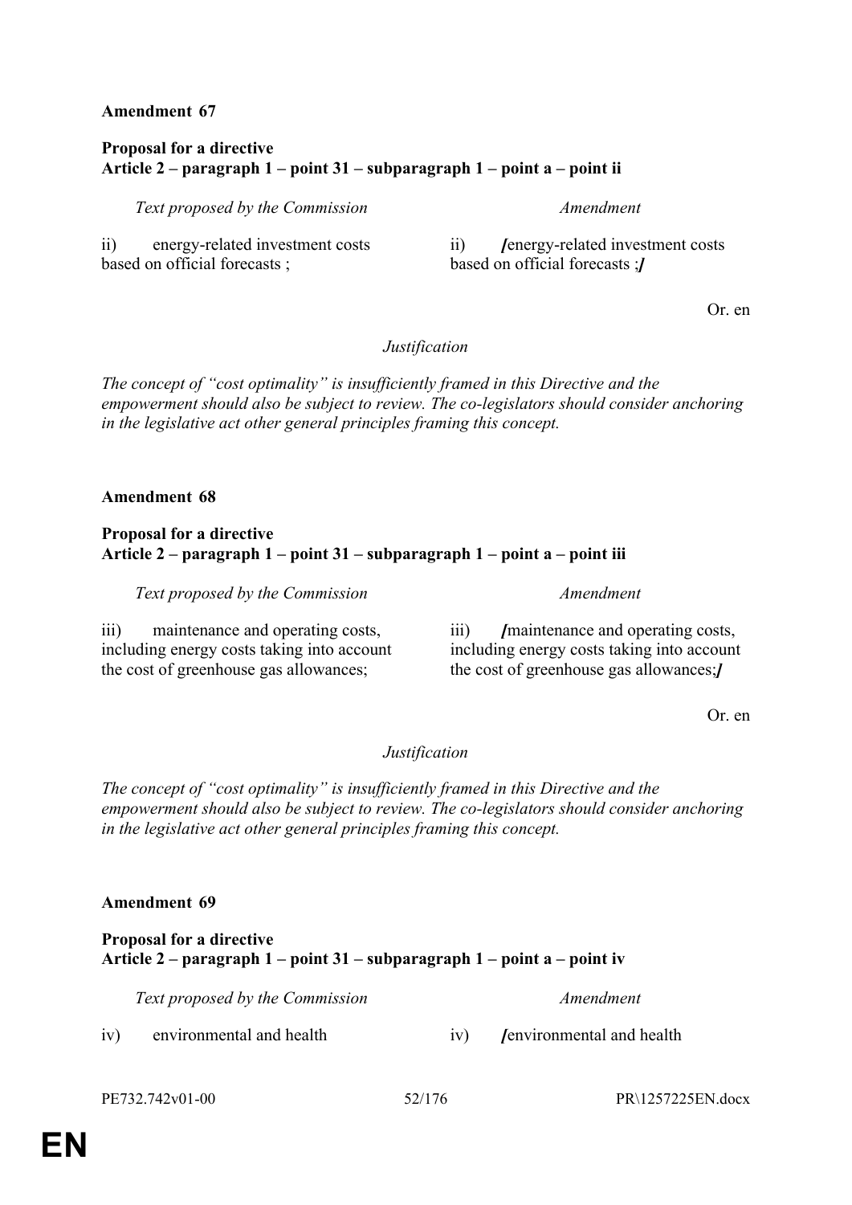**Amendment 67**

**Proposal for a directive**
**Article 2 – paragraph 1 – point 31 – subparagraph 1 – point a – point ii**

| *Text proposed by the Commission* | *Amendment* |
|---|---|
| ii) energy-related investment costs based on official forecasts ; | ii) ***[****energy-related investment costs based on official forecasts ;****]*** |

Or. en

*Justification*

*The concept of "cost optimality" is insufficiently framed in this Directive and the empowerment should also be subject to review. The co-legislators should consider anchoring in the legislative act other general principles framing this concept.*

**Amendment 68**

**Proposal for a directive**
**Article 2 – paragraph 1 – point 31 – subparagraph 1 – point a – point iii**

| *Text proposed by the Commission* | *Amendment* |
|---|---|
| iii) maintenance and operating costs, including energy costs taking into account the cost of greenhouse gas allowances; | iii) ***[****maintenance and operating costs, including energy costs taking into account the cost of greenhouse gas allowances;****]*** |

Or. en

*Justification*

*The concept of "cost optimality" is insufficiently framed in this Directive and the empowerment should also be subject to review. The co-legislators should consider anchoring in the legislative act other general principles framing this concept.*

**Amendment 69**

**Proposal for a directive**
**Article 2 – paragraph 1 – point 31 – subparagraph 1 – point a – point iv**

| *Text proposed by the Commission* | *Amendment* |
|---|---|
| iv) environmental and health | iv) ***[****environmental and health |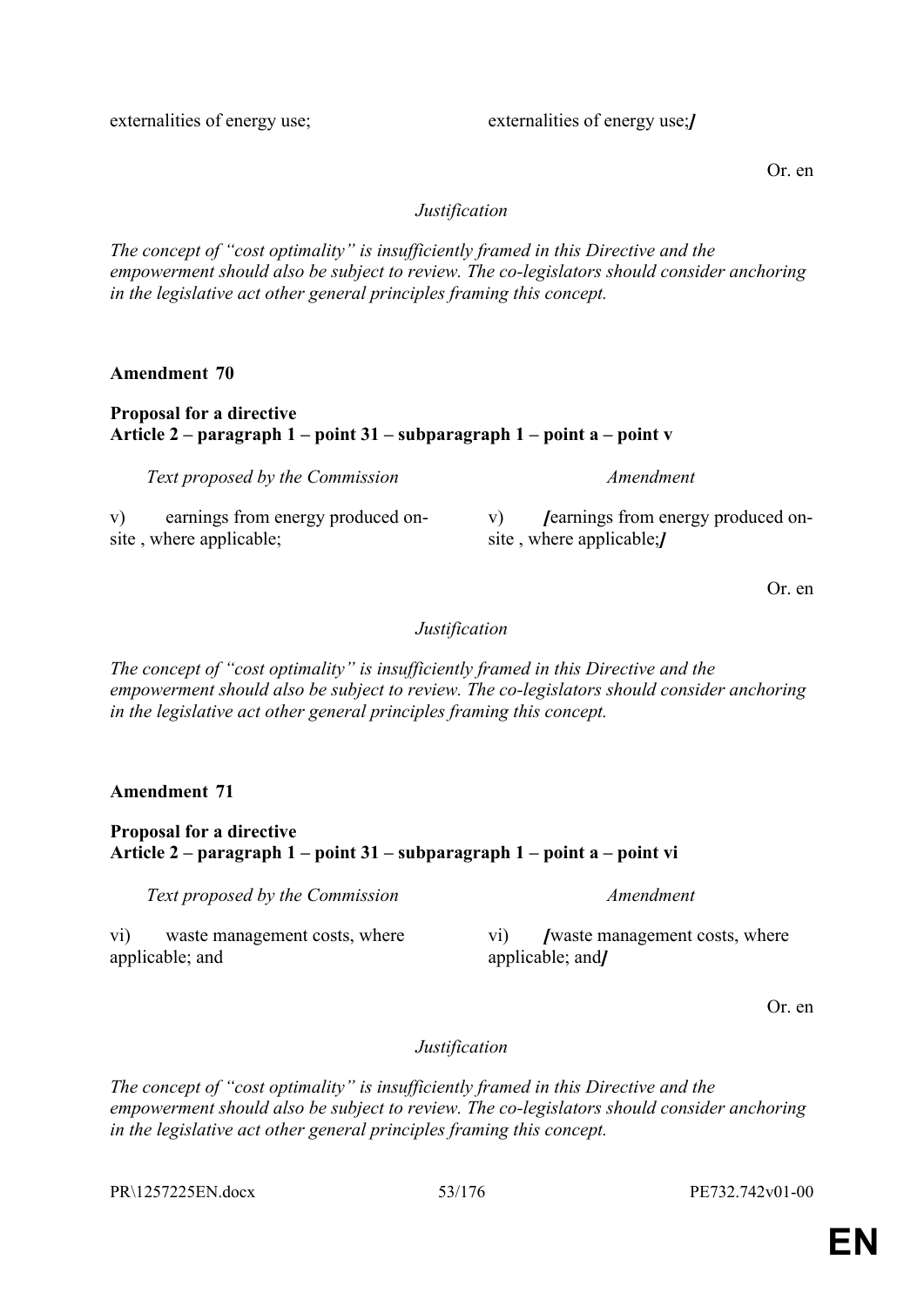| | |
|---|---|
| externalities of energy use; | externalities of energy use;**/** |

Or. en

*Justification*

*The concept of "cost optimality" is insufficiently framed in this Directive and the empowerment should also be subject to review. The co-legislators should consider anchoring in the legislative act other general principles framing this concept.*

**Amendment 70**

**Proposal for a directive**
**Article 2 – paragraph 1 – point 31 – subparagraph 1 – point a – point v**

| *Text proposed by the Commission* | *Amendment* |
|---|---|
| v) earnings from energy produced on-site , where applicable; | v) **/**earnings from energy produced on-site , where applicable;**/** |

Or. en

*Justification*

*The concept of "cost optimality" is insufficiently framed in this Directive and the empowerment should also be subject to review. The co-legislators should consider anchoring in the legislative act other general principles framing this concept.*

**Amendment 71**

**Proposal for a directive**
**Article 2 – paragraph 1 – point 31 – subparagraph 1 – point a – point vi**

| *Text proposed by the Commission* | *Amendment* |
|---|---|
| vi) waste management costs, where applicable; and | vi) **/**waste management costs, where applicable; and**/** |

Or. en

*Justification*

*The concept of "cost optimality" is insufficiently framed in this Directive and the empowerment should also be subject to review. The co-legislators should consider anchoring in the legislative act other general principles framing this concept.*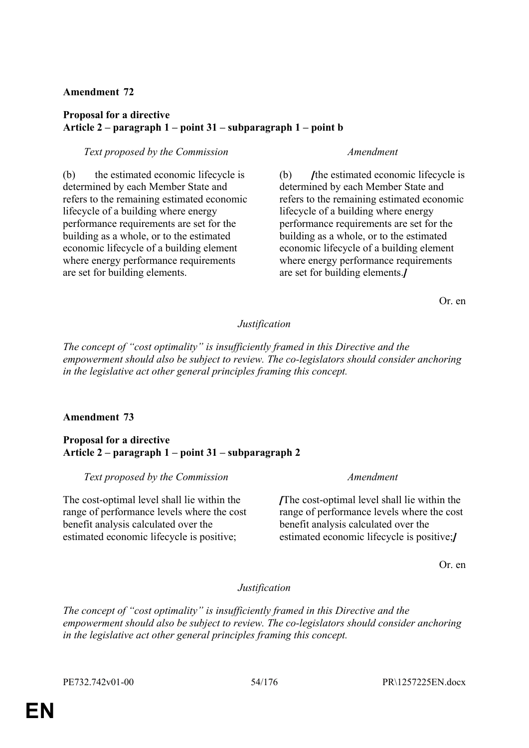**Amendment 72**

**Proposal for a directive**
**Article 2 – paragraph 1 – point 31 – subparagraph 1 – point b**

| *Text proposed by the Commission* | *Amendment* |
|---|---|
| (b) the estimated economic lifecycle is determined by each Member State and refers to the remaining estimated economic lifecycle of a building where energy performance requirements are set for the building as a whole, or to the estimated economic lifecycle of a building element where energy performance requirements are set for building elements. | (b) ***[***the estimated economic lifecycle is determined by each Member State and refers to the remaining estimated economic lifecycle of a building where energy performance requirements are set for the building as a whole, or to the estimated economic lifecycle of a building element where energy performance requirements are set for building elements.***]*** |

Or. en

*Justification*

*The concept of "cost optimality" is insufficiently framed in this Directive and the empowerment should also be subject to review. The co-legislators should consider anchoring in the legislative act other general principles framing this concept.*

**Amendment 73**

**Proposal for a directive**
**Article 2 – paragraph 1 – point 31 – subparagraph 2**

| *Text proposed by the Commission* | *Amendment* |
|---|---|
| The cost-optimal level shall lie within the range of performance levels where the cost benefit analysis calculated over the estimated economic lifecycle is positive; | ***[***The cost-optimal level shall lie within the range of performance levels where the cost benefit analysis calculated over the estimated economic lifecycle is positive;***]*** |

Or. en

*Justification*

*The concept of "cost optimality" is insufficiently framed in this Directive and the empowerment should also be subject to review. The co-legislators should consider anchoring in the legislative act other general principles framing this concept.*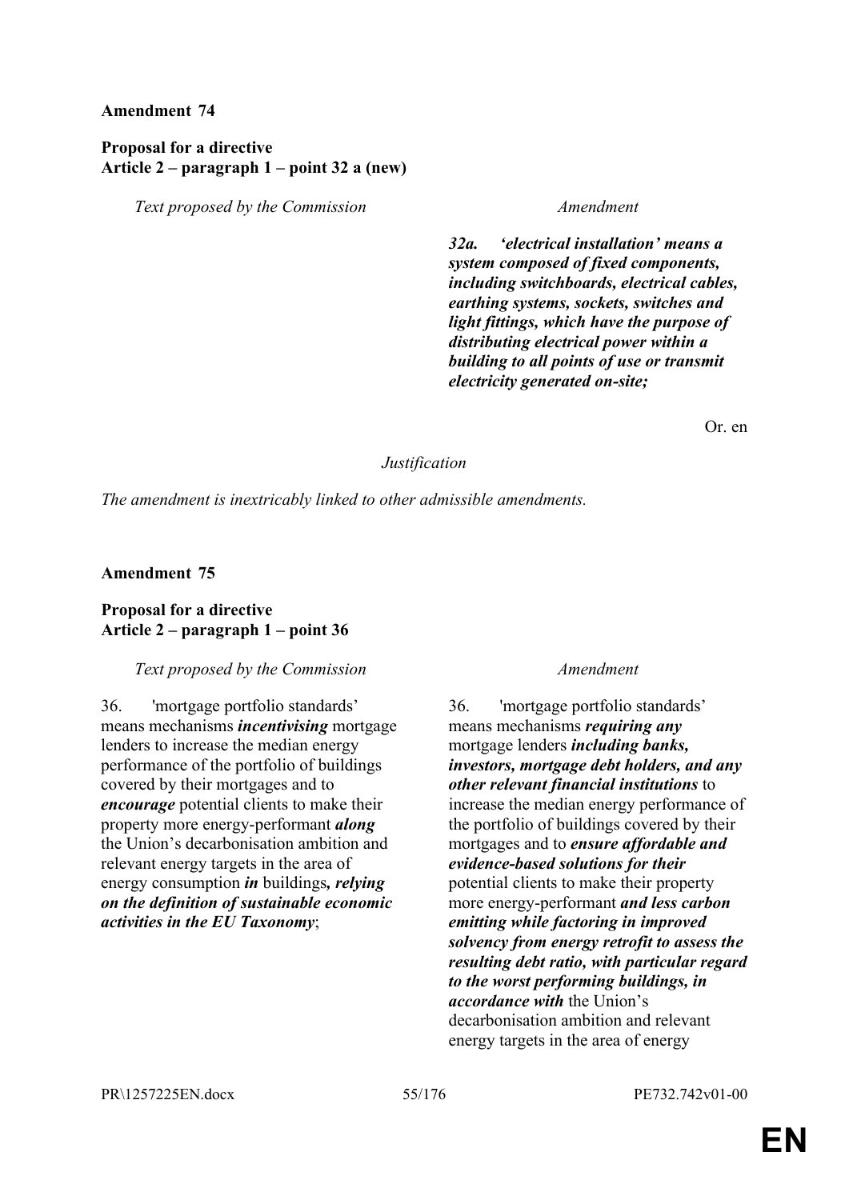**Amendment 74**

**Proposal for a directive**
**Article 2 – paragraph 1 – point 32 a (new)**

| *Text proposed by the Commission* | *Amendment* |
|---|---|
| | ***32a. 'electrical installation' means a system composed of fixed components, including switchboards, electrical cables, earthing systems, sockets, switches and light fittings, which have the purpose of distributing electrical power within a building to all points of use or transmit electricity generated on-site;*** |

Or. en

*Justification*

*The amendment is inextricably linked to other admissible amendments.*

**Amendment 75**

**Proposal for a directive**
**Article 2 – paragraph 1 – point 36**

| *Text proposed by the Commission* | *Amendment* |
|---|---|
| 36. 'mortgage portfolio standards' means mechanisms ***incentivising*** mortgage lenders to increase the median energy performance of the portfolio of buildings covered by their mortgages and to ***encourage*** potential clients to make their property more energy-performant ***along*** the Union's decarbonisation ambition and relevant energy targets in the area of energy consumption ***in*** buildings***, relying on the definition of sustainable economic activities in the EU Taxonomy***; | 36. 'mortgage portfolio standards' means mechanisms ***requiring any*** mortgage lenders ***including banks, investors, mortgage debt holders, and any other relevant financial institutions*** to increase the median energy performance of the portfolio of buildings covered by their mortgages and to ***ensure affordable and evidence-based solutions for their*** potential clients to make their property more energy-performant ***and less carbon emitting while factoring in improved solvency from energy retrofit to assess the resulting debt ratio, with particular regard to the worst performing buildings, in accordance with*** the Union's decarbonisation ambition and relevant energy targets in the area of energy |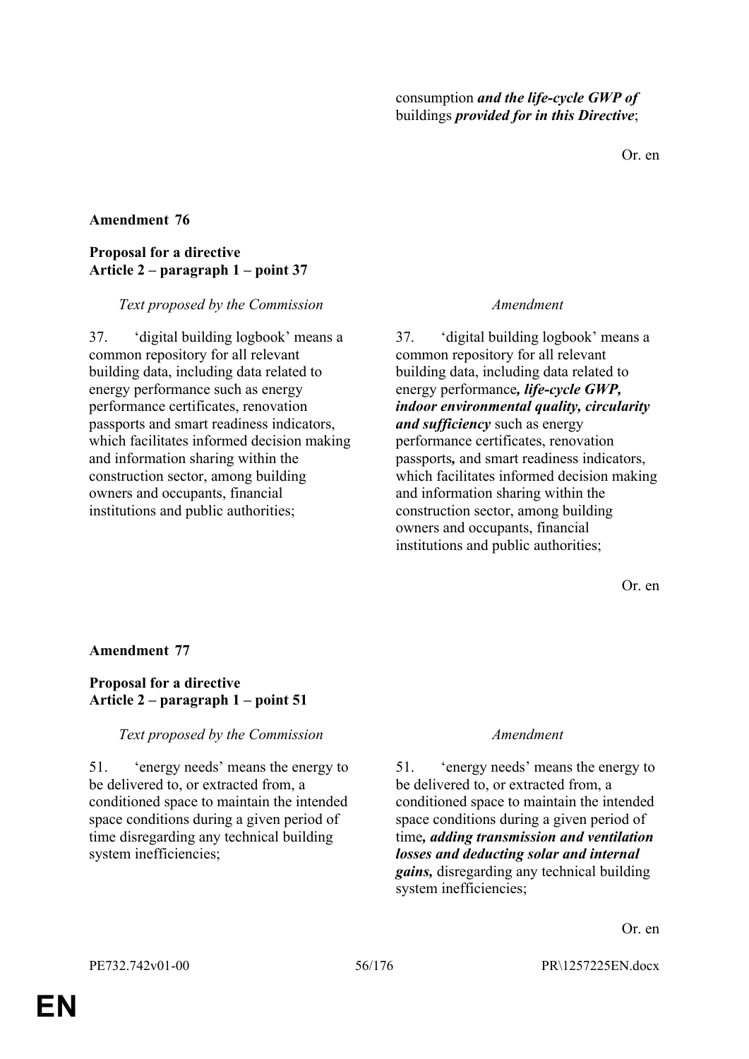| | |
|---|---|
| | consumption ***and the life-cycle GWP of*** buildings ***provided for in this Directive***; |

Or. en

**Amendment 76**

**Proposal for a directive**
**Article 2 – paragraph 1 – point 37**

| *Text proposed by the Commission* | *Amendment* |
|---|---|
| 37. ‘digital building logbook’ means a common repository for all relevant building data, including data related to energy performance such as energy performance certificates, renovation passports and smart readiness indicators, which facilitates informed decision making and information sharing within the construction sector, among building owners and occupants, financial institutions and public authorities; | 37. ‘digital building logbook’ means a common repository for all relevant building data, including data related to energy performance***, life-cycle GWP, indoor environmental quality, circularity and sufficiency*** such as energy performance certificates, renovation passports***,*** and smart readiness indicators, which facilitates informed decision making and information sharing within the construction sector, among building owners and occupants, financial institutions and public authorities; |

Or. en

**Amendment 77**

**Proposal for a directive**
**Article 2 – paragraph 1 – point 51**

| *Text proposed by the Commission* | *Amendment* |
|---|---|
| 51. ‘energy needs’ means the energy to be delivered to, or extracted from, a conditioned space to maintain the intended space conditions during a given period of time disregarding any technical building system inefficiencies; | 51. ‘energy needs’ means the energy to be delivered to, or extracted from, a conditioned space to maintain the intended space conditions during a given period of time***, adding transmission and ventilation losses and deducting solar and internal gains,*** disregarding any technical building system inefficiencies; |

Or. en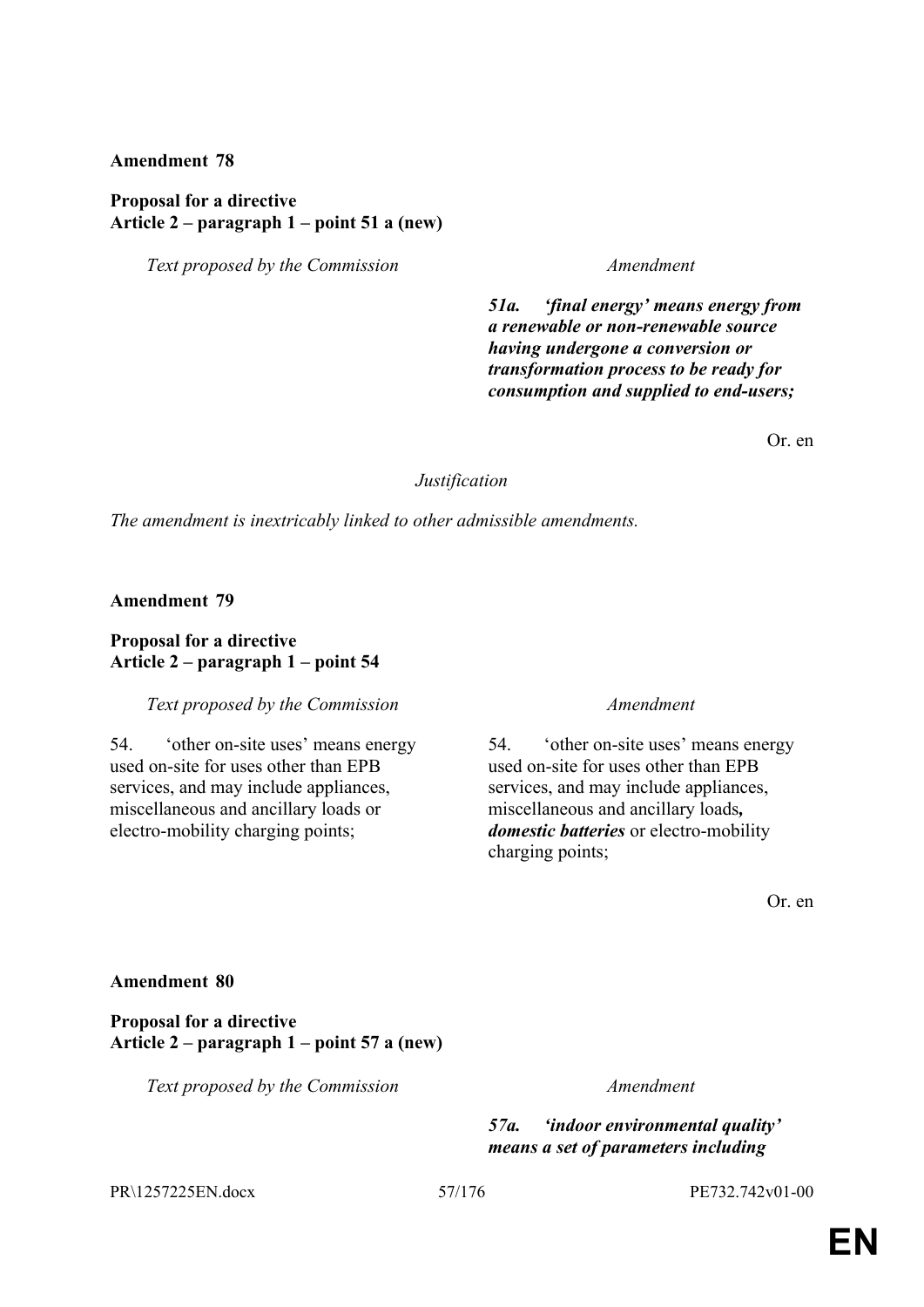**Amendment 78**

**Proposal for a directive**
**Article 2 – paragraph 1 – point 51 a (new)**

| *Text proposed by the Commission* | *Amendment* |
|---|---|
| | ***51a. 'final energy' means energy from a renewable or non-renewable source having undergone a conversion or transformation process to be ready for consumption and supplied to end-users;*** |

Or. en

*Justification*

*The amendment is inextricably linked to other admissible amendments.*

**Amendment 79**

**Proposal for a directive**
**Article 2 – paragraph 1 – point 54**

| *Text proposed by the Commission* | *Amendment* |
|---|---|
| 54. 'other on-site uses' means energy used on-site for uses other than EPB services, and may include appliances, miscellaneous and ancillary loads or electro-mobility charging points; | 54. 'other on-site uses' means energy used on-site for uses other than EPB services, and may include appliances, miscellaneous and ancillary loads***, domestic batteries*** or electro-mobility charging points; |

Or. en

**Amendment 80**

**Proposal for a directive**
**Article 2 – paragraph 1 – point 57 a (new)**

| *Text proposed by the Commission* | *Amendment* |
|---|---|
| | ***57a. 'indoor environmental quality' means a set of parameters including*** |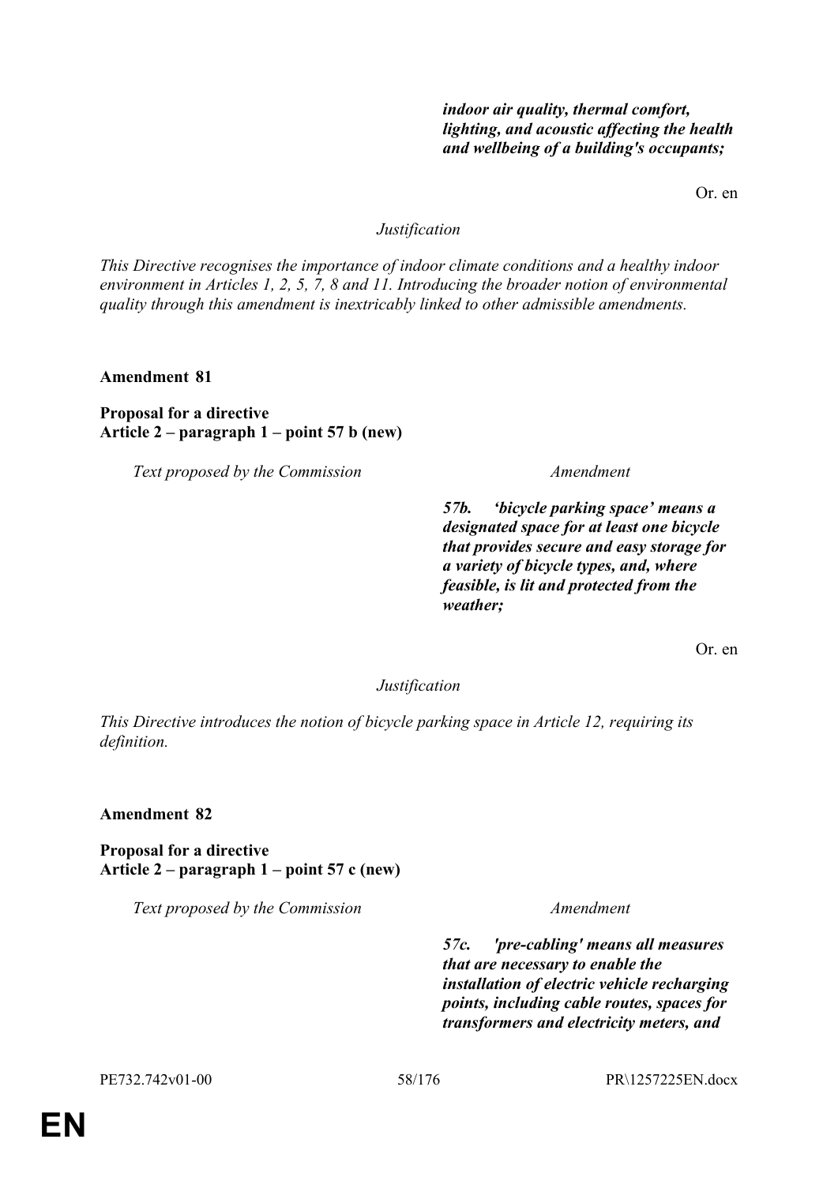| | |
|---|---|
| | ***indoor air quality, thermal comfort, lighting, and acoustic affecting the health and wellbeing of a building's occupants;*** |

Or. en

*Justification*

*This Directive recognises the importance of indoor climate conditions and a healthy indoor environment in Articles 1, 2, 5, 7, 8 and 11. Introducing the broader notion of environmental quality through this amendment is inextricably linked to other admissible amendments.*

**Amendment 81**

**Proposal for a directive**
**Article 2 – paragraph 1 – point 57 b (new)**

| *Text proposed by the Commission* | *Amendment* |
|---|---|
| | ***57b. 'bicycle parking space' means a designated space for at least one bicycle that provides secure and easy storage for a variety of bicycle types, and, where feasible, is lit and protected from the weather;*** |

Or. en

*Justification*

*This Directive introduces the notion of bicycle parking space in Article 12, requiring its definition.*

**Amendment 82**

**Proposal for a directive**
**Article 2 – paragraph 1 – point 57 c (new)**

| *Text proposed by the Commission* | *Amendment* |
|---|---|
| | ***57c. 'pre-cabling' means all measures that are necessary to enable the installation of electric vehicle recharging points, including cable routes, spaces for transformers and electricity meters, and*** |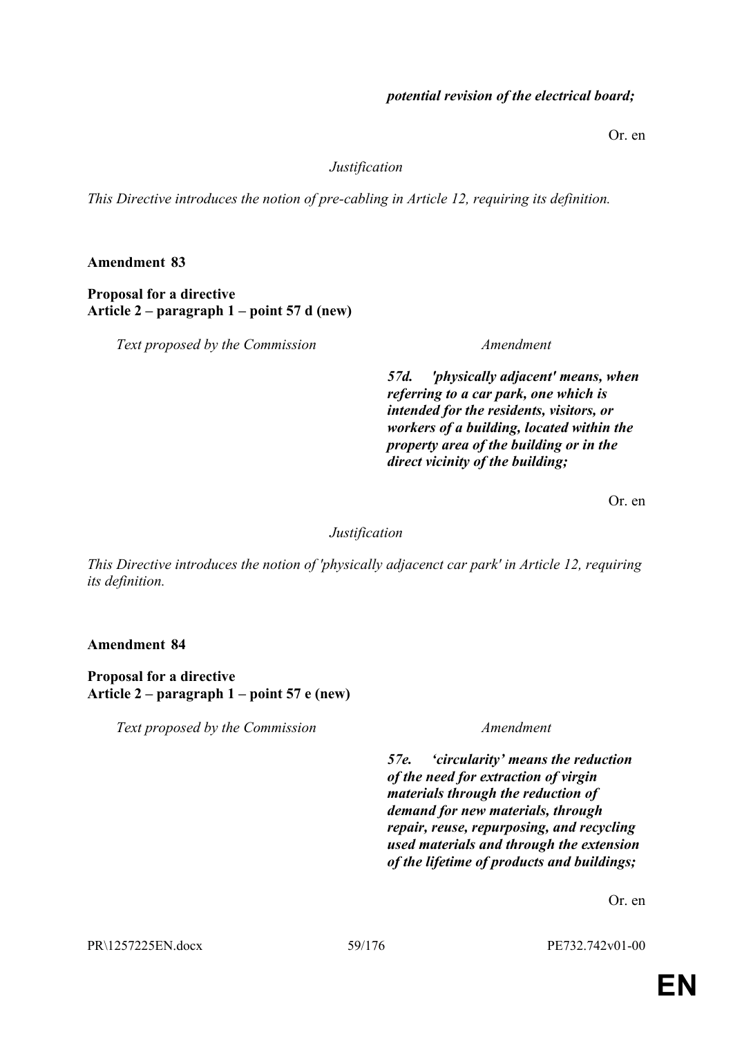***potential revision of the electrical board;***

Or. en

*Justification*

*This Directive introduces the notion of pre-cabling in Article 12, requiring its definition.*

**Amendment 83**

**Proposal for a directive**
**Article 2 – paragraph 1 – point 57 d (new)**

| *Text proposed by the Commission* | *Amendment* |
|---|---|
| | ***57d. 'physically adjacent' means, when referring to a car park, one which is intended for the residents, visitors, or workers of a building, located within the property area of the building or in the direct vicinity of the building;*** |

Or. en

*Justification*

*This Directive introduces the notion of 'physically adjacenct car park' in Article 12, requiring its definition.*

**Amendment 84**

**Proposal for a directive**
**Article 2 – paragraph 1 – point 57 e (new)**

| *Text proposed by the Commission* | *Amendment* |
|---|---|
| | ***57e. 'circularity' means the reduction of the need for extraction of virgin materials through the reduction of demand for new materials, through repair, reuse, repurposing, and recycling used materials and through the extension of the lifetime of products and buildings;*** |

Or. en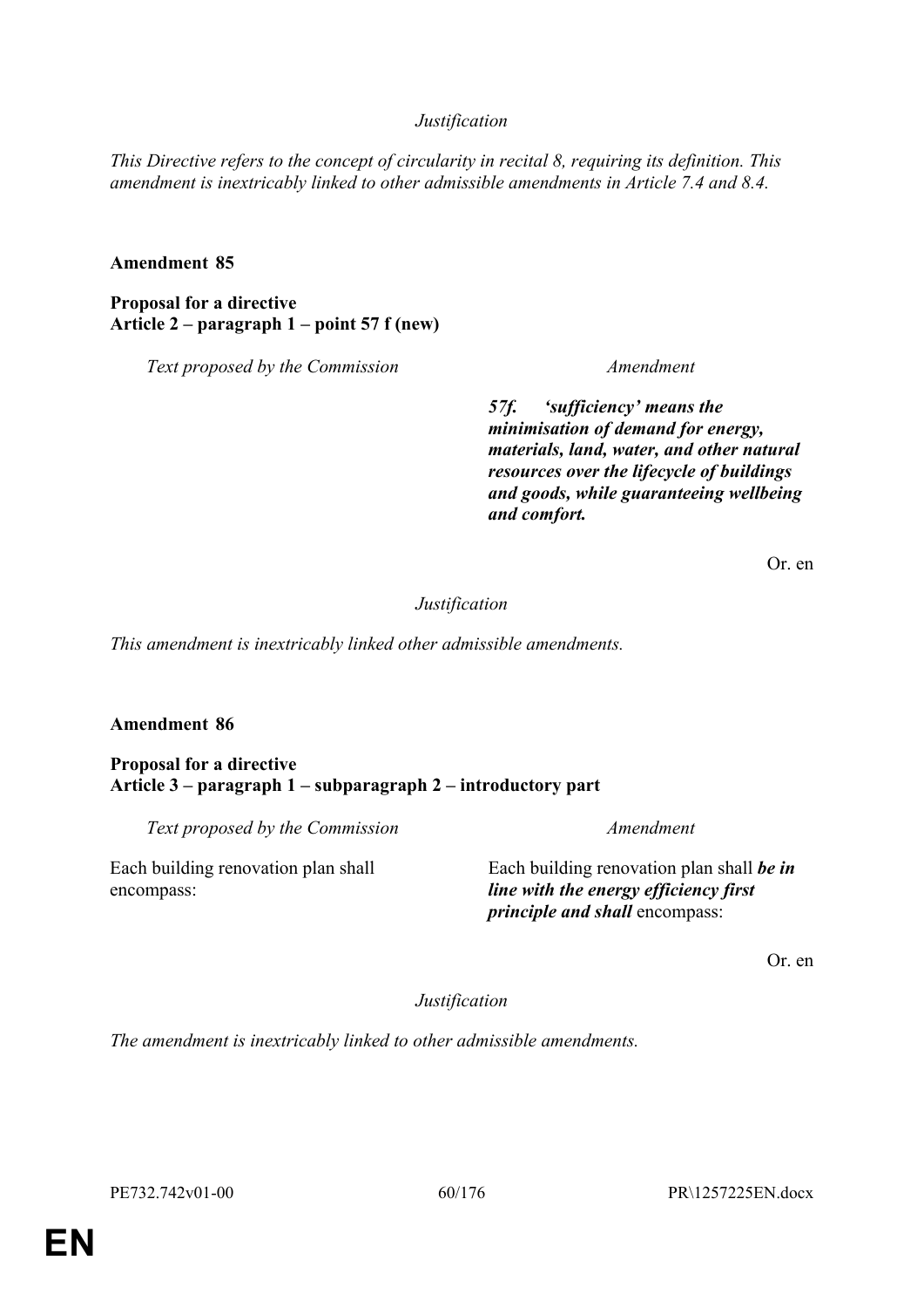*Justification*

*This Directive refers to the concept of circularity in recital 8, requiring its definition. This amendment is inextricably linked to other admissible amendments in Article 7.4 and 8.4.*

**Amendment 85**

**Proposal for a directive**
**Article 2 – paragraph 1 – point 57 f (new)**

| *Text proposed by the Commission* | *Amendment* |
|---|---|
| | ***57f. 'sufficiency' means the minimisation of demand for energy, materials, land, water, and other natural resources over the lifecycle of buildings and goods, while guaranteeing wellbeing and comfort.*** |

Or. en

*Justification*

*This amendment is inextricably linked other admissible amendments.*

**Amendment 86**

**Proposal for a directive**
**Article 3 – paragraph 1 – subparagraph 2 – introductory part**

| *Text proposed by the Commission* | *Amendment* |
|---|---|
| Each building renovation plan shall encompass: | Each building renovation plan shall ***be in line with the energy efficiency first principle and shall*** encompass: |

Or. en

*Justification*

*The amendment is inextricably linked to other admissible amendments.*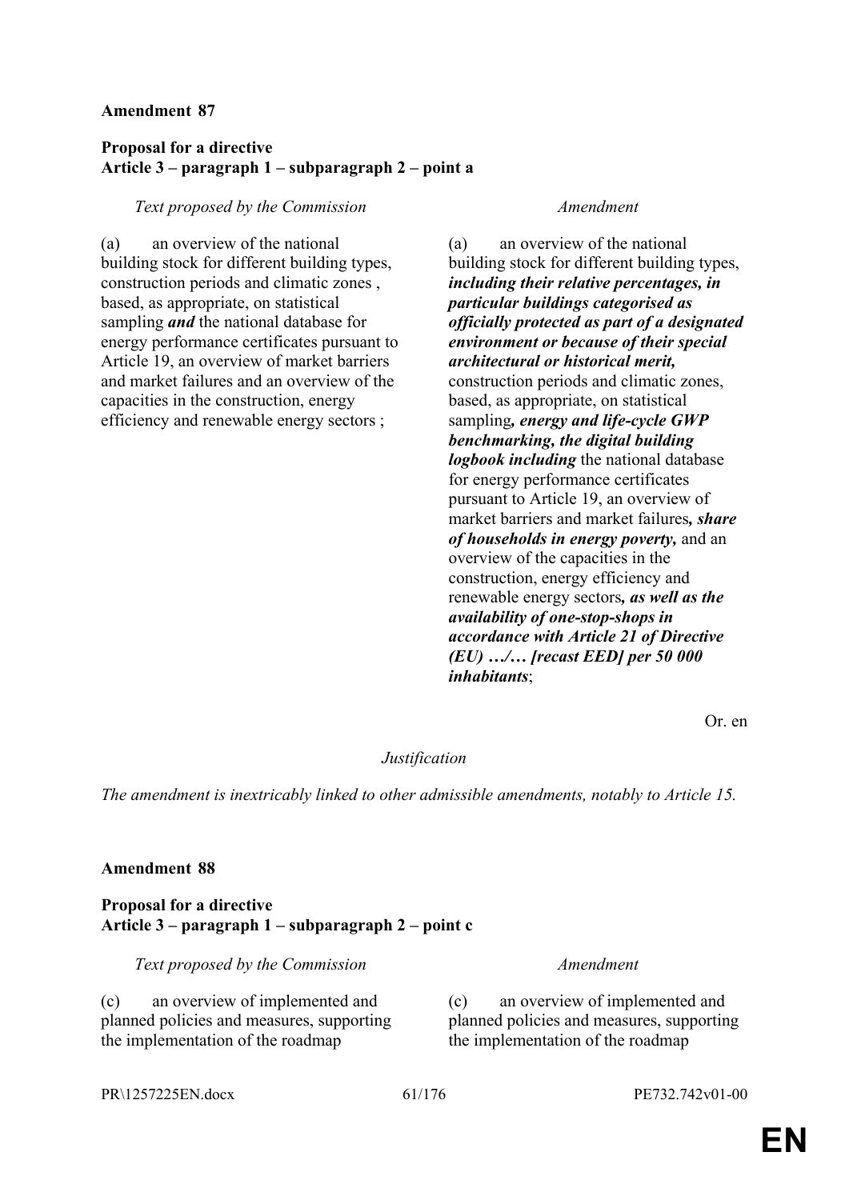**Amendment 87**

**Proposal for a directive**
**Article 3 – paragraph 1 – subparagraph 2 – point a**

| *Text proposed by the Commission* | *Amendment* |
| --- | --- |
| (a) an overview of the national building stock for different building types, construction periods and climatic zones , based, as appropriate, on statistical sampling ***and*** the national database for energy performance certificates pursuant to Article 19, an overview of market barriers and market failures and an overview of the capacities in the construction, energy efficiency and renewable energy sectors ; | (a) an overview of the national building stock for different building types, ***including their relative percentages, in particular buildings categorised as officially protected as part of a designated environment or because of their special architectural or historical merit,*** construction periods and climatic zones, based, as appropriate, on statistical sampling***, energy and life-cycle GWP benchmarking, the digital building logbook including*** the national database for energy performance certificates pursuant to Article 19, an overview of market barriers and market failures***, share of households in energy poverty,*** and an overview of the capacities in the construction, energy efficiency and renewable energy sectors***, as well as the availability of one-stop-shops in accordance with Article 21 of Directive (EU) …/… [recast EED] per 50 000 inhabitants***; |

Or. en

*Justification*

*The amendment is inextricably linked to other admissible amendments, notably to Article 15.*

**Amendment 88**

**Proposal for a directive**
**Article 3 – paragraph 1 – subparagraph 2 – point c**

| *Text proposed by the Commission* | *Amendment* |
| --- | --- |
| (c) an overview of implemented and planned policies and measures, supporting the implementation of the roadmap | (c) an overview of implemented and planned policies and measures, supporting the implementation of the roadmap |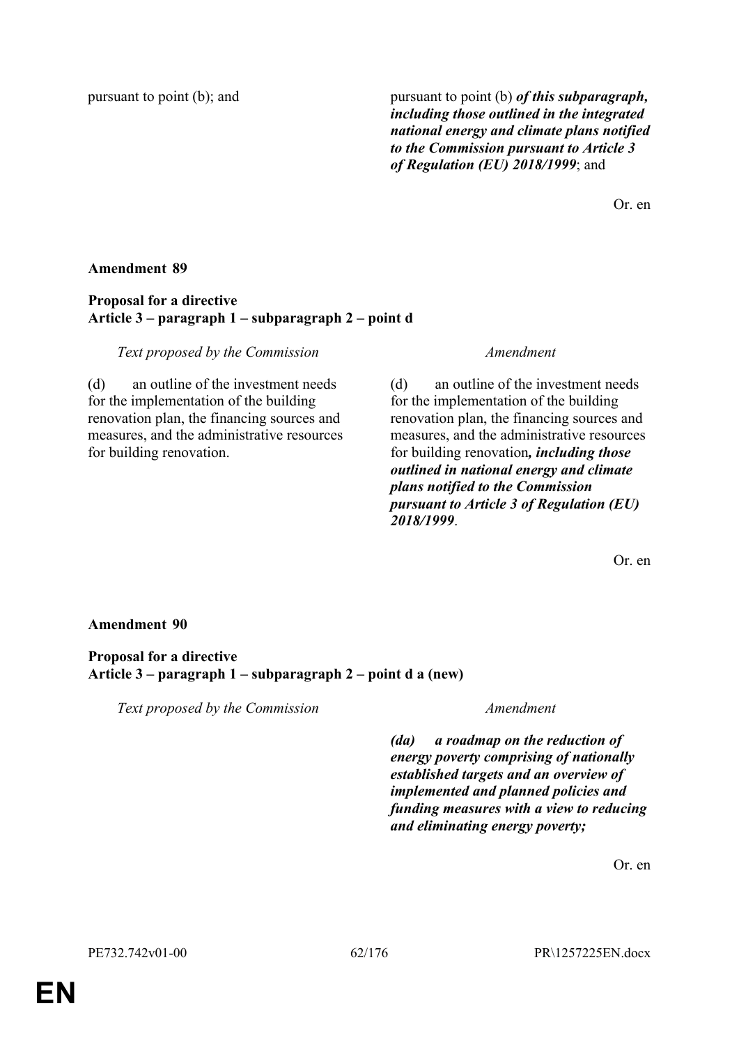| | |
|---|---|
| pursuant to point (b); and | pursuant to point (b) ***of this subparagraph, including those outlined in the integrated national energy and climate plans notified to the Commission pursuant to Article 3 of Regulation (EU) 2018/1999***; and |

Or. en

**Amendment 89**

**Proposal for a directive**
**Article 3 – paragraph 1 – subparagraph 2 – point d**

| *Text proposed by the Commission* | *Amendment* |
|---|---|
| (d) an outline of the investment needs for the implementation of the building renovation plan, the financing sources and measures, and the administrative resources for building renovation. | (d) an outline of the investment needs for the implementation of the building renovation plan, the financing sources and measures, and the administrative resources for building renovation***, including those outlined in national energy and climate plans notified to the Commission pursuant to Article 3 of Regulation (EU) 2018/1999***. |

Or. en

**Amendment 90**

**Proposal for a directive**
**Article 3 – paragraph 1 – subparagraph 2 – point d a (new)**

| *Text proposed by the Commission* | *Amendment* |
|---|---|
| | ***(da) a roadmap on the reduction of energy poverty comprising of nationally established targets and an overview of implemented and planned policies and funding measures with a view to reducing and eliminating energy poverty;*** |

Or. en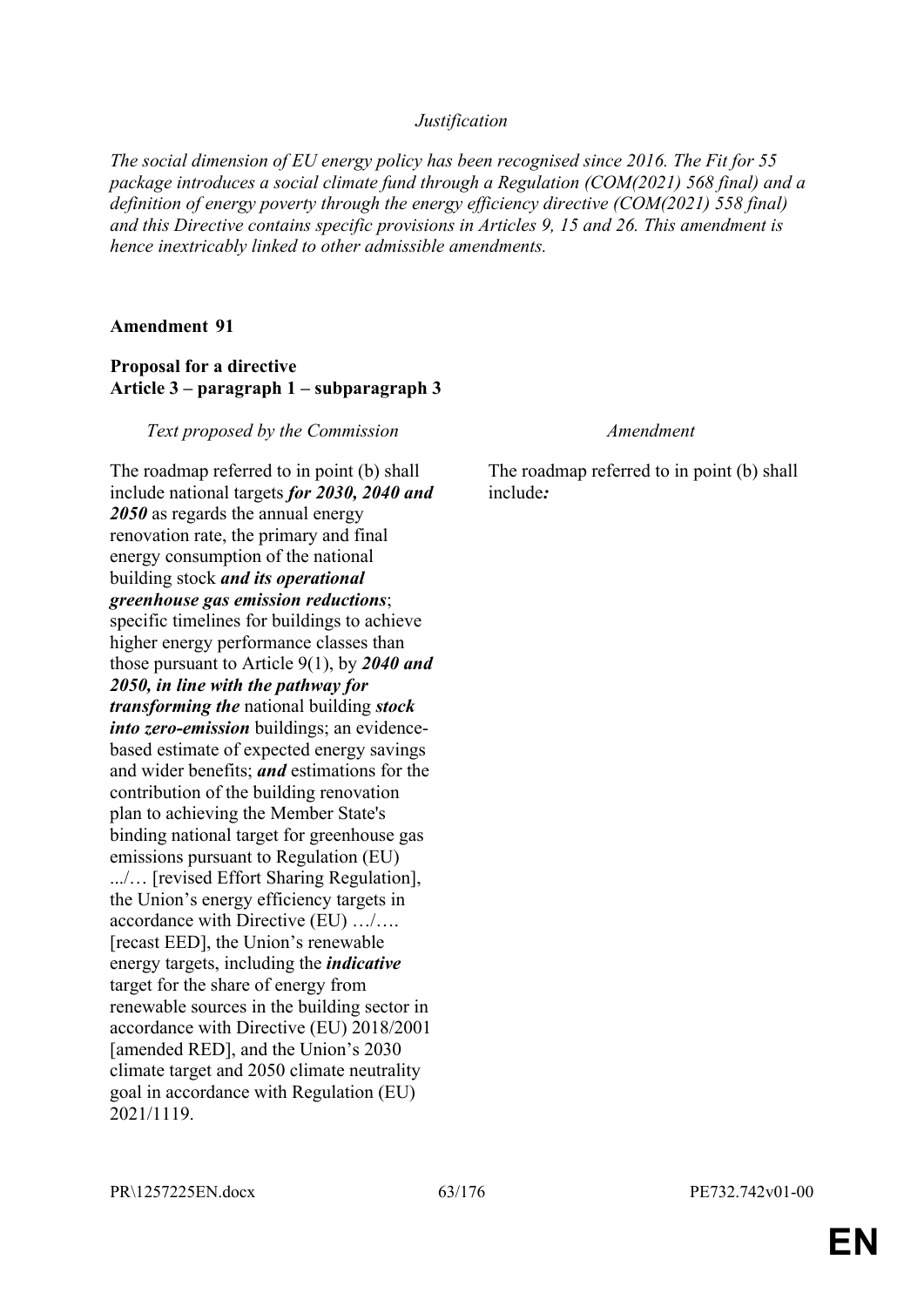*Justification*

*The social dimension of EU energy policy has been recognised since 2016. The Fit for 55 package introduces a social climate fund through a Regulation (COM(2021) 568 final) and a definition of energy poverty through the energy efficiency directive (COM(2021) 558 final) and this Directive contains specific provisions in Articles 9, 15 and 26. This amendment is hence inextricably linked to other admissible amendments.*

**Amendment 91**

**Proposal for a directive**
**Article 3 – paragraph 1 – subparagraph 3**

| *Text proposed by the Commission* | *Amendment* |
|---|---|
| The roadmap referred to in point (b) shall include national targets ***for 2030, 2040 and 2050*** as regards the annual energy renovation rate, the primary and final energy consumption of the national building stock ***and its operational greenhouse gas emission reductions***; specific timelines for buildings to achieve higher energy performance classes than those pursuant to Article 9(1), by ***2040 and 2050, in line with the pathway for transforming the*** national building ***stock into zero-emission*** buildings; an evidence-based estimate of expected energy savings and wider benefits; ***and*** estimations for the contribution of the building renovation plan to achieving the Member State's binding national target for greenhouse gas emissions pursuant to Regulation (EU) .../… [revised Effort Sharing Regulation], the Union's energy efficiency targets in accordance with Directive (EU) …/…. [recast EED], the Union's renewable energy targets, including the ***indicative*** target for the share of energy from renewable sources in the building sector in accordance with Directive (EU) 2018/2001 [amended RED], and the Union's 2030 climate target and 2050 climate neutrality goal in accordance with Regulation (EU) 2021/1119. | The roadmap referred to in point (b) shall include***:*** |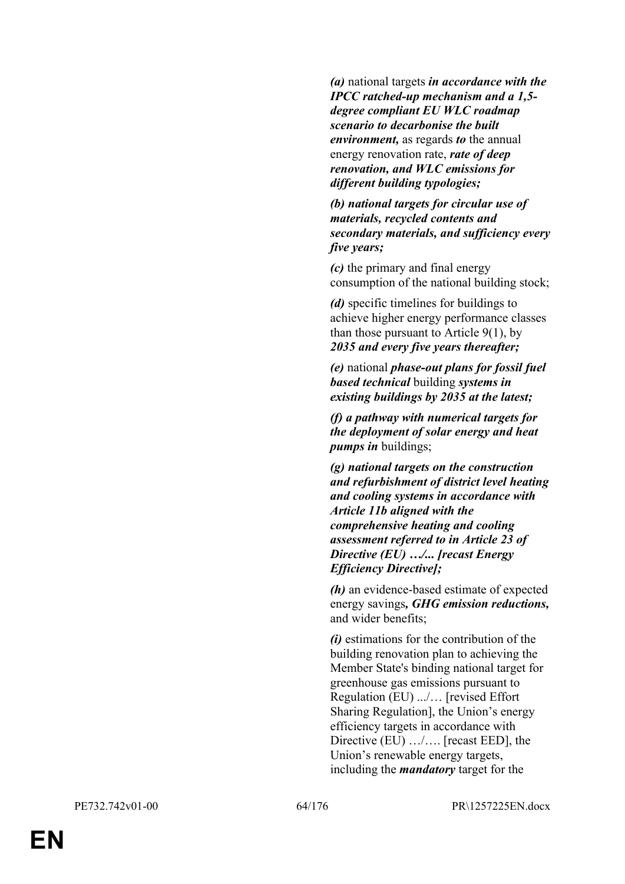***(a)*** national targets ***in accordance with the IPCC ratched-up mechanism and a 1,5-degree compliant EU WLC roadmap scenario to decarbonise the built environment,*** as regards ***to*** the annual energy renovation rate, ***rate of deep renovation, and WLC emissions for different building typologies;***

***(b) national targets for circular use of materials, recycled contents and secondary materials, and sufficiency every five years;***

***(c)*** the primary and final energy consumption of the national building stock;

***(d)*** specific timelines for buildings to achieve higher energy performance classes than those pursuant to Article 9(1), by ***2035 and every five years thereafter;***

***(e)*** national ***phase-out plans for fossil fuel based technical*** building ***systems in existing buildings by 2035 at the latest;***

***(f) a pathway with numerical targets for the deployment of solar energy and heat pumps in*** buildings;

***(g) national targets on the construction and refurbishment of district level heating and cooling systems in accordance with Article 11b aligned with the comprehensive heating and cooling assessment referred to in Article 23 of Directive (EU) …/... [recast Energy Efficiency Directive];***

***(h)*** an evidence-based estimate of expected energy savings***, GHG emission reductions,*** and wider benefits;

***(i)*** estimations for the contribution of the building renovation plan to achieving the Member State's binding national target for greenhouse gas emissions pursuant to Regulation (EU) .../… [revised Effort Sharing Regulation], the Union's energy efficiency targets in accordance with Directive (EU) …/…. [recast EED], the Union's renewable energy targets, including the ***mandatory*** target for the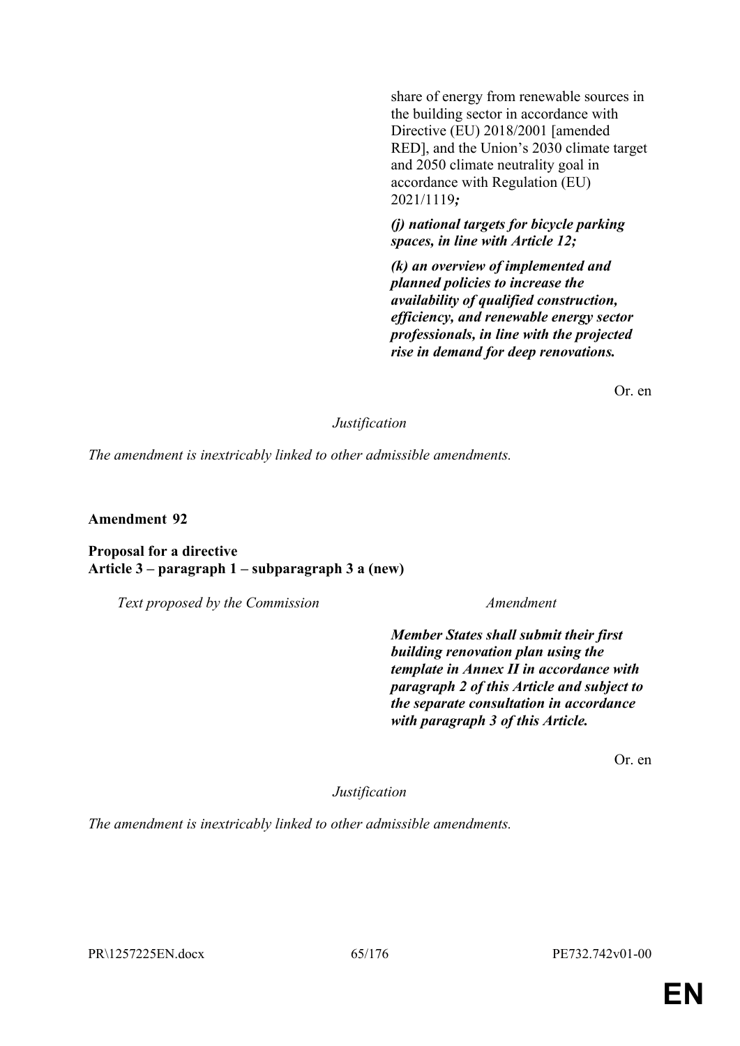| Text proposed by the Commission | Amendment |
|---|---|
| | share of energy from renewable sources in the building sector in accordance with Directive (EU) 2018/2001 [amended RED], and the Union's 2030 climate target and 2050 climate neutrality goal in accordance with Regulation (EU) 2021/1119***;*** |
| | ***(j) national targets for bicycle parking spaces, in line with Article 12;*** |
| | ***(k) an overview of implemented and planned policies to increase the availability of qualified construction, efficiency, and renewable energy sector professionals, in line with the projected rise in demand for deep renovations.*** |

Or. en

*Justification*

*The amendment is inextricably linked to other admissible amendments.*

**Amendment 92**

**Proposal for a directive**
**Article 3 – paragraph 1 – subparagraph 3 a (new)**

| Text proposed by the Commission | Amendment |
|---|---|
| | ***Member States shall submit their first building renovation plan using the template in Annex II in accordance with paragraph 2 of this Article and subject to the separate consultation in accordance with paragraph 3 of this Article.*** |

Or. en

*Justification*

*The amendment is inextricably linked to other admissible amendments.*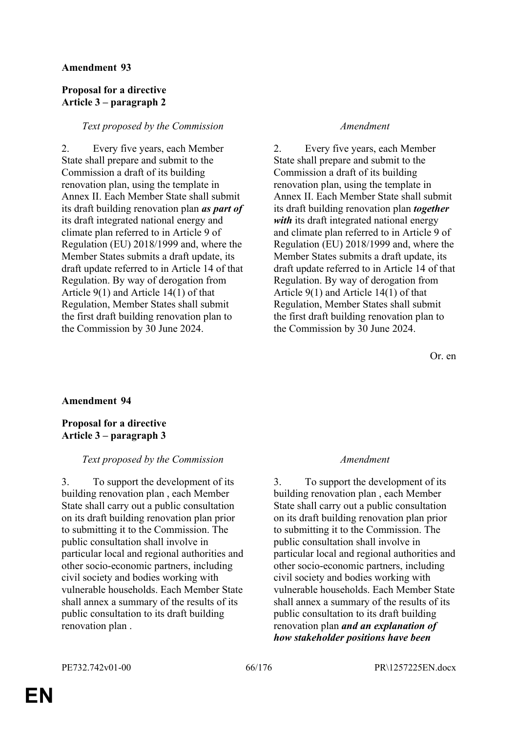**Amendment 93**

**Proposal for a directive**
**Article 3 – paragraph 2**

| *Text proposed by the Commission* | *Amendment* |
|---|---|
| 2. Every five years, each Member State shall prepare and submit to the Commission a draft of its building renovation plan, using the template in Annex II. Each Member State shall submit its draft building renovation plan ***as part of*** its draft integrated national energy and climate plan referred to in Article 9 of Regulation (EU) 2018/1999 and, where the Member States submits a draft update, its draft update referred to in Article 14 of that Regulation. By way of derogation from Article 9(1) and Article 14(1) of that Regulation, Member States shall submit the first draft building renovation plan to the Commission by 30 June 2024. | 2. Every five years, each Member State shall prepare and submit to the Commission a draft of its building renovation plan, using the template in Annex II. Each Member State shall submit its draft building renovation plan ***together with*** its draft integrated national energy and climate plan referred to in Article 9 of Regulation (EU) 2018/1999 and, where the Member States submits a draft update, its draft update referred to in Article 14 of that Regulation. By way of derogation from Article 9(1) and Article 14(1) of that Regulation, Member States shall submit the first draft building renovation plan to the Commission by 30 June 2024. |

Or. en

**Amendment 94**

**Proposal for a directive**
**Article 3 – paragraph 3**

| *Text proposed by the Commission* | *Amendment* |
|---|---|
| 3. To support the development of its building renovation plan , each Member State shall carry out a public consultation on its draft building renovation plan prior to submitting it to the Commission. The public consultation shall involve in particular local and regional authorities and other socio-economic partners, including civil society and bodies working with vulnerable households. Each Member State shall annex a summary of the results of its public consultation to its draft building renovation plan . | 3. To support the development of its building renovation plan , each Member State shall carry out a public consultation on its draft building renovation plan prior to submitting it to the Commission. The public consultation shall involve in particular local and regional authorities and other socio-economic partners, including civil society and bodies working with vulnerable households. Each Member State shall annex a summary of the results of its public consultation to its draft building renovation plan ***and an explanation of how stakeholder positions have been*** |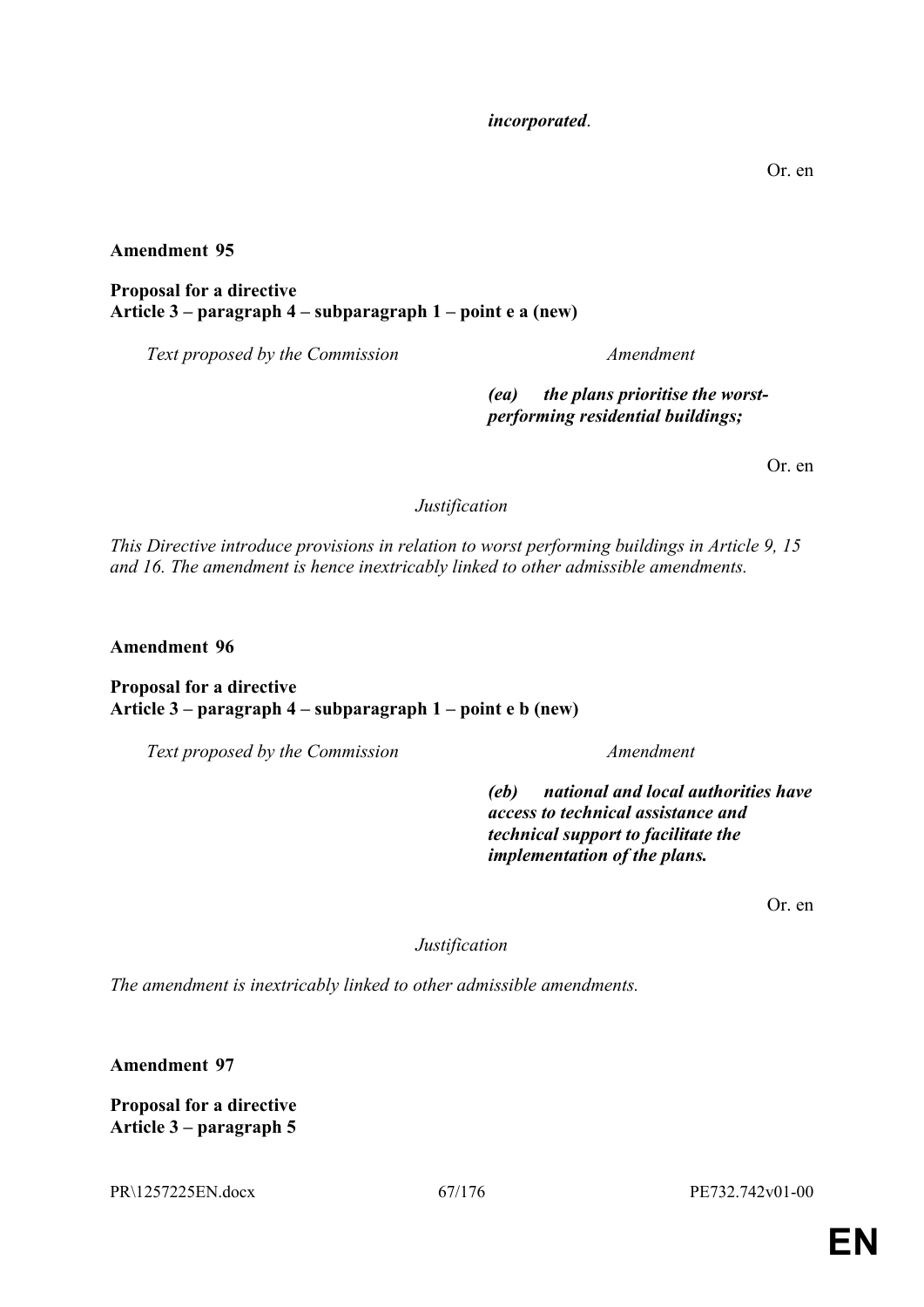*incorporated*.

Or. en

**Amendment 95**

**Proposal for a directive**
**Article 3 – paragraph 4 – subparagraph 1 – point e a (new)**

| *Text proposed by the Commission* | *Amendment* |
|---|---|
| | ***(ea) the plans prioritise the worst-performing residential buildings;*** |

Or. en

*Justification*

*This Directive introduce provisions in relation to worst performing buildings in Article 9, 15 and 16. The amendment is hence inextricably linked to other admissible amendments.*

**Amendment 96**

**Proposal for a directive**
**Article 3 – paragraph 4 – subparagraph 1 – point e b (new)**

| *Text proposed by the Commission* | *Amendment* |
|---|---|
| | ***(eb) national and local authorities have access to technical assistance and technical support to facilitate the implementation of the plans.*** |

Or. en

*Justification*

*The amendment is inextricably linked to other admissible amendments.*

**Amendment 97**

**Proposal for a directive**
**Article 3 – paragraph 5**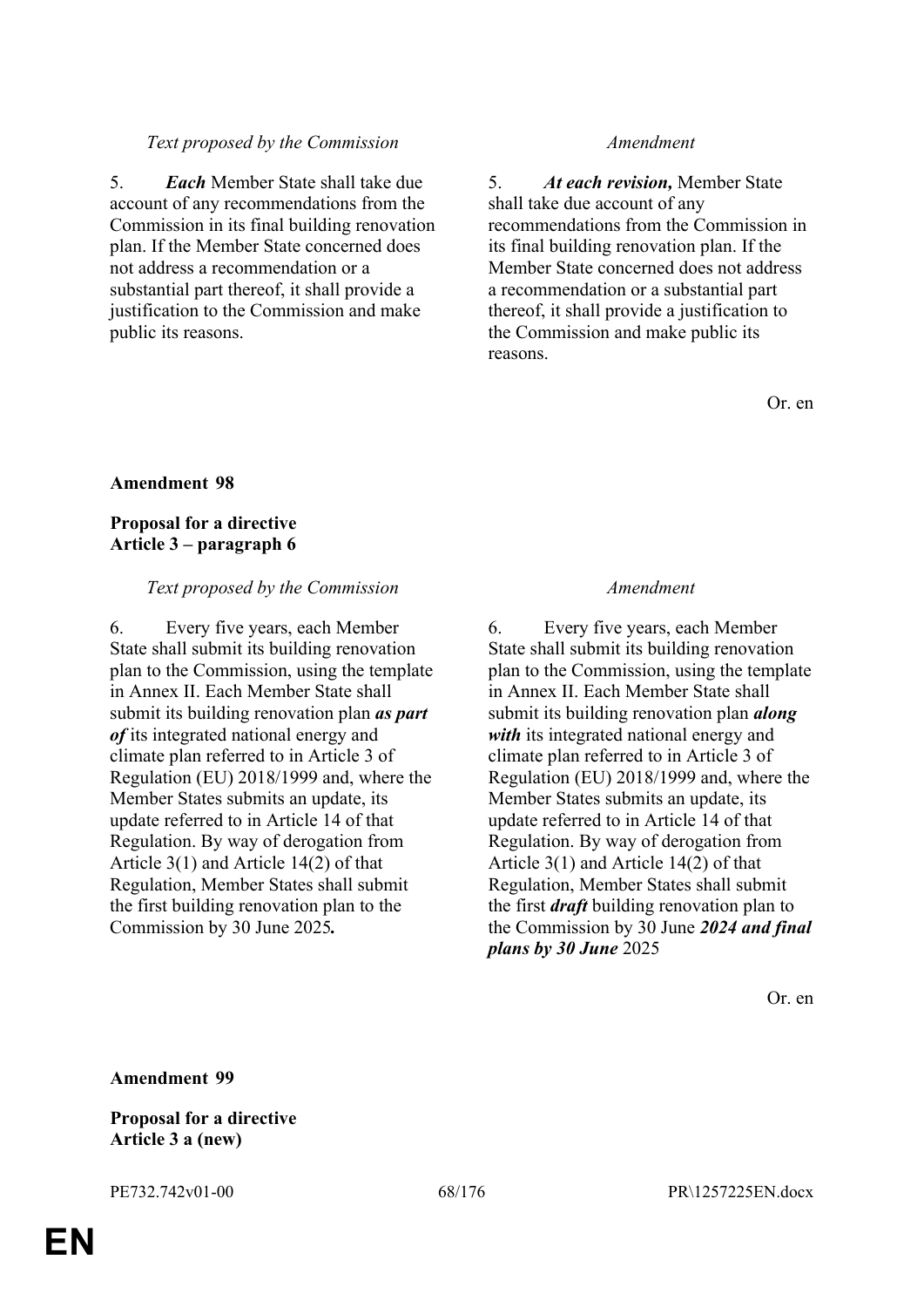| Text proposed by the Commission | Amendment |
| --- | --- |
| 5. ***Each*** Member State shall take due account of any recommendations from the Commission in its final building renovation plan. If the Member State concerned does not address a recommendation or a substantial part thereof, it shall provide a justification to the Commission and make public its reasons. | 5. ***At each revision,*** Member State shall take due account of any recommendations from the Commission in its final building renovation plan. If the Member State concerned does not address a recommendation or a substantial part thereof, it shall provide a justification to the Commission and make public its reasons. |

Or. en

**Amendment 98**

**Proposal for a directive**
**Article 3 – paragraph 6**

| Text proposed by the Commission | Amendment |
| --- | --- |
| 6. Every five years, each Member State shall submit its building renovation plan to the Commission, using the template in Annex II. Each Member State shall submit its building renovation plan ***as part of*** its integrated national energy and climate plan referred to in Article 3 of Regulation (EU) 2018/1999 and, where the Member States submits an update, its update referred to in Article 14 of that Regulation. By way of derogation from Article 3(1) and Article 14(2) of that Regulation, Member States shall submit the first building renovation plan to the Commission by 30 June 2025***.*** | 6. Every five years, each Member State shall submit its building renovation plan to the Commission, using the template in Annex II. Each Member State shall submit its building renovation plan ***along with*** its integrated national energy and climate plan referred to in Article 3 of Regulation (EU) 2018/1999 and, where the Member States submits an update, its update referred to in Article 14 of that Regulation. By way of derogation from Article 3(1) and Article 14(2) of that Regulation, Member States shall submit the first ***draft*** building renovation plan to the Commission by 30 June ***2024 and final plans by 30 June*** 2025 |

Or. en

**Amendment 99**

**Proposal for a directive**
**Article 3 a (new)**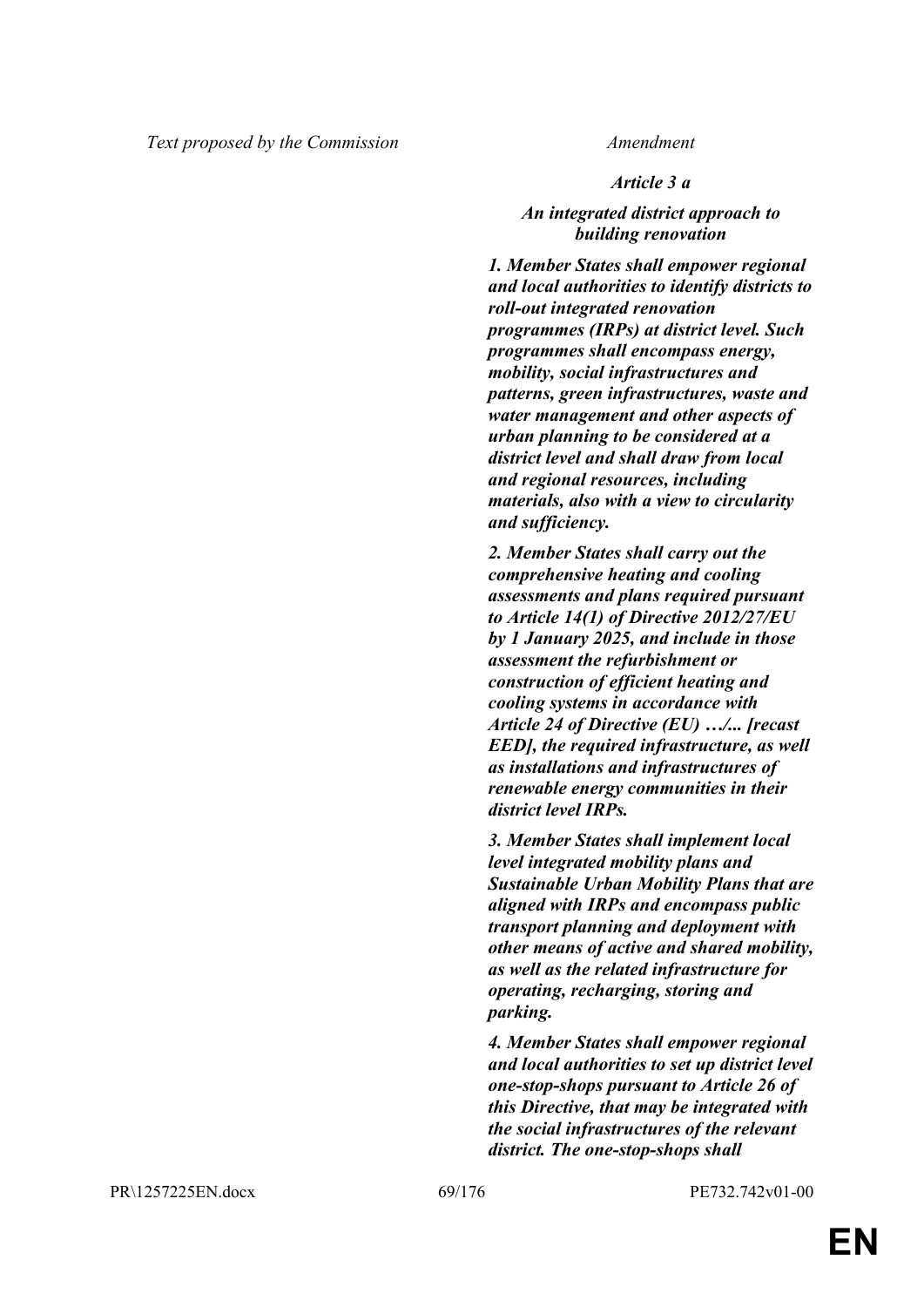| Text proposed by the Commission | Amendment |
|---|---|
| | ***Article 3 a*** |
| | ***An integrated district approach to building renovation*** |
| | ***1. Member States shall empower regional and local authorities to identify districts to roll-out integrated renovation programmes (IRPs) at district level. Such programmes shall encompass energy, mobility, social infrastructures and patterns, green infrastructures, waste and water management and other aspects of urban planning to be considered at a district level and shall draw from local and regional resources, including materials, also with a view to circularity and sufficiency.*** |
| | ***2. Member States shall carry out the comprehensive heating and cooling assessments and plans required pursuant to Article 14(1) of Directive 2012/27/EU by 1 January 2025, and include in those assessment the refurbishment or construction of efficient heating and cooling systems in accordance with Article 24 of Directive (EU) …/... [recast EED], the required infrastructure, as well as installations and infrastructures of renewable energy communities in their district level IRPs.*** |
| | ***3. Member States shall implement local level integrated mobility plans and Sustainable Urban Mobility Plans that are aligned with IRPs and encompass public transport planning and deployment with other means of active and shared mobility, as well as the related infrastructure for operating, recharging, storing and parking.*** |
| | ***4. Member States shall empower regional and local authorities to set up district level one-stop-shops pursuant to Article 26 of this Directive, that may be integrated with the social infrastructures of the relevant district. The one-stop-shops shall*** |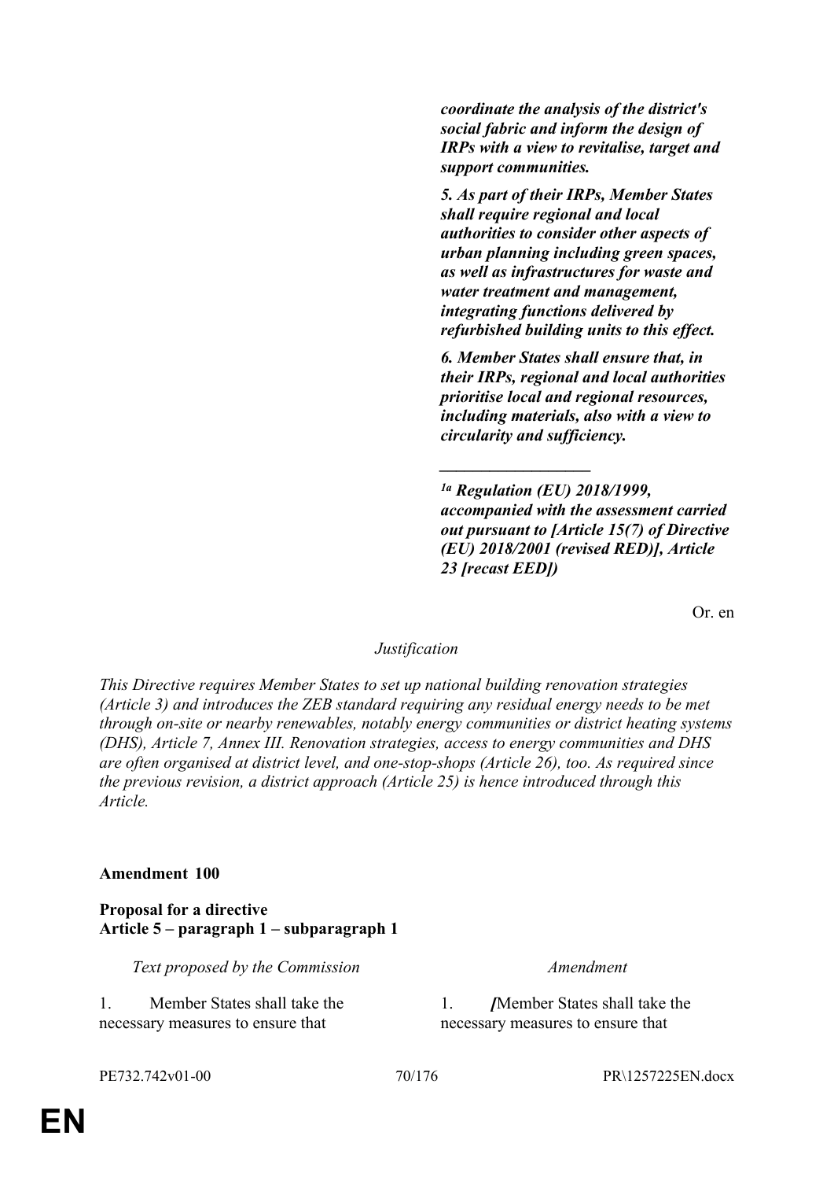| | |
|---|---|
| | ***coordinate the analysis of the district's social fabric and inform the design of IRPs with a view to revitalise, target and support communities.*** |
| | ***5. As part of their IRPs, Member States shall require regional and local authorities to consider other aspects of urban planning including green spaces, as well as infrastructures for waste and water treatment and management, integrating functions delivered by refurbished building units to this effect.*** |
| | ***6. Member States shall ensure that, in their IRPs, regional and local authorities prioritise local and regional resources, including materials, also with a view to circularity and sufficiency.*** |
| | ***__________________*** |
| | ***[1a] Regulation (EU) 2018/1999, accompanied with the assessment carried out pursuant to [Article 15(7) of Directive (EU) 2018/2001 (revised RED)], Article 23 [recast EED])*** |

Or. en

*Justification*

*This Directive requires Member States to set up national building renovation strategies (Article 3) and introduces the ZEB standard requiring any residual energy needs to be met through on-site or nearby renewables, notably energy communities or district heating systems (DHS), Article 7, Annex III. Renovation strategies, access to energy communities and DHS are often organised at district level, and one-stop-shops (Article 26), too. As required since the previous revision, a district approach (Article 25) is hence introduced through this Article.*

**Amendment 100**

**Proposal for a directive**
**Article 5 – paragraph 1 – subparagraph 1**

| *Text proposed by the Commission* | *Amendment* |
|---|---|
| 1. Member States shall take the necessary measures to ensure that | 1. ***[***Member States shall take the necessary measures to ensure that |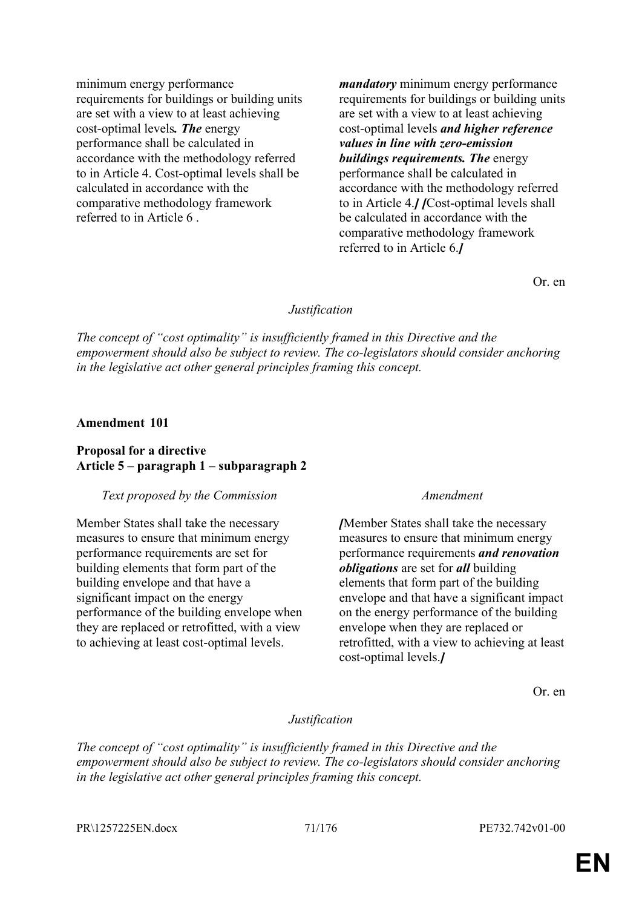| Text proposed by the Commission | Amendment |
|---|---|
| minimum energy performance requirements for buildings or building units are set with a view to at least achieving cost-optimal levels***. The*** energy performance shall be calculated in accordance with the methodology referred to in Article 4. Cost-optimal levels shall be calculated in accordance with the comparative methodology framework referred to in Article 6 . | ***mandatory*** minimum energy performance requirements for buildings or building units are set with a view to at least achieving cost-optimal levels ***and higher reference values in line with zero-emission buildings requirements. The*** energy performance shall be calculated in accordance with the methodology referred to in Article 4.***] [***Cost-optimal levels shall be calculated in accordance with the comparative methodology framework referred to in Article 6.***]*** |

Or. en

*Justification*

*The concept of "cost optimality" is insufficiently framed in this Directive and the empowerment should also be subject to review. The co-legislators should consider anchoring in the legislative act other general principles framing this concept.*

**Amendment 101**

**Proposal for a directive**
**Article 5 – paragraph 1 – subparagraph 2**

| Text proposed by the Commission | Amendment |
|---|---|
| Member States shall take the necessary measures to ensure that minimum energy performance requirements are set for building elements that form part of the building envelope and that have a significant impact on the energy performance of the building envelope when they are replaced or retrofitted, with a view to achieving at least cost-optimal levels. | ***[***Member States shall take the necessary measures to ensure that minimum energy performance requirements ***and renovation obligations*** are set for ***all*** building elements that form part of the building envelope and that have a significant impact on the energy performance of the building envelope when they are replaced or retrofitted, with a view to achieving at least cost-optimal levels.***]*** |

Or. en

*Justification*

*The concept of "cost optimality" is insufficiently framed in this Directive and the empowerment should also be subject to review. The co-legislators should consider anchoring in the legislative act other general principles framing this concept.*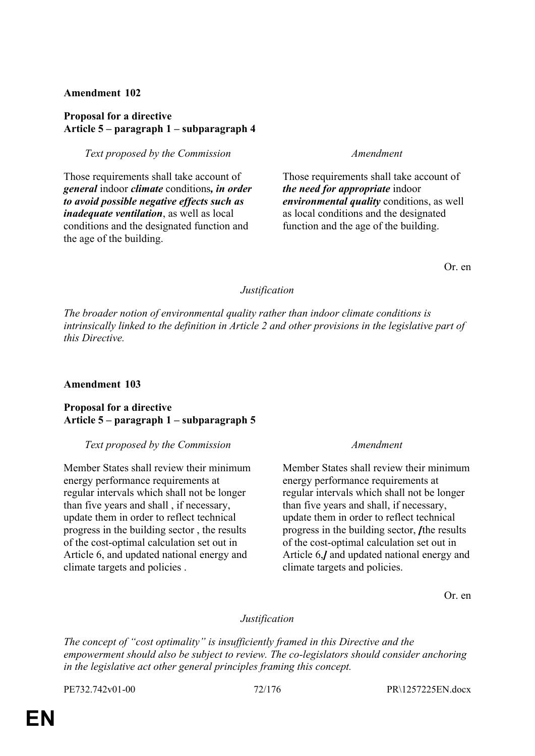**Amendment 102**

**Proposal for a directive**
**Article 5 – paragraph 1 – subparagraph 4**

| *Text proposed by the Commission* | *Amendment* |
|---|---|
| Those requirements shall take account of ***general*** indoor ***climate*** conditions***, in order to avoid possible negative effects such as inadequate ventilation***, as well as local conditions and the designated function and the age of the building. | Those requirements shall take account of ***the need for appropriate*** indoor ***environmental quality*** conditions, as well as local conditions and the designated function and the age of the building. |

Or. en

*Justification*

*The broader notion of environmental quality rather than indoor climate conditions is intrinsically linked to the definition in Article 2 and other provisions in the legislative part of this Directive.*

**Amendment 103**

**Proposal for a directive**
**Article 5 – paragraph 1 – subparagraph 5**

| *Text proposed by the Commission* | *Amendment* |
|---|---|
| Member States shall review their minimum energy performance requirements at regular intervals which shall not be longer than five years and shall , if necessary, update them in order to reflect technical progress in the building sector , the results of the cost-optimal calculation set out in Article 6, and updated national energy and climate targets and policies . | Member States shall review their minimum energy performance requirements at regular intervals which shall not be longer than five years and shall, if necessary, update them in order to reflect technical progress in the building sector, ***[***the results of the cost-optimal calculation set out in Article 6,***]*** and updated national energy and climate targets and policies. |

Or. en

*Justification*

*The concept of "cost optimality" is insufficiently framed in this Directive and the empowerment should also be subject to review. The co-legislators should consider anchoring in the legislative act other general principles framing this concept.*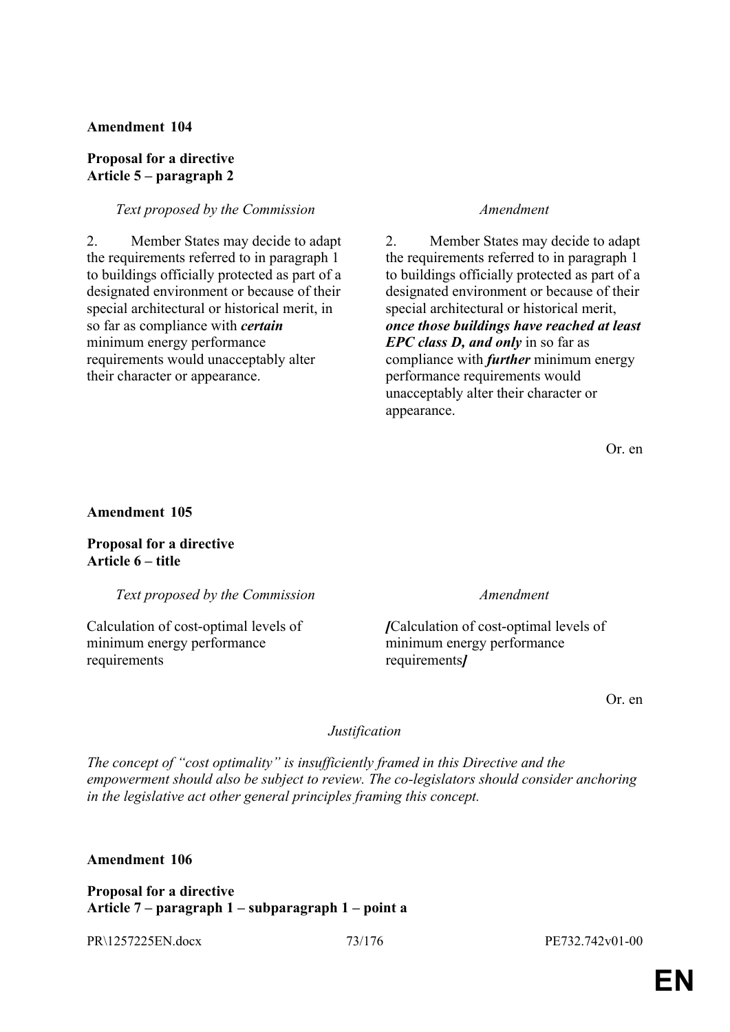**Amendment 104**

**Proposal for a directive**
**Article 5 – paragraph 2**

| *Text proposed by the Commission* | *Amendment* |
| --- | --- |
| 2. Member States may decide to adapt the requirements referred to in paragraph 1 to buildings officially protected as part of a designated environment or because of their special architectural or historical merit, in so far as compliance with ***certain*** minimum energy performance requirements would unacceptably alter their character or appearance. | 2. Member States may decide to adapt the requirements referred to in paragraph 1 to buildings officially protected as part of a designated environment or because of their special architectural or historical merit, ***once those buildings have reached at least EPC class D, and only*** in so far as compliance with ***further*** minimum energy performance requirements would unacceptably alter their character or appearance. |

Or. en

**Amendment 105**

**Proposal for a directive**
**Article 6 – title**

| *Text proposed by the Commission* | *Amendment* |
| --- | --- |
| Calculation of cost-optimal levels of minimum energy performance requirements | ***[***Calculation of cost-optimal levels of minimum energy performance requirements***]*** |

Or. en

*Justification*

*The concept of "cost optimality" is insufficiently framed in this Directive and the empowerment should also be subject to review. The co-legislators should consider anchoring in the legislative act other general principles framing this concept.*

**Amendment 106**

**Proposal for a directive**
**Article 7 – paragraph 1 – subparagraph 1 – point a**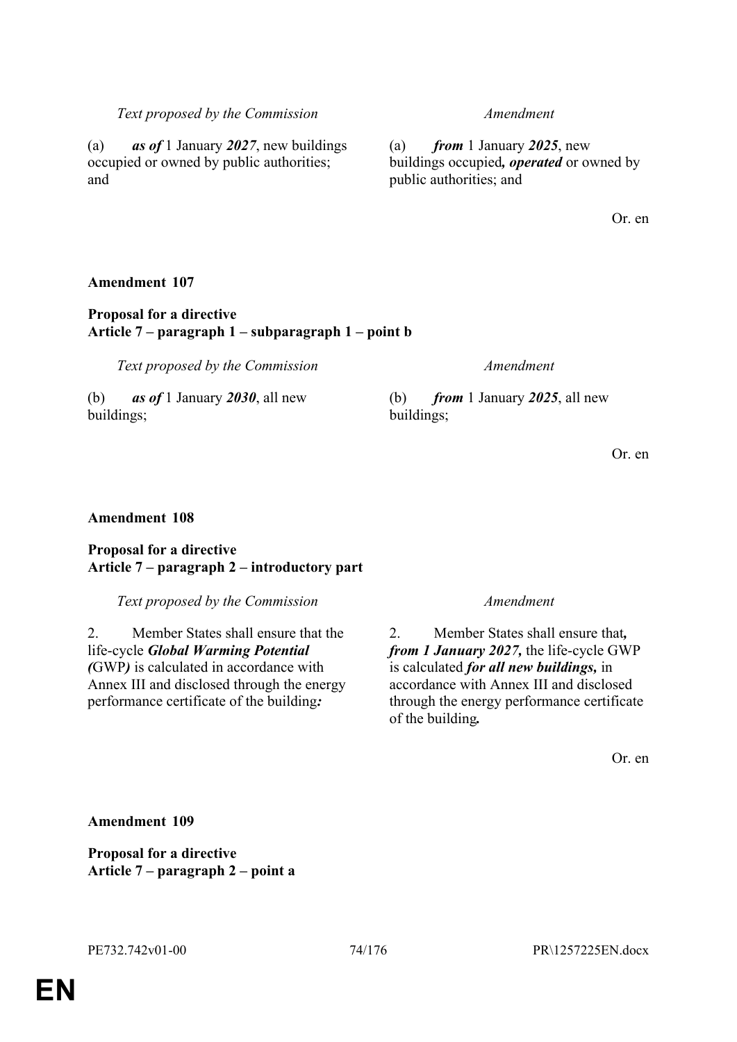| *Text proposed by the Commission* | *Amendment* |
|---|---|
| (a) ***as of*** 1 January ***2027***, new buildings occupied or owned by public authorities; and | (a) ***from*** 1 January ***2025***, new buildings occupied***, operated*** or owned by public authorities; and |

Or. en

**Amendment 107**

**Proposal for a directive**
**Article 7 – paragraph 1 – subparagraph 1 – point b**

| *Text proposed by the Commission* | *Amendment* |
|---|---|
| (b) ***as of*** 1 January ***2030***, all new buildings; | (b) ***from*** 1 January ***2025***, all new buildings; |

Or. en

**Amendment 108**

**Proposal for a directive**
**Article 7 – paragraph 2 – introductory part**

| *Text proposed by the Commission* | *Amendment* |
|---|---|
| 2. Member States shall ensure that the life-cycle ***Global Warming Potential (***GWP***)*** is calculated in accordance with Annex III and disclosed through the energy performance certificate of the building***:*** | 2. Member States shall ensure that***, from 1 January 2027,*** the life-cycle GWP is calculated ***for all new buildings,*** in accordance with Annex III and disclosed through the energy performance certificate of the building***.*** |

Or. en

**Amendment 109**

**Proposal for a directive**
**Article 7 – paragraph 2 – point a**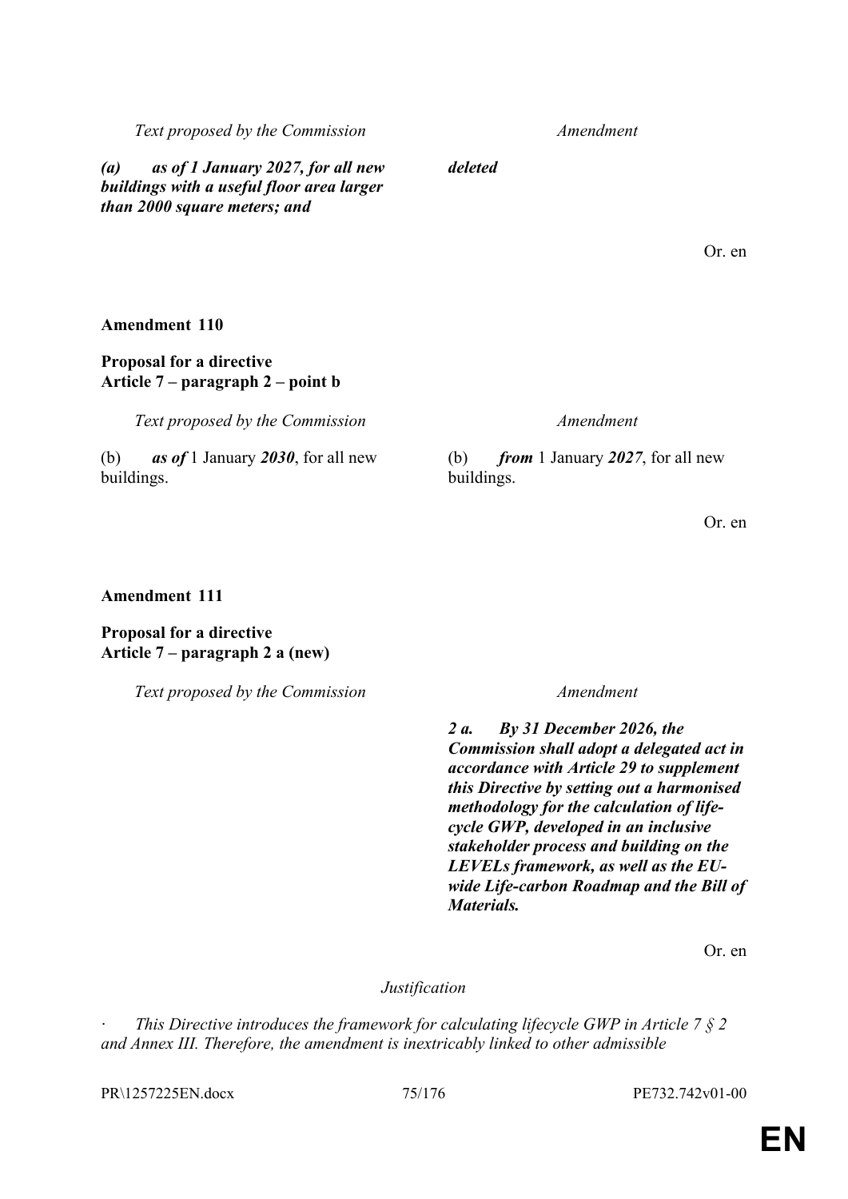| Text proposed by the Commission | Amendment |
|---|---|
| ***(a) as of 1 January 2027, for all new buildings with a useful floor area larger than 2000 square meters; and*** | ***deleted*** |

Or. en

**Amendment 110**

**Proposal for a directive**
**Article 7 – paragraph 2 – point b**

| Text proposed by the Commission | Amendment |
|---|---|
| (b) ***as of*** 1 January ***2030***, for all new buildings. | (b) ***from*** 1 January ***2027***, for all new buildings. |

Or. en

**Amendment 111**

**Proposal for a directive**
**Article 7 – paragraph 2 a (new)**

| Text proposed by the Commission | Amendment |
|---|---|
| | ***2 a. By 31 December 2026, the Commission shall adopt a delegated act in accordance with Article 29 to supplement this Directive by setting out a harmonised methodology for the calculation of life-cycle GWP, developed in an inclusive stakeholder process and building on the LEVELs framework, as well as the EU-wide Life-carbon Roadmap and the Bill of Materials.*** |

Or. en

*Justification*

· *This Directive introduces the framework for calculating lifecycle GWP in Article 7 § 2 and Annex III. Therefore, the amendment is inextricably linked to other admissible*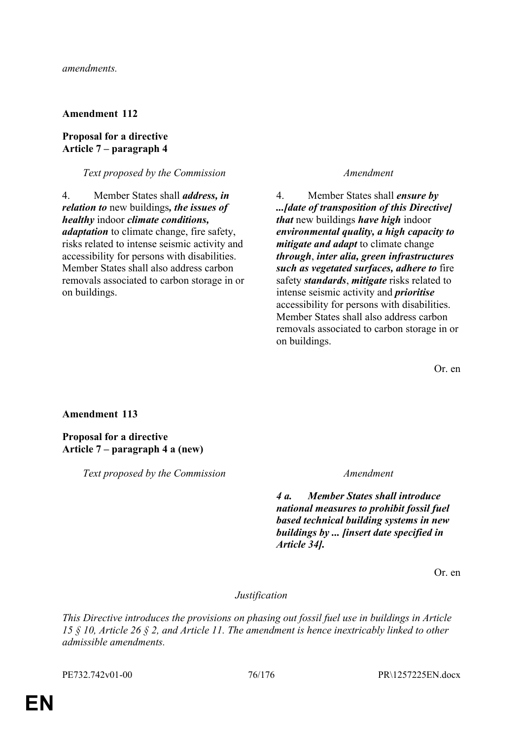*amendments.*

**Amendment 112**

**Proposal for a directive**
**Article 7 – paragraph 4**

| *Text proposed by the Commission* | *Amendment* |
|---|---|
| 4. Member States shall ***address, in relation to*** new buildings***, the issues of healthy*** indoor ***climate conditions, adaptation*** to climate change, fire safety, risks related to intense seismic activity and accessibility for persons with disabilities. Member States shall also address carbon removals associated to carbon storage in or on buildings. | 4. Member States shall ***ensure by ...[date of transposition of this Directive] that*** new buildings ***have high*** indoor ***environmental quality, a high capacity to mitigate and adapt*** to climate change ***through***, ***inter alia, green infrastructures such as vegetated surfaces, adhere to*** fire safety ***standards***, ***mitigate*** risks related to intense seismic activity and ***prioritise*** accessibility for persons with disabilities. Member States shall also address carbon removals associated to carbon storage in or on buildings. |

Or. en

**Amendment 113**

**Proposal for a directive**
**Article 7 – paragraph 4 a (new)**

| *Text proposed by the Commission* | *Amendment* |
|---|---|
| | ***4 a. Member States shall introduce national measures to prohibit fossil fuel based technical building systems in new buildings by ... [insert date specified in Article 34].*** |

Or. en

*Justification*

*This Directive introduces the provisions on phasing out fossil fuel use in buildings in Article 15 § 10, Article 26 § 2, and Article 11. The amendment is hence inextricably linked to other admissible amendments.*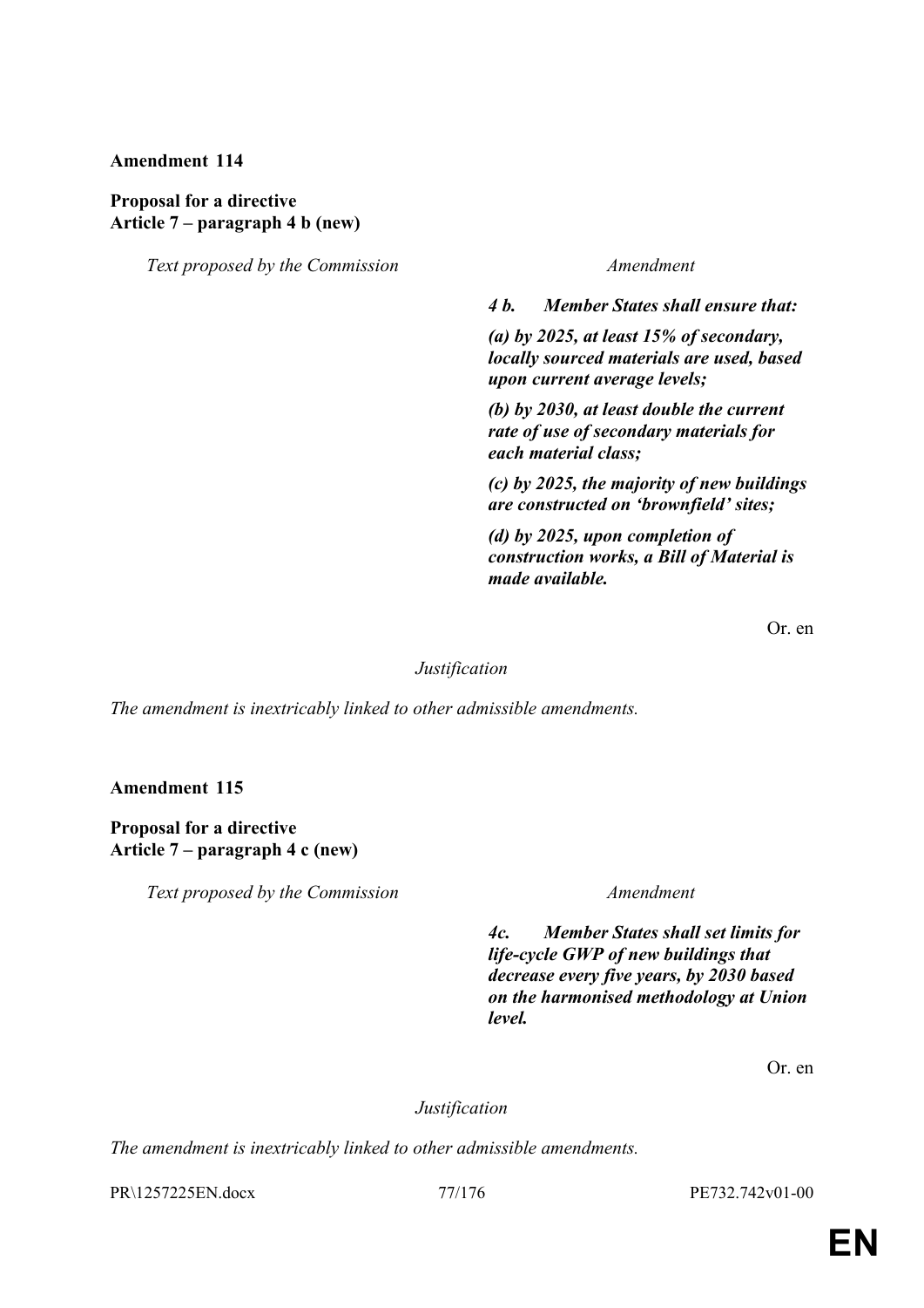**Amendment 114**

**Proposal for a directive**
**Article 7 – paragraph 4 b (new)**

| *Text proposed by the Commission* | *Amendment* |
|---|---|
| | ***4 b. Member States shall ensure that:*** |
| | ***(a) by 2025, at least 15% of secondary, locally sourced materials are used, based upon current average levels;*** |
| | ***(b) by 2030, at least double the current rate of use of secondary materials for each material class;*** |
| | ***(c) by 2025, the majority of new buildings are constructed on 'brownfield' sites;*** |
| | ***(d) by 2025, upon completion of construction works, a Bill of Material is made available.*** |

Or. en

*Justification*

*The amendment is inextricably linked to other admissible amendments.*

**Amendment 115**

**Proposal for a directive**
**Article 7 – paragraph 4 c (new)**

| *Text proposed by the Commission* | *Amendment* |
|---|---|
| | ***4c. Member States shall set limits for life-cycle GWP of new buildings that decrease every five years, by 2030 based on the harmonised methodology at Union level.*** |

Or. en

*Justification*

*The amendment is inextricably linked to other admissible amendments.*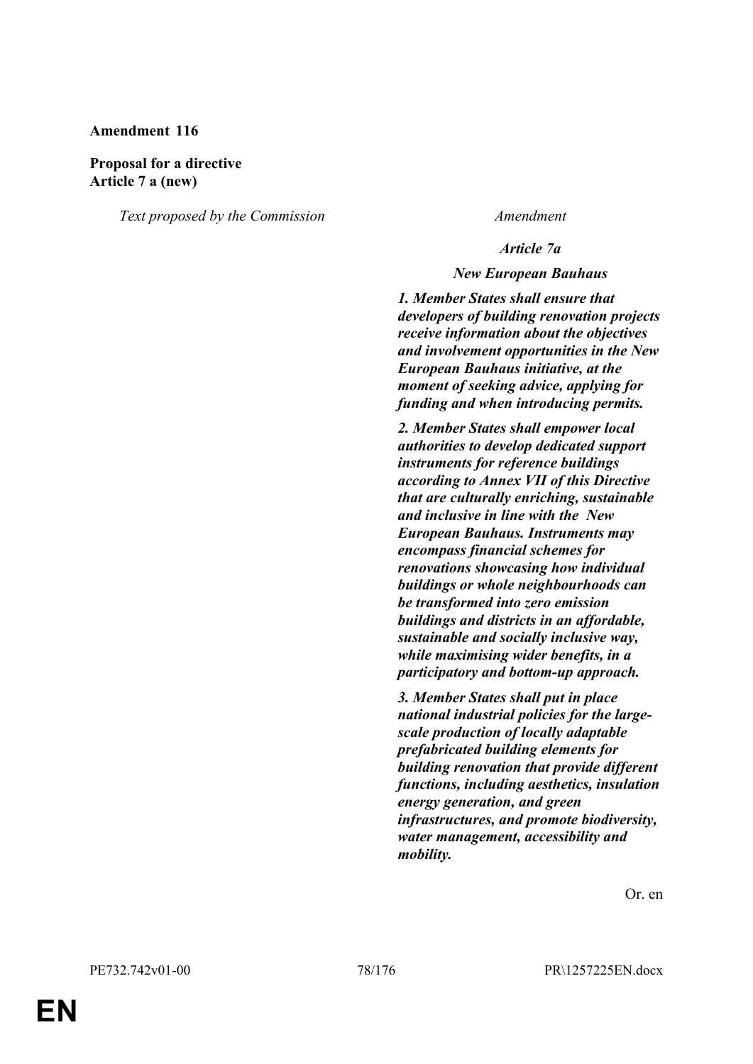**Amendment 116**

**Proposal for a directive**
**Article 7 a (new)**

| *Text proposed by the Commission* | *Amendment* |
|---|---|
| | ***Article 7a*** |
| | ***New European Bauhaus*** |
| | ***1. Member States shall ensure that developers of building renovation projects receive information about the objectives and involvement opportunities in the New European Bauhaus initiative, at the moment of seeking advice, applying for funding and when introducing permits.*** |
| | ***2. Member States shall empower local authorities to develop dedicated support instruments for reference buildings according to Annex VII of this Directive that are culturally enriching, sustainable and inclusive in line with the New European Bauhaus. Instruments may encompass financial schemes for renovations showcasing how individual buildings or whole neighbourhoods can be transformed into zero emission buildings and districts in an affordable, sustainable and socially inclusive way, while maximising wider benefits, in a participatory and bottom-up approach.*** |
| | ***3. Member States shall put in place national industrial policies for the large-scale production of locally adaptable prefabricated building elements for building renovation that provide different functions, including aesthetics, insulation energy generation, and green infrastructures, and promote biodiversity, water management, accessibility and mobility.*** |

Or. en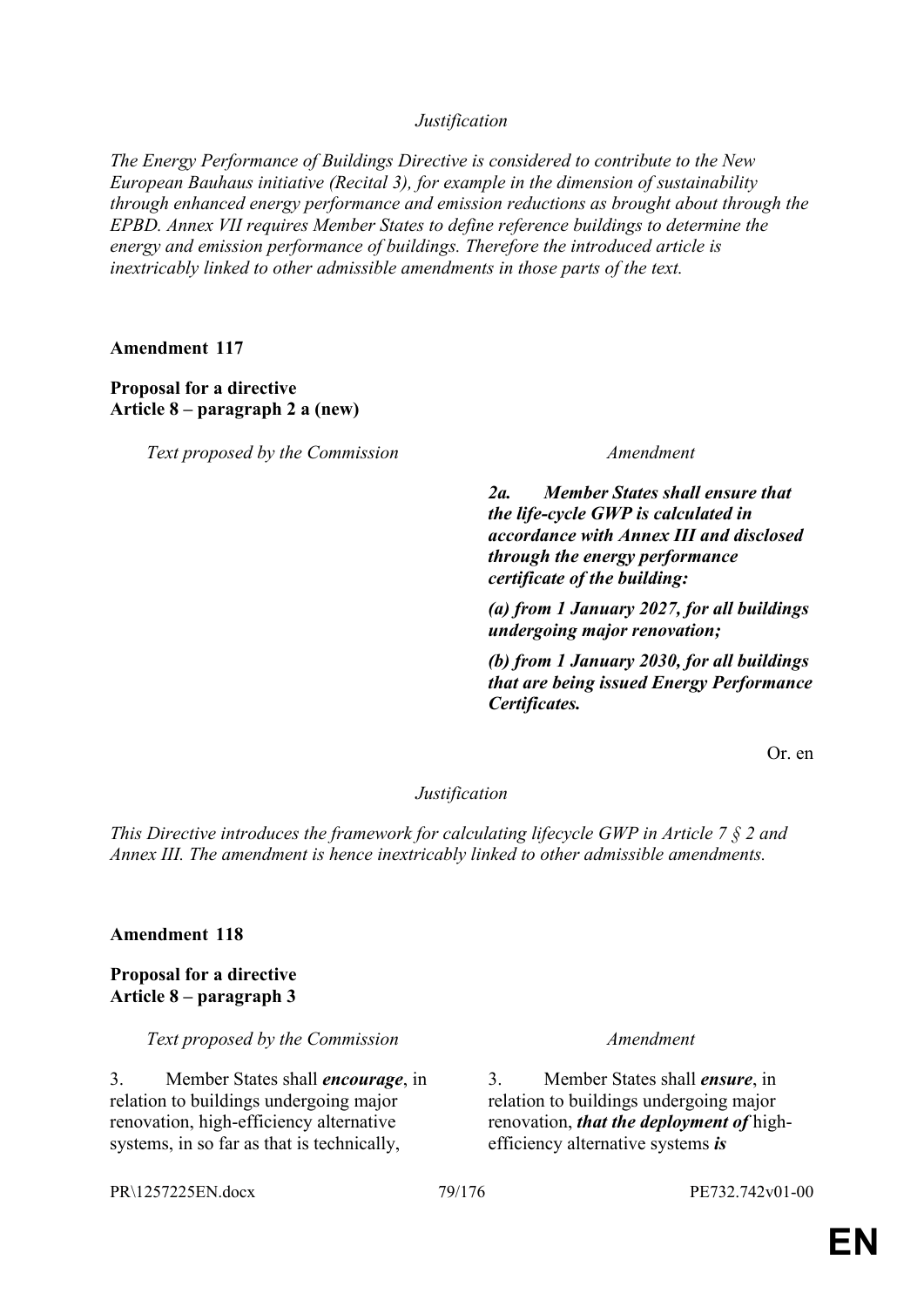*Justification*

*The Energy Performance of Buildings Directive is considered to contribute to the New European Bauhaus initiative (Recital 3), for example in the dimension of sustainability through enhanced energy performance and emission reductions as brought about through the EPBD. Annex VII requires Member States to define reference buildings to determine the energy and emission performance of buildings. Therefore the introduced article is inextricably linked to other admissible amendments in those parts of the text.*

**Amendment 117**

**Proposal for a directive**
**Article 8 – paragraph 2 a (new)**

| *Text proposed by the Commission* | *Amendment* |
|---|---|
| | ***2a. Member States shall ensure that the life-cycle GWP is calculated in accordance with Annex III and disclosed through the energy performance certificate of the building:*** |
| | ***(a) from 1 January 2027, for all buildings undergoing major renovation;*** |
| | ***(b) from 1 January 2030, for all buildings that are being issued Energy Performance Certificates.*** |

Or. en

*Justification*

*This Directive introduces the framework for calculating lifecycle GWP in Article 7 § 2 and Annex III. The amendment is hence inextricably linked to other admissible amendments.*

**Amendment 118**

**Proposal for a directive**
**Article 8 – paragraph 3**

| *Text proposed by the Commission* | *Amendment* |
|---|---|
| 3. Member States shall ***encourage***, in relation to buildings undergoing major renovation, high-efficiency alternative systems, in so far as that is technically, | 3. Member States shall ***ensure***, in relation to buildings undergoing major renovation, ***that the deployment of*** high-efficiency alternative systems ***is*** |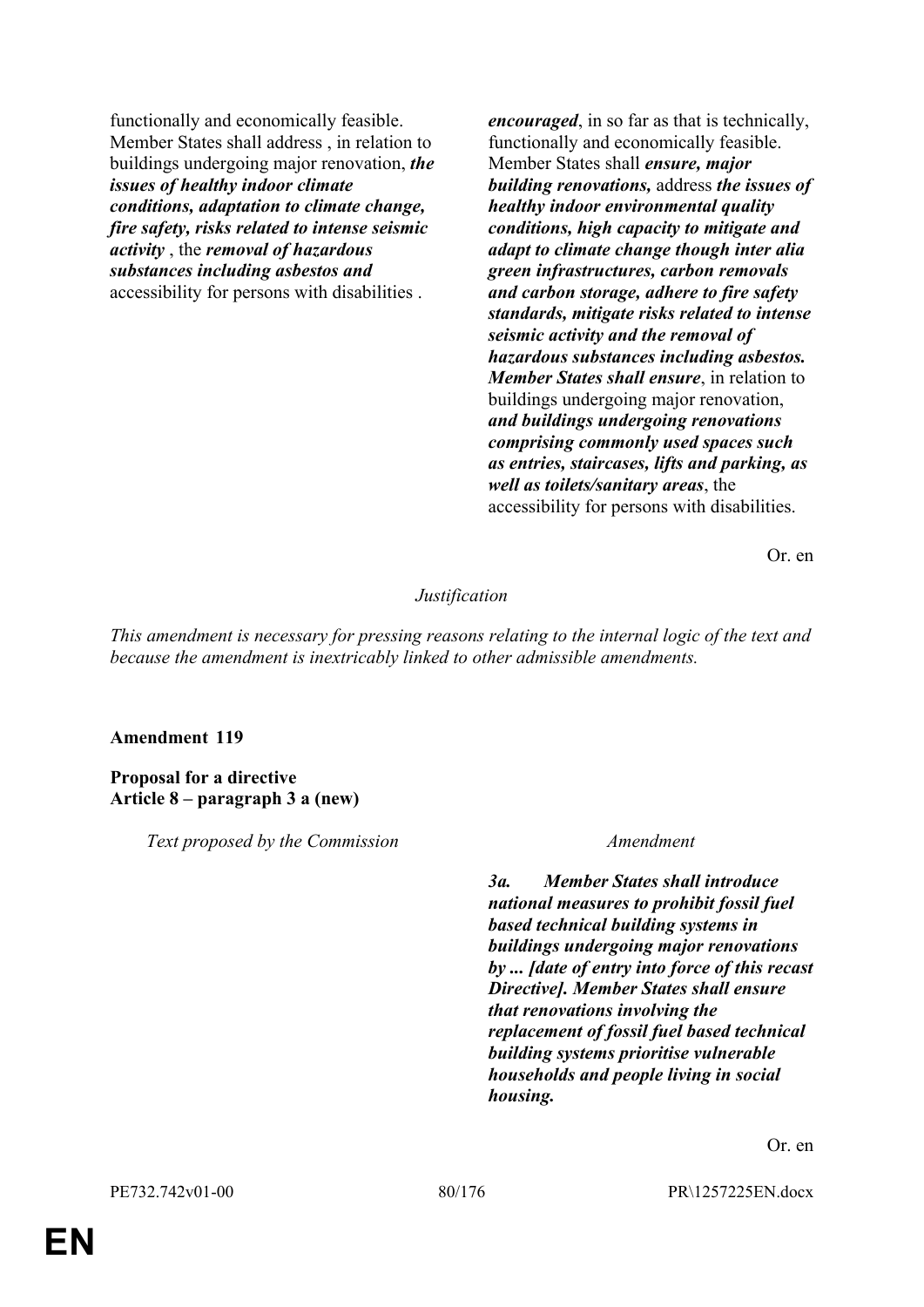| Text proposed by the Commission | Amendment |
|---|---|
| functionally and economically feasible. Member States shall address , in relation to buildings undergoing major renovation, ***the issues of healthy indoor climate conditions, adaptation to climate change, fire safety, risks related to intense seismic activity*** , the ***removal of hazardous substances including asbestos and*** accessibility for persons with disabilities . | ***encouraged***, in so far as that is technically, functionally and economically feasible. Member States shall ***ensure, major building renovations,*** address ***the issues of healthy indoor environmental quality conditions, high capacity to mitigate and adapt to climate change though inter alia green infrastructures, carbon removals and carbon storage, adhere to fire safety standards, mitigate risks related to intense seismic activity and the removal of hazardous substances including asbestos. Member States shall ensure***, in relation to buildings undergoing major renovation, ***and buildings undergoing renovations comprising commonly used spaces such as entries, staircases, lifts and parking, as well as toilets/sanitary areas***, the accessibility for persons with disabilities. |

Or. en

*Justification*

*This amendment is necessary for pressing reasons relating to the internal logic of the text and because the amendment is inextricably linked to other admissible amendments.*

**Amendment 119**

**Proposal for a directive**
**Article 8 – paragraph 3 a (new)**

| *Text proposed by the Commission* | *Amendment* |
|---|---|
| | ***3a. Member States shall introduce national measures to prohibit fossil fuel based technical building systems in buildings undergoing major renovations by ... [date of entry into force of this recast Directive]. Member States shall ensure that renovations involving the replacement of fossil fuel based technical building systems prioritise vulnerable households and people living in social housing.*** |

Or. en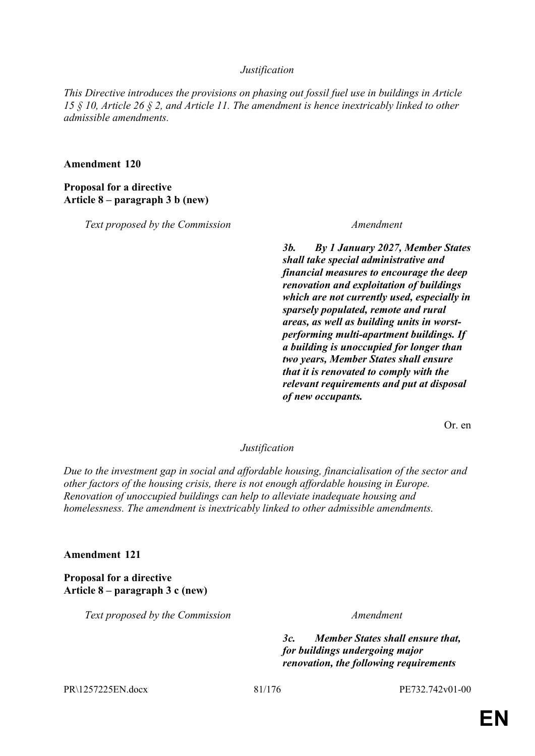*Justification*

*This Directive introduces the provisions on phasing out fossil fuel use in buildings in Article 15 § 10, Article 26 § 2, and Article 11. The amendment is hence inextricably linked to other admissible amendments.*

**Amendment 120**

**Proposal for a directive**
**Article 8 – paragraph 3 b (new)**

| *Text proposed by the Commission* | *Amendment* |
| --- | --- |
| | ***3b. By 1 January 2027, Member States shall take special administrative and financial measures to encourage the deep renovation and exploitation of buildings which are not currently used, especially in sparsely populated, remote and rural areas, as well as building units in worst-performing multi-apartment buildings. If a building is unoccupied for longer than two years, Member States shall ensure that it is renovated to comply with the relevant requirements and put at disposal of new occupants.*** |

Or. en

*Justification*

*Due to the investment gap in social and affordable housing, financialisation of the sector and other factors of the housing crisis, there is not enough affordable housing in Europe. Renovation of unoccupied buildings can help to alleviate inadequate housing and homelessness. The amendment is inextricably linked to other admissible amendments.*

**Amendment 121**

**Proposal for a directive**
**Article 8 – paragraph 3 c (new)**

| *Text proposed by the Commission* | *Amendment* |
| --- | --- |
| | ***3c. Member States shall ensure that, for buildings undergoing major renovation, the following requirements*** |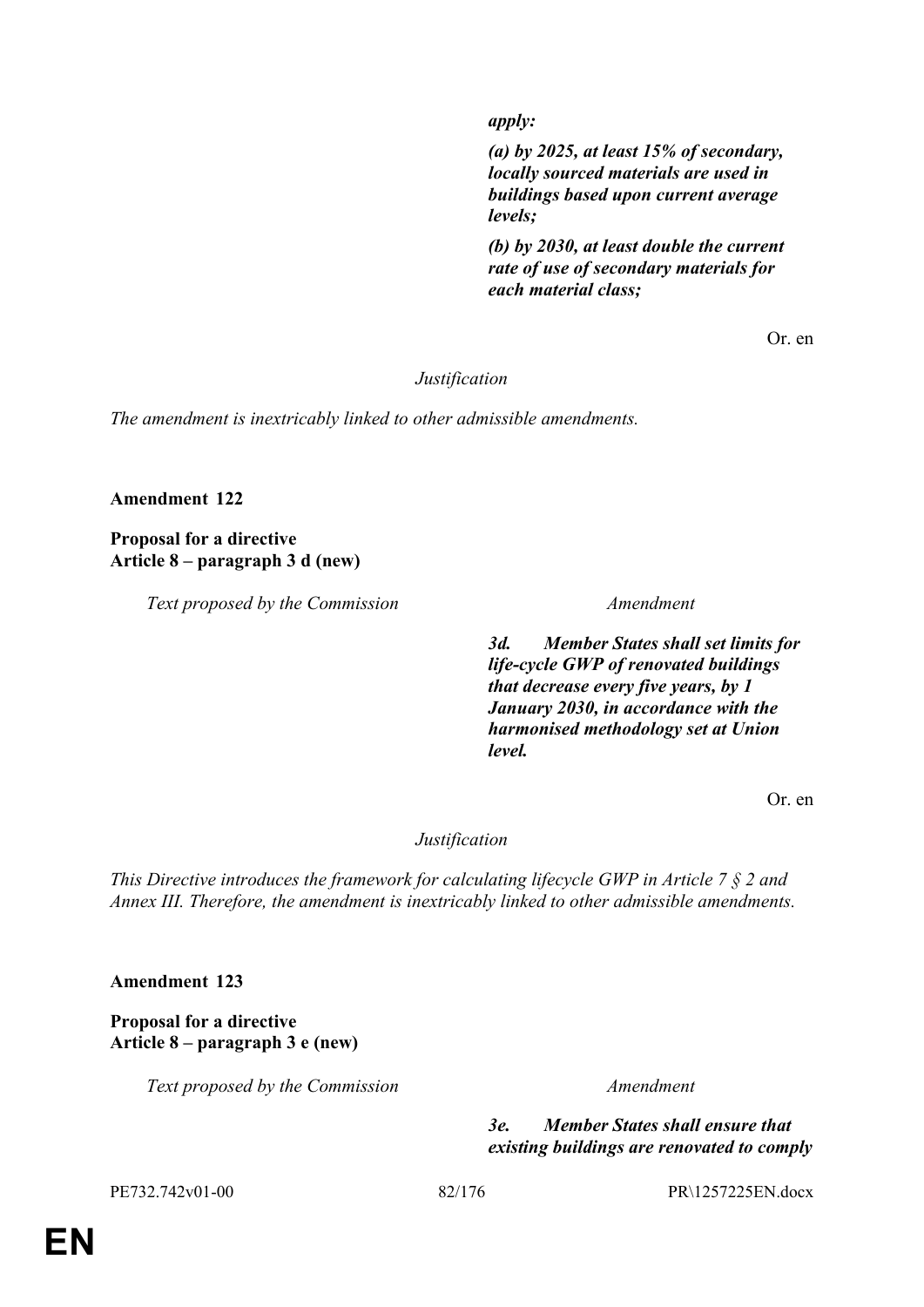| | |
|---|---|
| | ***apply:*** |
| | ***(a) by 2025, at least 15% of secondary, locally sourced materials are used in buildings based upon current average levels;*** |
| | ***(b) by 2030, at least double the current rate of use of secondary materials for each material class;*** |

Or. en

*Justification*

*The amendment is inextricably linked to other admissible amendments.*

**Amendment 122**

**Proposal for a directive**
**Article 8 – paragraph 3 d (new)**

| *Text proposed by the Commission* | *Amendment* |
|---|---|
| | ***3d. Member States shall set limits for life-cycle GWP of renovated buildings that decrease every five years, by 1 January 2030, in accordance with the harmonised methodology set at Union level.*** |

Or. en

*Justification*

*This Directive introduces the framework for calculating lifecycle GWP in Article 7 § 2 and Annex III. Therefore, the amendment is inextricably linked to other admissible amendments.*

**Amendment 123**

**Proposal for a directive**
**Article 8 – paragraph 3 e (new)**

| *Text proposed by the Commission* | *Amendment* |
|---|---|
| | ***3e. Member States shall ensure that existing buildings are renovated to comply*** |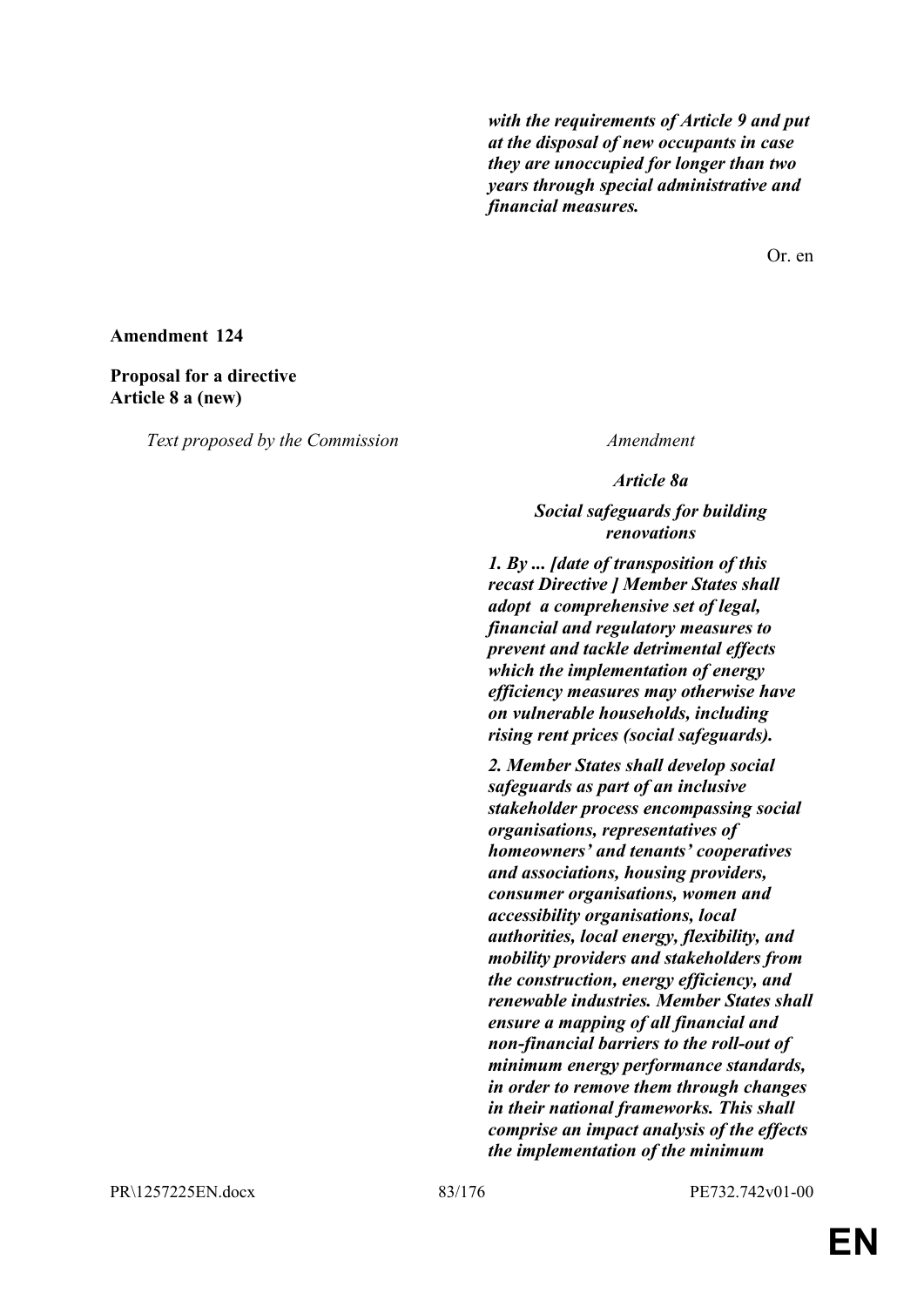*with the requirements of Article 9 and put at the disposal of new occupants in case they are unoccupied for longer than two years through special administrative and financial measures.*

Or. en

**Amendment 124**

**Proposal for a directive**
**Article 8 a (new)**

| *Text proposed by the Commission* | *Amendment* |
|---|---|
| | ***Article 8a*** |
| | ***Social safeguards for building renovations*** |
| | ***1. By ... [date of transposition of this recast Directive ] Member States shall adopt a comprehensive set of legal, financial and regulatory measures to prevent and tackle detrimental effects which the implementation of energy efficiency measures may otherwise have on vulnerable households, including rising rent prices (social safeguards).*** |
| | ***2. Member States shall develop social safeguards as part of an inclusive stakeholder process encompassing social organisations, representatives of homeowners' and tenants' cooperatives and associations, housing providers, consumer organisations, women and accessibility organisations, local authorities, local energy, flexibility, and mobility providers and stakeholders from the construction, energy efficiency, and renewable industries. Member States shall ensure a mapping of all financial and non-financial barriers to the roll-out of minimum energy performance standards, in order to remove them through changes in their national frameworks. This shall comprise an impact analysis of the effects the implementation of the minimum*** |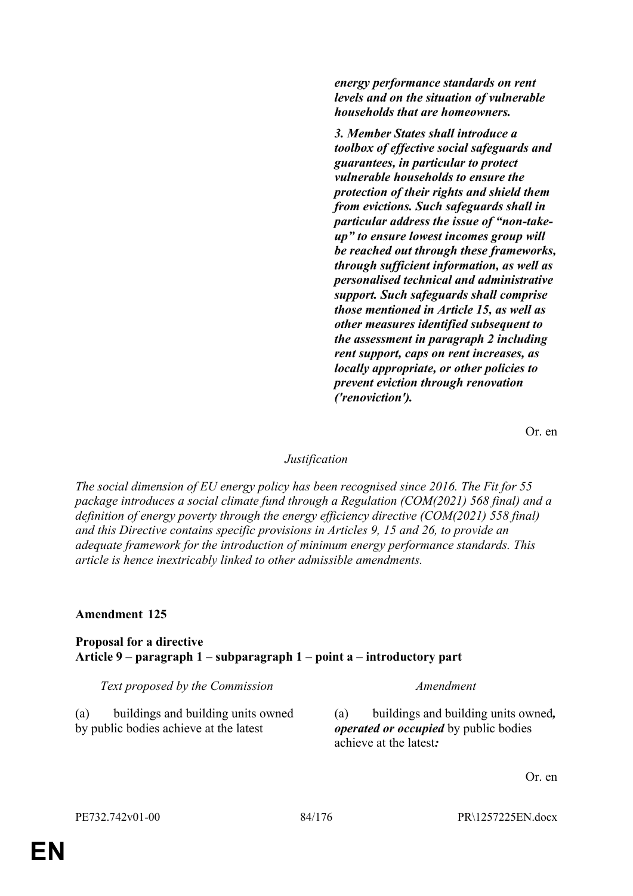| | |
|---|---|
| | ***energy performance standards on rent levels and on the situation of vulnerable households that are homeowners.*** |
| | ***3. Member States shall introduce a toolbox of effective social safeguards and guarantees, in particular to protect vulnerable households to ensure the protection of their rights and shield them from evictions. Such safeguards shall in particular address the issue of "non-take-up" to ensure lowest incomes group will be reached out through these frameworks, through sufficient information, as well as personalised technical and administrative support. Such safeguards shall comprise those mentioned in Article 15, as well as other measures identified subsequent to the assessment in paragraph 2 including rent support, caps on rent increases, as locally appropriate, or other policies to prevent eviction through renovation ('renoviction').*** |

Or. en

*Justification*

*The social dimension of EU energy policy has been recognised since 2016. The Fit for 55 package introduces a social climate fund through a Regulation (COM(2021) 568 final) and a definition of energy poverty through the energy efficiency directive (COM(2021) 558 final) and this Directive contains specific provisions in Articles 9, 15 and 26, to provide an adequate framework for the introduction of minimum energy performance standards. This article is hence inextricably linked to other admissible amendments.*

**Amendment 125**

**Proposal for a directive**
**Article 9 – paragraph 1 – subparagraph 1 – point a – introductory part**

| *Text proposed by the Commission* | *Amendment* |
|---|---|
| (a) buildings and building units owned by public bodies achieve at the latest | (a) buildings and building units owned***, operated or occupied*** by public bodies achieve at the latest***:*** |

Or. en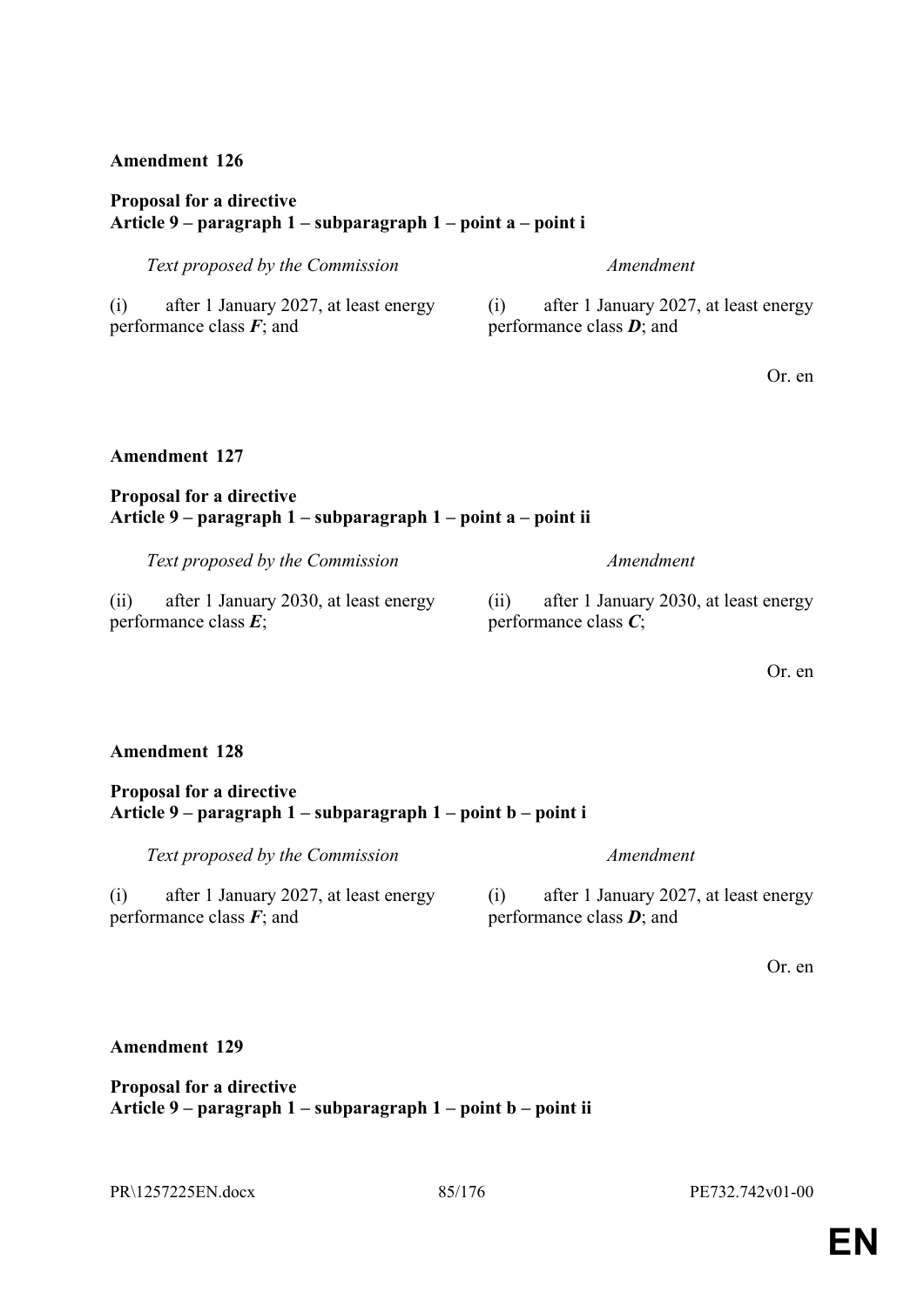**Amendment 126**

**Proposal for a directive**
**Article 9 – paragraph 1 – subparagraph 1 – point a – point i**

| *Text proposed by the Commission* | *Amendment* |
|---|---|
| (i) after 1 January 2027, at least energy performance class ***F***; and | (i) after 1 January 2027, at least energy performance class ***D***; and |

Or. en

**Amendment 127**

**Proposal for a directive**
**Article 9 – paragraph 1 – subparagraph 1 – point a – point ii**

| *Text proposed by the Commission* | *Amendment* |
|---|---|
| (ii) after 1 January 2030, at least energy performance class ***E***; | (ii) after 1 January 2030, at least energy performance class ***C***; |

Or. en

**Amendment 128**

**Proposal for a directive**
**Article 9 – paragraph 1 – subparagraph 1 – point b – point i**

| *Text proposed by the Commission* | *Amendment* |
|---|---|
| (i) after 1 January 2027, at least energy performance class ***F***; and | (i) after 1 January 2027, at least energy performance class ***D***; and |

Or. en

**Amendment 129**

**Proposal for a directive**
**Article 9 – paragraph 1 – subparagraph 1 – point b – point ii**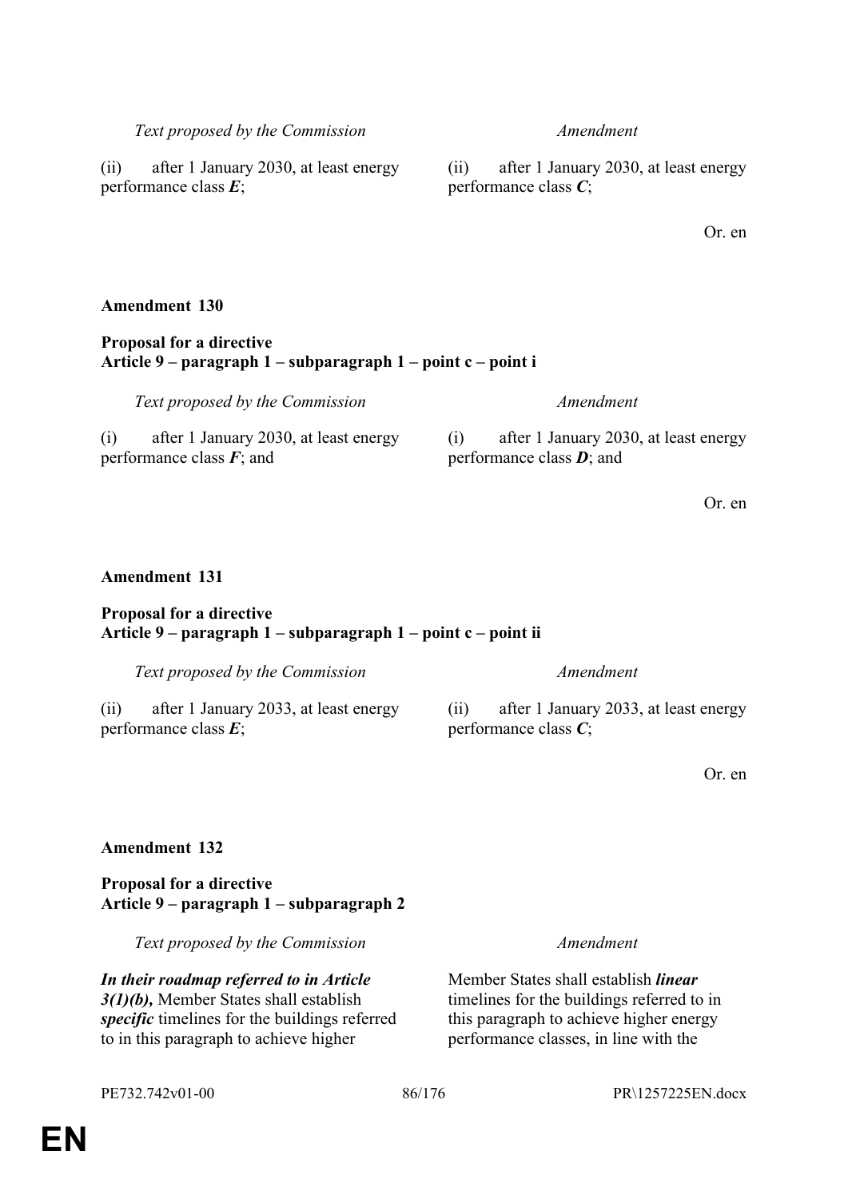| Text proposed by the Commission | Amendment |
|---|---|
| (ii) after 1 January 2030, at least energy performance class ***E***; | (ii) after 1 January 2030, at least energy performance class ***C***; |

Or. en

**Amendment 130**

**Proposal for a directive**
**Article 9 – paragraph 1 – subparagraph 1 – point c – point i**

| Text proposed by the Commission | Amendment |
|---|---|
| (i) after 1 January 2030, at least energy performance class ***F***; and | (i) after 1 January 2030, at least energy performance class ***D***; and |

Or. en

**Amendment 131**

**Proposal for a directive**
**Article 9 – paragraph 1 – subparagraph 1 – point c – point ii**

| Text proposed by the Commission | Amendment |
|---|---|
| (ii) after 1 January 2033, at least energy performance class ***E***; | (ii) after 1 January 2033, at least energy performance class ***C***; |

Or. en

**Amendment 132**

**Proposal for a directive**
**Article 9 – paragraph 1 – subparagraph 2**

| Text proposed by the Commission | Amendment |
|---|---|
| ***In their roadmap referred to in Article 3(1)(b),*** Member States shall establish ***specific*** timelines for the buildings referred to in this paragraph to achieve higher | Member States shall establish ***linear*** timelines for the buildings referred to in this paragraph to achieve higher energy performance classes, in line with the |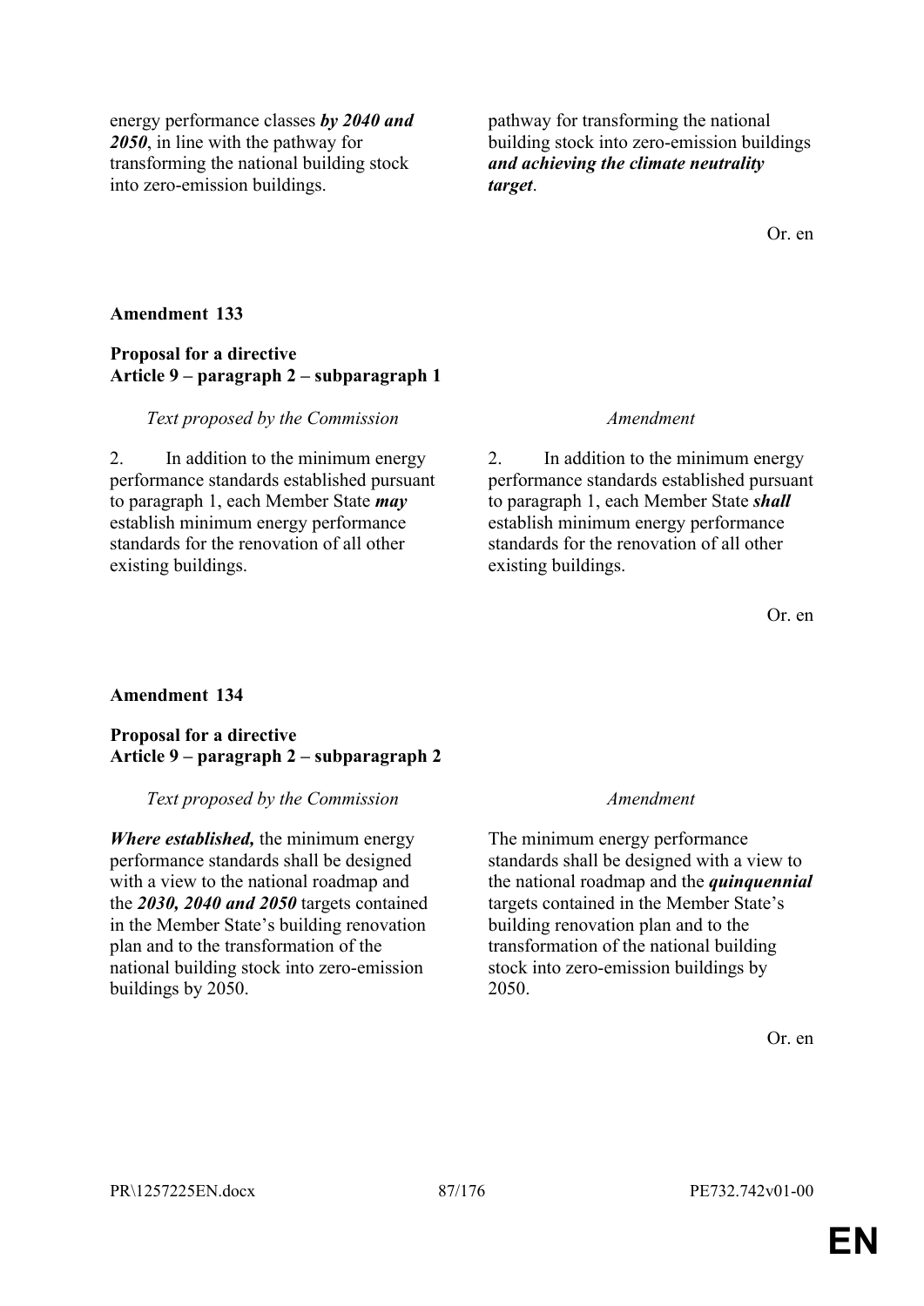| | |
|---|---|
| energy performance classes ***by 2040 and 2050***, in line with the pathway for transforming the national building stock into zero-emission buildings. | pathway for transforming the national building stock into zero-emission buildings ***and achieving the climate neutrality target***. |

Or. en

**Amendment 133**

**Proposal for a directive**
**Article 9 – paragraph 2 – subparagraph 1**

| *Text proposed by the Commission* | *Amendment* |
|---|---|
| 2. In addition to the minimum energy performance standards established pursuant to paragraph 1, each Member State ***may*** establish minimum energy performance standards for the renovation of all other existing buildings. | 2. In addition to the minimum energy performance standards established pursuant to paragraph 1, each Member State ***shall*** establish minimum energy performance standards for the renovation of all other existing buildings. |

Or. en

**Amendment 134**

**Proposal for a directive**
**Article 9 – paragraph 2 – subparagraph 2**

| *Text proposed by the Commission* | *Amendment* |
|---|---|
| ***Where established,*** the minimum energy performance standards shall be designed with a view to the national roadmap and the ***2030, 2040 and 2050*** targets contained in the Member State's building renovation plan and to the transformation of the national building stock into zero-emission buildings by 2050. | The minimum energy performance standards shall be designed with a view to the national roadmap and the ***quinquennial*** targets contained in the Member State's building renovation plan and to the transformation of the national building stock into zero-emission buildings by 2050. |

Or. en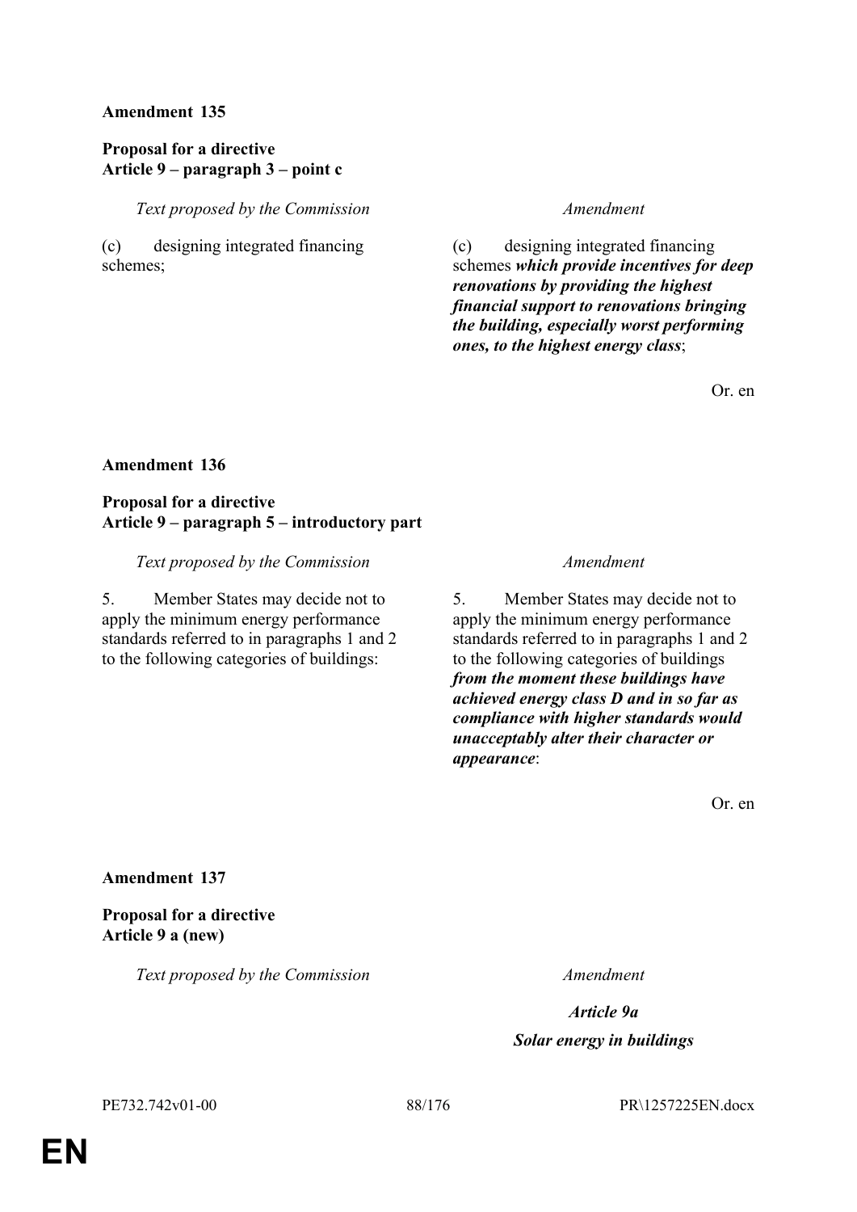**Amendment 135**

**Proposal for a directive**
**Article 9 – paragraph 3 – point c**

| *Text proposed by the Commission* | *Amendment* |
| --- | --- |
| (c) designing integrated financing schemes; | (c) designing integrated financing schemes ***which provide incentives for deep renovations by providing the highest financial support to renovations bringing the building, especially worst performing ones, to the highest energy class***; |

Or. en

**Amendment 136**

**Proposal for a directive**
**Article 9 – paragraph 5 – introductory part**

| *Text proposed by the Commission* | *Amendment* |
| --- | --- |
| 5. Member States may decide not to apply the minimum energy performance standards referred to in paragraphs 1 and 2 to the following categories of buildings: | 5. Member States may decide not to apply the minimum energy performance standards referred to in paragraphs 1 and 2 to the following categories of buildings ***from the moment these buildings have achieved energy class D and in so far as compliance with higher standards would unacceptably alter their character or appearance***: |

Or. en

**Amendment 137**

**Proposal for a directive**
**Article 9 a (new)**

| *Text proposed by the Commission* | *Amendment* |
| --- | --- |
| | ***Article 9a*** |
| | ***Solar energy in buildings*** |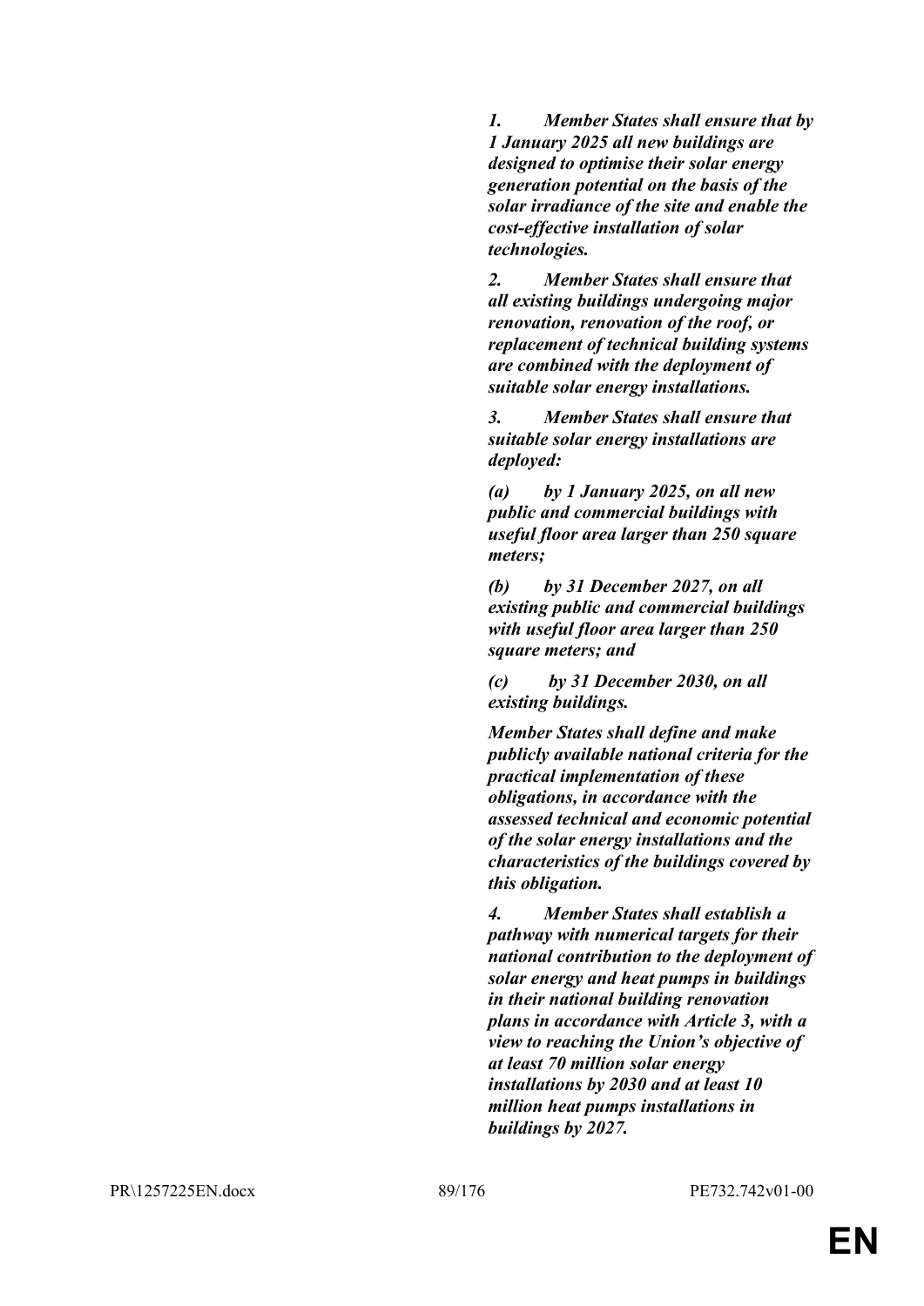***1. Member States shall ensure that by 1 January 2025 all new buildings are designed to optimise their solar energy generation potential on the basis of the solar irradiance of the site and enable the cost-effective installation of solar technologies.***

***2. Member States shall ensure that all existing buildings undergoing major renovation, renovation of the roof, or replacement of technical building systems are combined with the deployment of suitable solar energy installations.***

***3. Member States shall ensure that suitable solar energy installations are deployed:***

***(a) by 1 January 2025, on all new public and commercial buildings with useful floor area larger than 250 square meters;***

***(b) by 31 December 2027, on all existing public and commercial buildings with useful floor area larger than 250 square meters; and***

***(c) by 31 December 2030, on all existing buildings.***

***Member States shall define and make publicly available national criteria for the practical implementation of these obligations, in accordance with the assessed technical and economic potential of the solar energy installations and the characteristics of the buildings covered by this obligation.***

***4. Member States shall establish a pathway with numerical targets for their national contribution to the deployment of solar energy and heat pumps in buildings in their national building renovation plans in accordance with Article 3, with a view to reaching the Union's objective of at least 70 million solar energy installations by 2030 and at least 10 million heat pumps installations in buildings by 2027.***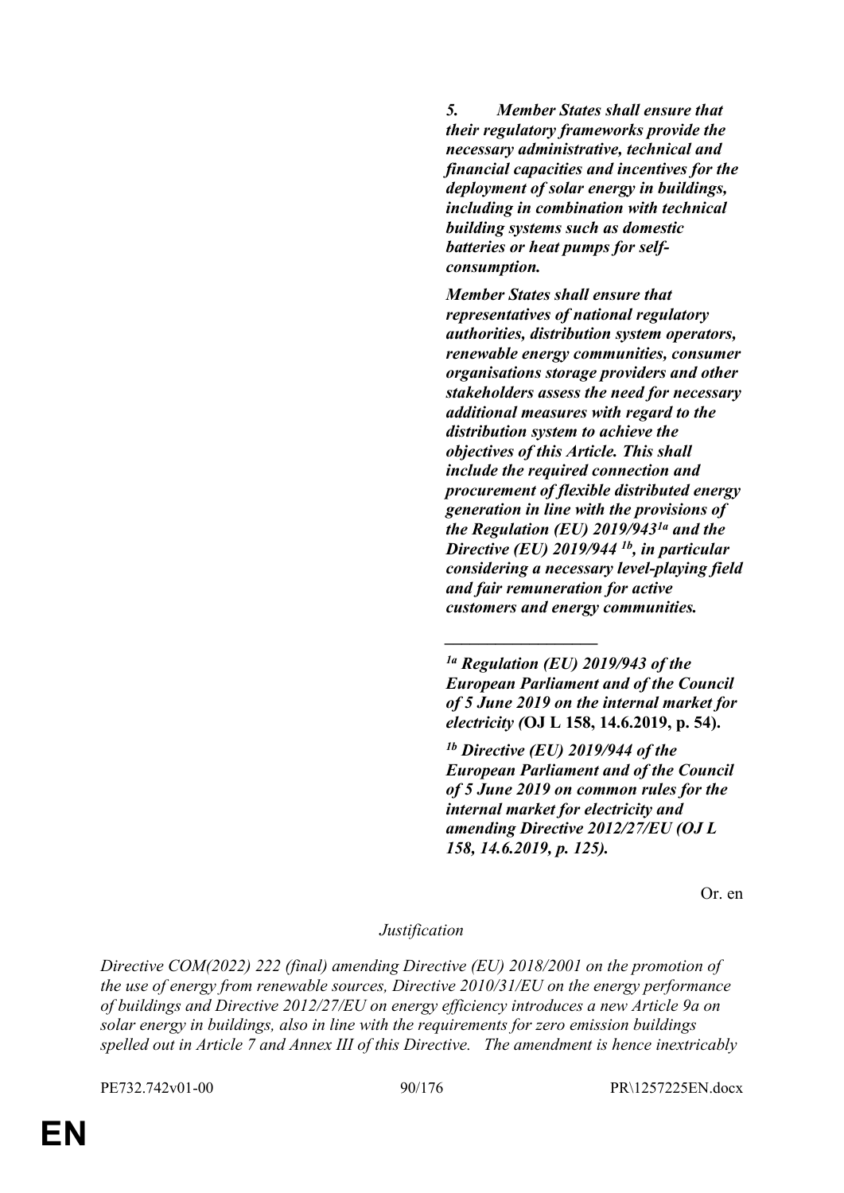***5. Member States shall ensure that their regulatory frameworks provide the necessary administrative, technical and financial capacities and incentives for the deployment of solar energy in buildings, including in combination with technical building systems such as domestic batteries or heat pumps for self-consumption.***

***Member States shall ensure that representatives of national regulatory authorities, distribution system operators, renewable energy communities, consumer organisations storage providers and other stakeholders assess the need for necessary additional measures with regard to the distribution system to achieve the objectives of this Article. This shall include the required connection and procurement of flexible distributed energy generation in line with the provisions of the Regulation (EU) 2019/943[1a] and the Directive (EU) 2019/944 [1b], in particular considering a necessary level-playing field and fair remuneration for active customers and energy communities.***

__________________

***[1a] Regulation (EU) 2019/943 of the European Parliament and of the Council of 5 June 2019 on the internal market for electricity (*OJ L 158, 14.6.2019, p. 54).**

***[1b] Directive (EU) 2019/944 of the European Parliament and of the Council of 5 June 2019 on common rules for the internal market for electricity and amending Directive 2012/27/EU (OJ L 158, 14.6.2019, p. 125).***

Or. en

*Justification*

*Directive COM(2022) 222 (final) amending Directive (EU) 2018/2001 on the promotion of the use of energy from renewable sources, Directive 2010/31/EU on the energy performance of buildings and Directive 2012/27/EU on energy efficiency introduces a new Article 9a on solar energy in buildings, also in line with the requirements for zero emission buildings spelled out in Article 7 and Annex III of this Directive. The amendment is hence inextricably*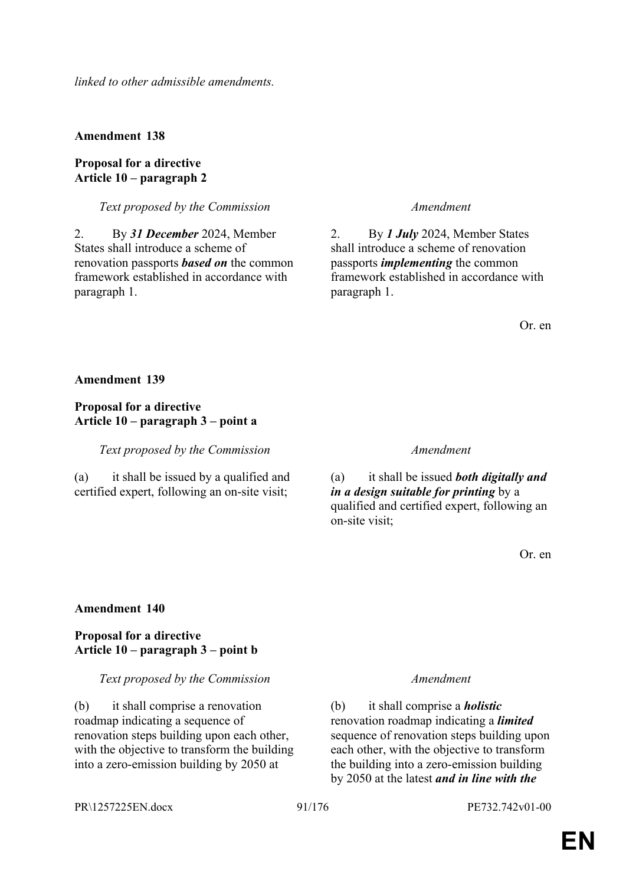*linked to other admissible amendments.*

**Amendment 138**

**Proposal for a directive**
**Article 10 – paragraph 2**

| *Text proposed by the Commission* | *Amendment* |
|---|---|
| 2. By ***31 December*** 2024, Member States shall introduce a scheme of renovation passports ***based on*** the common framework established in accordance with paragraph 1. | 2. By ***1 July*** 2024, Member States shall introduce a scheme of renovation passports ***implementing*** the common framework established in accordance with paragraph 1. |

Or. en

**Amendment 139**

**Proposal for a directive**
**Article 10 – paragraph 3 – point a**

| *Text proposed by the Commission* | *Amendment* |
|---|---|
| (a) it shall be issued by a qualified and certified expert, following an on-site visit; | (a) it shall be issued ***both digitally and in a design suitable for printing*** by a qualified and certified expert, following an on-site visit; |

Or. en

**Amendment 140**

**Proposal for a directive**
**Article 10 – paragraph 3 – point b**

| *Text proposed by the Commission* | *Amendment* |
|---|---|
| (b) it shall comprise a renovation roadmap indicating a sequence of renovation steps building upon each other, with the objective to transform the building into a zero-emission building by 2050 at | (b) it shall comprise a ***holistic*** renovation roadmap indicating a ***limited*** sequence of renovation steps building upon each other, with the objective to transform the building into a zero-emission building by 2050 at the latest ***and in line with the*** |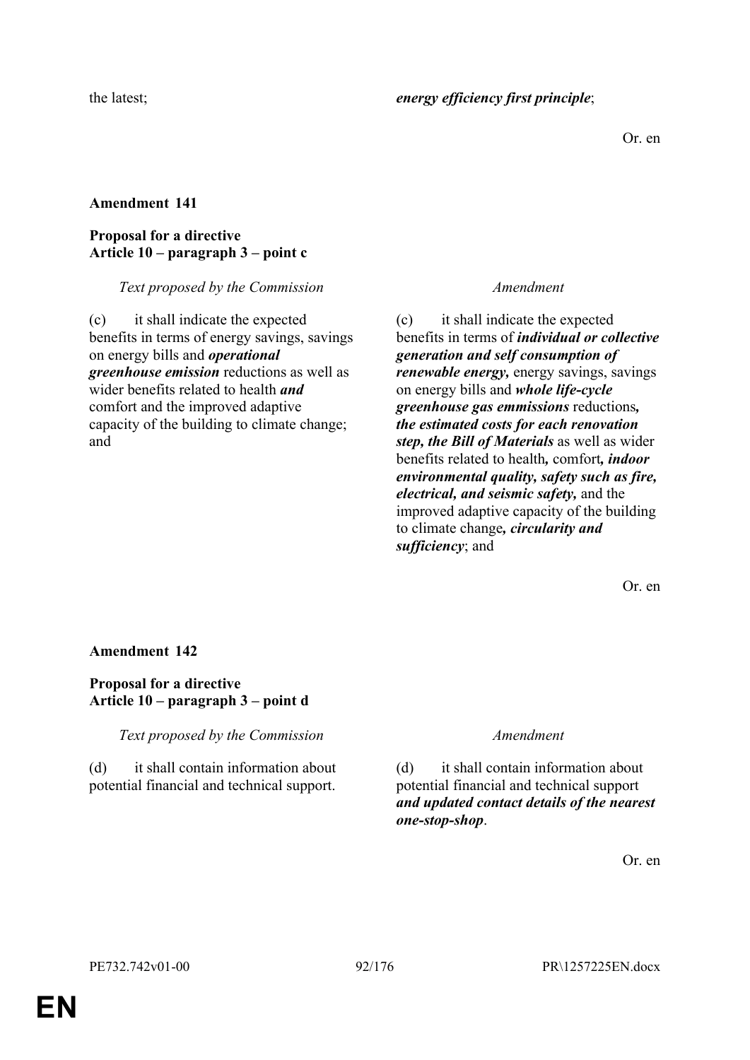| | |
|---|---|
| the latest; | ***energy efficiency first principle***; |

Or. en

**Amendment 141**

**Proposal for a directive**
**Article 10 – paragraph 3 – point c**

| *Text proposed by the Commission* | *Amendment* |
|---|---|
| (c) it shall indicate the expected benefits in terms of energy savings, savings on energy bills and ***operational greenhouse emission*** reductions as well as wider benefits related to health ***and*** comfort and the improved adaptive capacity of the building to climate change; and | (c) it shall indicate the expected benefits in terms of ***individual or collective generation and self consumption of renewable energy,*** energy savings, savings on energy bills and ***whole life-cycle greenhouse gas emmissions*** reductions***, the estimated costs for each renovation step, the Bill of Materials*** as well as wider benefits related to health***,*** comfort***, indoor environmental quality, safety such as fire, electrical, and seismic safety,*** and the improved adaptive capacity of the building to climate change***, circularity and sufficiency***; and |

Or. en

**Amendment 142**

**Proposal for a directive**
**Article 10 – paragraph 3 – point d**

| *Text proposed by the Commission* | *Amendment* |
|---|---|
| (d) it shall contain information about potential financial and technical support. | (d) it shall contain information about potential financial and technical support ***and updated contact details of the nearest one-stop-shop***. |

Or. en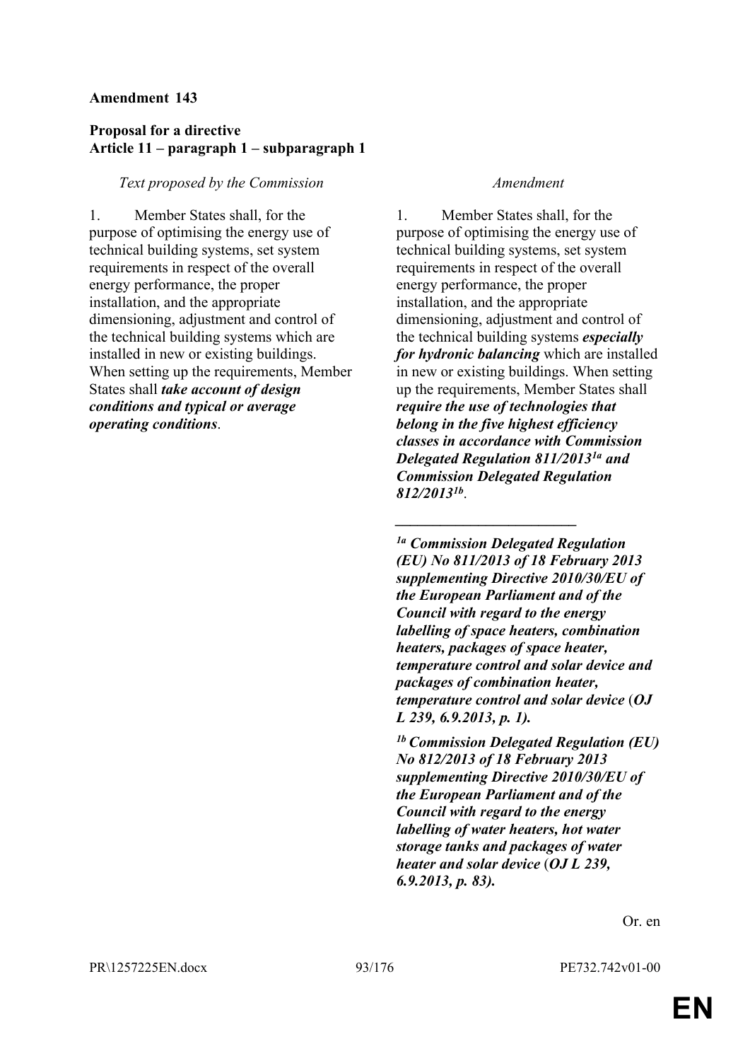**Amendment 143**

**Proposal for a directive**
**Article 11 – paragraph 1 – subparagraph 1**

| *Text proposed by the Commission* | *Amendment* |
| --- | --- |
| 1. Member States shall, for the purpose of optimising the energy use of technical building systems, set system requirements in respect of the overall energy performance, the proper installation, and the appropriate dimensioning, adjustment and control of the technical building systems which are installed in new or existing buildings. When setting up the requirements, Member States shall ***take account of design conditions and typical or average operating conditions***. | 1. Member States shall, for the purpose of optimising the energy use of technical building systems, set system requirements in respect of the overall energy performance, the proper installation, and the appropriate dimensioning, adjustment and control of the technical building systems ***especially for hydronic balancing*** which are installed in new or existing buildings. When setting up the requirements, Member States shall ***require the use of technologies that belong in the five highest efficiency classes in accordance with Commission Delegated Regulation 811/2013[1a] and Commission Delegated Regulation 812/2013[1b]***. |
| | ***__________________*** |
| | ***[1a] Commission Delegated Regulation (EU) No 811/2013 of 18 February 2013 supplementing Directive 2010/30/EU of the European Parliament and of the Council with regard to the energy labelling of space heaters, combination heaters, packages of space heater, temperature control and solar device and packages of combination heater, temperature control and solar device (OJ L 239, 6.9.2013, p. 1).*** |
| | ***[1b] Commission Delegated Regulation (EU) No 812/2013 of 18 February 2013 supplementing Directive 2010/30/EU of the European Parliament and of the Council with regard to the energy labelling of water heaters, hot water storage tanks and packages of water heater and solar device (OJ L 239, 6.9.2013, p. 83).*** |

Or. en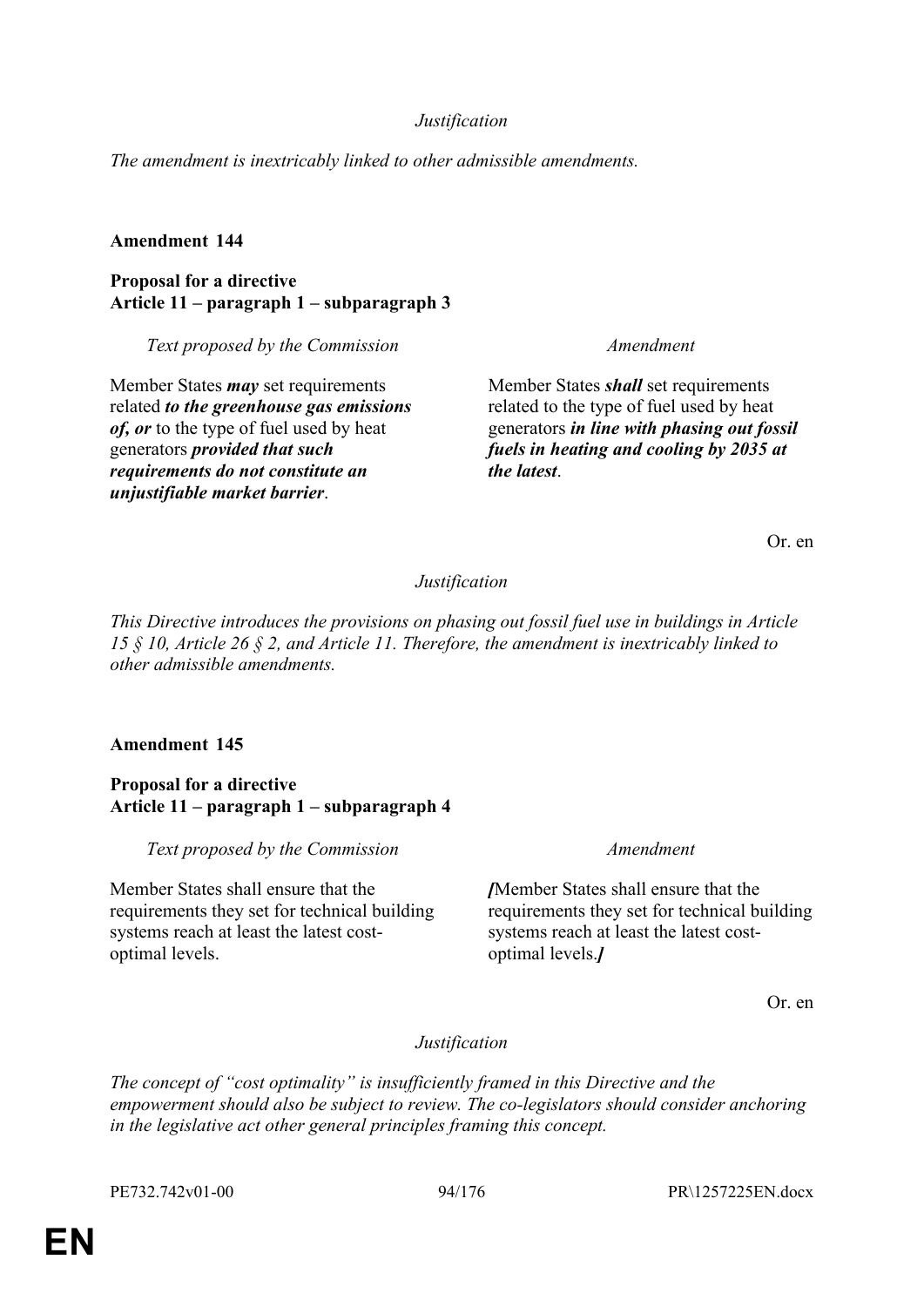*Justification*

*The amendment is inextricably linked to other admissible amendments.*

**Amendment 144**

**Proposal for a directive**
**Article 11 – paragraph 1 – subparagraph 3**

| *Text proposed by the Commission* | *Amendment* |
|---|---|
| Member States ***may*** set requirements related ***to the greenhouse gas emissions of, or*** to the type of fuel used by heat generators ***provided that such requirements do not constitute an unjustifiable market barrier***. | Member States ***shall*** set requirements related to the type of fuel used by heat generators ***in line with phasing out fossil fuels in heating and cooling by 2035 at the latest***. |

Or. en

*Justification*

*This Directive introduces the provisions on phasing out fossil fuel use in buildings in Article 15 § 10, Article 26 § 2, and Article 11. Therefore, the amendment is inextricably linked to other admissible amendments.*

**Amendment 145**

**Proposal for a directive**
**Article 11 – paragraph 1 – subparagraph 4**

| *Text proposed by the Commission* | *Amendment* |
|---|---|
| Member States shall ensure that the requirements they set for technical building systems reach at least the latest cost-optimal levels. | ***[***Member States shall ensure that the requirements they set for technical building systems reach at least the latest cost-optimal levels.***]*** |

Or. en

*Justification*

*The concept of "cost optimality" is insufficiently framed in this Directive and the empowerment should also be subject to review. The co-legislators should consider anchoring in the legislative act other general principles framing this concept.*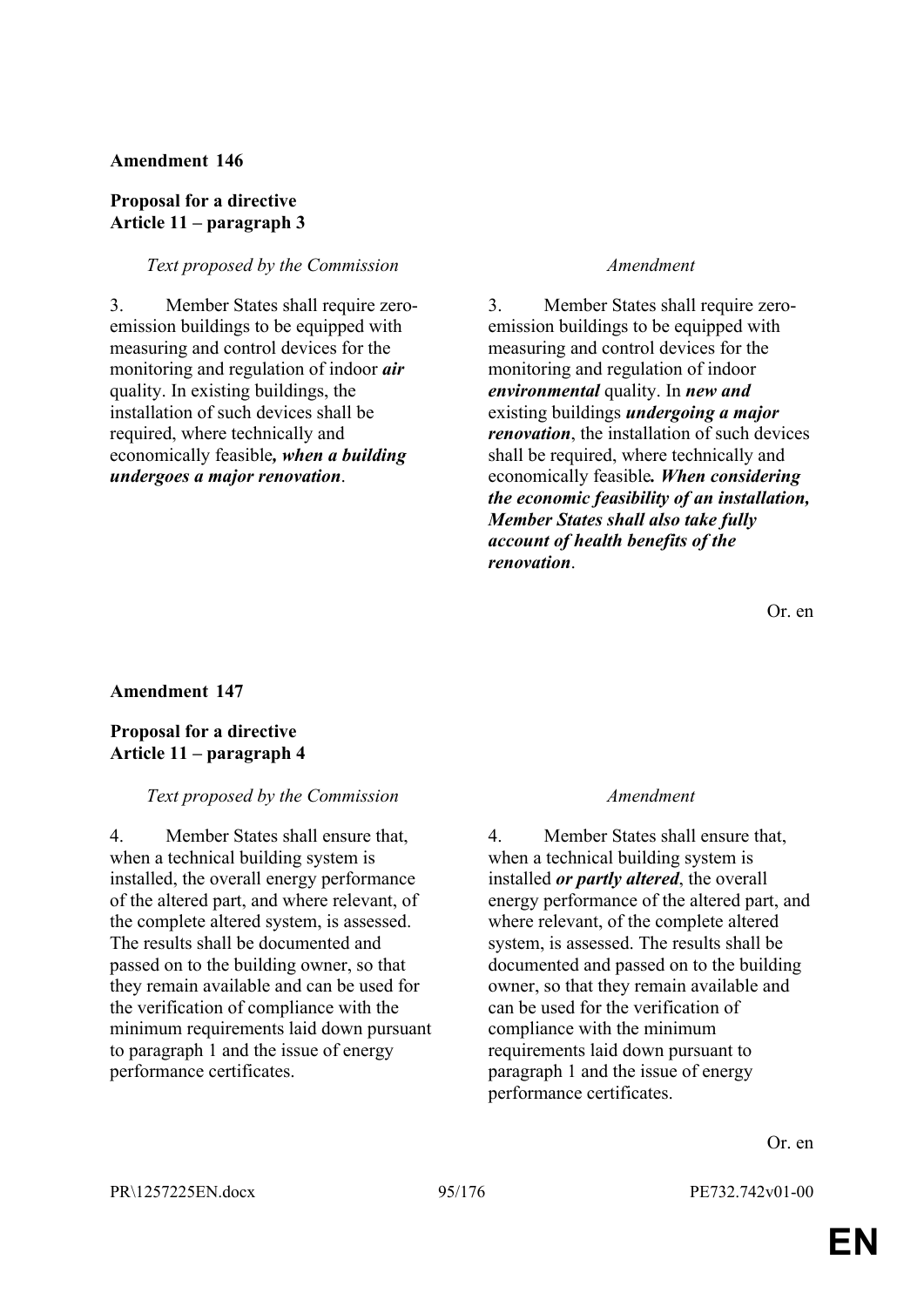**Amendment 146**

**Proposal for a directive**
**Article 11 – paragraph 3**

| *Text proposed by the Commission* | *Amendment* |
|---|---|
| 3. Member States shall require zero-emission buildings to be equipped with measuring and control devices for the monitoring and regulation of indoor ***air*** quality. In existing buildings, the installation of such devices shall be required, where technically and economically feasible***, when a building undergoes a major renovation***. | 3. Member States shall require zero-emission buildings to be equipped with measuring and control devices for the monitoring and regulation of indoor ***environmental*** quality. In ***new and*** existing buildings ***undergoing a major renovation***, the installation of such devices shall be required, where technically and economically feasible***. When considering the economic feasibility of an installation, Member States shall also take fully account of health benefits of the renovation***. |

Or. en

**Amendment 147**

**Proposal for a directive**
**Article 11 – paragraph 4**

| *Text proposed by the Commission* | *Amendment* |
|---|---|
| 4. Member States shall ensure that, when a technical building system is installed, the overall energy performance of the altered part, and where relevant, of the complete altered system, is assessed. The results shall be documented and passed on to the building owner, so that they remain available and can be used for the verification of compliance with the minimum requirements laid down pursuant to paragraph 1 and the issue of energy performance certificates. | 4. Member States shall ensure that, when a technical building system is installed ***or partly altered***, the overall energy performance of the altered part, and where relevant, of the complete altered system, is assessed. The results shall be documented and passed on to the building owner, so that they remain available and can be used for the verification of compliance with the minimum requirements laid down pursuant to paragraph 1 and the issue of energy performance certificates. |

Or. en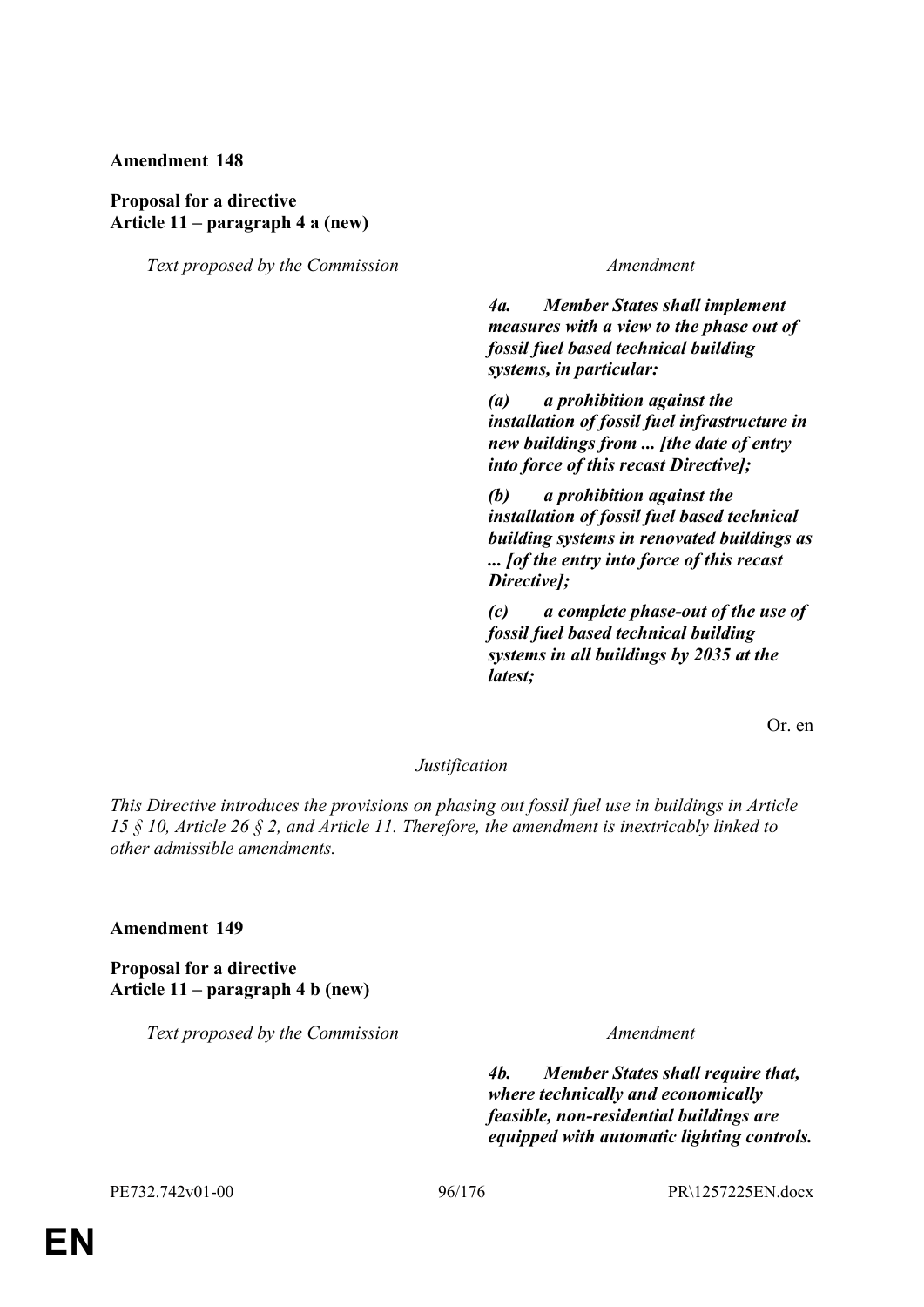**Amendment 148**

**Proposal for a directive**
**Article 11 – paragraph 4 a (new)**

| *Text proposed by the Commission* | *Amendment* |
| --- | --- |
| | ***4a. Member States shall implement measures with a view to the phase out of fossil fuel based technical building systems, in particular:*** |
| | ***(a) a prohibition against the installation of fossil fuel infrastructure in new buildings from ... [the date of entry into force of this recast Directive];*** |
| | ***(b) a prohibition against the installation of fossil fuel based technical building systems in renovated buildings as ... [of the entry into force of this recast Directive];*** |
| | ***(c) a complete phase-out of the use of fossil fuel based technical building systems in all buildings by 2035 at the latest;*** |

Or. en

*Justification*

*This Directive introduces the provisions on phasing out fossil fuel use in buildings in Article 15 § 10, Article 26 § 2, and Article 11. Therefore, the amendment is inextricably linked to other admissible amendments.*

**Amendment 149**

**Proposal for a directive**
**Article 11 – paragraph 4 b (new)**

| *Text proposed by the Commission* | *Amendment* |
| --- | --- |
| | ***4b. Member States shall require that, where technically and economically feasible, non-residential buildings are equipped with automatic lighting controls.*** |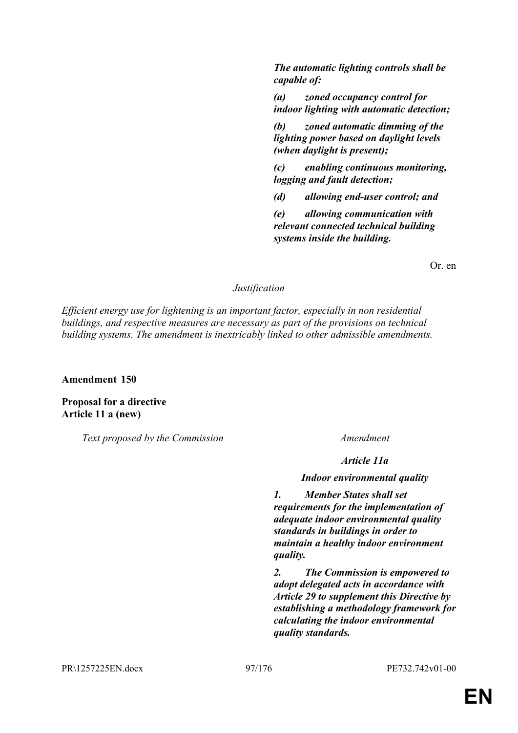| | |
|---|---|
| | ***The automatic lighting controls shall be capable of:*** |
| | ***(a) zoned occupancy control for indoor lighting with automatic detection;*** |
| | ***(b) zoned automatic dimming of the lighting power based on daylight levels (when daylight is present);*** |
| | ***(c) enabling continuous monitoring, logging and fault detection;*** |
| | ***(d) allowing end-user control; and*** |
| | ***(e) allowing communication with relevant connected technical building systems inside the building.*** |

Or. en

*Justification*

*Efficient energy use for lightening is an important factor, especially in non residential buildings, and respective measures are necessary as part of the provisions on technical building systems. The amendment is inextricably linked to other admissible amendments.*

**Amendment 150**

**Proposal for a directive**
**Article 11 a (new)**

| *Text proposed by the Commission* | *Amendment* |
|---|---|
| | ***Article 11a*** |
| | ***Indoor environmental quality*** |
| | ***1. Member States shall set requirements for the implementation of adequate indoor environmental quality standards in buildings in order to maintain a healthy indoor environment quality.*** |
| | ***2. The Commission is empowered to adopt delegated acts in accordance with Article 29 to supplement this Directive by establishing a methodology framework for calculating the indoor environmental quality standards.*** |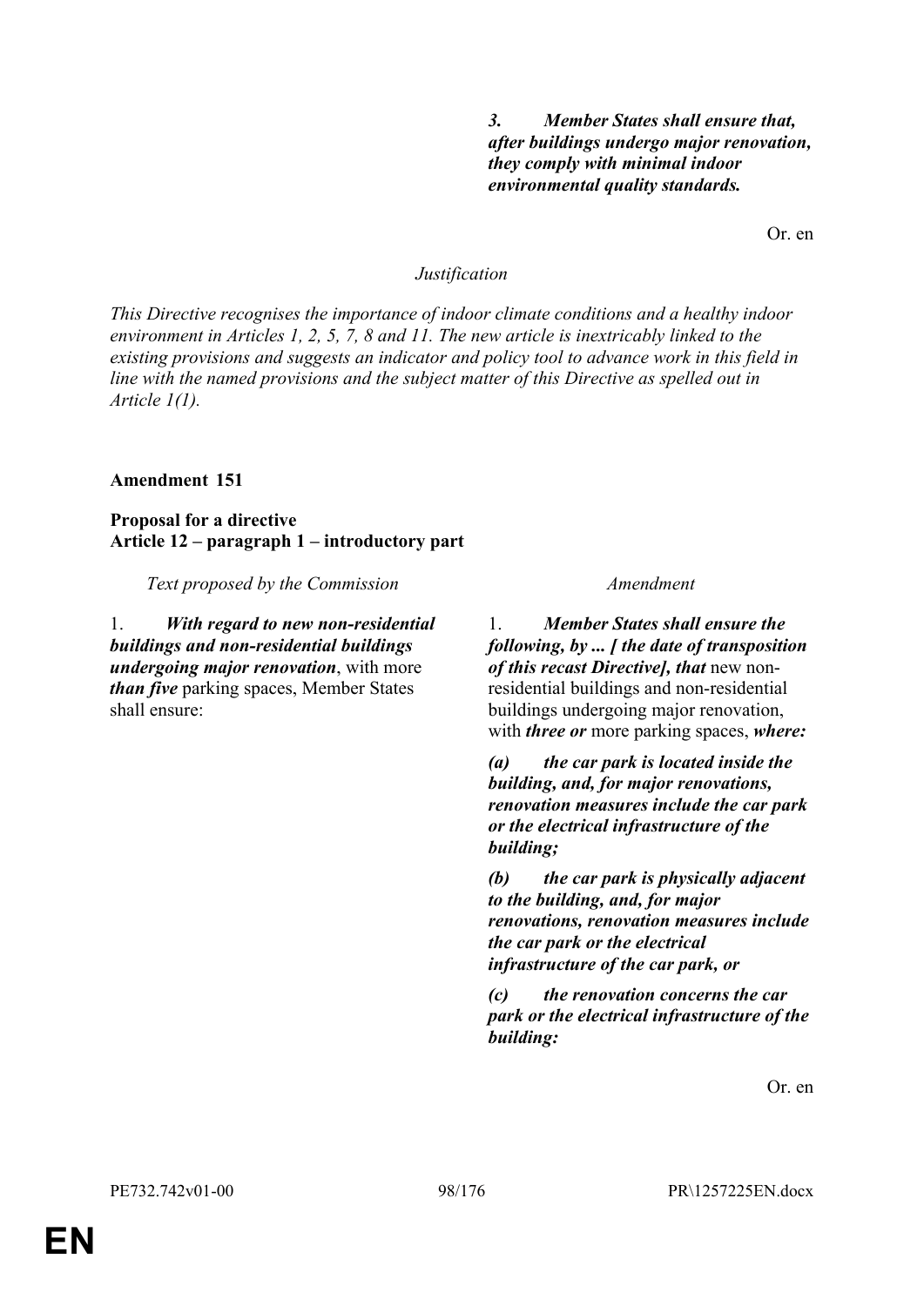| | ***3. Member States shall ensure that, after buildings undergo major renovation, they comply with minimal indoor environmental quality standards.*** |
|---|---|

Or. en

*Justification*

*This Directive recognises the importance of indoor climate conditions and a healthy indoor environment in Articles 1, 2, 5, 7, 8 and 11. The new article is inextricably linked to the existing provisions and suggests an indicator and policy tool to advance work in this field in line with the named provisions and the subject matter of this Directive as spelled out in Article 1(1).*

**Amendment 151**

**Proposal for a directive**
**Article 12 – paragraph 1 – introductory part**

| *Text proposed by the Commission* | *Amendment* |
|---|---|
| 1. ***With regard to new non-residential buildings and non-residential buildings undergoing major renovation***, with more ***than five*** parking spaces, Member States shall ensure: | 1. ***Member States shall ensure the following, by ... [ the date of transposition of this recast Directive], that*** new non-residential buildings and non-residential buildings undergoing major renovation, with ***three or*** more parking spaces, ***where:***<br><br>***(a) the car park is located inside the building, and, for major renovations, renovation measures include the car park or the electrical infrastructure of the building;***<br><br>***(b) the car park is physically adjacent to the building, and, for major renovations, renovation measures include the car park or the electrical infrastructure of the car park, or***<br><br>***(c) the renovation concerns the car park or the electrical infrastructure of the building:*** |

Or. en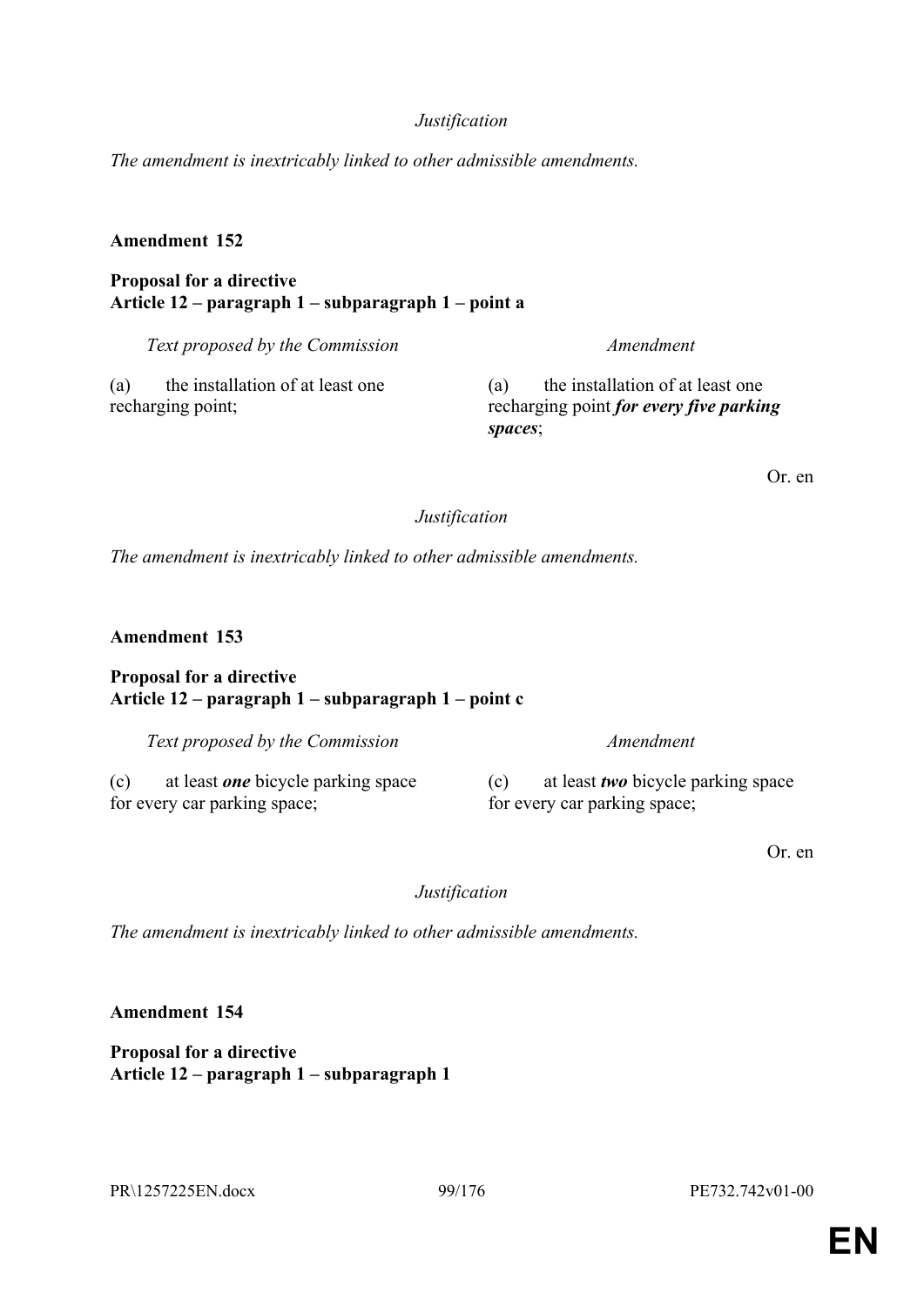*Justification*

*The amendment is inextricably linked to other admissible amendments.*

**Amendment 152**

**Proposal for a directive**
**Article 12 – paragraph 1 – subparagraph 1 – point a**

| *Text proposed by the Commission* | *Amendment* |
|---|---|
| (a) the installation of at least one recharging point; | (a) the installation of at least one recharging point ***for every five parking spaces***; |

Or. en

*Justification*

*The amendment is inextricably linked to other admissible amendments.*

**Amendment 153**

**Proposal for a directive**
**Article 12 – paragraph 1 – subparagraph 1 – point c**

| *Text proposed by the Commission* | *Amendment* |
|---|---|
| (c) at least ***one*** bicycle parking space for every car parking space; | (c) at least ***two*** bicycle parking space for every car parking space; |

Or. en

*Justification*

*The amendment is inextricably linked to other admissible amendments.*

**Amendment 154**

**Proposal for a directive**
**Article 12 – paragraph 1 – subparagraph 1**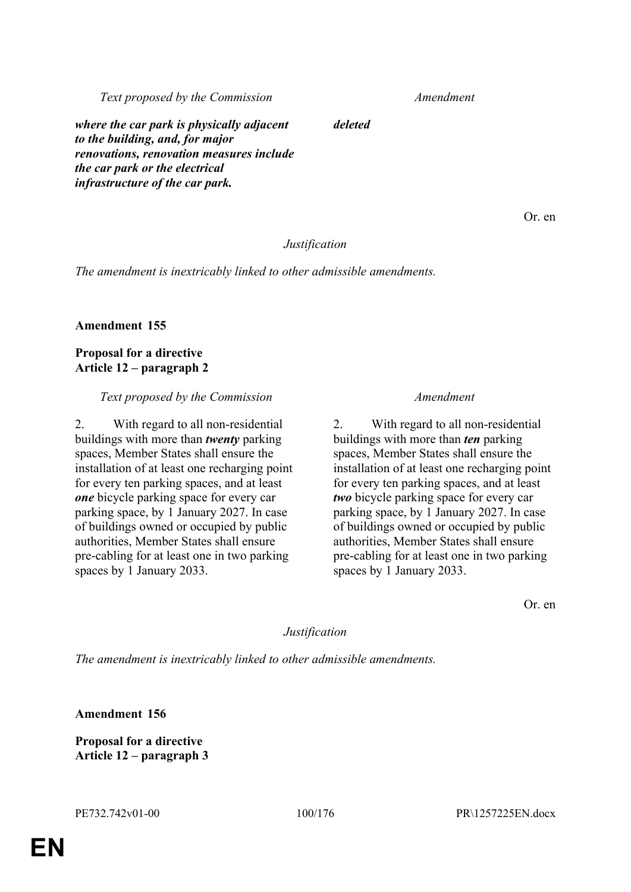| Text proposed by the Commission | Amendment |
|---|---|
| ***where the car park is physically adjacent to the building, and, for major renovations, renovation measures include the car park or the electrical infrastructure of the car park.*** | ***deleted*** |

Or. en

*Justification*

*The amendment is inextricably linked to other admissible amendments.*

**Amendment 155**

**Proposal for a directive**
**Article 12 – paragraph 2**

| Text proposed by the Commission | Amendment |
|---|---|
| 2. With regard to all non-residential buildings with more than ***twenty*** parking spaces, Member States shall ensure the installation of at least one recharging point for every ten parking spaces, and at least ***one*** bicycle parking space for every car parking space, by 1 January 2027. In case of buildings owned or occupied by public authorities, Member States shall ensure pre-cabling for at least one in two parking spaces by 1 January 2033. | 2. With regard to all non-residential buildings with more than ***ten*** parking spaces, Member States shall ensure the installation of at least one recharging point for every ten parking spaces, and at least ***two*** bicycle parking space for every car parking space, by 1 January 2027. In case of buildings owned or occupied by public authorities, Member States shall ensure pre-cabling for at least one in two parking spaces by 1 January 2033. |

Or. en

*Justification*

*The amendment is inextricably linked to other admissible amendments.*

**Amendment 156**

**Proposal for a directive**
**Article 12 – paragraph 3**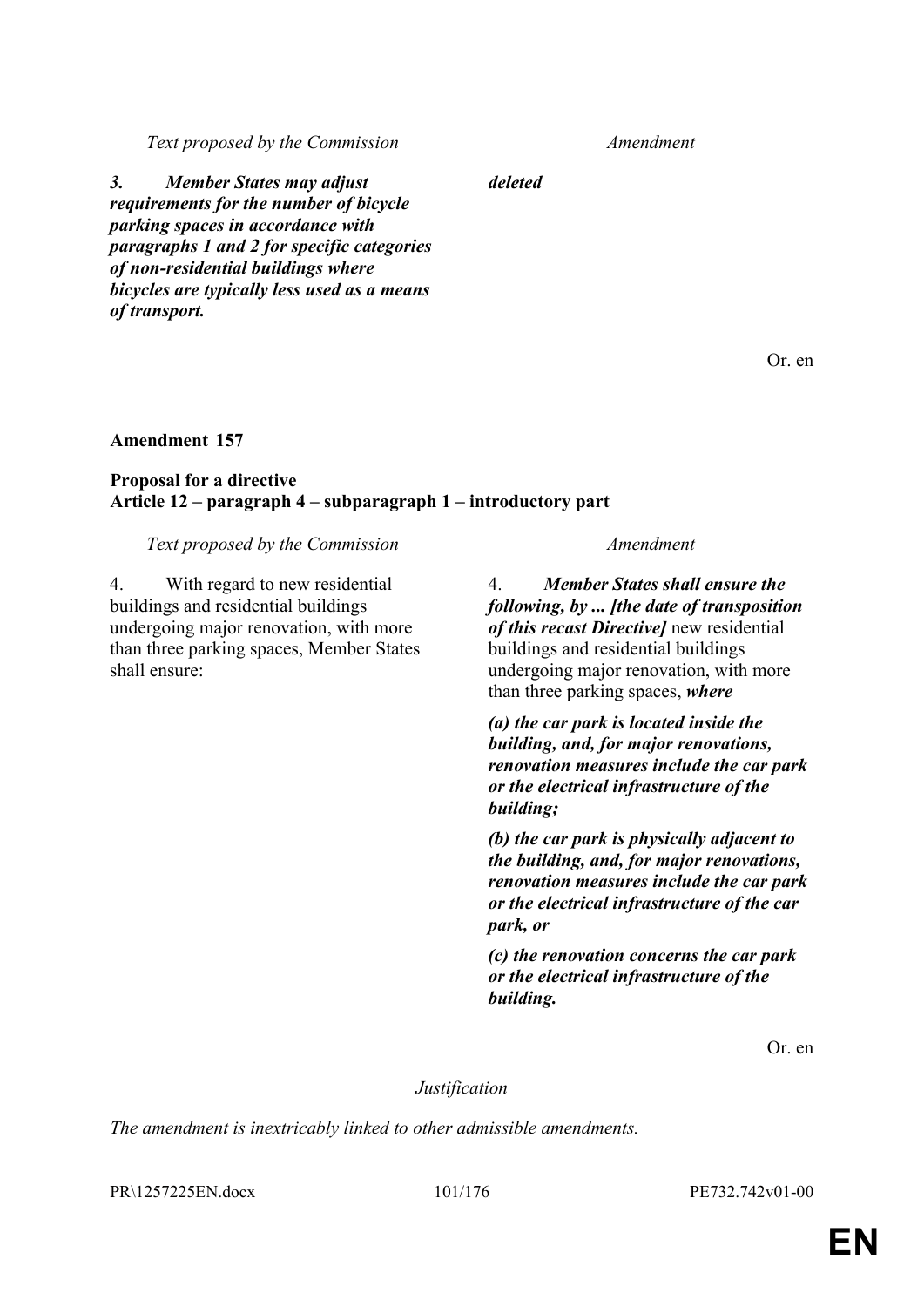| Text proposed by the Commission | Amendment |
|---|---|
| ***3. Member States may adjust requirements for the number of bicycle parking spaces in accordance with paragraphs 1 and 2 for specific categories of non-residential buildings where bicycles are typically less used as a means of transport.*** | ***deleted*** |

Or. en

**Amendment 157**

**Proposal for a directive**
**Article 12 – paragraph 4 – subparagraph 1 – introductory part**

| Text proposed by the Commission | Amendment |
|---|---|
| 4. With regard to new residential buildings and residential buildings undergoing major renovation, with more than three parking spaces, Member States shall ensure: | 4. ***Member States shall ensure the following, by ... [the date of transposition of this recast Directive]*** new residential buildings and residential buildings undergoing major renovation, with more than three parking spaces, ***where*** |
| | ***(a) the car park is located inside the building, and, for major renovations, renovation measures include the car park or the electrical infrastructure of the building;*** |
| | ***(b) the car park is physically adjacent to the building, and, for major renovations, renovation measures include the car park or the electrical infrastructure of the car park, or*** |
| | ***(c) the renovation concerns the car park or the electrical infrastructure of the building.*** |

Or. en

*Justification*

*The amendment is inextricably linked to other admissible amendments.*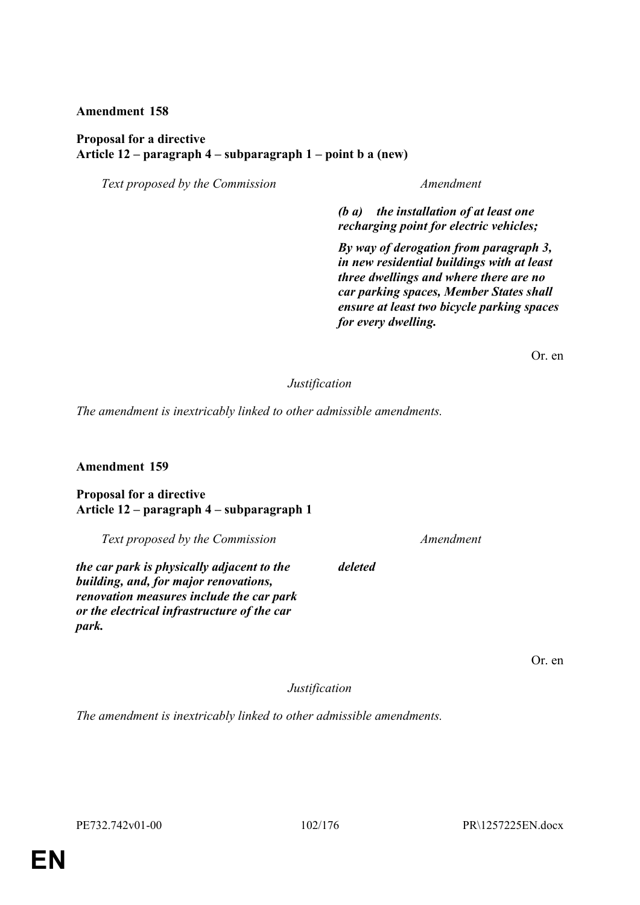**Amendment 158**

**Proposal for a directive**
**Article 12 – paragraph 4 – subparagraph 1 – point b a (new)**

| *Text proposed by the Commission* | *Amendment* |
| --- | --- |
| | ***(b a) the installation of at least one recharging point for electric vehicles;*** |
| | ***By way of derogation from paragraph 3, in new residential buildings with at least three dwellings and where there are no car parking spaces, Member States shall ensure at least two bicycle parking spaces for every dwelling.*** |

Or. en

*Justification*

*The amendment is inextricably linked to other admissible amendments.*

**Amendment 159**

**Proposal for a directive**
**Article 12 – paragraph 4 – subparagraph 1**

| *Text proposed by the Commission* | *Amendment* |
| --- | --- |
| ***the car park is physically adjacent to the building, and, for major renovations, renovation measures include the car park or the electrical infrastructure of the car park.*** | ***deleted*** |

Or. en

*Justification*

*The amendment is inextricably linked to other admissible amendments.*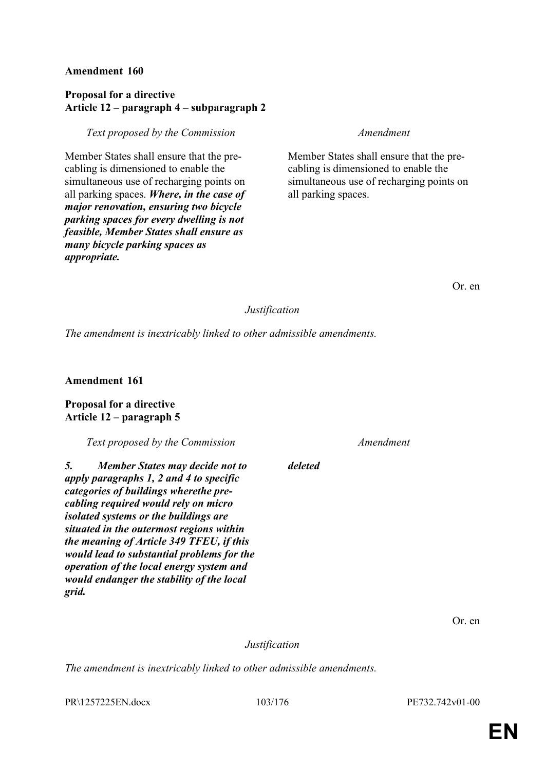**Amendment 160**

**Proposal for a directive**
**Article 12 – paragraph 4 – subparagraph 2**

| *Text proposed by the Commission* | *Amendment* |
| --- | --- |
| Member States shall ensure that the pre-cabling is dimensioned to enable the simultaneous use of recharging points on all parking spaces. ***Where, in the case of major renovation, ensuring two bicycle parking spaces for every dwelling is not feasible, Member States shall ensure as many bicycle parking spaces as appropriate.*** | Member States shall ensure that the pre-cabling is dimensioned to enable the simultaneous use of recharging points on all parking spaces. |

Or. en

*Justification*

*The amendment is inextricably linked to other admissible amendments.*

**Amendment 161**

**Proposal for a directive**
**Article 12 – paragraph 5**

| *Text proposed by the Commission* | *Amendment* |
| --- | --- |
| ***5. Member States may decide not to apply paragraphs 1, 2 and 4 to specific categories of buildings wherethe pre-cabling required would rely on micro isolated systems or the buildings are situated in the outermost regions within the meaning of Article 349 TFEU, if this would lead to substantial problems for the operation of the local energy system and would endanger the stability of the local grid.*** | ***deleted*** |

Or. en

*Justification*

*The amendment is inextricably linked to other admissible amendments.*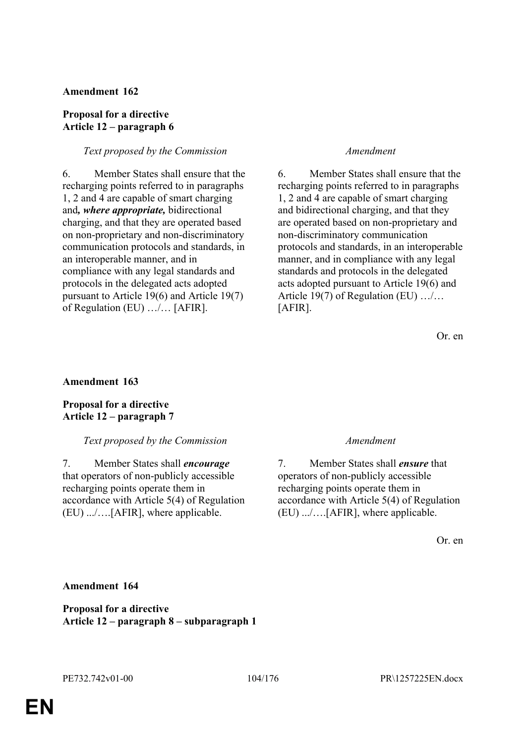**Amendment 162**

**Proposal for a directive**
**Article 12 – paragraph 6**

| *Text proposed by the Commission* | *Amendment* |
| --- | --- |
| 6. Member States shall ensure that the recharging points referred to in paragraphs 1, 2 and 4 are capable of smart charging and***, where appropriate,*** bidirectional charging, and that they are operated based on non-proprietary and non-discriminatory communication protocols and standards, in an interoperable manner, and in compliance with any legal standards and protocols in the delegated acts adopted pursuant to Article 19(6) and Article 19(7) of Regulation (EU) …/… [AFIR]. | 6. Member States shall ensure that the recharging points referred to in paragraphs 1, 2 and 4 are capable of smart charging and bidirectional charging, and that they are operated based on non-proprietary and non-discriminatory communication protocols and standards, in an interoperable manner, and in compliance with any legal standards and protocols in the delegated acts adopted pursuant to Article 19(6) and Article 19(7) of Regulation (EU) …/… [AFIR]. |

Or. en

**Amendment 163**

**Proposal for a directive**
**Article 12 – paragraph 7**

| *Text proposed by the Commission* | *Amendment* |
| --- | --- |
| 7. Member States shall ***encourage*** that operators of non-publicly accessible recharging points operate them in accordance with Article 5(4) of Regulation (EU) .../….[AFIR], where applicable. | 7. Member States shall ***ensure*** that operators of non-publicly accessible recharging points operate them in accordance with Article 5(4) of Regulation (EU) .../….[AFIR], where applicable. |

Or. en

**Amendment 164**

**Proposal for a directive**
**Article 12 – paragraph 8 – subparagraph 1**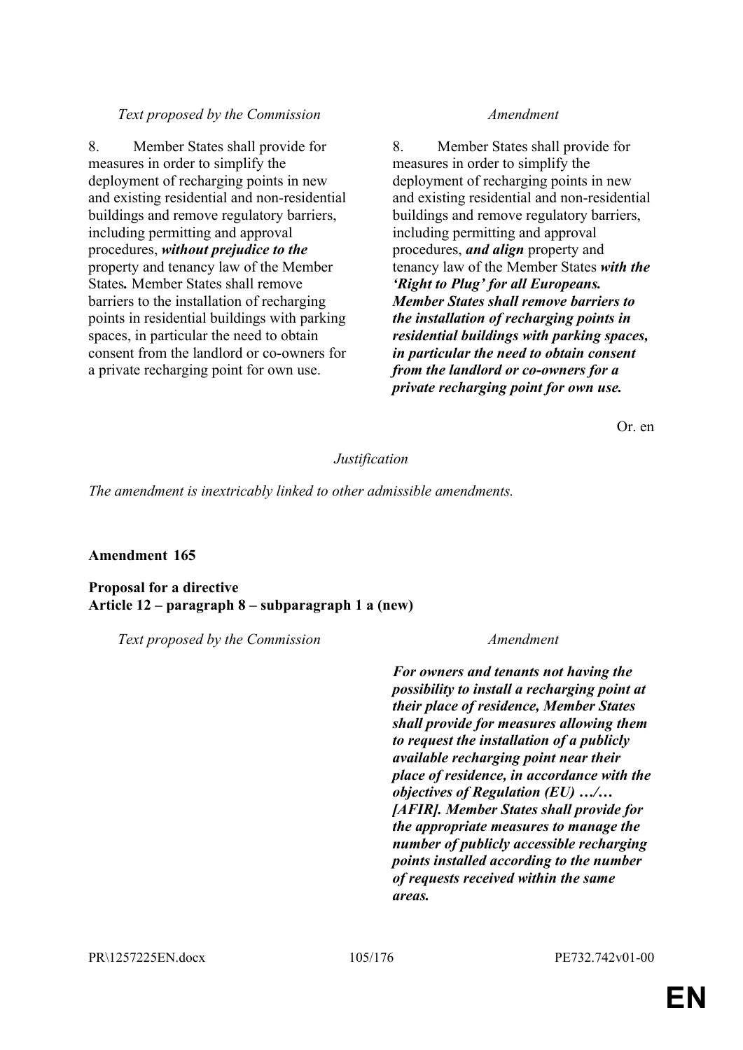| *Text proposed by the Commission* | *Amendment* |
|---|---|
| 8. Member States shall provide for measures in order to simplify the deployment of recharging points in new and existing residential and non-residential buildings and remove regulatory barriers, including permitting and approval procedures, ***without prejudice to the*** property and tenancy law of the Member States***.*** Member States shall remove barriers to the installation of recharging points in residential buildings with parking spaces, in particular the need to obtain consent from the landlord or co-owners for a private recharging point for own use. | 8. Member States shall provide for measures in order to simplify the deployment of recharging points in new and existing residential and non-residential buildings and remove regulatory barriers, including permitting and approval procedures, ***and align*** property and tenancy law of the Member States ***with the 'Right to Plug' for all Europeans. Member States shall remove barriers to the installation of recharging points in residential buildings with parking spaces, in particular the need to obtain consent from the landlord or co-owners for a private recharging point for own use.*** |

Or. en

*Justification*

*The amendment is inextricably linked to other admissible amendments.*

**Amendment 165**

**Proposal for a directive**
**Article 12 – paragraph 8 – subparagraph 1 a (new)**

| *Text proposed by the Commission* | *Amendment* |
|---|---|
| | ***For owners and tenants not having the possibility to install a recharging point at their place of residence, Member States shall provide for measures allowing them to request the installation of a publicly available recharging point near their place of residence, in accordance with the objectives of Regulation (EU) …/… [AFIR]. Member States shall provide for the appropriate measures to manage the number of publicly accessible recharging points installed according to the number of requests received within the same areas.*** |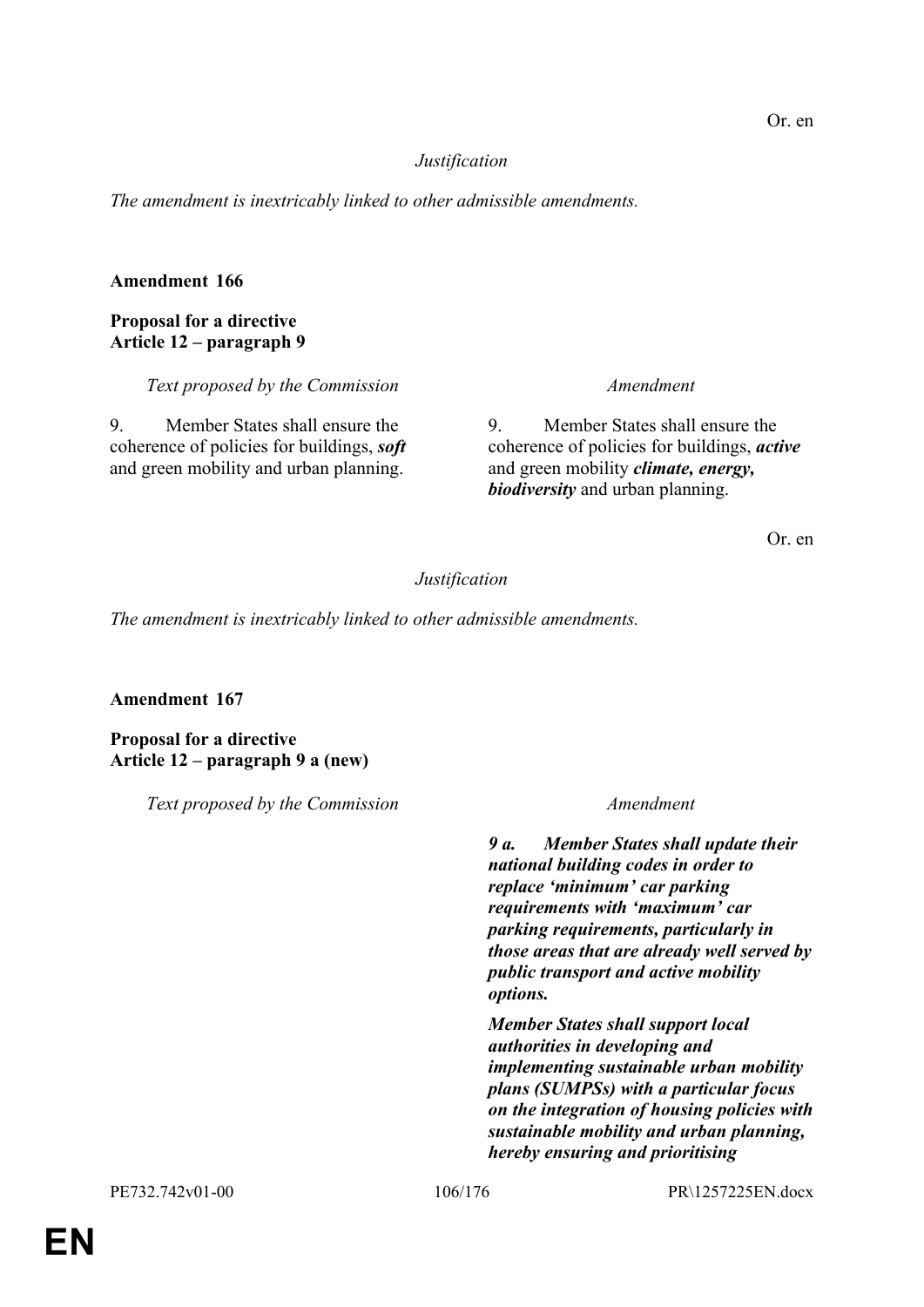Or. en

*Justification*

*The amendment is inextricably linked to other admissible amendments.*

**Amendment 166**

**Proposal for a directive**
**Article 12 – paragraph 9**

| *Text proposed by the Commission* | *Amendment* |
|---|---|
| 9. Member States shall ensure the coherence of policies for buildings, ***soft*** and green mobility and urban planning. | 9. Member States shall ensure the coherence of policies for buildings, ***active*** and green mobility ***climate, energy, biodiversity*** and urban planning. |

Or. en

*Justification*

*The amendment is inextricably linked to other admissible amendments.*

**Amendment 167**

**Proposal for a directive**
**Article 12 – paragraph 9 a (new)**

| *Text proposed by the Commission* | *Amendment* |
|---|---|
| | ***9 a. Member States shall update their national building codes in order to replace 'minimum' car parking requirements with 'maximum' car parking requirements, particularly in those areas that are already well served by public transport and active mobility options.*** |
| | ***Member States shall support local authorities in developing and implementing sustainable urban mobility plans (SUMPSs) with a particular focus on the integration of housing policies with sustainable mobility and urban planning, hereby ensuring and prioritising*** |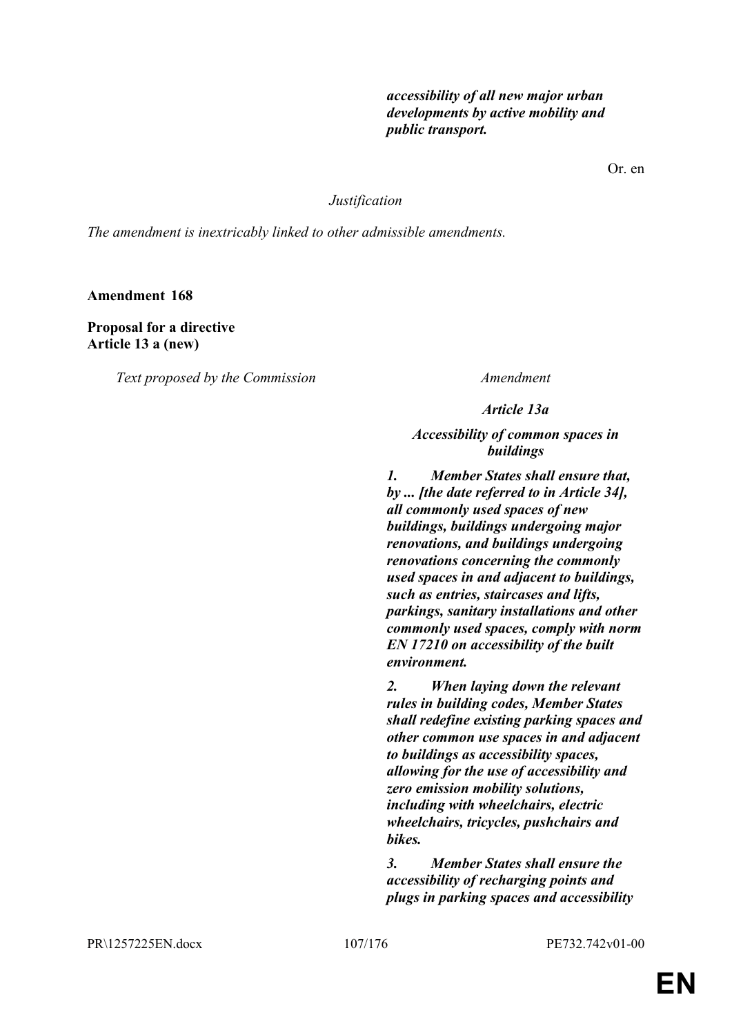| | |
|---|---|
| | ***accessibility of all new major urban developments by active mobility and public transport.*** |

Or. en

*Justification*

*The amendment is inextricably linked to other admissible amendments.*

**Amendment 168**

**Proposal for a directive**
**Article 13 a (new)**

| *Text proposed by the Commission* | *Amendment* |
|---|---|
| | ***Article 13a*** |
| | ***Accessibility of common spaces in buildings*** |
| | ***1. Member States shall ensure that, by ... [the date referred to in Article 34], all commonly used spaces of new buildings, buildings undergoing major renovations, and buildings undergoing renovations concerning the commonly used spaces in and adjacent to buildings, such as entries, staircases and lifts, parkings, sanitary installations and other commonly used spaces, comply with norm EN 17210 on accessibility of the built environment.*** |
| | ***2. When laying down the relevant rules in building codes, Member States shall redefine existing parking spaces and other common use spaces in and adjacent to buildings as accessibility spaces, allowing for the use of accessibility and zero emission mobility solutions, including with wheelchairs, electric wheelchairs, tricycles, pushchairs and bikes.*** |
| | ***3. Member States shall ensure the accessibility of recharging points and plugs in parking spaces and accessibility*** |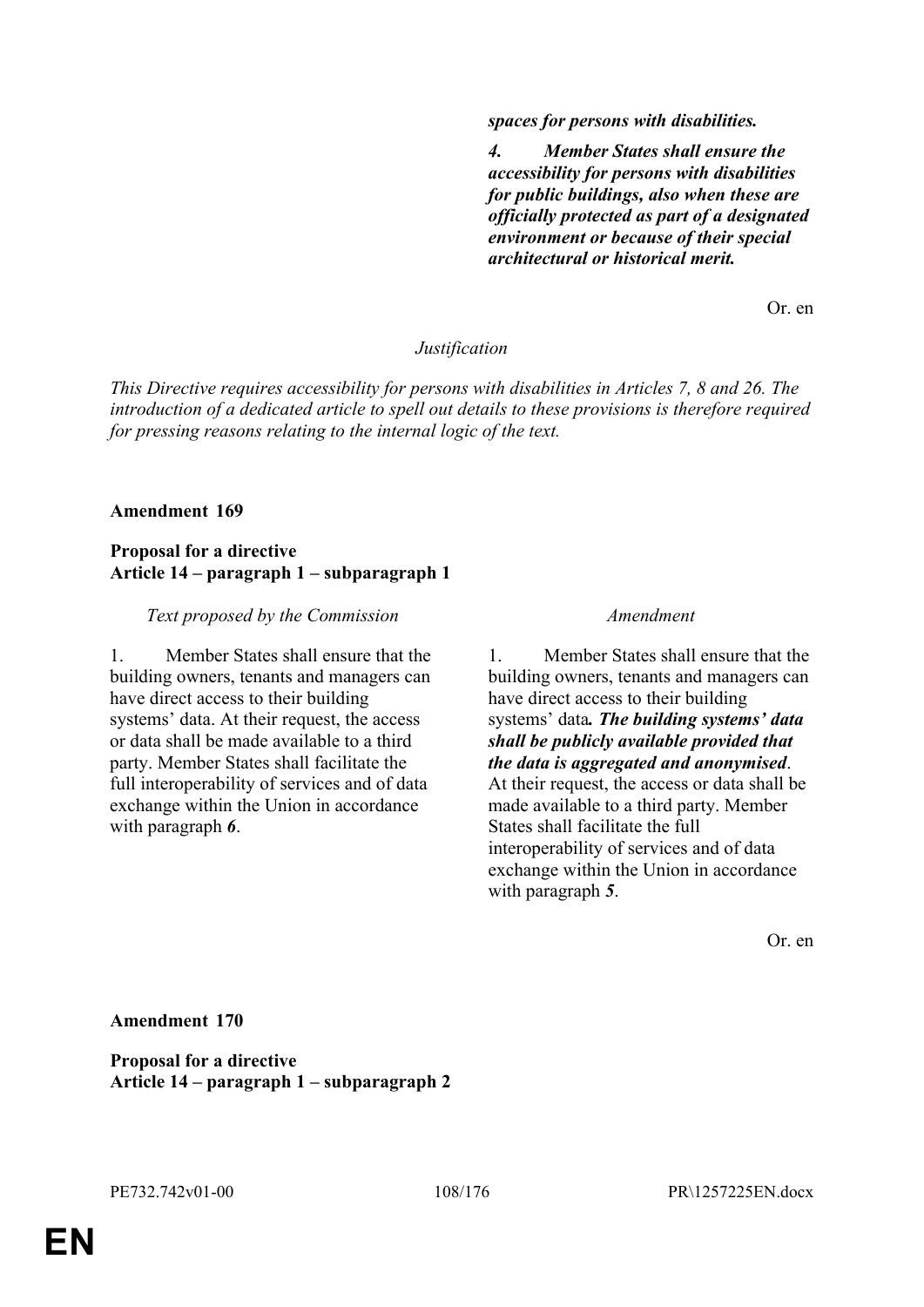| | |
|---|---|
| | ***spaces for persons with disabilities.*** |
| | ***4. Member States shall ensure the accessibility for persons with disabilities for public buildings, also when these are officially protected as part of a designated environment or because of their special architectural or historical merit.*** |

Or. en

*Justification*

*This Directive requires accessibility for persons with disabilities in Articles 7, 8 and 26. The introduction of a dedicated article to spell out details to these provisions is therefore required for pressing reasons relating to the internal logic of the text.*

**Amendment 169**

**Proposal for a directive**
**Article 14 – paragraph 1 – subparagraph 1**

| *Text proposed by the Commission* | *Amendment* |
|---|---|
| 1. Member States shall ensure that the building owners, tenants and managers can have direct access to their building systems' data. At their request, the access or data shall be made available to a third party. Member States shall facilitate the full interoperability of services and of data exchange within the Union in accordance with paragraph ***6***. | 1. Member States shall ensure that the building owners, tenants and managers can have direct access to their building systems' data***. The building systems' data shall be publicly available provided that the data is aggregated and anonymised***. At their request, the access or data shall be made available to a third party. Member States shall facilitate the full interoperability of services and of data exchange within the Union in accordance with paragraph ***5***. |

Or. en

**Amendment 170**

**Proposal for a directive**
**Article 14 – paragraph 1 – subparagraph 2**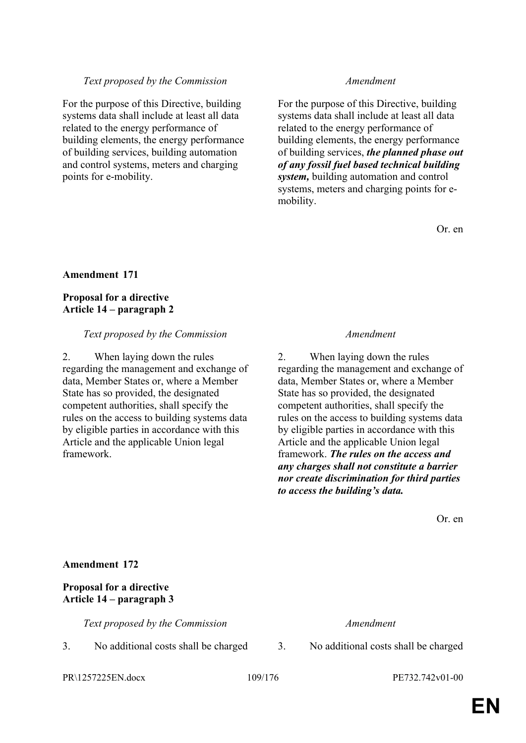| *Text proposed by the Commission* | *Amendment* |
| --- | --- |
| For the purpose of this Directive, building systems data shall include at least all data related to the energy performance of building elements, the energy performance of building services, building automation and control systems, meters and charging points for e-mobility. | For the purpose of this Directive, building systems data shall include at least all data related to the energy performance of building elements, the energy performance of building services, ***the planned phase out of any fossil fuel based technical building system,*** building automation and control systems, meters and charging points for e-mobility. |

Or. en

**Amendment 171**

**Proposal for a directive**
**Article 14 – paragraph 2**

| *Text proposed by the Commission* | *Amendment* |
| --- | --- |
| 2. When laying down the rules regarding the management and exchange of data, Member States or, where a Member State has so provided, the designated competent authorities, shall specify the rules on the access to building systems data by eligible parties in accordance with this Article and the applicable Union legal framework. | 2. When laying down the rules regarding the management and exchange of data, Member States or, where a Member State has so provided, the designated competent authorities, shall specify the rules on the access to building systems data by eligible parties in accordance with this Article and the applicable Union legal framework. ***The rules on the access and any charges shall not constitute a barrier nor create discrimination for third parties to access the building's data.*** |

Or. en

**Amendment 172**

**Proposal for a directive**
**Article 14 – paragraph 3**

| *Text proposed by the Commission* | *Amendment* |
| --- | --- |
| 3. No additional costs shall be charged | 3. No additional costs shall be charged |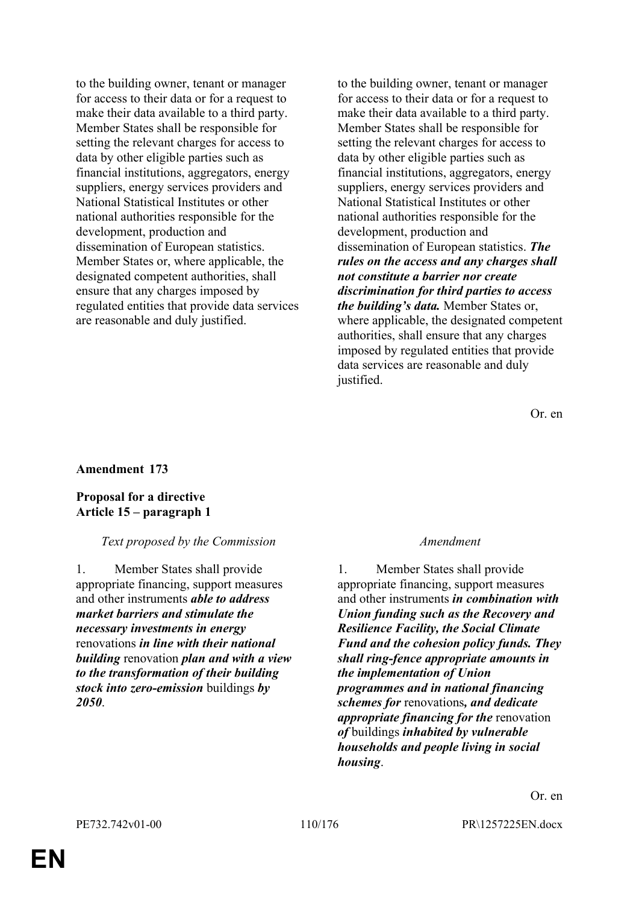| | |
|---|---|
| to the building owner, tenant or manager for access to their data or for a request to make their data available to a third party. Member States shall be responsible for setting the relevant charges for access to data by other eligible parties such as financial institutions, aggregators, energy suppliers, energy services providers and National Statistical Institutes or other national authorities responsible for the development, production and dissemination of European statistics. Member States or, where applicable, the designated competent authorities, shall ensure that any charges imposed by regulated entities that provide data services are reasonable and duly justified. | to the building owner, tenant or manager for access to their data or for a request to make their data available to a third party. Member States shall be responsible for setting the relevant charges for access to data by other eligible parties such as financial institutions, aggregators, energy suppliers, energy services providers and National Statistical Institutes or other national authorities responsible for the development, production and dissemination of European statistics. ***The rules on the access and any charges shall not constitute a barrier nor create discrimination for third parties to access the building's data.*** Member States or, where applicable, the designated competent authorities, shall ensure that any charges imposed by regulated entities that provide data services are reasonable and duly justified. |

Or. en

**Amendment 173**

**Proposal for a directive**
**Article 15 – paragraph 1**

| *Text proposed by the Commission* | *Amendment* |
|---|---|
| 1. Member States shall provide appropriate financing, support measures and other instruments ***able to address market barriers and stimulate the necessary investments in energy*** renovations ***in line with their national building*** renovation ***plan and with a view to the transformation of their building stock into zero-emission*** buildings ***by 2050***. | 1. Member States shall provide appropriate financing, support measures and other instruments ***in combination with Union funding such as the Recovery and Resilience Facility, the Social Climate Fund and the cohesion policy funds. They shall ring-fence appropriate amounts in the implementation of Union programmes and in national financing schemes for*** renovations***, and dedicate appropriate financing for the*** renovation ***of*** buildings ***inhabited by vulnerable households and people living in social housing***. |

Or. en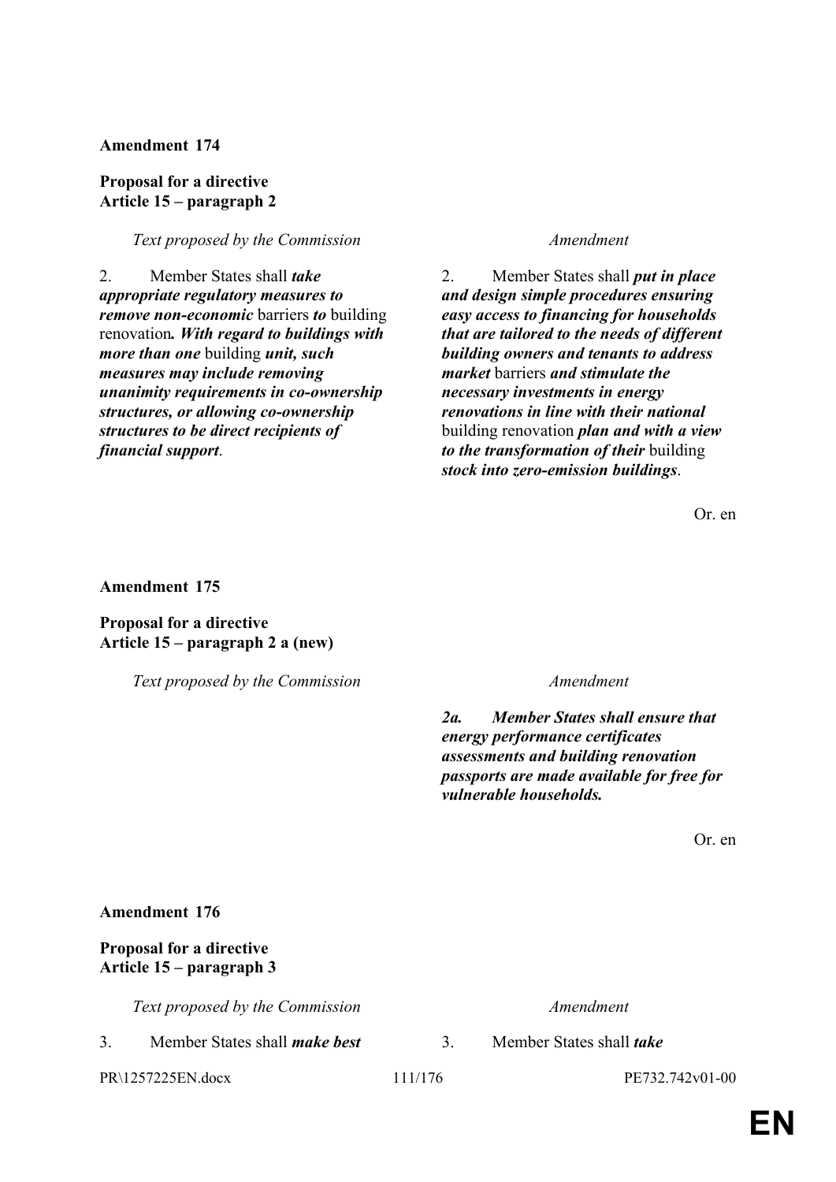**Amendment 174**

**Proposal for a directive**
**Article 15 – paragraph 2**

| *Text proposed by the Commission* | *Amendment* |
|---|---|
| 2. Member States shall ***take appropriate regulatory measures to remove non-economic*** barriers ***to*** building renovation***. With regard to buildings with more than one*** building ***unit, such measures may include removing unanimity requirements in co-ownership structures, or allowing co-ownership structures to be direct recipients of financial support***. | 2. Member States shall ***put in place and design simple procedures ensuring easy access to financing for households that are tailored to the needs of different building owners and tenants to address market*** barriers ***and stimulate the necessary investments in energy renovations in line with their national*** building renovation ***plan and with a view to the transformation of their*** building ***stock into zero-emission buildings***. |

Or. en

**Amendment 175**

**Proposal for a directive**
**Article 15 – paragraph 2 a (new)**

| *Text proposed by the Commission* | *Amendment* |
|---|---|
| | ***2a. Member States shall ensure that energy performance certificates assessments and building renovation passports are made available for free for vulnerable households.*** |

Or. en

**Amendment 176**

**Proposal for a directive**
**Article 15 – paragraph 3**

| *Text proposed by the Commission* | *Amendment* |
|---|---|
| 3. Member States shall ***make best*** | 3. Member States shall ***take*** |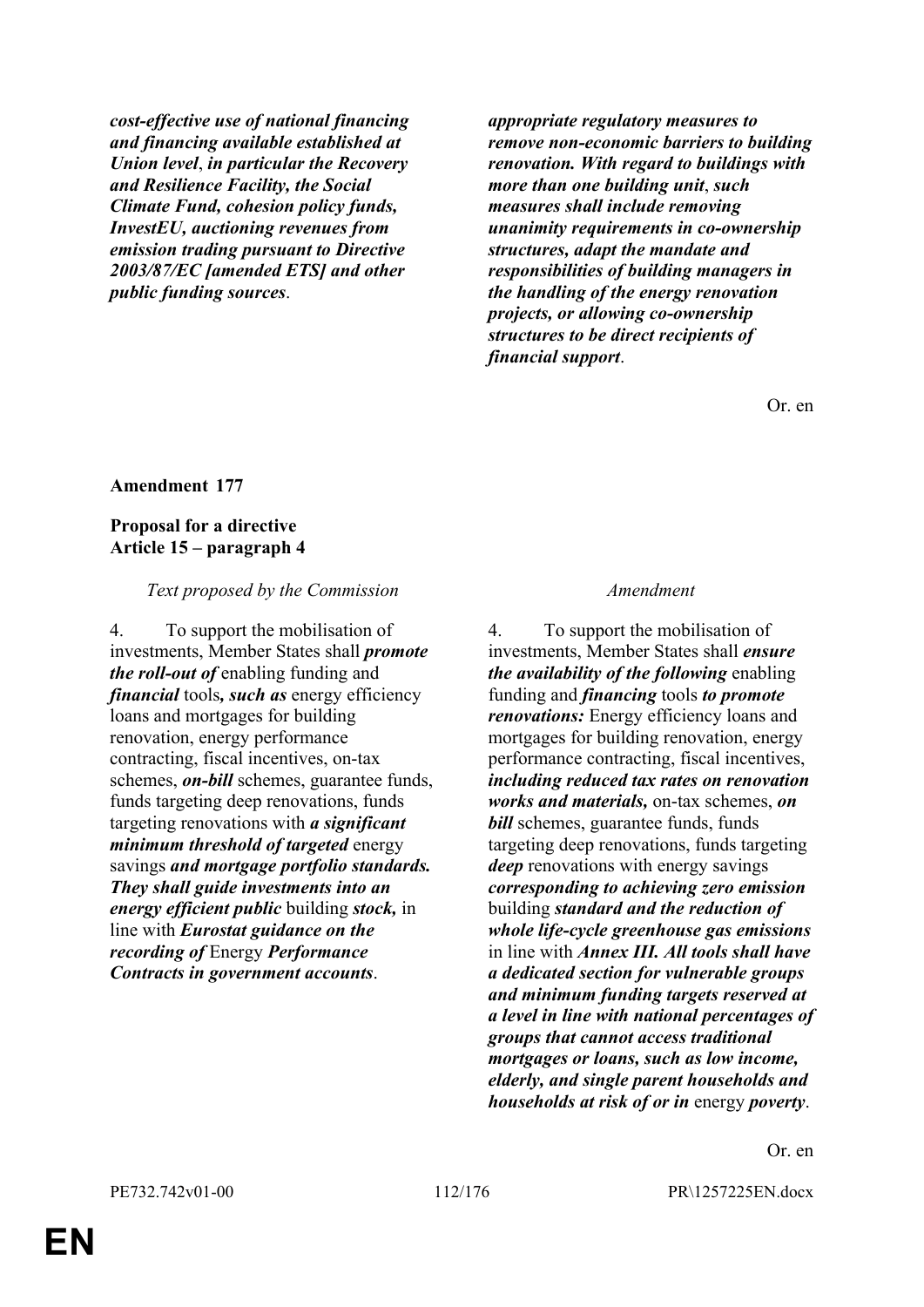| | |
|---|---|
| ***cost-effective use of national financing and financing available established at Union level**, **in particular the Recovery and Resilience Facility, the Social Climate Fund, cohesion policy funds, InvestEU, auctioning revenues from emission trading pursuant to Directive 2003/87/EC [amended ETS] and other public funding sources***. | ***appropriate regulatory measures to remove non-economic barriers to building renovation. With regard to buildings with more than one building unit**, **such measures shall include removing unanimity requirements in co-ownership structures, adapt the mandate and responsibilities of building managers in the handling of the energy renovation projects, or allowing co-ownership structures to be direct recipients of financial support***. |

Or. en

**Amendment 177**

**Proposal for a directive**
**Article 15 – paragraph 4**

| *Text proposed by the Commission* | *Amendment* |
|---|---|
| 4. To support the mobilisation of investments, Member States shall ***promote the roll-out of*** enabling funding and ***financial*** tools***, such as*** energy efficiency loans and mortgages for building renovation, energy performance contracting, fiscal incentives, on-tax schemes, ***on-bill*** schemes, guarantee funds, funds targeting deep renovations, funds targeting renovations with ***a significant minimum threshold of targeted*** energy savings ***and mortgage portfolio standards. They shall guide investments into an energy efficient public*** building ***stock,*** in line with ***Eurostat guidance on the recording of*** Energy ***Performance Contracts in government accounts***. | 4. To support the mobilisation of investments, Member States shall ***ensure the availability of the following*** enabling funding and ***financing*** tools ***to promote renovations:*** Energy efficiency loans and mortgages for building renovation, energy performance contracting, fiscal incentives, ***including reduced tax rates on renovation works and materials,*** on-tax schemes, ***on bill*** schemes, guarantee funds, funds targeting deep renovations, funds targeting ***deep*** renovations with energy savings ***corresponding to achieving zero emission*** building ***standard and the reduction of whole life-cycle greenhouse gas emissions*** in line with ***Annex III. All tools shall have a dedicated section for vulnerable groups and minimum funding targets reserved at a level in line with national percentages of groups that cannot access traditional mortgages or loans, such as low income, elderly, and single parent households and households at risk of or in*** energy ***poverty***. |

Or. en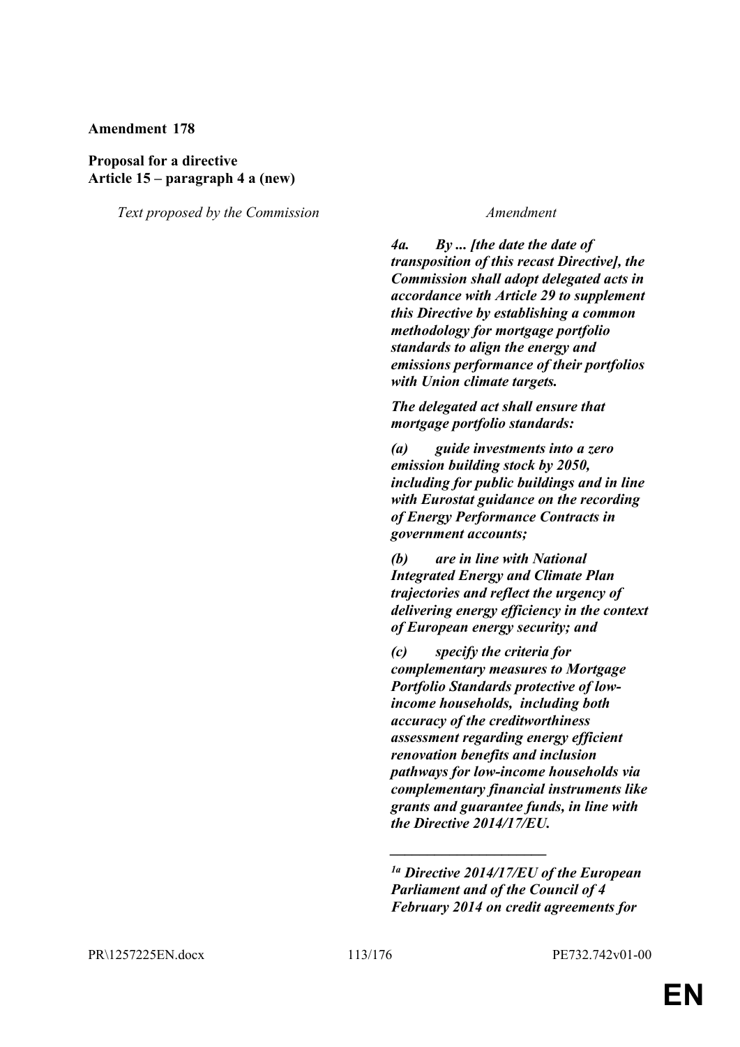**Amendment 178**

**Proposal for a directive**
**Article 15 – paragraph 4 a (new)**

| *Text proposed by the Commission* | *Amendment* |
|---|---|
| | ***4a. By ... [the date the date of transposition of this recast Directive], the Commission shall adopt delegated acts in accordance with Article 29 to supplement this Directive by establishing a common methodology for mortgage portfolio standards to align the energy and emissions performance of their portfolios with Union climate targets.*** |
| | ***The delegated act shall ensure that mortgage portfolio standards:*** |
| | ***(a) guide investments into a zero emission building stock by 2050, including for public buildings and in line with Eurostat guidance on the recording of Energy Performance Contracts in government accounts;*** |
| | ***(b) are in line with National Integrated Energy and Climate Plan trajectories and reflect the urgency of delivering energy efficiency in the context of European energy security; and*** |
| | ***(c) specify the criteria for complementary measures to Mortgage Portfolio Standards protective of low-income households, including both accuracy of the creditworthiness assessment regarding energy efficient renovation benefits and inclusion pathways for low-income households via complementary financial instruments like grants and guarantee funds, in line with the Directive 2014/17/EU.*** |

_____________________

***[1a] Directive 2014/17/EU of the European Parliament and of the Council of 4 February 2014 on credit agreements for***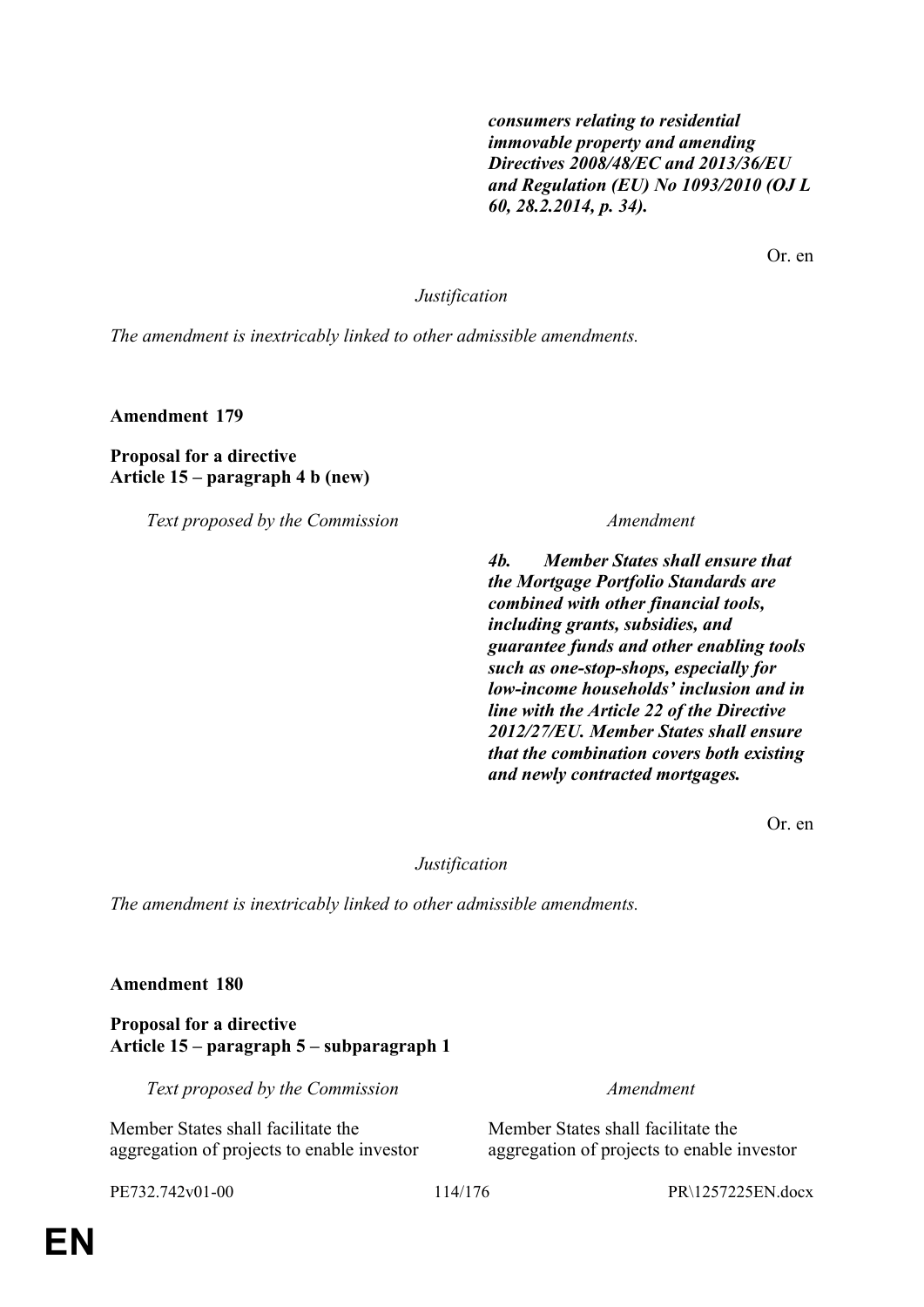| | |
|---|---|
| | ***consumers relating to residential immovable property and amending Directives 2008/48/EC and 2013/36/EU and Regulation (EU) No 1093/2010 (OJ L 60, 28.2.2014, p. 34).*** |

Or. en

*Justification*

*The amendment is inextricably linked to other admissible amendments.*

**Amendment 179**

**Proposal for a directive**
**Article 15 – paragraph 4 b (new)**

| *Text proposed by the Commission* | *Amendment* |
|---|---|
| | ***4b. Member States shall ensure that the Mortgage Portfolio Standards are combined with other financial tools, including grants, subsidies, and guarantee funds and other enabling tools such as one-stop-shops, especially for low-income households' inclusion and in line with the Article 22 of the Directive 2012/27/EU. Member States shall ensure that the combination covers both existing and newly contracted mortgages.*** |

Or. en

*Justification*

*The amendment is inextricably linked to other admissible amendments.*

**Amendment 180**

**Proposal for a directive**
**Article 15 – paragraph 5 – subparagraph 1**

| *Text proposed by the Commission* | *Amendment* |
|---|---|
| Member States shall facilitate the aggregation of projects to enable investor | Member States shall facilitate the aggregation of projects to enable investor |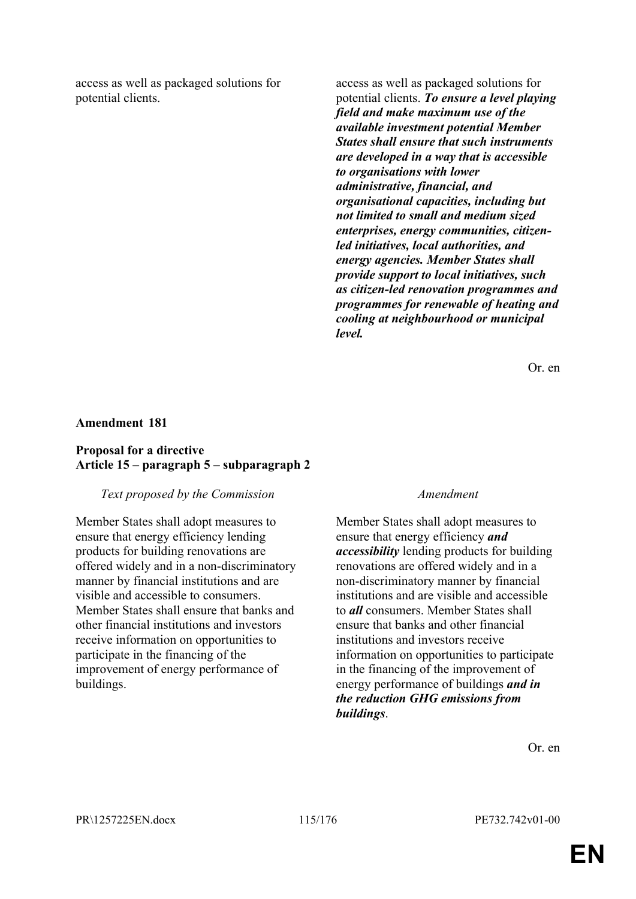| | |
|---|---|
| access as well as packaged solutions for potential clients. | access as well as packaged solutions for potential clients. ***To ensure a level playing field and make maximum use of the available investment potential Member States shall ensure that such instruments are developed in a way that is accessible to organisations with lower administrative, financial, and organisational capacities, including but not limited to small and medium sized enterprises, energy communities, citizen-led initiatives, local authorities, and energy agencies. Member States shall provide support to local initiatives, such as citizen-led renovation programmes and programmes for renewable of heating and cooling at neighbourhood or municipal level.*** |

Or. en

**Amendment 181**

**Proposal for a directive**
**Article 15 – paragraph 5 – subparagraph 2**

| *Text proposed by the Commission* | *Amendment* |
|---|---|
| Member States shall adopt measures to ensure that energy efficiency lending products for building renovations are offered widely and in a non-discriminatory manner by financial institutions and are visible and accessible to consumers. Member States shall ensure that banks and other financial institutions and investors receive information on opportunities to participate in the financing of the improvement of energy performance of buildings. | Member States shall adopt measures to ensure that energy efficiency ***and accessibility*** lending products for building renovations are offered widely and in a non-discriminatory manner by financial institutions and are visible and accessible to ***all*** consumers. Member States shall ensure that banks and other financial institutions and investors receive information on opportunities to participate in the financing of the improvement of energy performance of buildings ***and in the reduction GHG emissions from buildings***. |

Or. en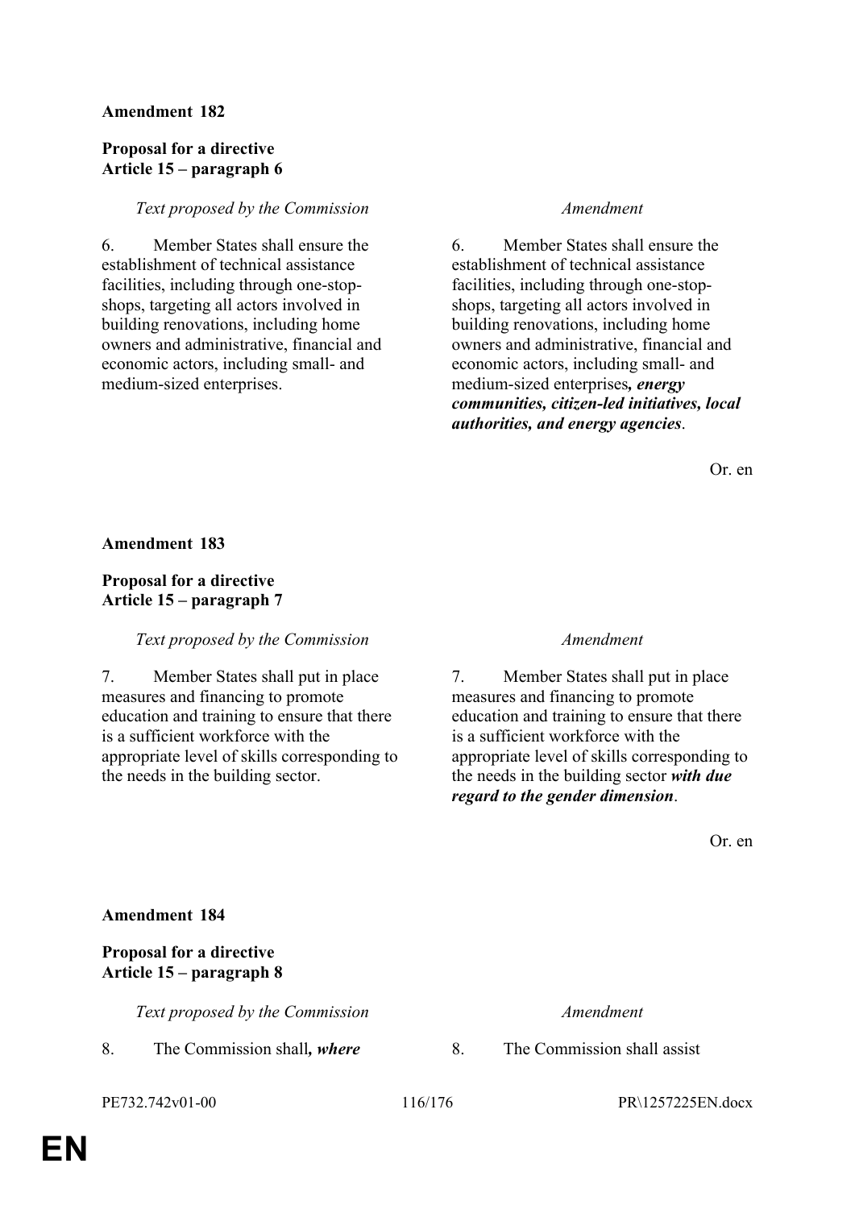**Amendment 182**

**Proposal for a directive**
**Article 15 – paragraph 6**

| *Text proposed by the Commission* | *Amendment* |
|---|---|
| 6. Member States shall ensure the establishment of technical assistance facilities, including through one-stop-shops, targeting all actors involved in building renovations, including home owners and administrative, financial and economic actors, including small- and medium-sized enterprises. | 6. Member States shall ensure the establishment of technical assistance facilities, including through one-stop-shops, targeting all actors involved in building renovations, including home owners and administrative, financial and economic actors, including small- and medium-sized enterprises***, energy communities, citizen-led initiatives, local authorities, and energy agencies***. |

Or. en

**Amendment 183**

**Proposal for a directive**
**Article 15 – paragraph 7**

| *Text proposed by the Commission* | *Amendment* |
|---|---|
| 7. Member States shall put in place measures and financing to promote education and training to ensure that there is a sufficient workforce with the appropriate level of skills corresponding to the needs in the building sector. | 7. Member States shall put in place measures and financing to promote education and training to ensure that there is a sufficient workforce with the appropriate level of skills corresponding to the needs in the building sector ***with due regard to the gender dimension***. |

Or. en

**Amendment 184**

**Proposal for a directive**
**Article 15 – paragraph 8**

| *Text proposed by the Commission* | *Amendment* |
|---|---|
| 8. The Commission shall***, where*** | 8. The Commission shall assist |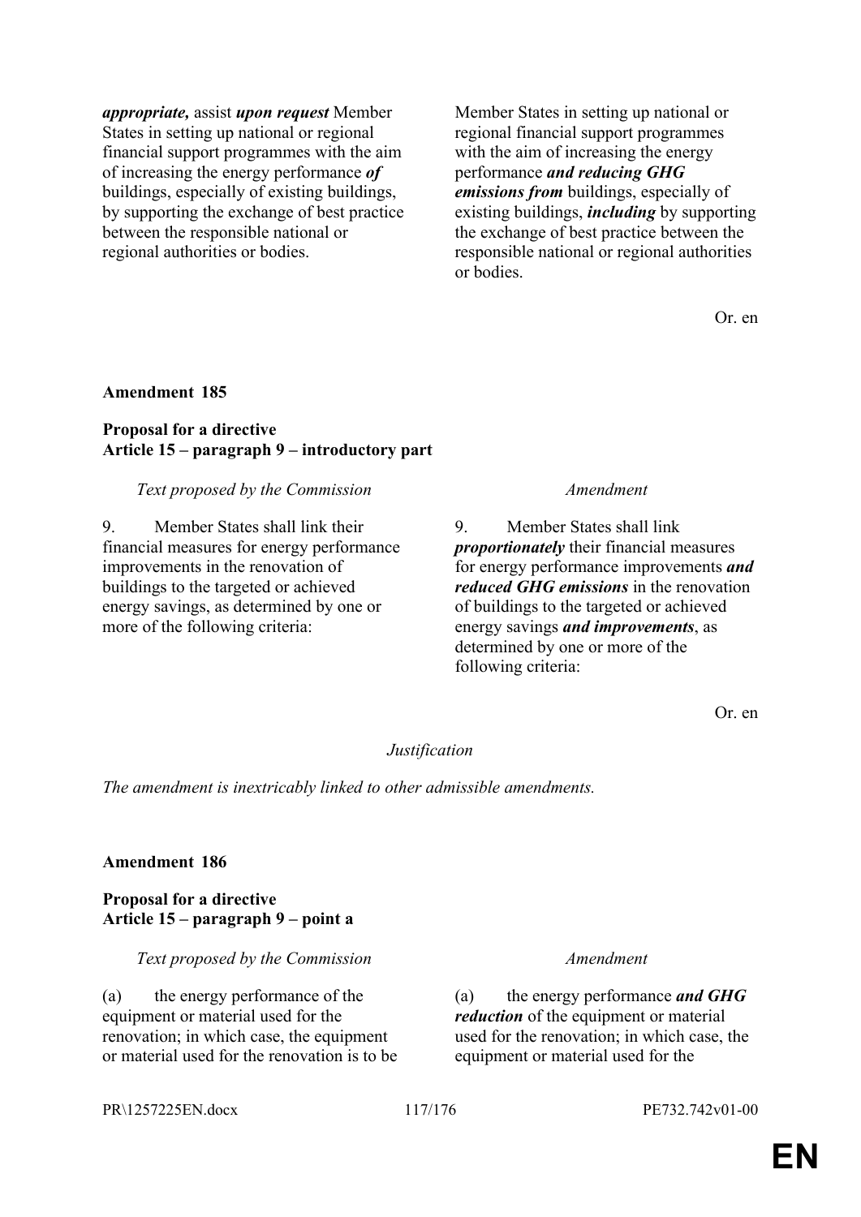| | |
|---|---|
| ***appropriate,*** assist ***upon request*** Member States in setting up national or regional financial support programmes with the aim of increasing the energy performance ***of*** buildings, especially of existing buildings, by supporting the exchange of best practice between the responsible national or regional authorities or bodies. | Member States in setting up national or regional financial support programmes with the aim of increasing the energy performance ***and reducing GHG emissions from*** buildings, especially of existing buildings, ***including*** by supporting the exchange of best practice between the responsible national or regional authorities or bodies. |

Or. en

**Amendment 185**

**Proposal for a directive**
**Article 15 – paragraph 9 – introductory part**

| *Text proposed by the Commission* | *Amendment* |
|---|---|
| 9. Member States shall link their financial measures for energy performance improvements in the renovation of buildings to the targeted or achieved energy savings, as determined by one or more of the following criteria: | 9. Member States shall link ***proportionately*** their financial measures for energy performance improvements ***and reduced GHG emissions*** in the renovation of buildings to the targeted or achieved energy savings ***and improvements***, as determined by one or more of the following criteria: |

Or. en

*Justification*

*The amendment is inextricably linked to other admissible amendments.*

**Amendment 186**

**Proposal for a directive**
**Article 15 – paragraph 9 – point a**

| *Text proposed by the Commission* | *Amendment* |
|---|---|
| (a) the energy performance of the equipment or material used for the renovation; in which case, the equipment or material used for the renovation is to be | (a) the energy performance ***and GHG reduction*** of the equipment or material used for the renovation; in which case, the equipment or material used for the |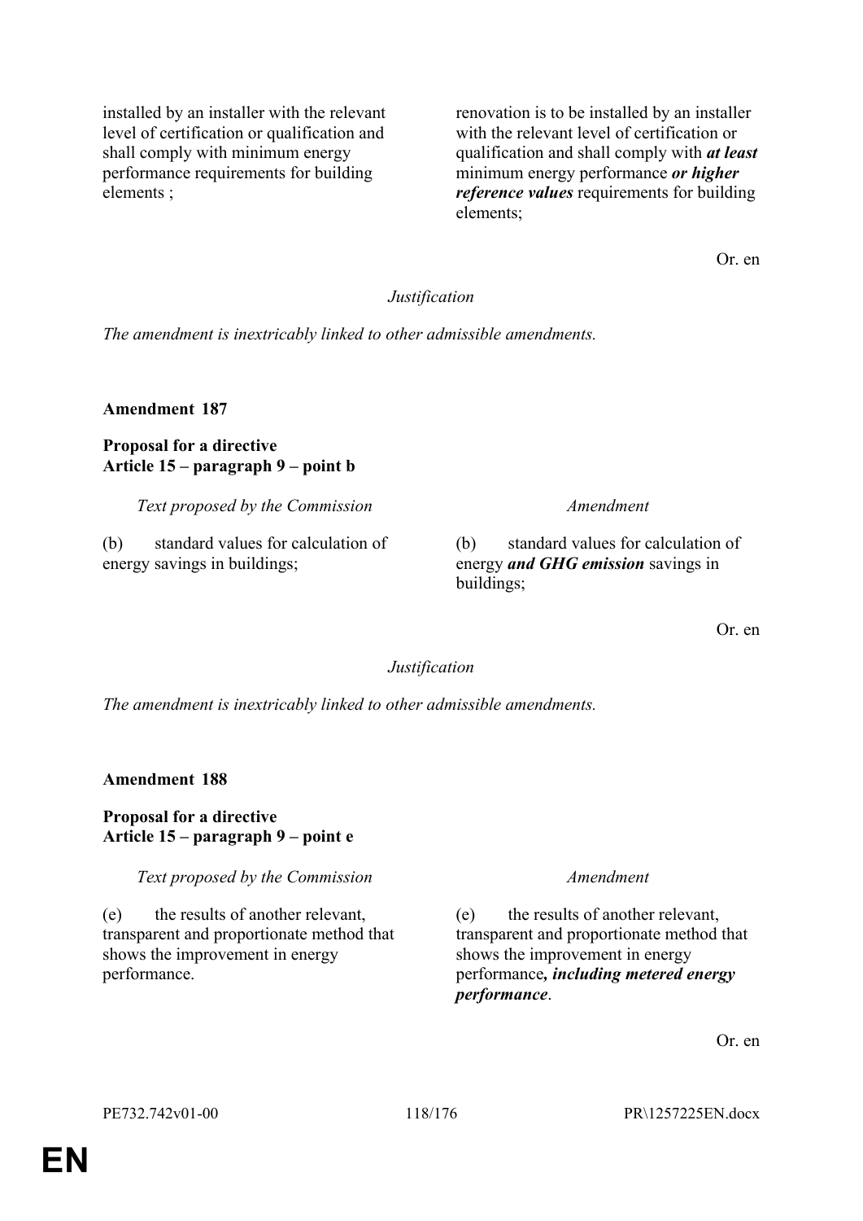| | |
|---|---|
| installed by an installer with the relevant level of certification or qualification and shall comply with minimum energy performance requirements for building elements ; | renovation is to be installed by an installer with the relevant level of certification or qualification and shall comply with ***at least*** minimum energy performance ***or higher reference values*** requirements for building elements; |

Or. en

*Justification*

*The amendment is inextricably linked to other admissible amendments.*

**Amendment 187**

**Proposal for a directive**
**Article 15 – paragraph 9 – point b**

| *Text proposed by the Commission* | *Amendment* |
|---|---|
| (b) standard values for calculation of energy savings in buildings; | (b) standard values for calculation of energy ***and GHG emission*** savings in buildings; |

Or. en

*Justification*

*The amendment is inextricably linked to other admissible amendments.*

**Amendment 188**

**Proposal for a directive**
**Article 15 – paragraph 9 – point e**

| *Text proposed by the Commission* | *Amendment* |
|---|---|
| (e) the results of another relevant, transparent and proportionate method that shows the improvement in energy performance. | (e) the results of another relevant, transparent and proportionate method that shows the improvement in energy performance***, including metered energy performance***. |

Or. en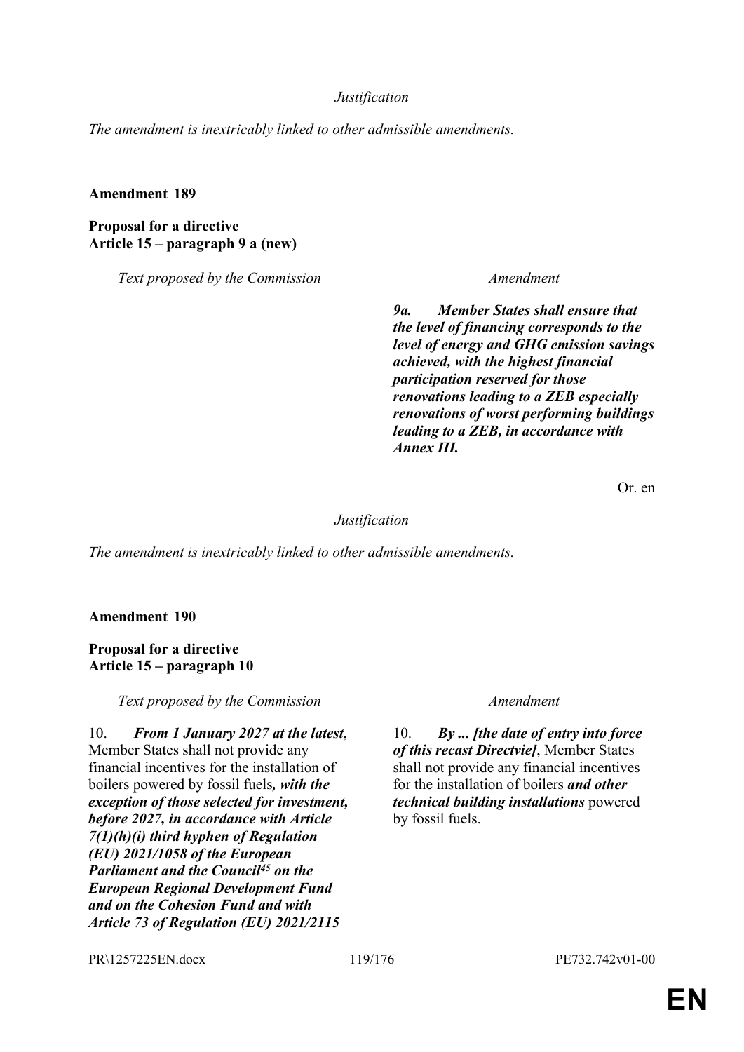*Justification*

*The amendment is inextricably linked to other admissible amendments.*

**Amendment 189**

**Proposal for a directive**
**Article 15 – paragraph 9 a (new)**

| *Text proposed by the Commission* | *Amendment* |
| --- | --- |
| | ***9a. Member States shall ensure that the level of financing corresponds to the level of energy and GHG emission savings achieved, with the highest financial participation reserved for those renovations leading to a ZEB especially renovations of worst performing buildings leading to a ZEB, in accordance with Annex III.*** |

Or. en

*Justification*

*The amendment is inextricably linked to other admissible amendments.*

**Amendment 190**

**Proposal for a directive**
**Article 15 – paragraph 10**

| *Text proposed by the Commission* | *Amendment* |
| --- | --- |
| 10. ***From 1 January 2027 at the latest***, Member States shall not provide any financial incentives for the installation of boilers powered by fossil fuels***, with the exception of those selected for investment, before 2027, in accordance with Article 7(1)(h)(i) third hyphen of Regulation (EU) 2021/1058 of the European Parliament and the Council[45] on the European Regional Development Fund and on the Cohesion Fund and with Article 73 of Regulation (EU) 2021/2115*** | 10. ***By ... [the date of entry into force of this recast Directvie]***, Member States shall not provide any financial incentives for the installation of boilers ***and other technical building installations*** powered by fossil fuels. |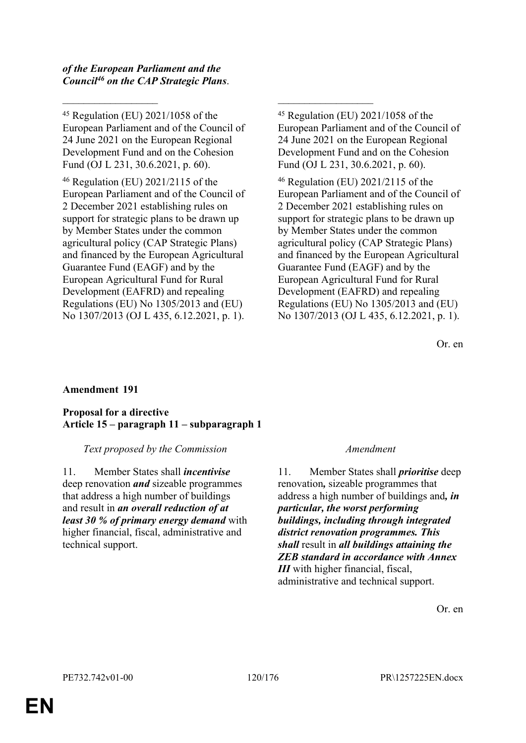| | |
|---|---|
| ***of the European Parliament and the Council[46] on the CAP Strategic Plans***. | |
| __________________ | __________________ |
| [45] Regulation (EU) 2021/1058 of the European Parliament and of the Council of 24 June 2021 on the European Regional Development Fund and on the Cohesion Fund (OJ L 231, 30.6.2021, p. 60). | [45] Regulation (EU) 2021/1058 of the European Parliament and of the Council of 24 June 2021 on the European Regional Development Fund and on the Cohesion Fund (OJ L 231, 30.6.2021, p. 60). |
| [46] Regulation (EU) 2021/2115 of the European Parliament and of the Council of 2 December 2021 establishing rules on support for strategic plans to be drawn up by Member States under the common agricultural policy (CAP Strategic Plans) and financed by the European Agricultural Guarantee Fund (EAGF) and by the European Agricultural Fund for Rural Development (EAFRD) and repealing Regulations (EU) No 1305/2013 and (EU) No 1307/2013 (OJ L 435, 6.12.2021, p. 1). | [46] Regulation (EU) 2021/2115 of the European Parliament and of the Council of 2 December 2021 establishing rules on support for strategic plans to be drawn up by Member States under the common agricultural policy (CAP Strategic Plans) and financed by the European Agricultural Guarantee Fund (EAGF) and by the European Agricultural Fund for Rural Development (EAFRD) and repealing Regulations (EU) No 1305/2013 and (EU) No 1307/2013 (OJ L 435, 6.12.2021, p. 1). |

Or. en

**Amendment 191**

**Proposal for a directive**
**Article 15 – paragraph 11 – subparagraph 1**

| *Text proposed by the Commission* | *Amendment* |
|---|---|
| 11. Member States shall ***incentivise*** deep renovation ***and*** sizeable programmes that address a high number of buildings and result in ***an overall reduction of at least 30 % of primary energy demand*** with higher financial, fiscal, administrative and technical support. | 11. Member States shall ***prioritise*** deep renovation***,*** sizeable programmes that address a high number of buildings and***, in particular, the worst performing buildings, including through integrated district renovation programmes. This shall*** result in ***all buildings attaining the ZEB standard in accordance with Annex III*** with higher financial, fiscal, administrative and technical support. |

Or. en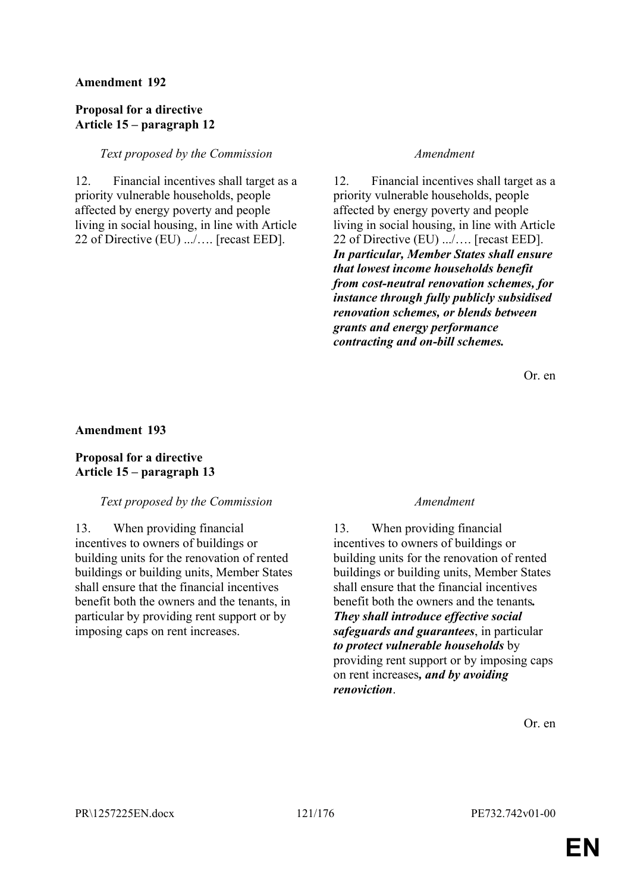**Amendment 192**

**Proposal for a directive**
**Article 15 – paragraph 12**

| *Text proposed by the Commission* | *Amendment* |
|---|---|
| 12. Financial incentives shall target as a priority vulnerable households, people affected by energy poverty and people living in social housing, in line with Article 22 of Directive (EU) .../…. [recast EED]. | 12. Financial incentives shall target as a priority vulnerable households, people affected by energy poverty and people living in social housing, in line with Article 22 of Directive (EU) .../…. [recast EED]. ***In particular, Member States shall ensure that lowest income households benefit from cost-neutral renovation schemes, for instance through fully publicly subsidised renovation schemes, or blends between grants and energy performance contracting and on-bill schemes.*** |

Or. en

**Amendment 193**

**Proposal for a directive**
**Article 15 – paragraph 13**

| *Text proposed by the Commission* | *Amendment* |
|---|---|
| 13. When providing financial incentives to owners of buildings or building units for the renovation of rented buildings or building units, Member States shall ensure that the financial incentives benefit both the owners and the tenants, in particular by providing rent support or by imposing caps on rent increases. | 13. When providing financial incentives to owners of buildings or building units for the renovation of rented buildings or building units, Member States shall ensure that the financial incentives benefit both the owners and the tenants***. They shall introduce effective social safeguards and guarantees***, in particular ***to protect vulnerable households*** by providing rent support or by imposing caps on rent increases***, and by avoiding renoviction***. |

Or. en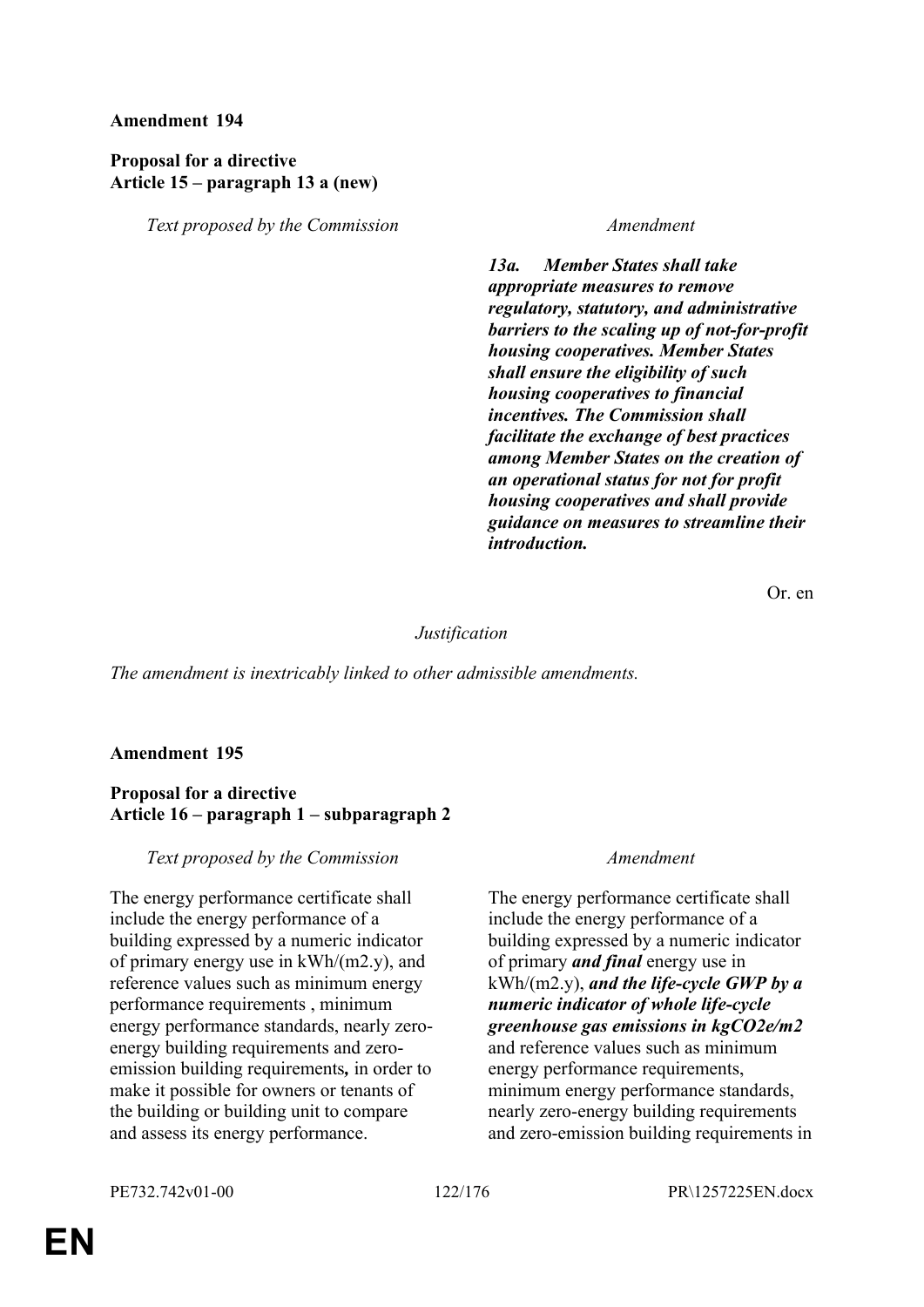**Amendment 194**

**Proposal for a directive**
**Article 15 – paragraph 13 a (new)**

| *Text proposed by the Commission* | *Amendment* |
|---|---|
| | ***13a. Member States shall take appropriate measures to remove regulatory, statutory, and administrative barriers to the scaling up of not-for-profit housing cooperatives. Member States shall ensure the eligibility of such housing cooperatives to financial incentives. The Commission shall facilitate the exchange of best practices among Member States on the creation of an operational status for not for profit housing cooperatives and shall provide guidance on measures to streamline their introduction.*** |

Or. en

*Justification*

*The amendment is inextricably linked to other admissible amendments.*

**Amendment 195**

**Proposal for a directive**
**Article 16 – paragraph 1 – subparagraph 2**

| *Text proposed by the Commission* | *Amendment* |
|---|---|
| The energy performance certificate shall include the energy performance of a building expressed by a numeric indicator of primary energy use in kWh/(m2.y), and reference values such as minimum energy performance requirements , minimum energy performance standards, nearly zero-energy building requirements and zero-emission building requirements***,*** in order to make it possible for owners or tenants of the building or building unit to compare and assess its energy performance. | The energy performance certificate shall include the energy performance of a building expressed by a numeric indicator of primary ***and final*** energy use in kWh/(m2.y), ***and the life-cycle GWP by a numeric indicator of whole life-cycle greenhouse gas emissions in kgCO2e/m2*** and reference values such as minimum energy performance requirements, minimum energy performance standards, nearly zero-energy building requirements and zero-emission building requirements in |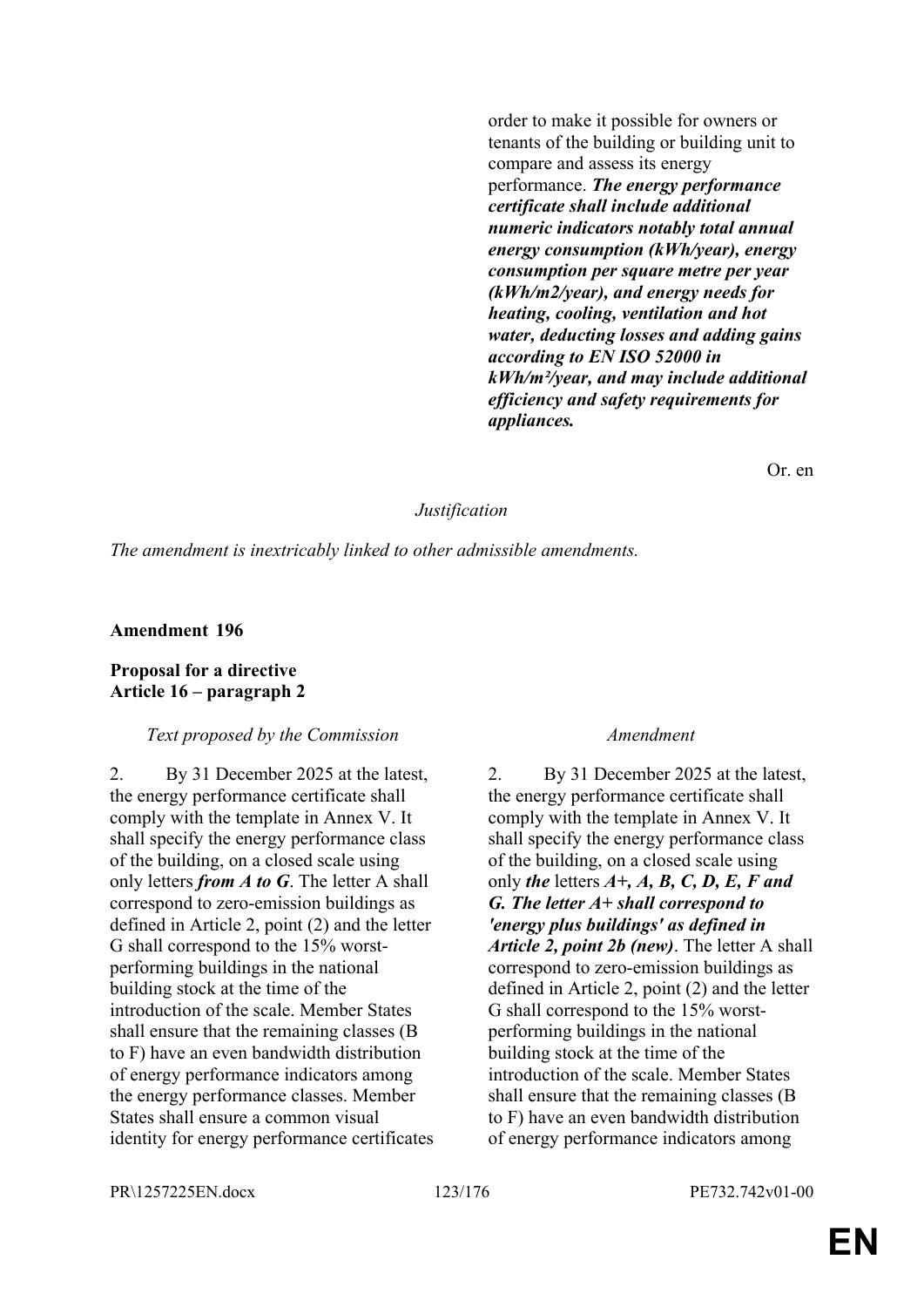| | |
|---|---|
| | order to make it possible for owners or tenants of the building or building unit to compare and assess its energy performance. ***The energy performance certificate shall include additional numeric indicators notably total annual energy consumption (kWh/year), energy consumption per square metre per year (kWh/m2/year), and energy needs for heating, cooling, ventilation and hot water, deducting losses and adding gains according to EN ISO 52000 in kWh/m²/year, and may include additional efficiency and safety requirements for appliances.*** |

Or. en

*Justification*

*The amendment is inextricably linked to other admissible amendments.*

**Amendment 196**

**Proposal for a directive**
**Article 16 – paragraph 2**

| *Text proposed by the Commission* | *Amendment* |
|---|---|
| 2. By 31 December 2025 at the latest, the energy performance certificate shall comply with the template in Annex V. It shall specify the energy performance class of the building, on a closed scale using only letters ***from A to G***. The letter A shall correspond to zero-emission buildings as defined in Article 2, point (2) and the letter G shall correspond to the 15% worst-performing buildings in the national building stock at the time of the introduction of the scale. Member States shall ensure that the remaining classes (B to F) have an even bandwidth distribution of energy performance indicators among the energy performance classes. Member States shall ensure a common visual identity for energy performance certificates | 2. By 31 December 2025 at the latest, the energy performance certificate shall comply with the template in Annex V. It shall specify the energy performance class of the building, on a closed scale using only ***the*** letters ***A+, A, B, C, D, E, F and G. The letter A+ shall correspond to 'energy plus buildings' as defined in Article 2, point 2b (new)***. The letter A shall correspond to zero-emission buildings as defined in Article 2, point (2) and the letter G shall correspond to the 15% worst-performing buildings in the national building stock at the time of the introduction of the scale. Member States shall ensure that the remaining classes (B to F) have an even bandwidth distribution of energy performance indicators among |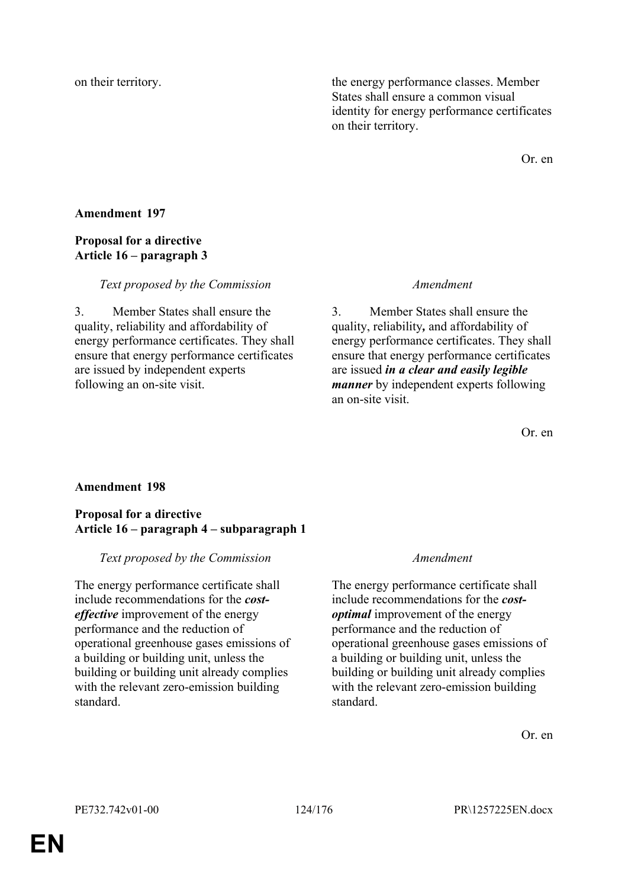| | |
|---|---|
| on their territory. | the energy performance classes. Member States shall ensure a common visual identity for energy performance certificates on their territory. |

Or. en

**Amendment 197**

**Proposal for a directive**
**Article 16 – paragraph 3**

| *Text proposed by the Commission* | *Amendment* |
|---|---|
| 3. Member States shall ensure the quality, reliability and affordability of energy performance certificates. They shall ensure that energy performance certificates are issued by independent experts following an on-site visit. | 3. Member States shall ensure the quality, reliability**,** and affordability of energy performance certificates. They shall ensure that energy performance certificates are issued ***in a clear and easily legible manner*** by independent experts following an on-site visit. |

Or. en

**Amendment 198**

**Proposal for a directive**
**Article 16 – paragraph 4 – subparagraph 1**

| *Text proposed by the Commission* | *Amendment* |
|---|---|
| The energy performance certificate shall include recommendations for the ***cost-effective*** improvement of the energy performance and the reduction of operational greenhouse gases emissions of a building or building unit, unless the building or building unit already complies with the relevant zero-emission building standard. | The energy performance certificate shall include recommendations for the ***cost-optimal*** improvement of the energy performance and the reduction of operational greenhouse gases emissions of a building or building unit, unless the building or building unit already complies with the relevant zero-emission building standard. |

Or. en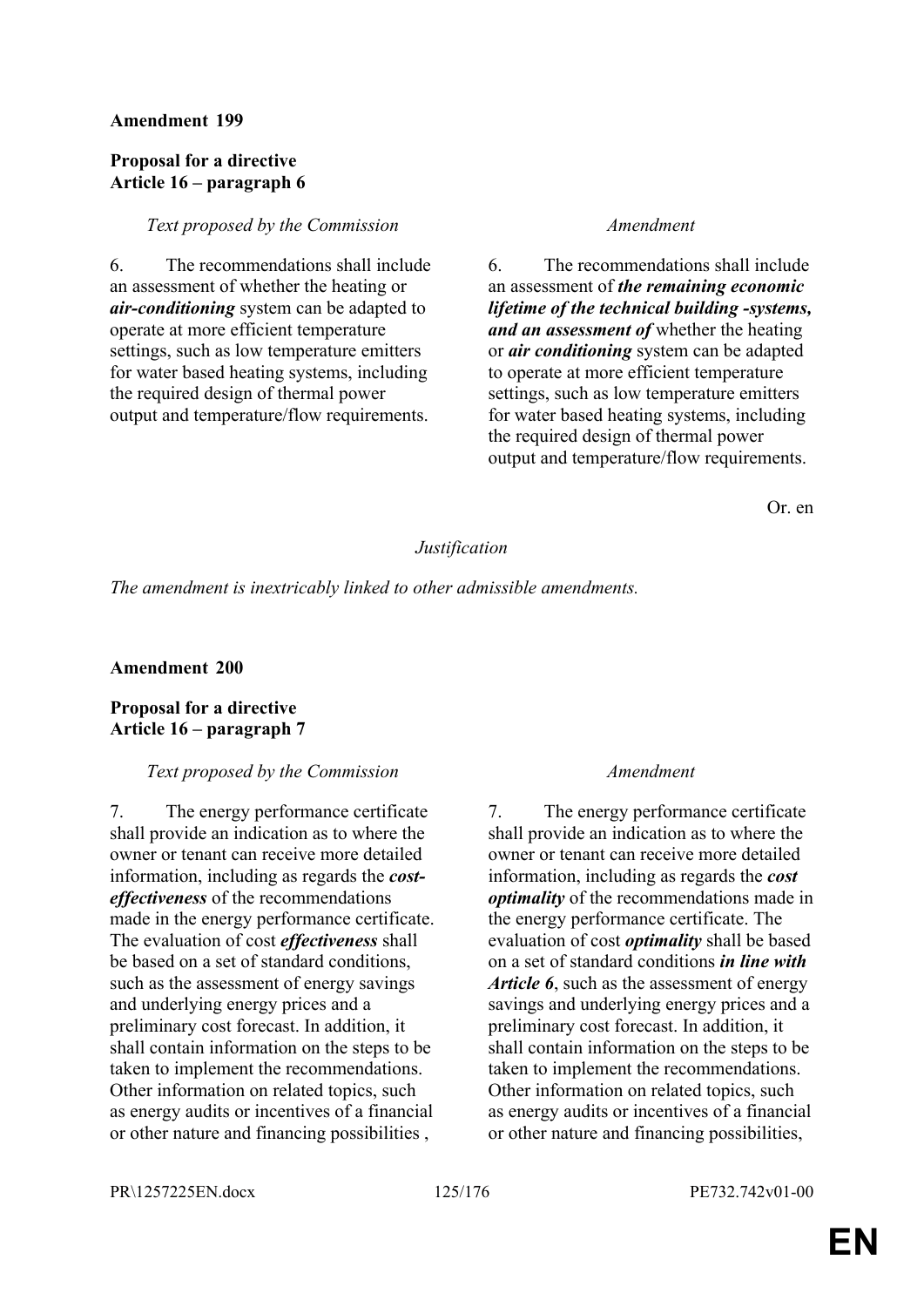**Amendment 199**

**Proposal for a directive**
**Article 16 – paragraph 6**

| *Text proposed by the Commission* | *Amendment* |
|---|---|
| 6. The recommendations shall include an assessment of whether the heating or ***air-conditioning*** system can be adapted to operate at more efficient temperature settings, such as low temperature emitters for water based heating systems, including the required design of thermal power output and temperature/flow requirements. | 6. The recommendations shall include an assessment of ***the remaining economic lifetime of the technical building -systems, and an assessment of*** whether the heating or ***air conditioning*** system can be adapted to operate at more efficient temperature settings, such as low temperature emitters for water based heating systems, including the required design of thermal power output and temperature/flow requirements. |

Or. en

*Justification*

*The amendment is inextricably linked to other admissible amendments.*

**Amendment 200**

**Proposal for a directive**
**Article 16 – paragraph 7**

| *Text proposed by the Commission* | *Amendment* |
|---|---|
| 7. The energy performance certificate shall provide an indication as to where the owner or tenant can receive more detailed information, including as regards the ***cost-effectiveness*** of the recommendations made in the energy performance certificate. The evaluation of cost ***effectiveness*** shall be based on a set of standard conditions, such as the assessment of energy savings and underlying energy prices and a preliminary cost forecast. In addition, it shall contain information on the steps to be taken to implement the recommendations. Other information on related topics, such as energy audits or incentives of a financial or other nature and financing possibilities , | 7. The energy performance certificate shall provide an indication as to where the owner or tenant can receive more detailed information, including as regards the ***cost optimality*** of the recommendations made in the energy performance certificate. The evaluation of cost ***optimality*** shall be based on a set of standard conditions ***in line with Article 6***, such as the assessment of energy savings and underlying energy prices and a preliminary cost forecast. In addition, it shall contain information on the steps to be taken to implement the recommendations. Other information on related topics, such as energy audits or incentives of a financial or other nature and financing possibilities, |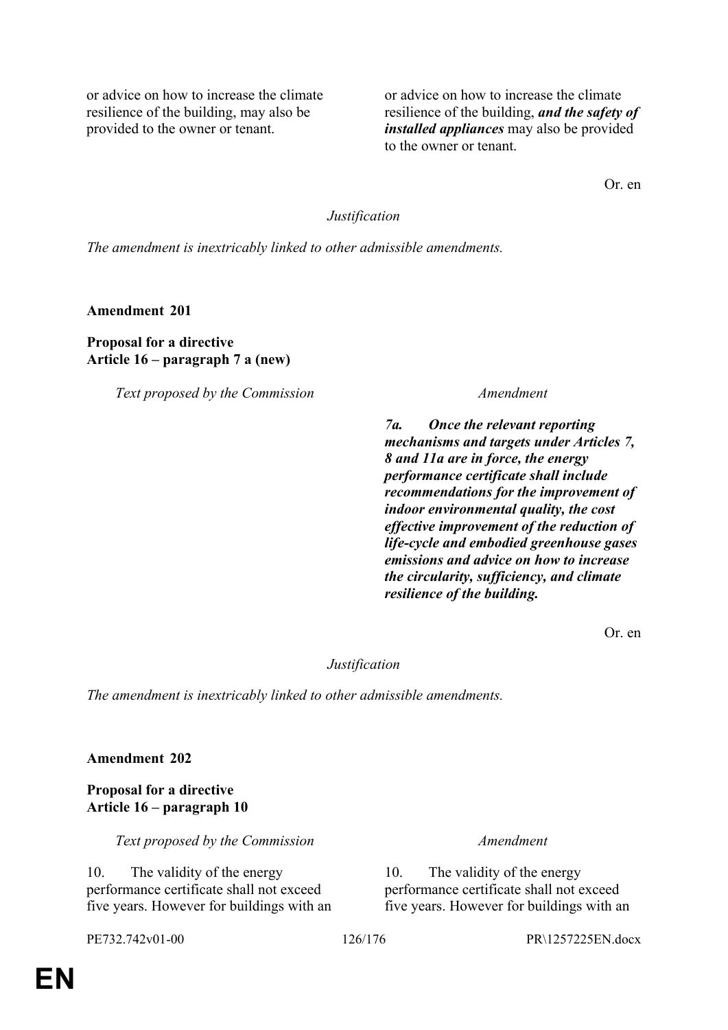| Text proposed by the Commission | Amendment |
|---|---|
| or advice on how to increase the climate resilience of the building, may also be provided to the owner or tenant. | or advice on how to increase the climate resilience of the building, ***and the safety of installed appliances*** may also be provided to the owner or tenant. |

Or. en

*Justification*

*The amendment is inextricably linked to other admissible amendments.*

**Amendment 201**

**Proposal for a directive**
**Article 16 – paragraph 7 a (new)**

| *Text proposed by the Commission* | *Amendment* |
|---|---|
| | ***7a. Once the relevant reporting mechanisms and targets under Articles 7, 8 and 11a are in force, the energy performance certificate shall include recommendations for the improvement of indoor environmental quality, the cost effective improvement of the reduction of life-cycle and embodied greenhouse gases emissions and advice on how to increase the circularity, sufficiency, and climate resilience of the building.*** |

Or. en

*Justification*

*The amendment is inextricably linked to other admissible amendments.*

**Amendment 202**

**Proposal for a directive**
**Article 16 – paragraph 10**

| *Text proposed by the Commission* | *Amendment* |
|---|---|
| 10. The validity of the energy performance certificate shall not exceed five years. However for buildings with an | 10. The validity of the energy performance certificate shall not exceed five years. However for buildings with an |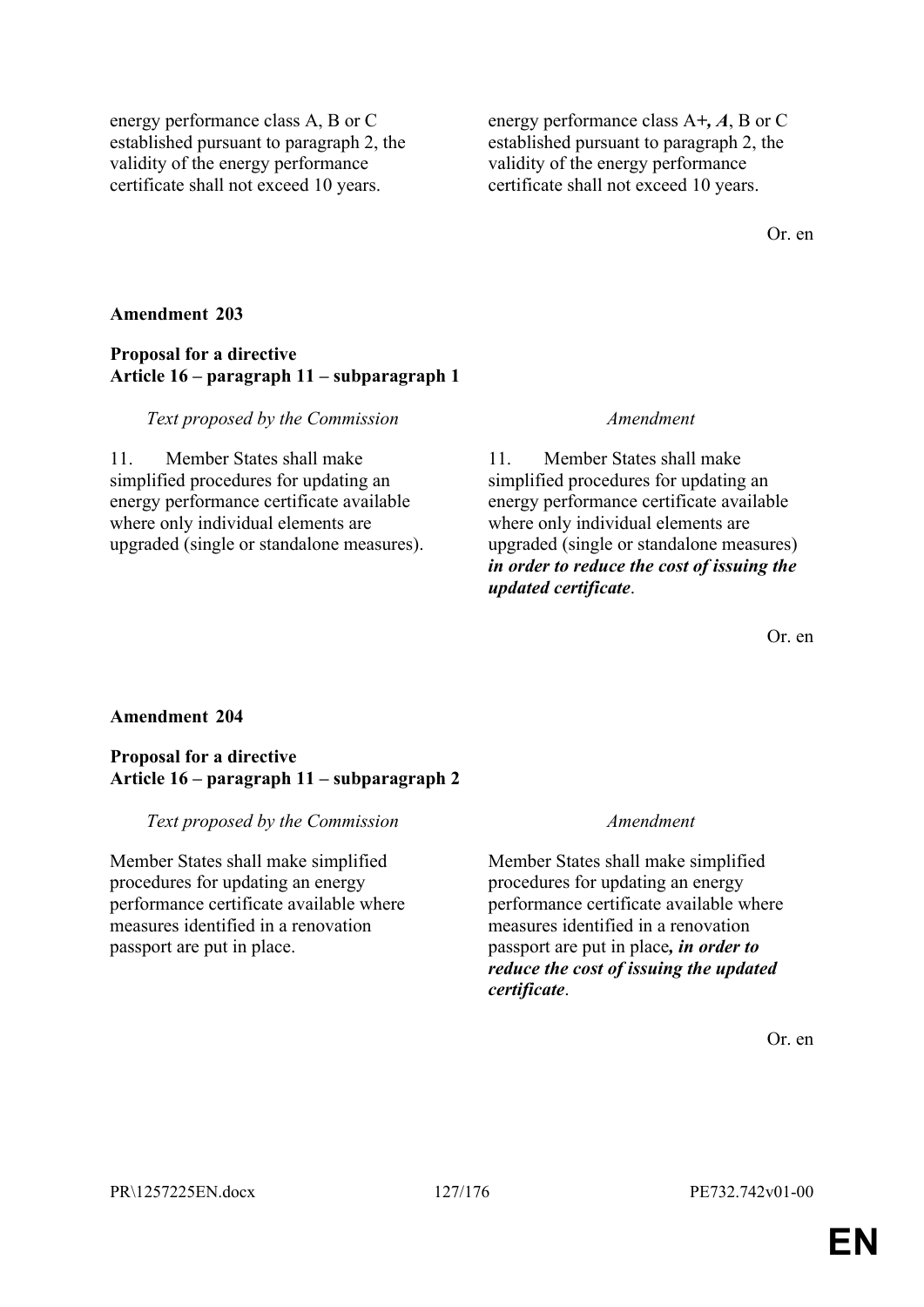| | |
|---|---|
| energy performance class A, B or C established pursuant to paragraph 2, the validity of the energy performance certificate shall not exceed 10 years. | energy performance class A+***, A***, B or C established pursuant to paragraph 2, the validity of the energy performance certificate shall not exceed 10 years. |

Or. en

**Amendment 203**

**Proposal for a directive**
**Article 16 – paragraph 11 – subparagraph 1**

| *Text proposed by the Commission* | *Amendment* |
|---|---|
| 11. Member States shall make simplified procedures for updating an energy performance certificate available where only individual elements are upgraded (single or standalone measures). | 11. Member States shall make simplified procedures for updating an energy performance certificate available where only individual elements are upgraded (single or standalone measures) ***in order to reduce the cost of issuing the updated certificate***. |

Or. en

**Amendment 204**

**Proposal for a directive**
**Article 16 – paragraph 11 – subparagraph 2**

| *Text proposed by the Commission* | *Amendment* |
|---|---|
| Member States shall make simplified procedures for updating an energy performance certificate available where measures identified in a renovation passport are put in place. | Member States shall make simplified procedures for updating an energy performance certificate available where measures identified in a renovation passport are put in place***, in order to reduce the cost of issuing the updated certificate***. |

Or. en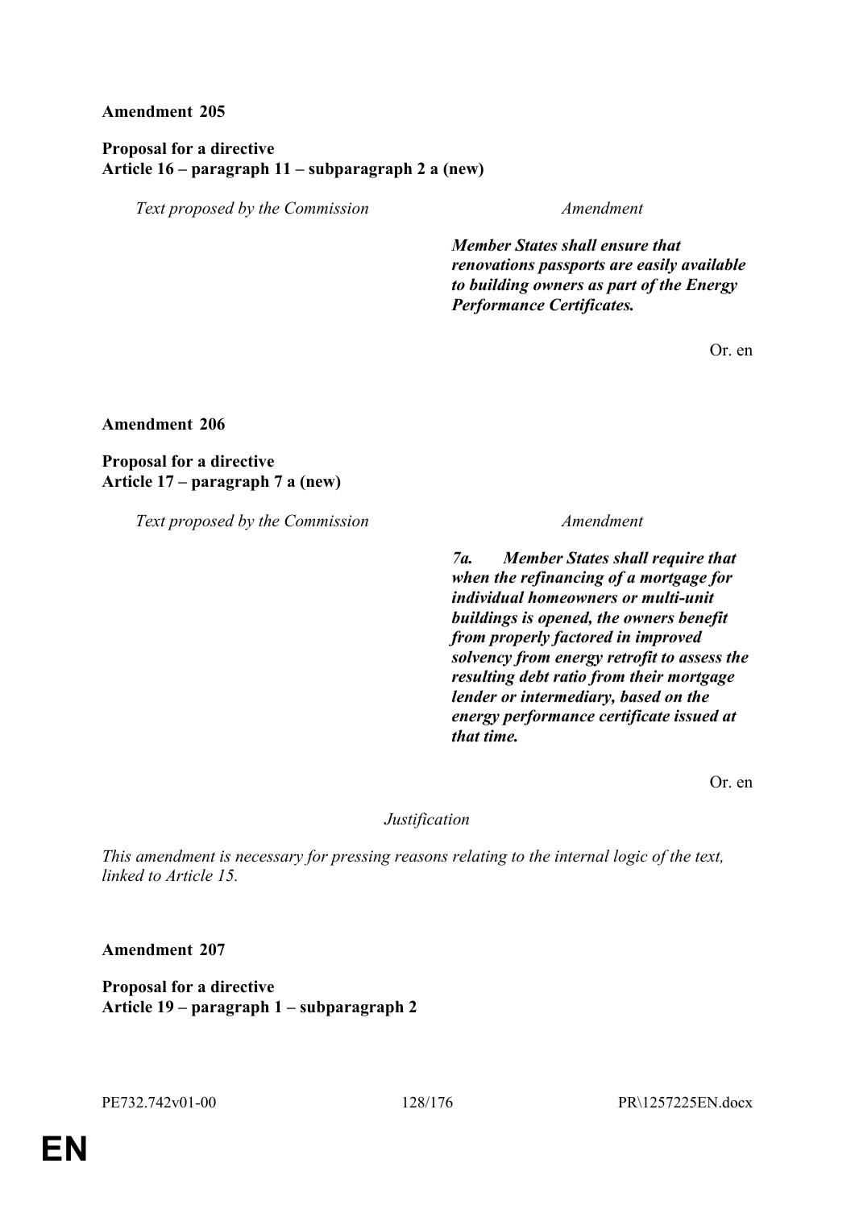**Amendment 205**

**Proposal for a directive**
**Article 16 – paragraph 11 – subparagraph 2 a (new)**

| *Text proposed by the Commission* | *Amendment* |
| --- | --- |
| | ***Member States shall ensure that renovations passports are easily available to building owners as part of the Energy Performance Certificates.*** |

Or. en

**Amendment 206**

**Proposal for a directive**
**Article 17 – paragraph 7 a (new)**

| *Text proposed by the Commission* | *Amendment* |
| --- | --- |
| | ***7a. Member States shall require that when the refinancing of a mortgage for individual homeowners or multi-unit buildings is opened, the owners benefit from properly factored in improved solvency from energy retrofit to assess the resulting debt ratio from their mortgage lender or intermediary, based on the energy performance certificate issued at that time.*** |

Or. en

*Justification*

*This amendment is necessary for pressing reasons relating to the internal logic of the text, linked to Article 15.*

**Amendment 207**

**Proposal for a directive**
**Article 19 – paragraph 1 – subparagraph 2**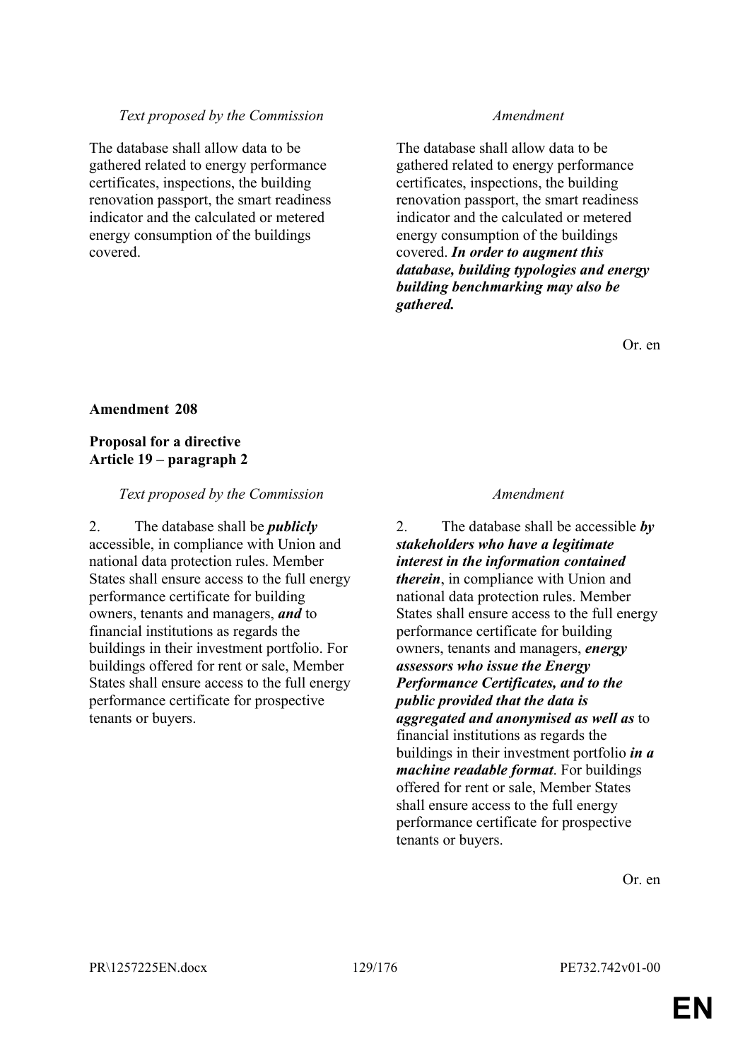| *Text proposed by the Commission* | *Amendment* |
|---|---|
| The database shall allow data to be gathered related to energy performance certificates, inspections, the building renovation passport, the smart readiness indicator and the calculated or metered energy consumption of the buildings covered. | The database shall allow data to be gathered related to energy performance certificates, inspections, the building renovation passport, the smart readiness indicator and the calculated or metered energy consumption of the buildings covered. ***In order to augment this database, building typologies and energy building benchmarking may also be gathered.*** |

Or. en

**Amendment 208**

**Proposal for a directive**
**Article 19 – paragraph 2**

| *Text proposed by the Commission* | *Amendment* |
|---|---|
| 2. The database shall be ***publicly*** accessible, in compliance with Union and national data protection rules. Member States shall ensure access to the full energy performance certificate for building owners, tenants and managers, ***and*** to financial institutions as regards the buildings in their investment portfolio. For buildings offered for rent or sale, Member States shall ensure access to the full energy performance certificate for prospective tenants or buyers. | 2. The database shall be accessible ***by stakeholders who have a legitimate interest in the information contained therein***, in compliance with Union and national data protection rules. Member States shall ensure access to the full energy performance certificate for building owners, tenants and managers, ***energy assessors who issue the Energy Performance Certificates, and to the public provided that the data is aggregated and anonymised as well as*** to financial institutions as regards the buildings in their investment portfolio ***in a machine readable format***. For buildings offered for rent or sale, Member States shall ensure access to the full energy performance certificate for prospective tenants or buyers. |

Or. en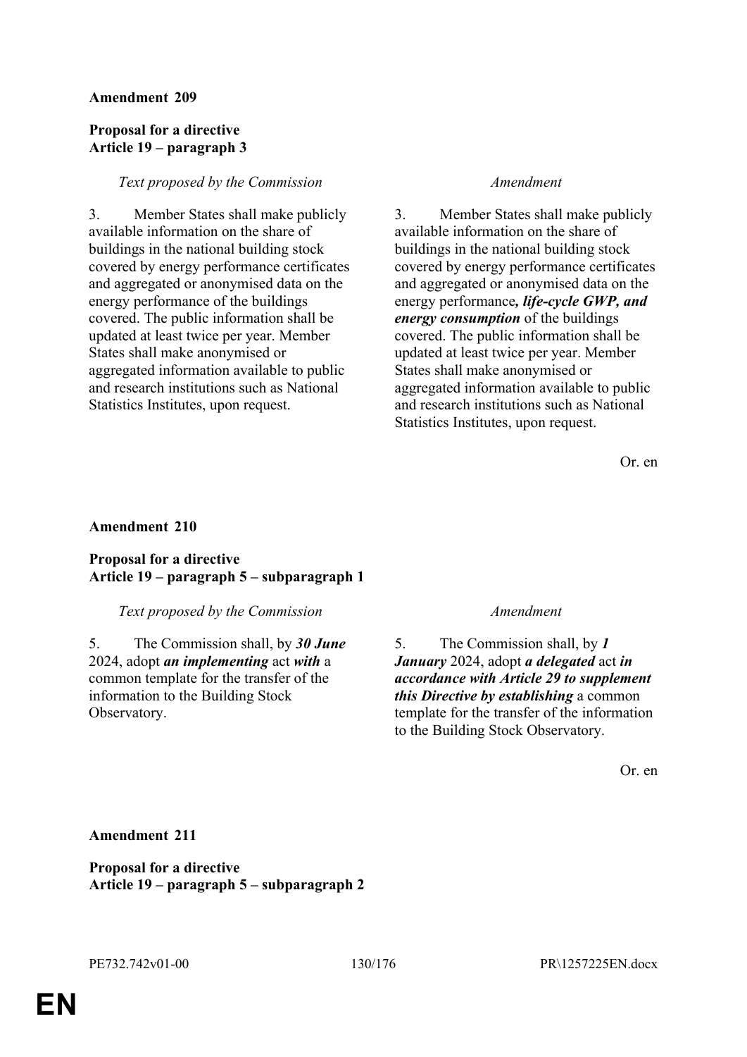**Amendment 209**

**Proposal for a directive**
**Article 19 – paragraph 3**

| *Text proposed by the Commission* | *Amendment* |
|---|---|
| 3. Member States shall make publicly available information on the share of buildings in the national building stock covered by energy performance certificates and aggregated or anonymised data on the energy performance of the buildings covered. The public information shall be updated at least twice per year. Member States shall make anonymised or aggregated information available to public and research institutions such as National Statistics Institutes, upon request. | 3. Member States shall make publicly available information on the share of buildings in the national building stock covered by energy performance certificates and aggregated or anonymised data on the energy performance***, life-cycle GWP, and energy consumption*** of the buildings covered. The public information shall be updated at least twice per year. Member States shall make anonymised or aggregated information available to public and research institutions such as National Statistics Institutes, upon request. |

Or. en

**Amendment 210**

**Proposal for a directive**
**Article 19 – paragraph 5 – subparagraph 1**

| *Text proposed by the Commission* | *Amendment* |
|---|---|
| 5. The Commission shall, by ***30 June*** 2024, adopt ***an implementing*** act ***with*** a common template for the transfer of the information to the Building Stock Observatory. | 5. The Commission shall, by ***1 January*** 2024, adopt ***a delegated*** act ***in accordance with Article 29 to supplement this Directive by establishing*** a common template for the transfer of the information to the Building Stock Observatory. |

Or. en

**Amendment 211**

**Proposal for a directive**
**Article 19 – paragraph 5 – subparagraph 2**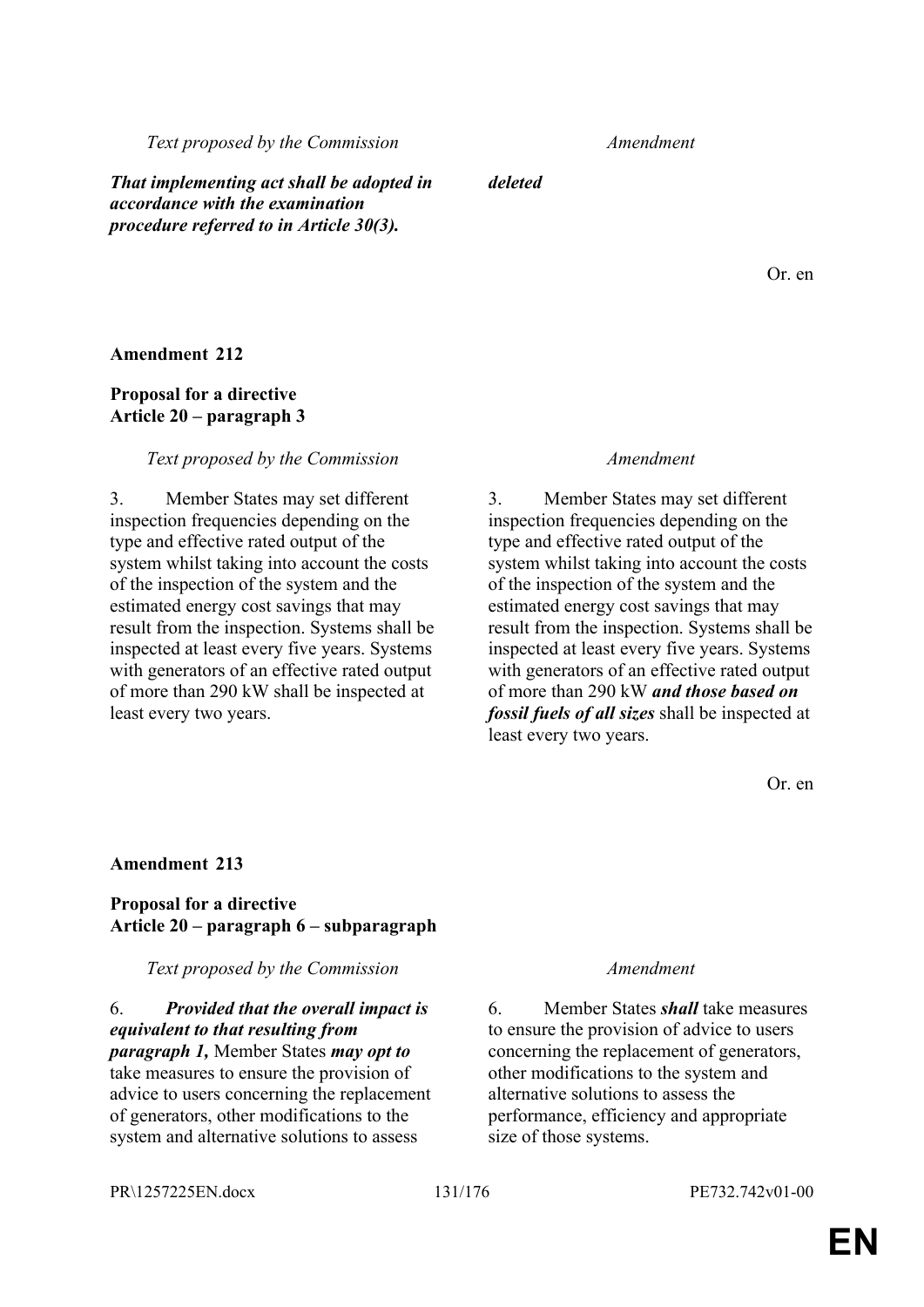| Text proposed by the Commission | Amendment |
|---|---|
| ***That implementing act shall be adopted in accordance with the examination procedure referred to in Article 30(3).*** | ***deleted*** |

Or. en

**Amendment 212**

**Proposal for a directive**
**Article 20 – paragraph 3**

| Text proposed by the Commission | Amendment |
|---|---|
| 3. Member States may set different inspection frequencies depending on the type and effective rated output of the system whilst taking into account the costs of the inspection of the system and the estimated energy cost savings that may result from the inspection. Systems shall be inspected at least every five years. Systems with generators of an effective rated output of more than 290 kW shall be inspected at least every two years. | 3. Member States may set different inspection frequencies depending on the type and effective rated output of the system whilst taking into account the costs of the inspection of the system and the estimated energy cost savings that may result from the inspection. Systems shall be inspected at least every five years. Systems with generators of an effective rated output of more than 290 kW ***and those based on fossil fuels of all sizes*** shall be inspected at least every two years. |

Or. en

**Amendment 213**

**Proposal for a directive**
**Article 20 – paragraph 6 – subparagraph**

| Text proposed by the Commission | Amendment |
|---|---|
| 6. ***Provided that the overall impact is equivalent to that resulting from paragraph 1,*** Member States ***may opt to*** take measures to ensure the provision of advice to users concerning the replacement of generators, other modifications to the system and alternative solutions to assess | 6. Member States ***shall*** take measures to ensure the provision of advice to users concerning the replacement of generators, other modifications to the system and alternative solutions to assess the performance, efficiency and appropriate size of those systems. |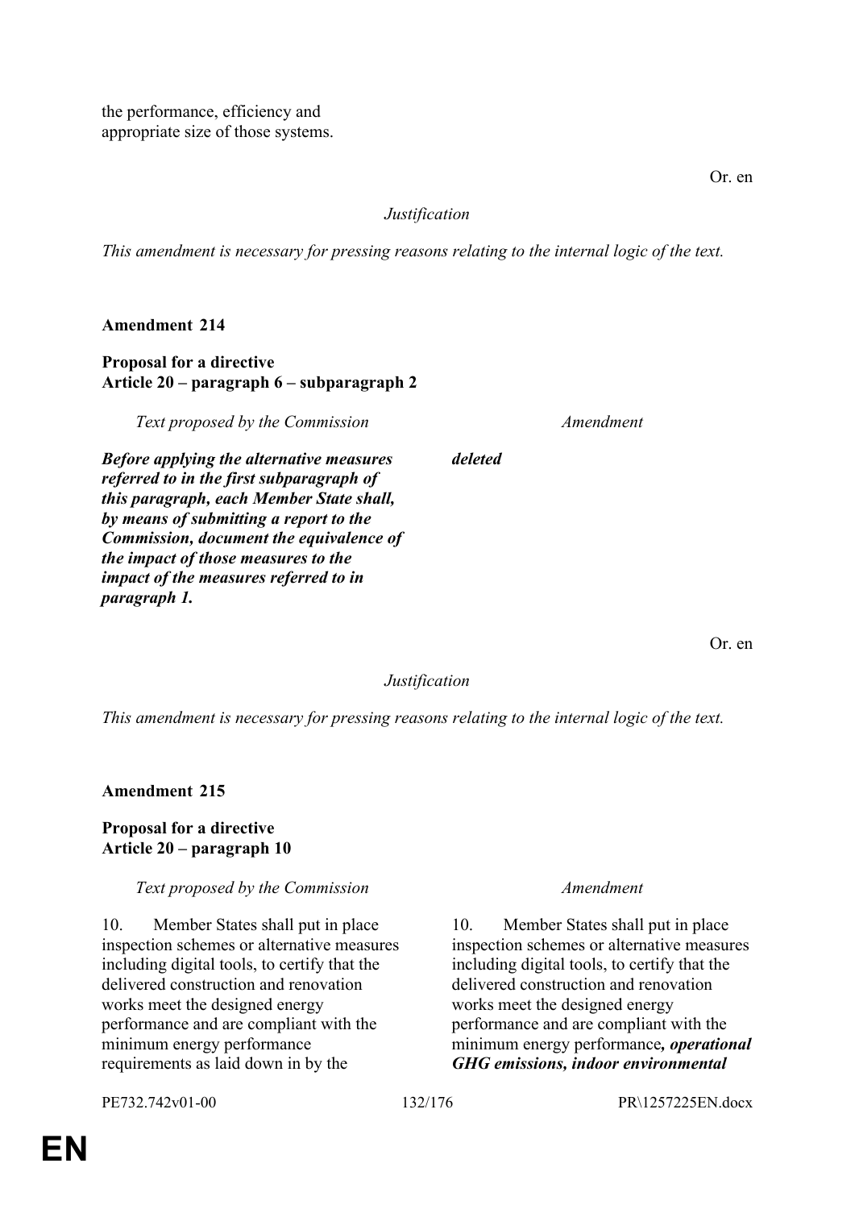the performance, efficiency and appropriate size of those systems.

Or. en

*Justification*

*This amendment is necessary for pressing reasons relating to the internal logic of the text.*

**Amendment 214**

**Proposal for a directive**
**Article 20 – paragraph 6 – subparagraph 2**

| *Text proposed by the Commission* | *Amendment* |
|---|---|
| ***Before applying the alternative measures referred to in the first subparagraph of this paragraph, each Member State shall, by means of submitting a report to the Commission, document the equivalence of the impact of those measures to the impact of the measures referred to in paragraph 1.*** | ***deleted*** |

Or. en

*Justification*

*This amendment is necessary for pressing reasons relating to the internal logic of the text.*

**Amendment 215**

**Proposal for a directive**
**Article 20 – paragraph 10**

| *Text proposed by the Commission* | *Amendment* |
|---|---|
| 10. Member States shall put in place inspection schemes or alternative measures including digital tools, to certify that the delivered construction and renovation works meet the designed energy performance and are compliant with the minimum energy performance requirements as laid down in by the | 10. Member States shall put in place inspection schemes or alternative measures including digital tools, to certify that the delivered construction and renovation works meet the designed energy performance and are compliant with the minimum energy performance***, operational GHG emissions, indoor environmental*** |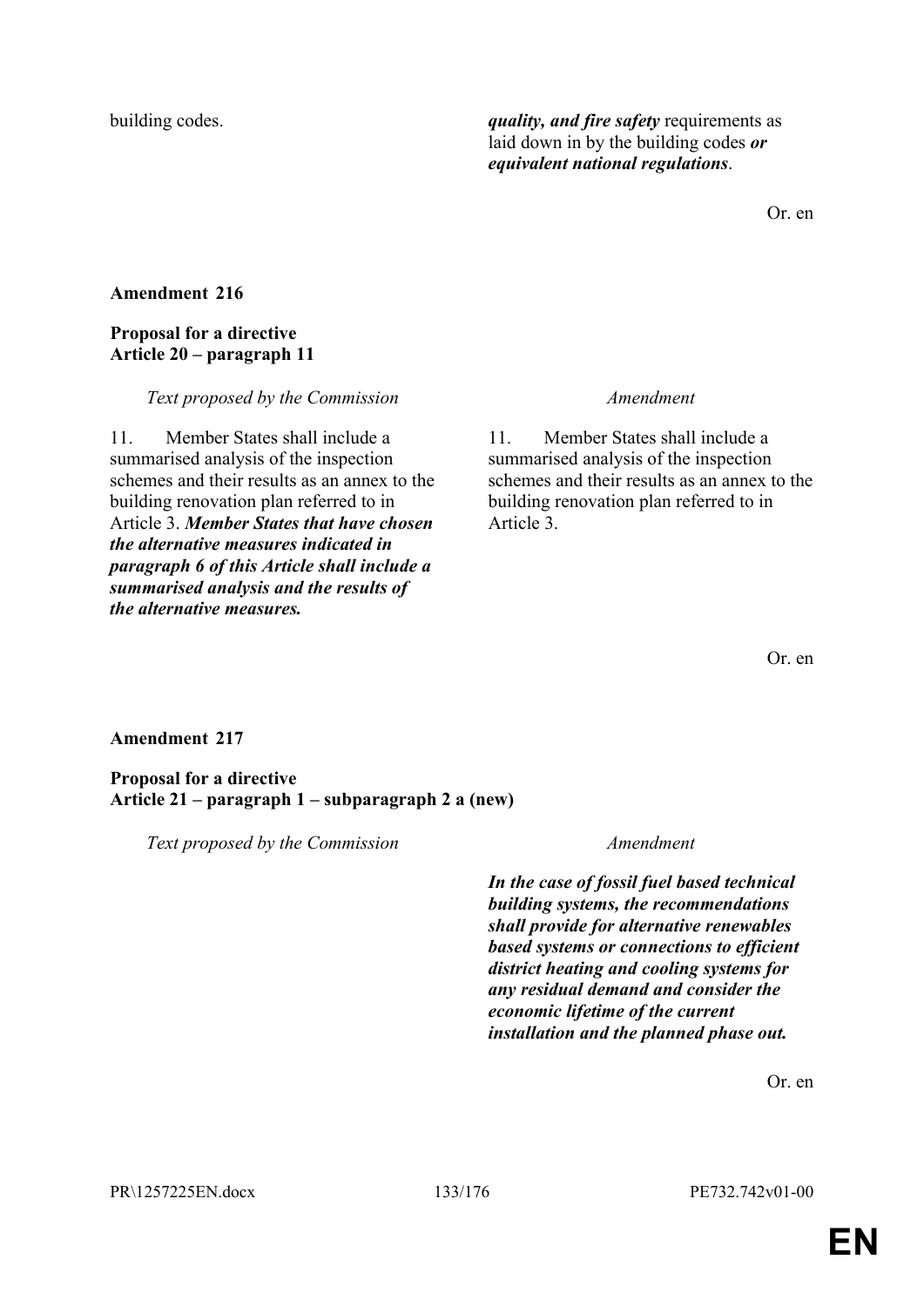| | |
|---|---|
| building codes. | ***quality, and fire safety*** requirements as laid down in by the building codes ***or equivalent national regulations***. |

Or. en

**Amendment 216**

**Proposal for a directive**
**Article 20 – paragraph 11**

| *Text proposed by the Commission* | *Amendment* |
|---|---|
| 11. Member States shall include a summarised analysis of the inspection schemes and their results as an annex to the building renovation plan referred to in Article 3. ***Member States that have chosen the alternative measures indicated in paragraph 6 of this Article shall include a summarised analysis and the results of the alternative measures.*** | 11. Member States shall include a summarised analysis of the inspection schemes and their results as an annex to the building renovation plan referred to in Article 3. |

Or. en

**Amendment 217**

**Proposal for a directive**
**Article 21 – paragraph 1 – subparagraph 2 a (new)**

| *Text proposed by the Commission* | *Amendment* |
|---|---|
| | ***In the case of fossil fuel based technical building systems, the recommendations shall provide for alternative renewables based systems or connections to efficient district heating and cooling systems for any residual demand and consider the economic lifetime of the current installation and the planned phase out.*** |

Or. en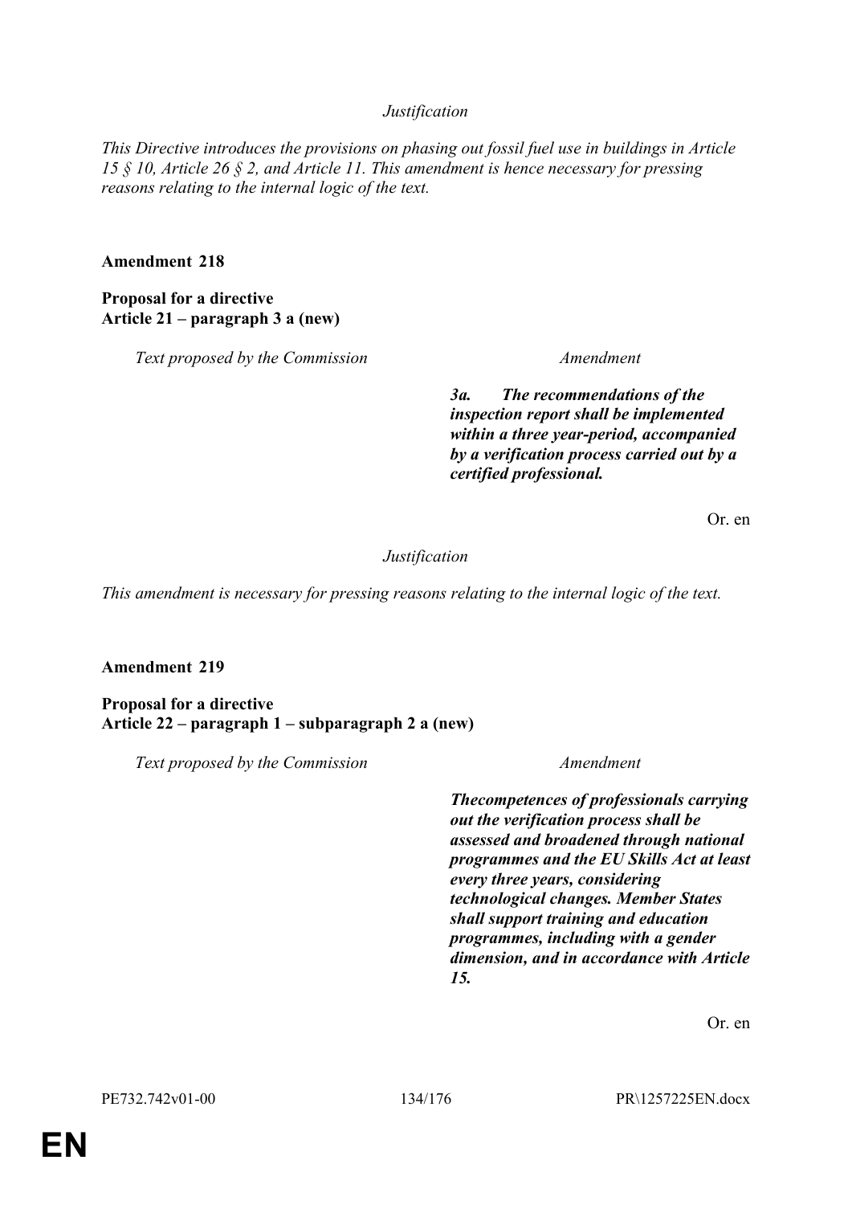*Justification*

*This Directive introduces the provisions on phasing out fossil fuel use in buildings in Article 15 § 10, Article 26 § 2, and Article 11. This amendment is hence necessary for pressing reasons relating to the internal logic of the text.*

**Amendment 218**

**Proposal for a directive**
**Article 21 – paragraph 3 a (new)**

| *Text proposed by the Commission* | *Amendment* |
|---|---|
| | ***3a. The recommendations of the inspection report shall be implemented within a three year-period, accompanied by a verification process carried out by a certified professional.*** |

Or. en

*Justification*

*This amendment is necessary for pressing reasons relating to the internal logic of the text.*

**Amendment 219**

**Proposal for a directive**
**Article 22 – paragraph 1 – subparagraph 2 a (new)**

| *Text proposed by the Commission* | *Amendment* |
|---|---|
| | ***Thecompetences of professionals carrying out the verification process shall be assessed and broadened through national programmes and the EU Skills Act at least every three years, considering technological changes. Member States shall support training and education programmes, including with a gender dimension, and in accordance with Article 15.*** |

Or. en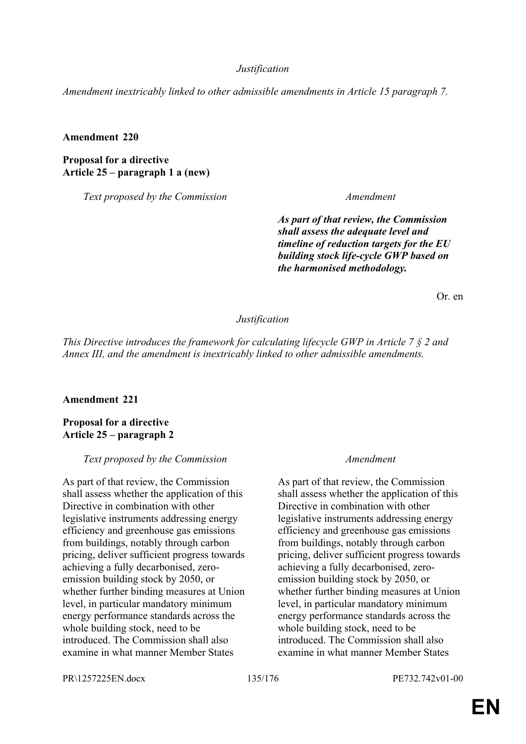*Justification*

*Amendment inextricably linked to other admissible amendments in Article 15 paragraph 7.*

**Amendment 220**

**Proposal for a directive**
**Article 25 – paragraph 1 a (new)**

| *Text proposed by the Commission* | *Amendment* |
|---|---|
| | ***As part of that review, the Commission shall assess the adequate level and timeline of reduction targets for the EU building stock life-cycle GWP based on the harmonised methodology.*** |

Or. en

*Justification*

*This Directive introduces the framework for calculating lifecycle GWP in Article 7 § 2 and Annex III, and the amendment is inextricably linked to other admissible amendments.*

**Amendment 221**

**Proposal for a directive**
**Article 25 – paragraph 2**

| *Text proposed by the Commission* | *Amendment* |
|---|---|
| As part of that review, the Commission shall assess whether the application of this Directive in combination with other legislative instruments addressing energy efficiency and greenhouse gas emissions from buildings, notably through carbon pricing, deliver sufficient progress towards achieving a fully decarbonised, zero-emission building stock by 2050, or whether further binding measures at Union level, in particular mandatory minimum energy performance standards across the whole building stock, need to be introduced. The Commission shall also examine in what manner Member States | As part of that review, the Commission shall assess whether the application of this Directive in combination with other legislative instruments addressing energy efficiency and greenhouse gas emissions from buildings, notably through carbon pricing, deliver sufficient progress towards achieving a fully decarbonised, zero-emission building stock by 2050, or whether further binding measures at Union level, in particular mandatory minimum energy performance standards across the whole building stock, need to be introduced. The Commission shall also examine in what manner Member States |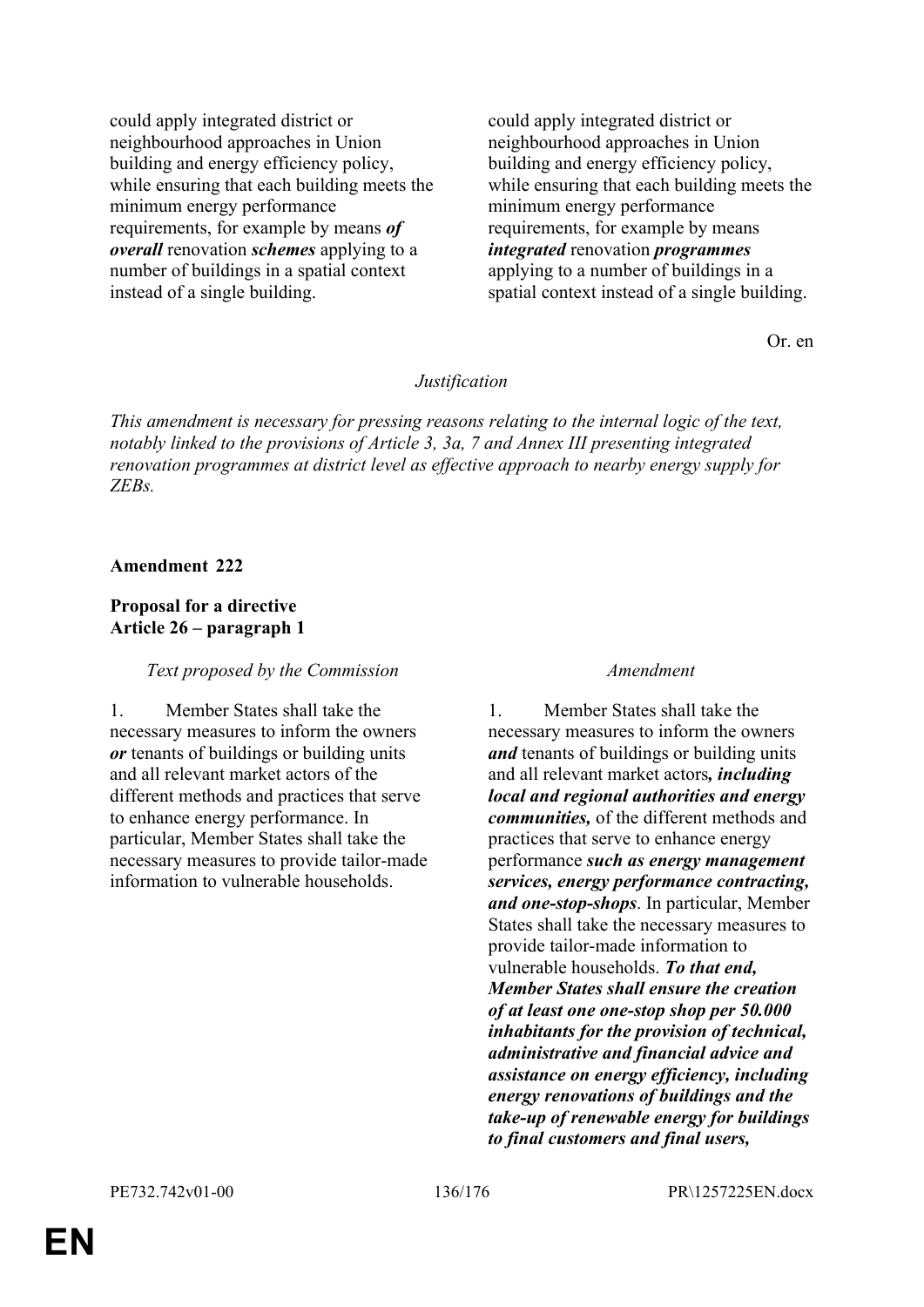| | |
|---|---|
| could apply integrated district or neighbourhood approaches in Union building and energy efficiency policy, while ensuring that each building meets the minimum energy performance requirements, for example by means ***of overall*** renovation ***schemes*** applying to a number of buildings in a spatial context instead of a single building. | could apply integrated district or neighbourhood approaches in Union building and energy efficiency policy, while ensuring that each building meets the minimum energy performance requirements, for example by means ***integrated*** renovation ***programmes*** applying to a number of buildings in a spatial context instead of a single building. |

Or. en

*Justification*

*This amendment is necessary for pressing reasons relating to the internal logic of the text, notably linked to the provisions of Article 3, 3a, 7 and Annex III presenting integrated renovation programmes at district level as effective approach to nearby energy supply for ZEBs.*

**Amendment 222**

**Proposal for a directive**
**Article 26 – paragraph 1**

| *Text proposed by the Commission* | *Amendment* |
|---|---|
| 1. Member States shall take the necessary measures to inform the owners ***or*** tenants of buildings or building units and all relevant market actors of the different methods and practices that serve to enhance energy performance. In particular, Member States shall take the necessary measures to provide tailor-made information to vulnerable households. | 1. Member States shall take the necessary measures to inform the owners ***and*** tenants of buildings or building units and all relevant market actors***, including local and regional authorities and energy communities,*** of the different methods and practices that serve to enhance energy performance ***such as energy management services, energy performance contracting, and one-stop-shops***. In particular, Member States shall take the necessary measures to provide tailor-made information to vulnerable households. ***To that end, Member States shall ensure the creation of at least one one-stop shop per 50.000 inhabitants for the provision of technical, administrative and financial advice and assistance on energy efficiency, including energy renovations of buildings and the take-up of renewable energy for buildings to final customers and final users,*** |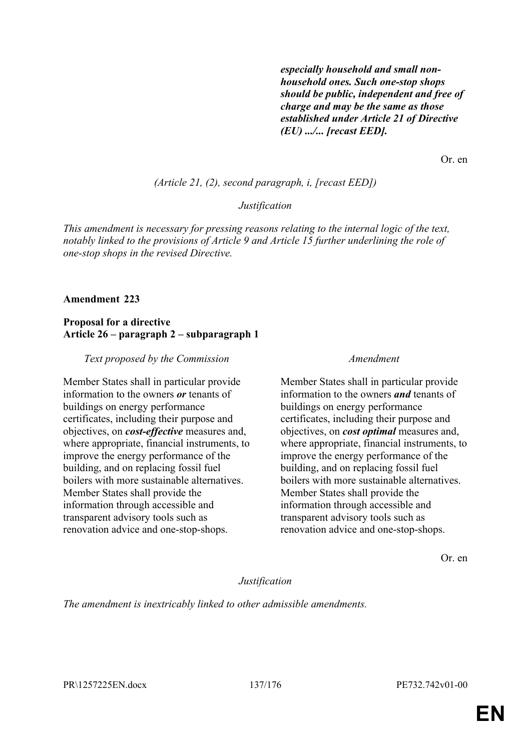***especially household and small non-household ones. Such one-stop shops should be public, independent and free of charge and may be the same as those established under Article 21 of Directive (EU) .../... [recast EED].***

Or. en

*(Article 21, (2), second paragraph, i, [recast EED])*

*Justification*

*This amendment is necessary for pressing reasons relating to the internal logic of the text, notably linked to the provisions of Article 9 and Article 15 further underlining the role of one-stop shops in the revised Directive.*

**Amendment 223**

**Proposal for a directive**
**Article 26 – paragraph 2 – subparagraph 1**

| *Text proposed by the Commission* | *Amendment* |
|---|---|
| Member States shall in particular provide information to the owners ***or*** tenants of buildings on energy performance certificates, including their purpose and objectives, on ***cost-effective*** measures and, where appropriate, financial instruments, to improve the energy performance of the building, and on replacing fossil fuel boilers with more sustainable alternatives. Member States shall provide the information through accessible and transparent advisory tools such as renovation advice and one-stop-shops. | Member States shall in particular provide information to the owners ***and*** tenants of buildings on energy performance certificates, including their purpose and objectives, on ***cost optimal*** measures and, where appropriate, financial instruments, to improve the energy performance of the building, and on replacing fossil fuel boilers with more sustainable alternatives. Member States shall provide the information through accessible and transparent advisory tools such as renovation advice and one-stop-shops. |

Or. en

*Justification*

*The amendment is inextricably linked to other admissible amendments.*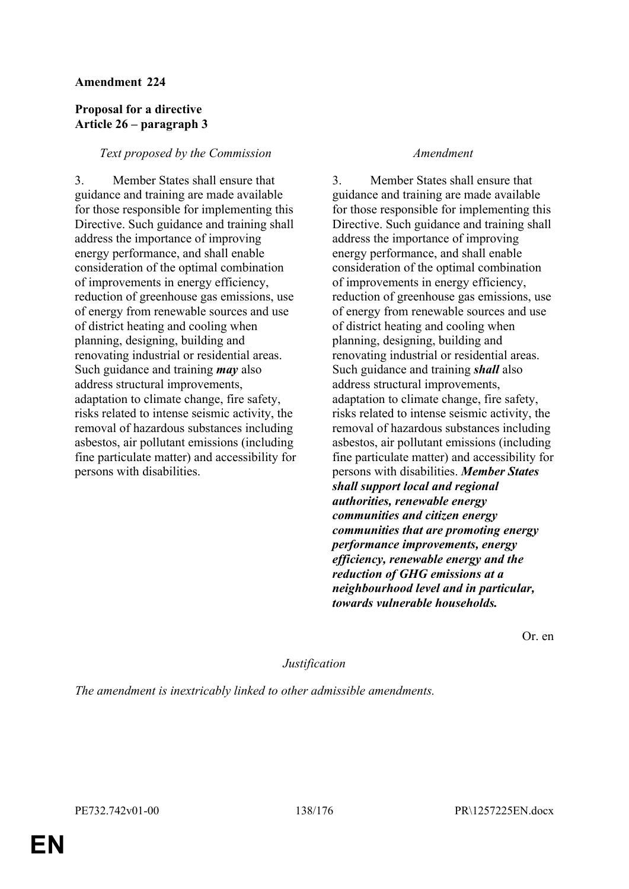**Amendment 224**

**Proposal for a directive**
**Article 26 – paragraph 3**

| *Text proposed by the Commission* | *Amendment* |
|---|---|
| 3. Member States shall ensure that guidance and training are made available for those responsible for implementing this Directive. Such guidance and training shall address the importance of improving energy performance, and shall enable consideration of the optimal combination of improvements in energy efficiency, reduction of greenhouse gas emissions, use of energy from renewable sources and use of district heating and cooling when planning, designing, building and renovating industrial or residential areas. Such guidance and training ***may*** also address structural improvements, adaptation to climate change, fire safety, risks related to intense seismic activity, the removal of hazardous substances including asbestos, air pollutant emissions (including fine particulate matter) and accessibility for persons with disabilities. | 3. Member States shall ensure that guidance and training are made available for those responsible for implementing this Directive. Such guidance and training shall address the importance of improving energy performance, and shall enable consideration of the optimal combination of improvements in energy efficiency, reduction of greenhouse gas emissions, use of energy from renewable sources and use of district heating and cooling when planning, designing, building and renovating industrial or residential areas. Such guidance and training ***shall*** also address structural improvements, adaptation to climate change, fire safety, risks related to intense seismic activity, the removal of hazardous substances including asbestos, air pollutant emissions (including fine particulate matter) and accessibility for persons with disabilities. ***Member States shall support local and regional authorities, renewable energy communities and citizen energy communities that are promoting energy performance improvements, energy efficiency, renewable energy and the reduction of GHG emissions at a neighbourhood level and in particular, towards vulnerable households.*** |

Or. en

*Justification*

*The amendment is inextricably linked to other admissible amendments.*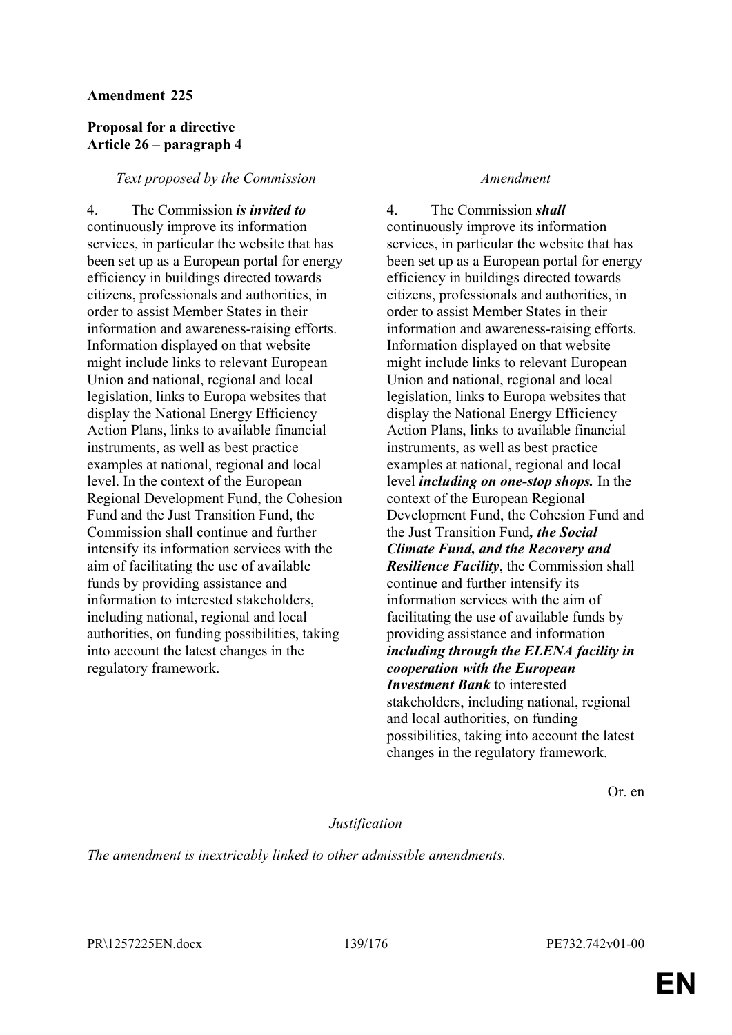**Amendment 225**

**Proposal for a directive**
**Article 26 – paragraph 4**

| *Text proposed by the Commission* | *Amendment* |
| --- | --- |
| 4. The Commission ***is invited to*** continuously improve its information services, in particular the website that has been set up as a European portal for energy efficiency in buildings directed towards citizens, professionals and authorities, in order to assist Member States in their information and awareness-raising efforts. Information displayed on that website might include links to relevant European Union and national, regional and local legislation, links to Europa websites that display the National Energy Efficiency Action Plans, links to available financial instruments, as well as best practice examples at national, regional and local level. In the context of the European Regional Development Fund, the Cohesion Fund and the Just Transition Fund, the Commission shall continue and further intensify its information services with the aim of facilitating the use of available funds by providing assistance and information to interested stakeholders, including national, regional and local authorities, on funding possibilities, taking into account the latest changes in the regulatory framework. | 4. The Commission ***shall*** continuously improve its information services, in particular the website that has been set up as a European portal for energy efficiency in buildings directed towards citizens, professionals and authorities, in order to assist Member States in their information and awareness-raising efforts. Information displayed on that website might include links to relevant European Union and national, regional and local legislation, links to Europa websites that display the National Energy Efficiency Action Plans, links to available financial instruments, as well as best practice examples at national, regional and local level ***including on one-stop shops.*** In the context of the European Regional Development Fund, the Cohesion Fund and the Just Transition Fund***, the Social Climate Fund, and the Recovery and Resilience Facility***, the Commission shall continue and further intensify its information services with the aim of facilitating the use of available funds by providing assistance and information ***including through the ELENA facility in cooperation with the European Investment Bank*** to interested stakeholders, including national, regional and local authorities, on funding possibilities, taking into account the latest changes in the regulatory framework. |

Or. en

*Justification*

*The amendment is inextricably linked to other admissible amendments.*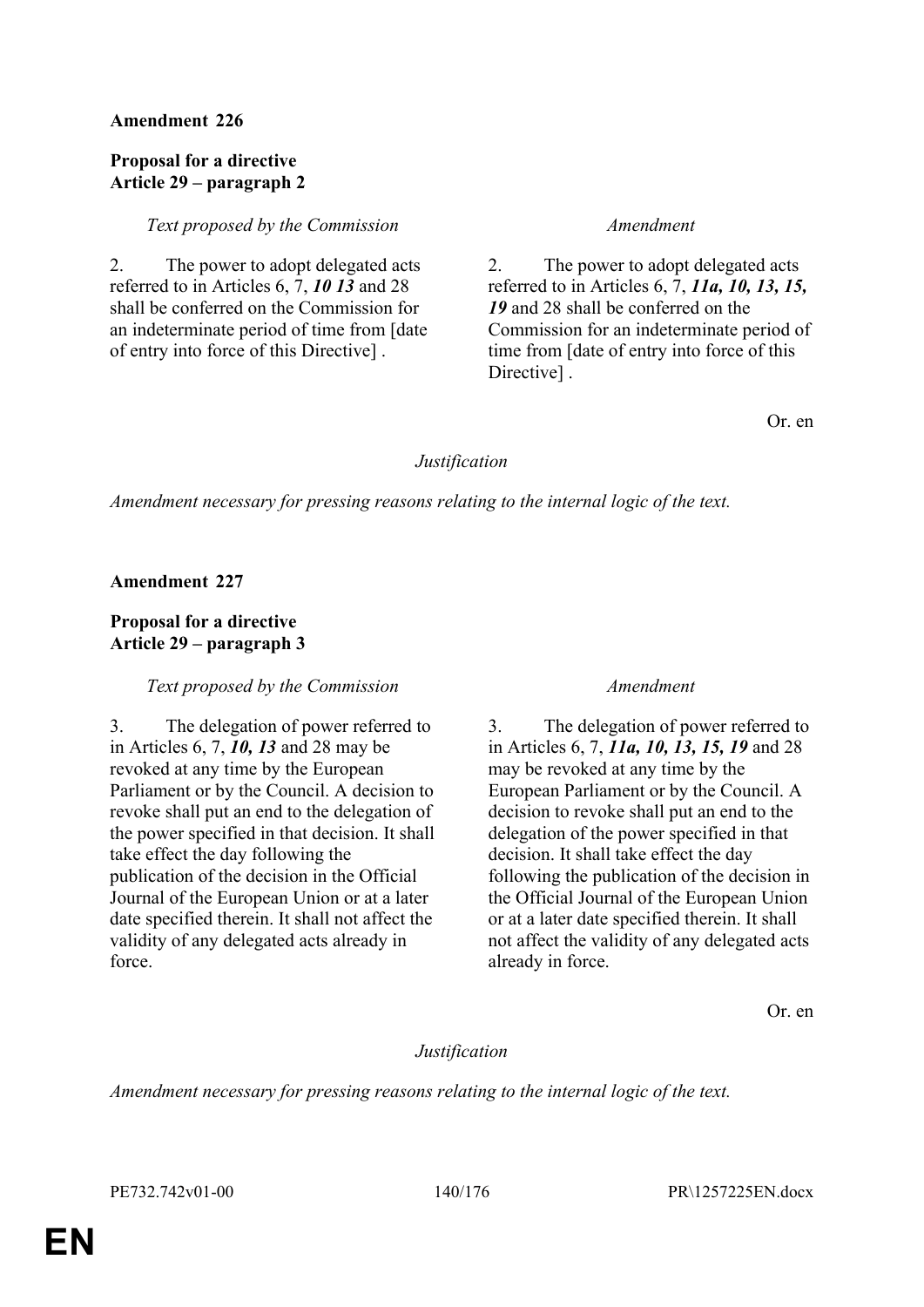**Amendment 226**

**Proposal for a directive**
**Article 29 – paragraph 2**

| *Text proposed by the Commission* | *Amendment* |
|---|---|
| 2. The power to adopt delegated acts referred to in Articles 6, 7, ***10 13*** and 28 shall be conferred on the Commission for an indeterminate period of time from [date of entry into force of this Directive] . | 2. The power to adopt delegated acts referred to in Articles 6, 7, ***11a, 10, 13, 15, 19*** and 28 shall be conferred on the Commission for an indeterminate period of time from [date of entry into force of this Directive] . |

Or. en

*Justification*

*Amendment necessary for pressing reasons relating to the internal logic of the text.*

**Amendment 227**

**Proposal for a directive**
**Article 29 – paragraph 3**

| *Text proposed by the Commission* | *Amendment* |
|---|---|
| 3. The delegation of power referred to in Articles 6, 7, ***10, 13*** and 28 may be revoked at any time by the European Parliament or by the Council. A decision to revoke shall put an end to the delegation of the power specified in that decision. It shall take effect the day following the publication of the decision in the Official Journal of the European Union or at a later date specified therein. It shall not affect the validity of any delegated acts already in force. | 3. The delegation of power referred to in Articles 6, 7, ***11a, 10, 13, 15, 19*** and 28 may be revoked at any time by the European Parliament or by the Council. A decision to revoke shall put an end to the delegation of the power specified in that decision. It shall take effect the day following the publication of the decision in the Official Journal of the European Union or at a later date specified therein. It shall not affect the validity of any delegated acts already in force. |

Or. en

*Justification*

*Amendment necessary for pressing reasons relating to the internal logic of the text.*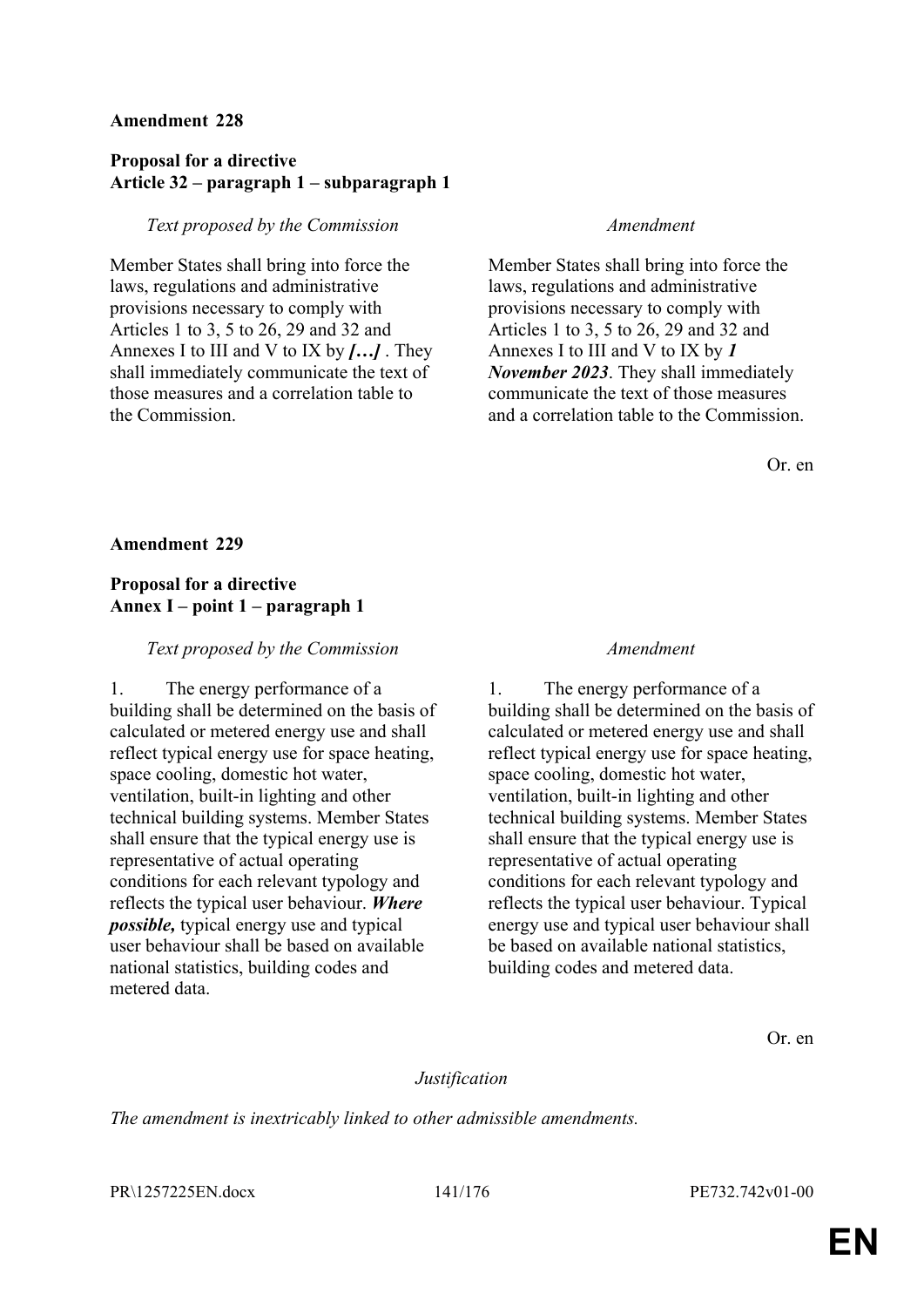**Amendment 228**

**Proposal for a directive**
**Article 32 – paragraph 1 – subparagraph 1**

| *Text proposed by the Commission* | *Amendment* |
|---|---|
| Member States shall bring into force the laws, regulations and administrative provisions necessary to comply with Articles 1 to 3, 5 to 26, 29 and 32 and Annexes I to III and V to IX by ***[…]*** . They shall immediately communicate the text of those measures and a correlation table to the Commission. | Member States shall bring into force the laws, regulations and administrative provisions necessary to comply with Articles 1 to 3, 5 to 26, 29 and 32 and Annexes I to III and V to IX by ***1 November 2023***. They shall immediately communicate the text of those measures and a correlation table to the Commission. |

Or. en

**Amendment 229**

**Proposal for a directive**
**Annex I – point 1 – paragraph 1**

| *Text proposed by the Commission* | *Amendment* |
|---|---|
| 1. The energy performance of a building shall be determined on the basis of calculated or metered energy use and shall reflect typical energy use for space heating, space cooling, domestic hot water, ventilation, built-in lighting and other technical building systems. Member States shall ensure that the typical energy use is representative of actual operating conditions for each relevant typology and reflects the typical user behaviour. ***Where possible,*** typical energy use and typical user behaviour shall be based on available national statistics, building codes and metered data. | 1. The energy performance of a building shall be determined on the basis of calculated or metered energy use and shall reflect typical energy use for space heating, space cooling, domestic hot water, ventilation, built-in lighting and other technical building systems. Member States shall ensure that the typical energy use is representative of actual operating conditions for each relevant typology and reflects the typical user behaviour. Typical energy use and typical user behaviour shall be based on available national statistics, building codes and metered data. |

Or. en

*Justification*

*The amendment is inextricably linked to other admissible amendments.*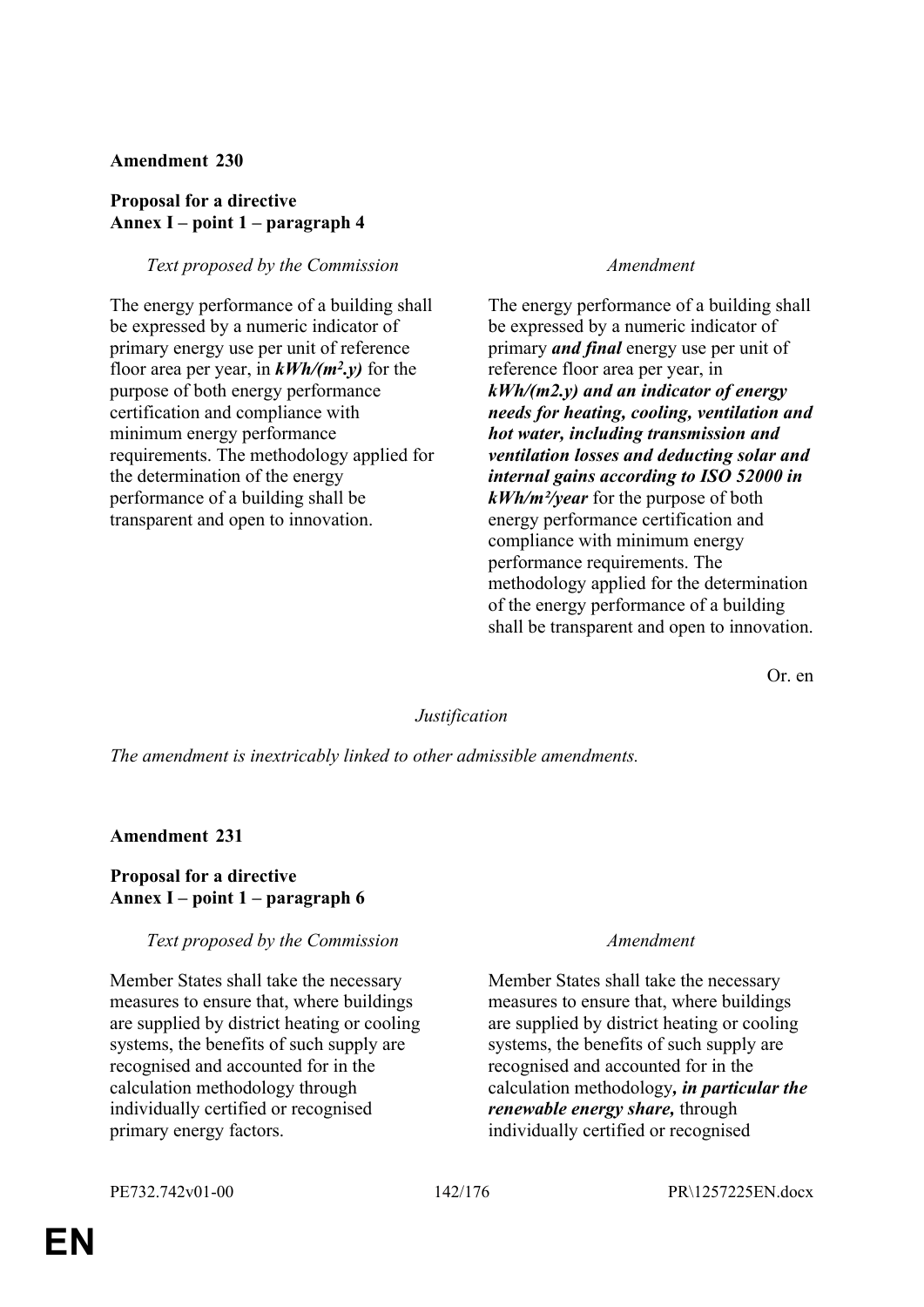**Amendment 230**

**Proposal for a directive**
**Annex I – point 1 – paragraph 4**

| *Text proposed by the Commission* | *Amendment* |
|---|---|
| The energy performance of a building shall be expressed by a numeric indicator of primary energy use per unit of reference floor area per year, in ***kWh/(m².y)*** for the purpose of both energy performance certification and compliance with minimum energy performance requirements. The methodology applied for the determination of the energy performance of a building shall be transparent and open to innovation. | The energy performance of a building shall be expressed by a numeric indicator of primary ***and final*** energy use per unit of reference floor area per year, in ***kWh/(m2.y) and an indicator of energy needs for heating, cooling, ventilation and hot water, including transmission and ventilation losses and deducting solar and internal gains according to ISO 52000 in kWh/m²/year*** for the purpose of both energy performance certification and compliance with minimum energy performance requirements. The methodology applied for the determination of the energy performance of a building shall be transparent and open to innovation. |

Or. en

*Justification*

*The amendment is inextricably linked to other admissible amendments.*

**Amendment 231**

**Proposal for a directive**
**Annex I – point 1 – paragraph 6**

| *Text proposed by the Commission* | *Amendment* |
|---|---|
| Member States shall take the necessary measures to ensure that, where buildings are supplied by district heating or cooling systems, the benefits of such supply are recognised and accounted for in the calculation methodology through individually certified or recognised primary energy factors. | Member States shall take the necessary measures to ensure that, where buildings are supplied by district heating or cooling systems, the benefits of such supply are recognised and accounted for in the calculation methodology***, in particular the renewable energy share,*** through individually certified or recognised |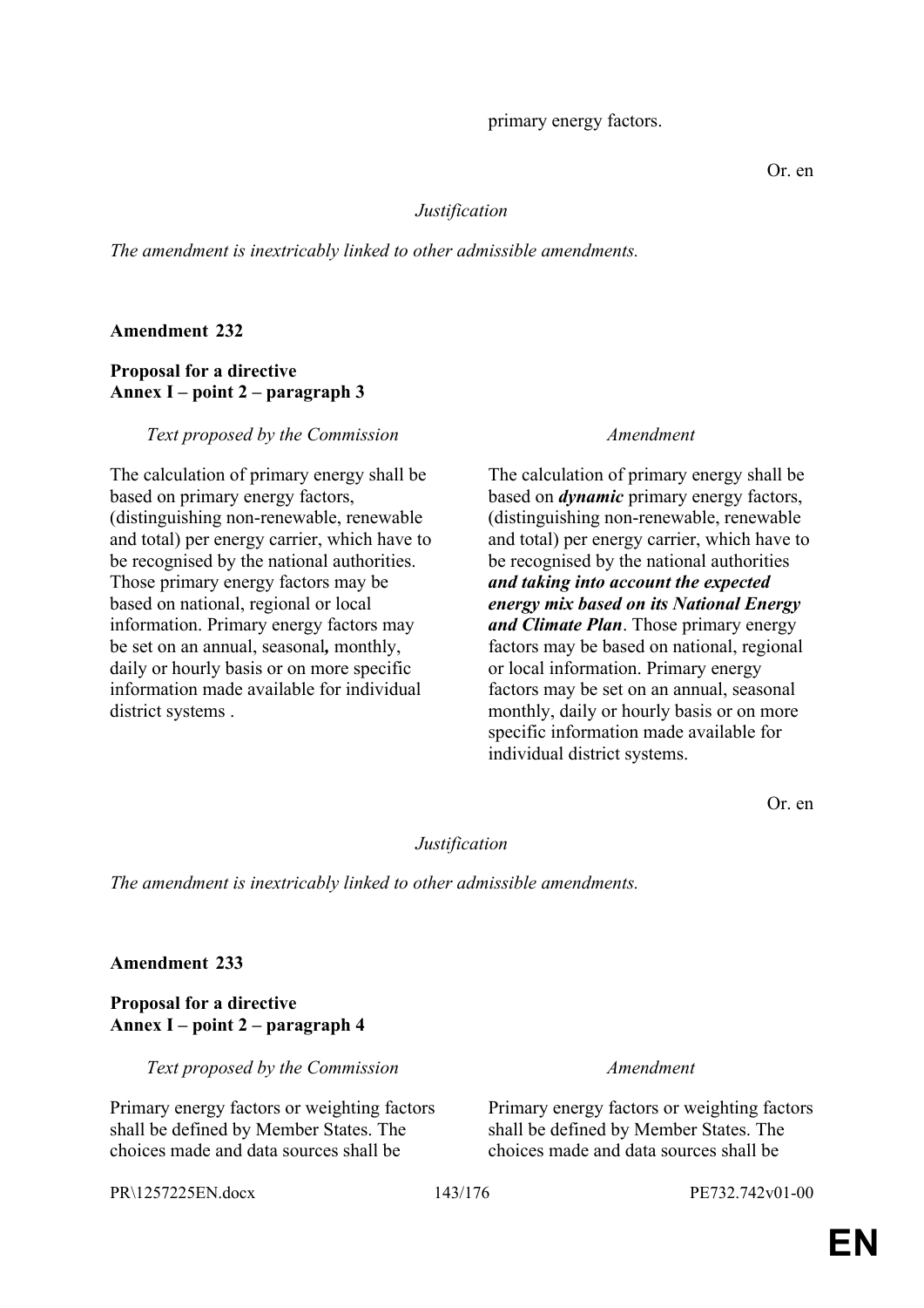primary energy factors.

Or. en

*Justification*

*The amendment is inextricably linked to other admissible amendments.*

**Amendment 232**

**Proposal for a directive**
**Annex I – point 2 – paragraph 3**

| *Text proposed by the Commission* | *Amendment* |
|---|---|
| The calculation of primary energy shall be based on primary energy factors, (distinguishing non-renewable, renewable and total) per energy carrier, which have to be recognised by the national authorities. Those primary energy factors may be based on national, regional or local information. Primary energy factors may be set on an annual, seasonal**,** monthly, daily or hourly basis or on more specific information made available for individual district systems . | The calculation of primary energy shall be based on ***dynamic*** primary energy factors, (distinguishing non-renewable, renewable and total) per energy carrier, which have to be recognised by the national authorities ***and taking into account the expected energy mix based on its National Energy and Climate Plan***. Those primary energy factors may be based on national, regional or local information. Primary energy factors may be set on an annual, seasonal monthly, daily or hourly basis or on more specific information made available for individual district systems. |

Or. en

*Justification*

*The amendment is inextricably linked to other admissible amendments.*

**Amendment 233**

**Proposal for a directive**
**Annex I – point 2 – paragraph 4**

| *Text proposed by the Commission* | *Amendment* |
|---|---|
| Primary energy factors or weighting factors shall be defined by Member States. The choices made and data sources shall be | Primary energy factors or weighting factors shall be defined by Member States. The choices made and data sources shall be |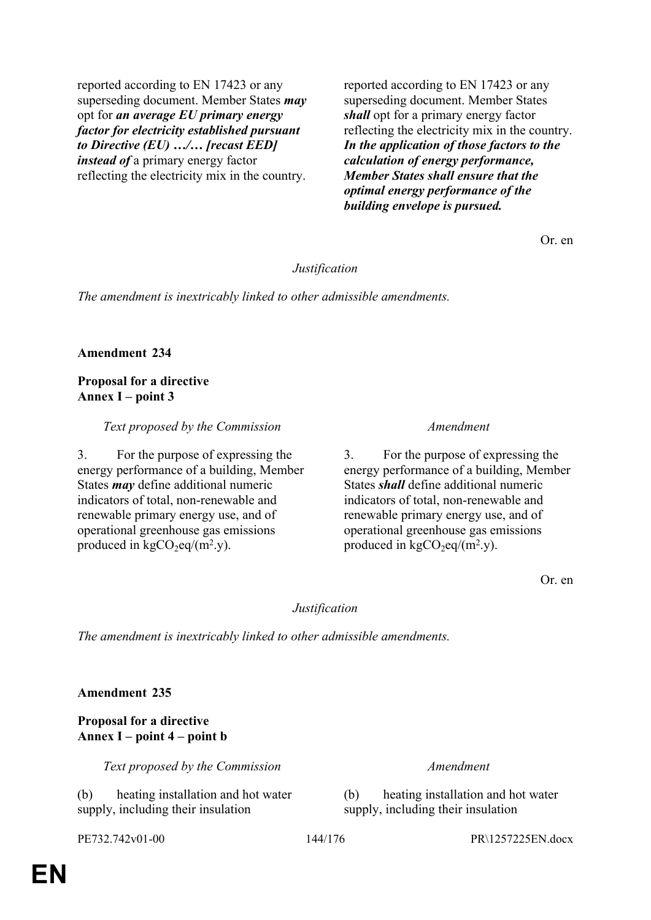| | |
|---|---|
| reported according to EN 17423 or any superseding document. Member States ***may*** opt for ***an average EU primary energy factor for electricity established pursuant to Directive (EU) …/… [recast EED] instead of*** a primary energy factor reflecting the electricity mix in the country. | reported according to EN 17423 or any superseding document. Member States ***shall*** opt for a primary energy factor reflecting the electricity mix in the country. ***In the application of those factors to the calculation of energy performance, Member States shall ensure that the optimal energy performance of the building envelope is pursued.*** |

Or. en

*Justification*

*The amendment is inextricably linked to other admissible amendments.*

**Amendment 234**

**Proposal for a directive**
**Annex I – point 3**

| *Text proposed by the Commission* | *Amendment* |
|---|---|
| 3. For the purpose of expressing the energy performance of a building, Member States ***may*** define additional numeric indicators of total, non-renewable and renewable primary energy use, and of operational greenhouse gas emissions produced in $kgCO_2eq/(m^2.y)$. | 3. For the purpose of expressing the energy performance of a building, Member States ***shall*** define additional numeric indicators of total, non-renewable and renewable primary energy use, and of operational greenhouse gas emissions produced in $kgCO_2eq/(m^2.y)$. |

Or. en

*Justification*

*The amendment is inextricably linked to other admissible amendments.*

**Amendment 235**

**Proposal for a directive**
**Annex I – point 4 – point b**

| *Text proposed by the Commission* | *Amendment* |
|---|---|
| (b) heating installation and hot water supply, including their insulation | (b) heating installation and hot water supply, including their insulation |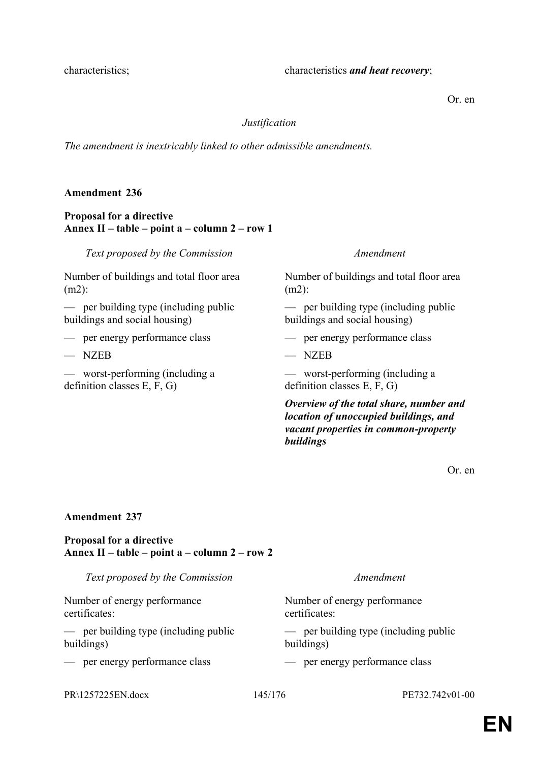| | |
|---|---|
| characteristics; | characteristics ***and heat recovery***; |

Or. en

*Justification*

*The amendment is inextricably linked to other admissible amendments.*

**Amendment 236**

**Proposal for a directive**
**Annex II – table – point a – column 2 – row 1**

| *Text proposed by the Commission* | *Amendment* |
|---|---|
| Number of buildings and total floor area (m2): | Number of buildings and total floor area (m2): |
| — per building type (including public buildings and social housing) | — per building type (including public buildings and social housing) |
| — per energy performance class | — per energy performance class |
| — NZEB | — NZEB |
| — worst-performing (including a definition classes E, F, G) | — worst-performing (including a definition classes E, F, G) |
| | ***Overview of the total share, number and location of unoccupied buildings, and vacant properties in common-property buildings*** |

Or. en

**Amendment 237**

**Proposal for a directive**
**Annex II – table – point a – column 2 – row 2**

| *Text proposed by the Commission* | *Amendment* |
|---|---|
| Number of energy performance certificates: | Number of energy performance certificates: |
| — per building type (including public buildings) | — per building type (including public buildings) |
| — per energy performance class | — per energy performance class |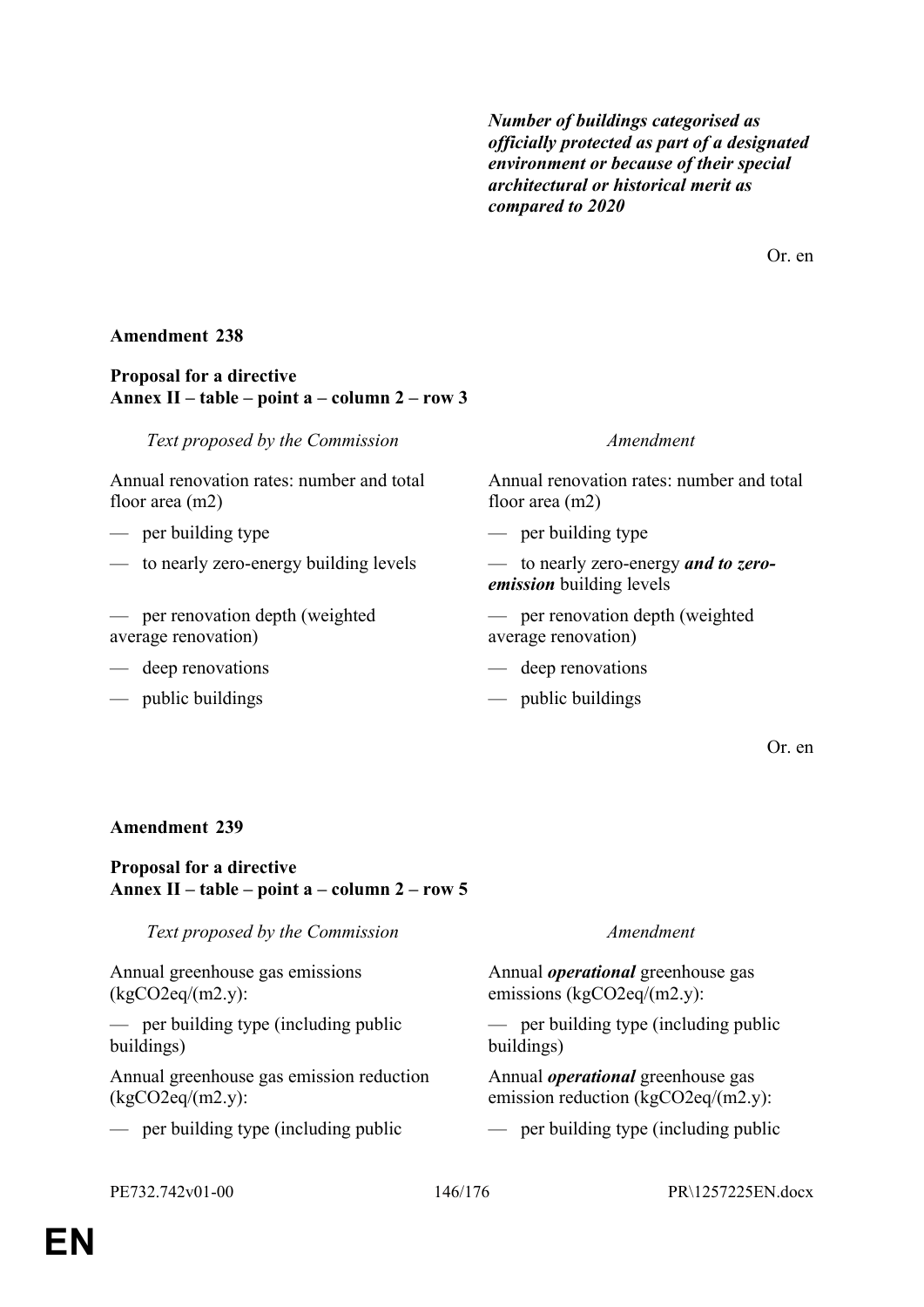| | *Number of buildings categorised as officially protected as part of a designated environment or because of their special architectural or historical merit as compared to 2020* |
|---|---|

Or. en

**Amendment 238**

**Proposal for a directive**
**Annex II – table – point a – column 2 – row 3**

| *Text proposed by the Commission* | *Amendment* |
|---|---|
| Annual renovation rates: number and total floor area (m2) | Annual renovation rates: number and total floor area (m2) |
| — per building type | — per building type |
| — to nearly zero-energy building levels | — to nearly zero-energy ***and to zero-emission*** building levels |
| — per renovation depth (weighted average renovation) | — per renovation depth (weighted average renovation) |
| — deep renovations | — deep renovations |
| — public buildings | — public buildings |

Or. en

**Amendment 239**

**Proposal for a directive**
**Annex II – table – point a – column 2 – row 5**

| *Text proposed by the Commission* | *Amendment* |
|---|---|
| Annual greenhouse gas emissions (kgCO2eq/(m2.y): | Annual ***operational*** greenhouse gas emissions (kgCO2eq/(m2.y): |
| — per building type (including public buildings) | — per building type (including public buildings) |
| Annual greenhouse gas emission reduction (kgCO2eq/(m2.y): | Annual ***operational*** greenhouse gas emission reduction (kgCO2eq/(m2.y): |
| — per building type (including public | — per building type (including public |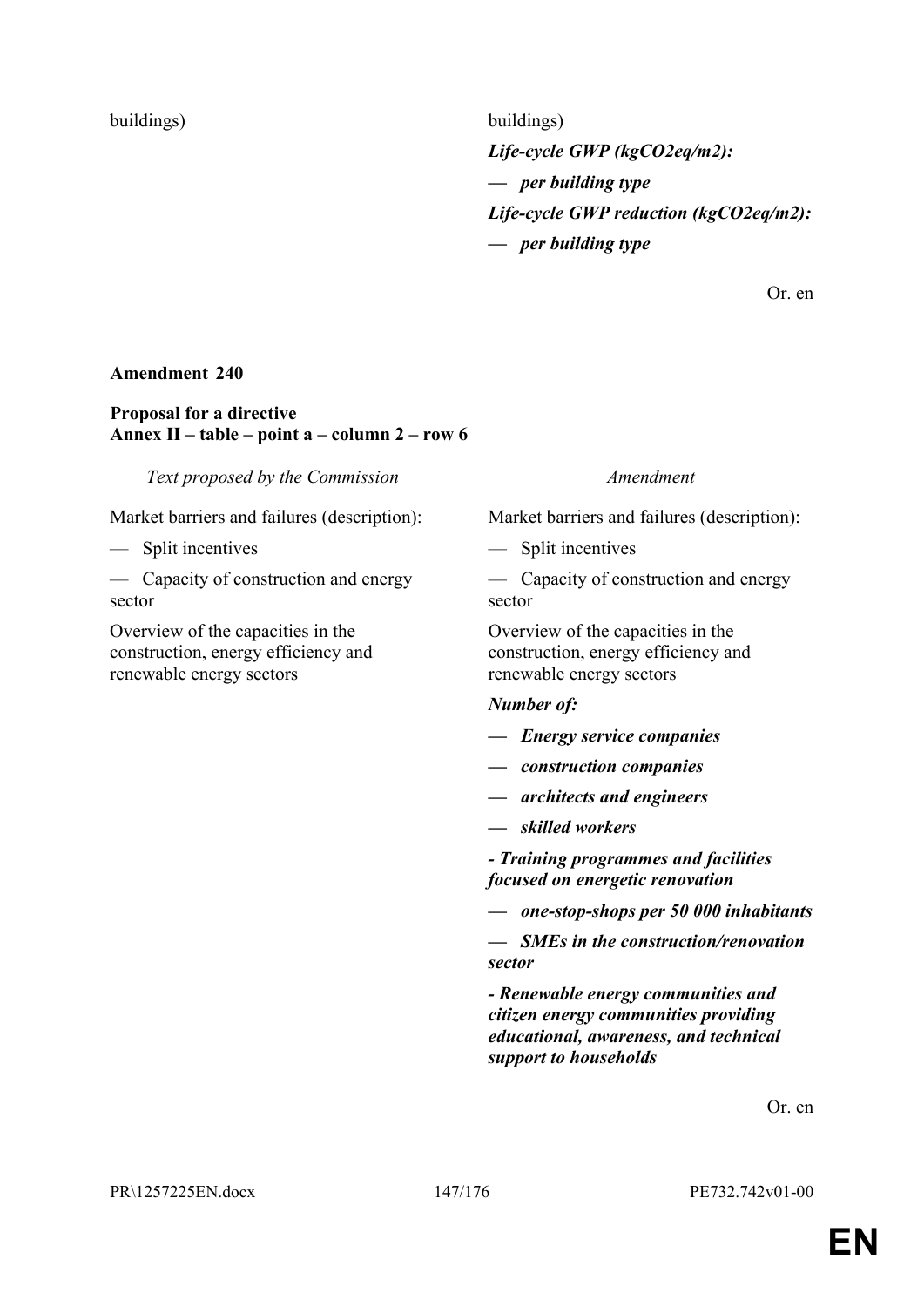| | |
|---|---|
| buildings) | buildings)<br>***Life-cycle GWP (kgCO2eq/m2):***<br>***— per building type***<br>***Life-cycle GWP reduction (kgCO2eq/m2):***<br>***— per building type*** |

Or. en

**Amendment 240**

**Proposal for a directive**
**Annex II – table – point a – column 2 – row 6**

| *Text proposed by the Commission* | *Amendment* |
|---|---|
| Market barriers and failures (description): | Market barriers and failures (description): |
| — Split incentives | — Split incentives |
| — Capacity of construction and energy sector | — Capacity of construction and energy sector |
| Overview of the capacities in the construction, energy efficiency and renewable energy sectors | Overview of the capacities in the construction, energy efficiency and renewable energy sectors |
| | ***Number of:*** |
| | ***— Energy service companies*** |
| | ***— construction companies*** |
| | ***— architects and engineers*** |
| | ***— skilled workers*** |
| | ***- Training programmes and facilities focused on energetic renovation*** |
| | ***— one-stop-shops per 50 000 inhabitants*** |
| | ***— SMEs in the construction/renovation sector*** |
| | ***- Renewable energy communities and citizen energy communities providing educational, awareness, and technical support to households*** |

Or. en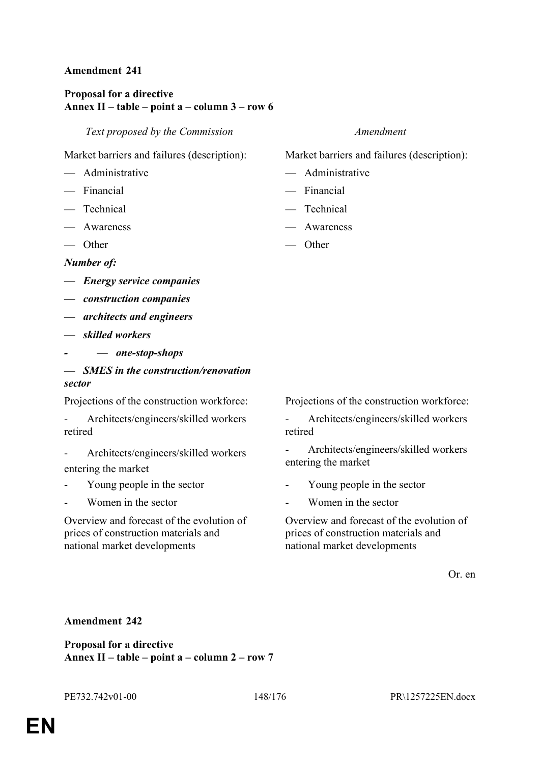**Amendment 241**

**Proposal for a directive**
**Annex II – table – point a – column 3 – row 6**

| *Text proposed by the Commission* | *Amendment* |
|---|---|
| Market barriers and failures (description): | Market barriers and failures (description): |
| — Administrative | — Administrative |
| — Financial | — Financial |
| — Technical | — Technical |
| — Awareness | — Awareness |
| — Other | — Other |
| ***Number of:*** | |
| ***— Energy service companies*** | |
| ***— construction companies*** | |
| ***— architects and engineers*** | |
| ***— skilled workers*** | |
| ***- — one-stop-shops*** | |
| ***— SMES in the construction/renovation sector*** | |
| Projections of the construction workforce: | Projections of the construction workforce: |
| - Architects/engineers/skilled workers retired | - Architects/engineers/skilled workers retired |
| - Architects/engineers/skilled workers entering the market | - Architects/engineers/skilled workers entering the market |
| - Young people in the sector | - Young people in the sector |
| - Women in the sector | - Women in the sector |
| Overview and forecast of the evolution of prices of construction materials and national market developments | Overview and forecast of the evolution of prices of construction materials and national market developments |

Or. en

**Amendment 242**

**Proposal for a directive**
**Annex II – table – point a – column 2 – row 7**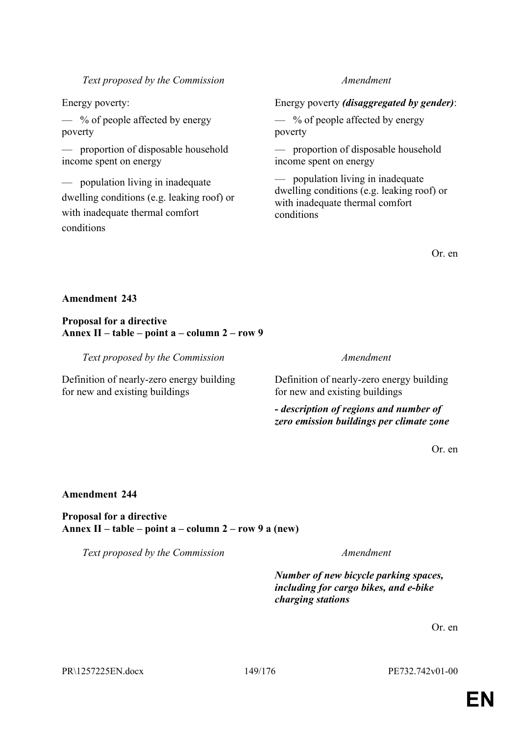| *Text proposed by the Commission* | *Amendment* |
|---|---|
| Energy poverty: | Energy poverty ***(disaggregated by gender)***: |
| — % of people affected by energy poverty | — % of people affected by energy poverty |
| — proportion of disposable household income spent on energy | — proportion of disposable household income spent on energy |
| — population living in inadequate dwelling conditions (e.g. leaking roof) or with inadequate thermal comfort conditions | — population living in inadequate dwelling conditions (e.g. leaking roof) or with inadequate thermal comfort conditions |

Or. en

**Amendment 243**

**Proposal for a directive**
**Annex II – table – point a – column 2 – row 9**

| *Text proposed by the Commission* | *Amendment* |
|---|---|
| Definition of nearly-zero energy building for new and existing buildings | Definition of nearly-zero energy building for new and existing buildings |
| | ***- description of regions and number of zero emission buildings per climate zone*** |

Or. en

**Amendment 244**

**Proposal for a directive**
**Annex II – table – point a – column 2 – row 9 a (new)**

| *Text proposed by the Commission* | *Amendment* |
|---|---|
| | ***Number of new bicycle parking spaces, including for cargo bikes, and e-bike charging stations*** |

Or. en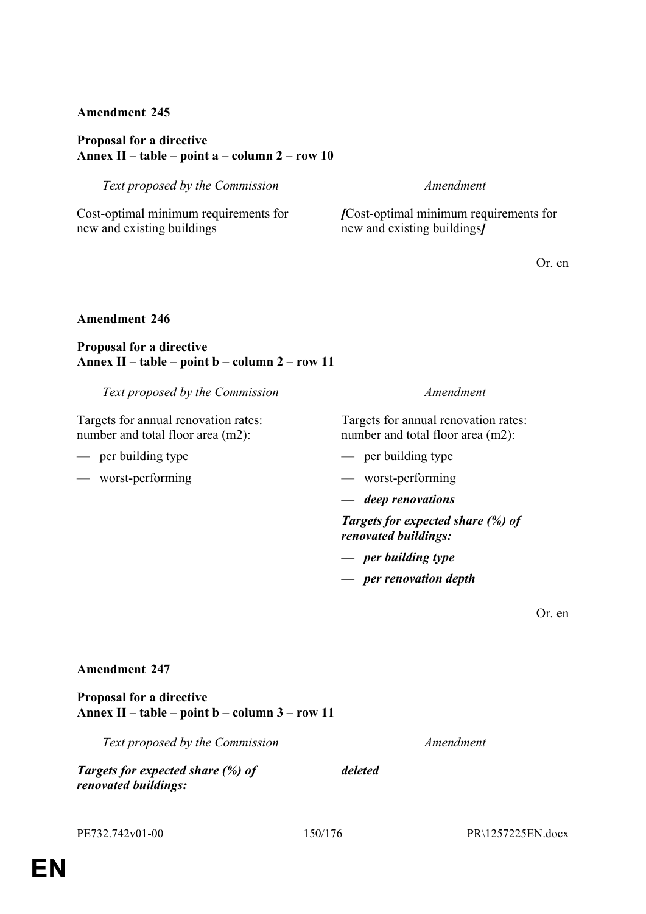**Amendment 245**

**Proposal for a directive**
**Annex II – table – point a – column 2 – row 10**

| *Text proposed by the Commission* | *Amendment* |
|---|---|
| Cost-optimal minimum requirements for new and existing buildings | ***[***Cost-optimal minimum requirements for new and existing buildings***]*** |

Or. en

**Amendment 246**

**Proposal for a directive**
**Annex II – table – point b – column 2 – row 11**

| *Text proposed by the Commission* | *Amendment* |
|---|---|
| Targets for annual renovation rates: number and total floor area (m2): | Targets for annual renovation rates: number and total floor area (m2): |
| — per building type | — per building type |
| — worst-performing | — worst-performing |
| | ***— deep renovations*** |
| | ***Targets for expected share (%) of renovated buildings:*** |
| | ***— per building type*** |
| | ***— per renovation depth*** |

Or. en

**Amendment 247**

**Proposal for a directive**
**Annex II – table – point b – column 3 – row 11**

| *Text proposed by the Commission* | *Amendment* |
|---|---|
| ***Targets for expected share (%) of renovated buildings:*** | ***deleted*** |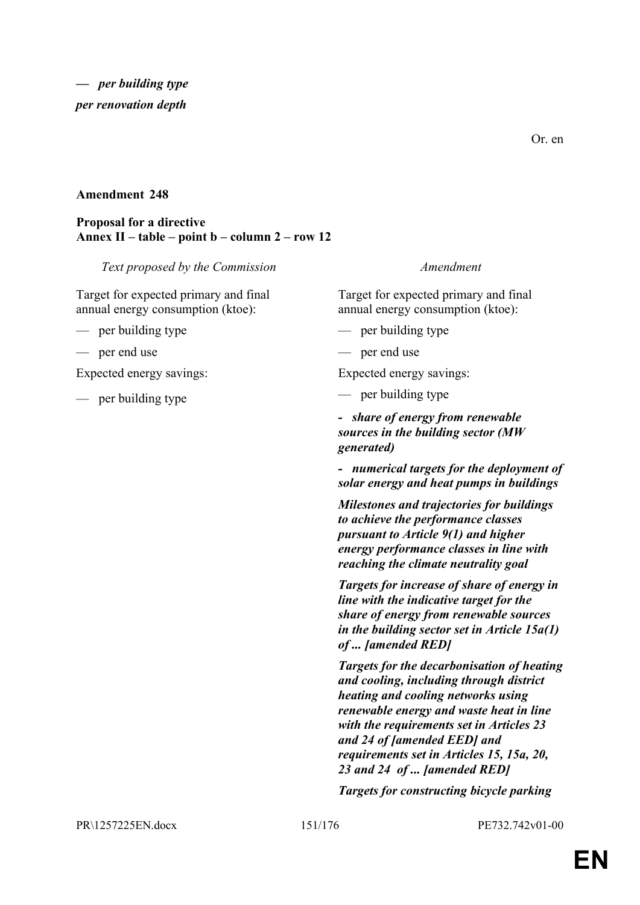**— per building type**

***per renovation depth***

Or. en

**Amendment 248**

**Proposal for a directive**
**Annex II – table – point b – column 2 – row 12**

| *Text proposed by the Commission* | *Amendment* |
|---|---|
| Target for expected primary and final annual energy consumption (ktoe): | Target for expected primary and final annual energy consumption (ktoe): |
| — per building type | — per building type |
| — per end use | — per end use |
| Expected energy savings: | Expected energy savings: |
| — per building type | — per building type |
| | ***- share of energy from renewable sources in the building sector (MW generated)*** |
| | ***- numerical targets for the deployment of solar energy and heat pumps in buildings*** |
| | ***Milestones and trajectories for buildings to achieve the performance classes pursuant to Article 9(1) and higher energy performance classes in line with reaching the climate neutrality goal*** |
| | ***Targets for increase of share of energy in line with the indicative target for the share of energy from renewable sources in the building sector set in Article 15a(1) of ... [amended RED]*** |
| | ***Targets for the decarbonisation of heating and cooling, including through district heating and cooling networks using renewable energy and waste heat in line with the requirements set in Articles 23 and 24 of [amended EED] and requirements set in Articles 15, 15a, 20, 23 and 24 of ... [amended RED]*** |
| | ***Targets for constructing bicycle parking*** |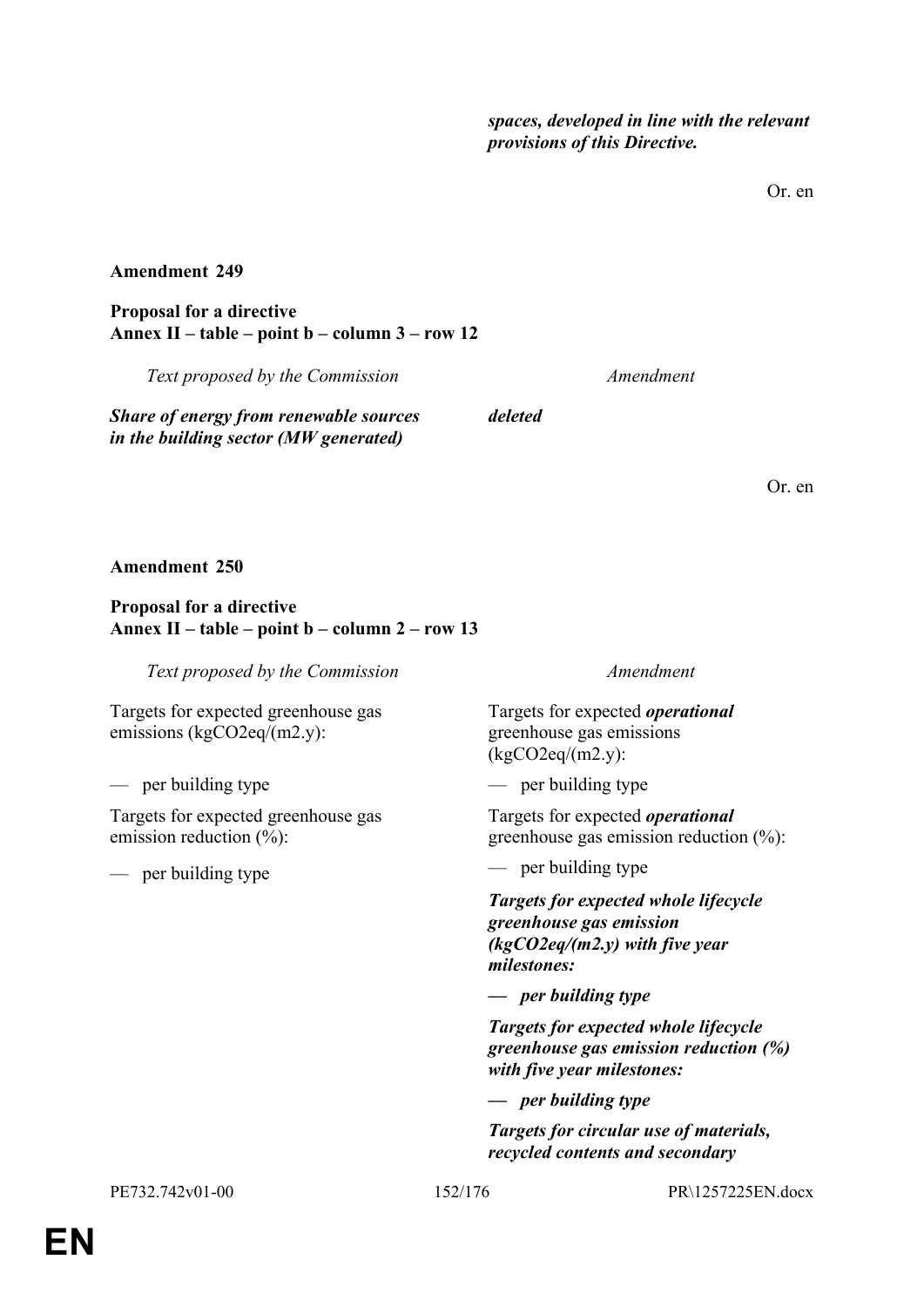***spaces, developed in line with the relevant provisions of this Directive.***

Or. en

**Amendment 249**

**Proposal for a directive**
**Annex II – table – point b – column 3 – row 12**

| *Text proposed by the Commission* | *Amendment* |
|---|---|
| ***Share of energy from renewable sources in the building sector (MW generated)*** | ***deleted*** |

Or. en

**Amendment 250**

**Proposal for a directive**
**Annex II – table – point b – column 2 – row 13**

| *Text proposed by the Commission* | *Amendment* |
|---|---|
| Targets for expected greenhouse gas emissions (kgCO2eq/(m2.y): | Targets for expected ***operational*** greenhouse gas emissions (kgCO2eq/(m2.y): |
| — per building type | — per building type |
| Targets for expected greenhouse gas emission reduction (%): | Targets for expected ***operational*** greenhouse gas emission reduction (%): |
| — per building type | — per building type |
| | ***Targets for expected whole lifecycle greenhouse gas emission (kgCO2eq/(m2.y) with five year milestones:*** |
| | ***— per building type*** |
| | ***Targets for expected whole lifecycle greenhouse gas emission reduction (%) with five year milestones:*** |
| | ***— per building type*** |
| | ***Targets for circular use of materials, recycled contents and secondary*** |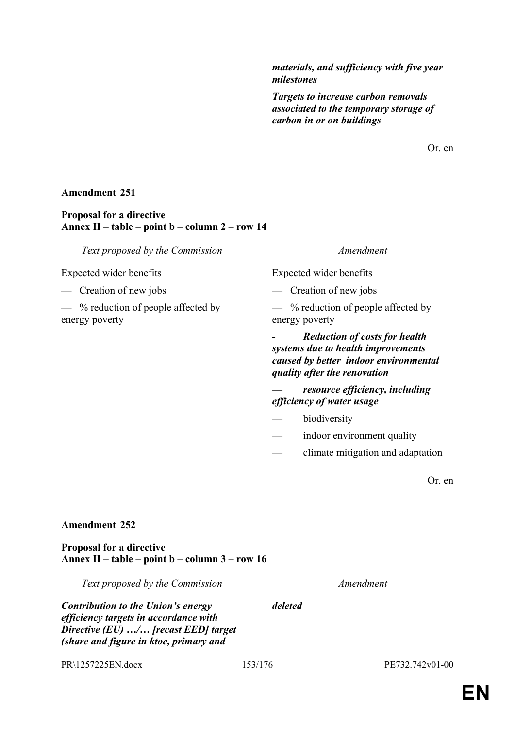| | |
|---|---|
| | ***materials, and sufficiency with five year milestones*** |
| | ***Targets to increase carbon removals associated to the temporary storage of carbon in or on buildings*** |

Or. en

**Amendment 251**

**Proposal for a directive**
**Annex II – table – point b – column 2 – row 14**

| *Text proposed by the Commission* | *Amendment* |
|---|---|
| Expected wider benefits | Expected wider benefits |
| — Creation of new jobs | — Creation of new jobs |
| — % reduction of people affected by energy poverty | — % reduction of people affected by energy poverty |
| | ***- Reduction of costs for health systems due to health improvements caused by better indoor environmental quality after the renovation*** |
| | ***— resource efficiency, including efficiency of water usage*** |
| | — biodiversity |
| | — indoor environment quality |
| | — climate mitigation and adaptation |

Or. en

**Amendment 252**

**Proposal for a directive**
**Annex II – table – point b – column 3 – row 16**

| *Text proposed by the Commission* | *Amendment* |
|---|---|
| ***Contribution to the Union's energy efficiency targets in accordance with Directive (EU) …/… [recast EED] target (share and figure in ktoe, primary and*** | ***deleted*** |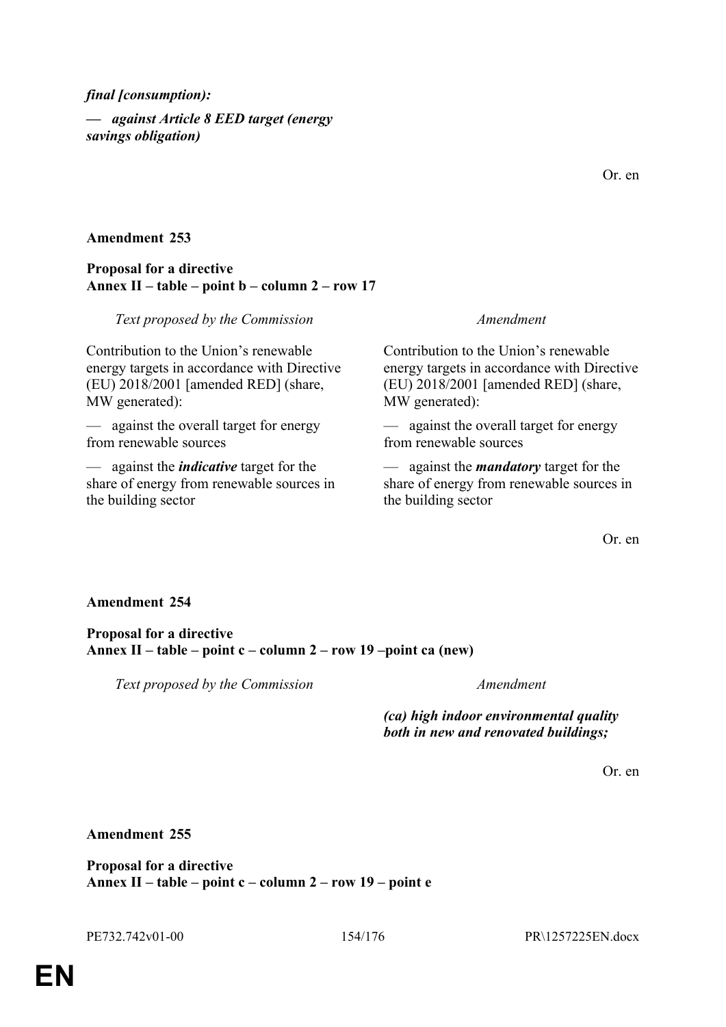*final [consumption):*

*— against Article 8 EED target (energy savings obligation)*

Or. en

**Amendment 253**

**Proposal for a directive**
**Annex II – table – point b – column 2 – row 17**

| *Text proposed by the Commission* | *Amendment* |
|---|---|
| Contribution to the Union's renewable energy targets in accordance with Directive (EU) 2018/2001 [amended RED] (share, MW generated): | Contribution to the Union's renewable energy targets in accordance with Directive (EU) 2018/2001 [amended RED] (share, MW generated): |
| — against the overall target for energy from renewable sources | — against the overall target for energy from renewable sources |
| — against the ***indicative*** target for the share of energy from renewable sources in the building sector | — against the ***mandatory*** target for the share of energy from renewable sources in the building sector |

Or. en

**Amendment 254**

**Proposal for a directive**
**Annex II – table – point c – column 2 – row 19 –point ca (new)**

| *Text proposed by the Commission* | *Amendment* |
|---|---|
| | ***(ca) high indoor environmental quality both in new and renovated buildings;*** |

Or. en

**Amendment 255**

**Proposal for a directive**
**Annex II – table – point c – column 2 – row 19 – point e**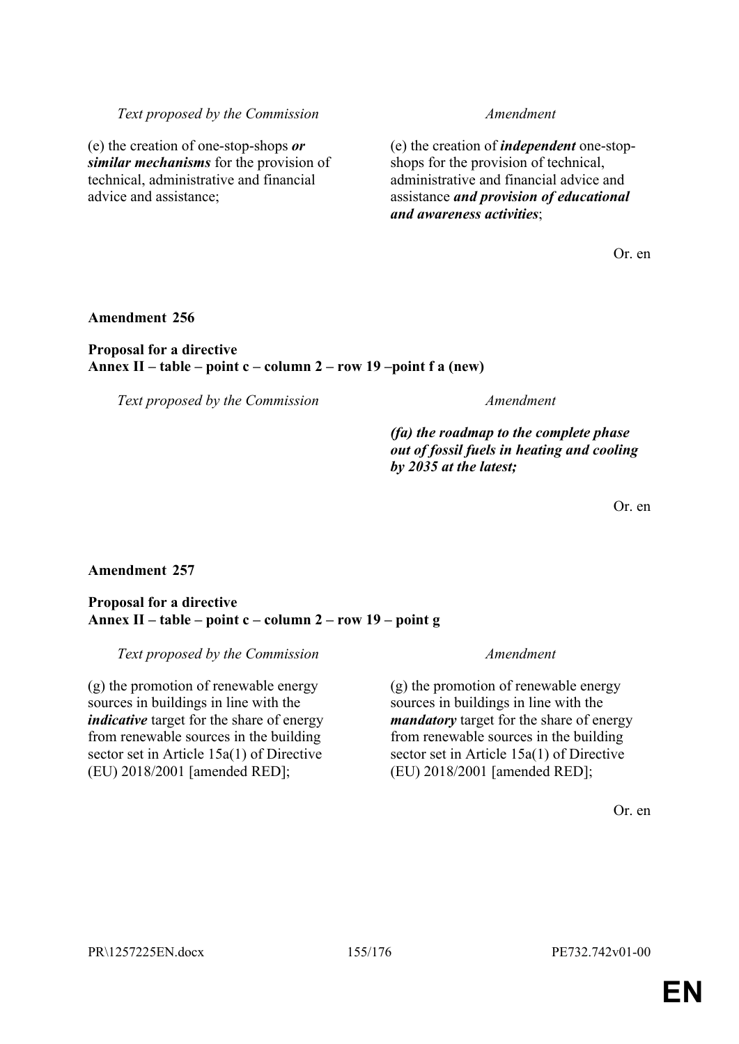| *Text proposed by the Commission* | *Amendment* |
|---|---|
| (e) the creation of one-stop-shops ***or similar mechanisms*** for the provision of technical, administrative and financial advice and assistance; | (e) the creation of ***independent*** one-stop-shops for the provision of technical, administrative and financial advice and assistance ***and provision of educational and awareness activities***; |

Or. en

**Amendment 256**

**Proposal for a directive**
**Annex II – table – point c – column 2 – row 19 –point f a (new)**

| *Text proposed by the Commission* | *Amendment* |
|---|---|
| | ***(fa) the roadmap to the complete phase out of fossil fuels in heating and cooling by 2035 at the latest;*** |

Or. en

**Amendment 257**

**Proposal for a directive**
**Annex II – table – point c – column 2 – row 19 – point g**

| *Text proposed by the Commission* | *Amendment* |
|---|---|
| (g) the promotion of renewable energy sources in buildings in line with the ***indicative*** target for the share of energy from renewable sources in the building sector set in Article 15a(1) of Directive (EU) 2018/2001 [amended RED]; | (g) the promotion of renewable energy sources in buildings in line with the ***mandatory*** target for the share of energy from renewable sources in the building sector set in Article 15a(1) of Directive (EU) 2018/2001 [amended RED]; |

Or. en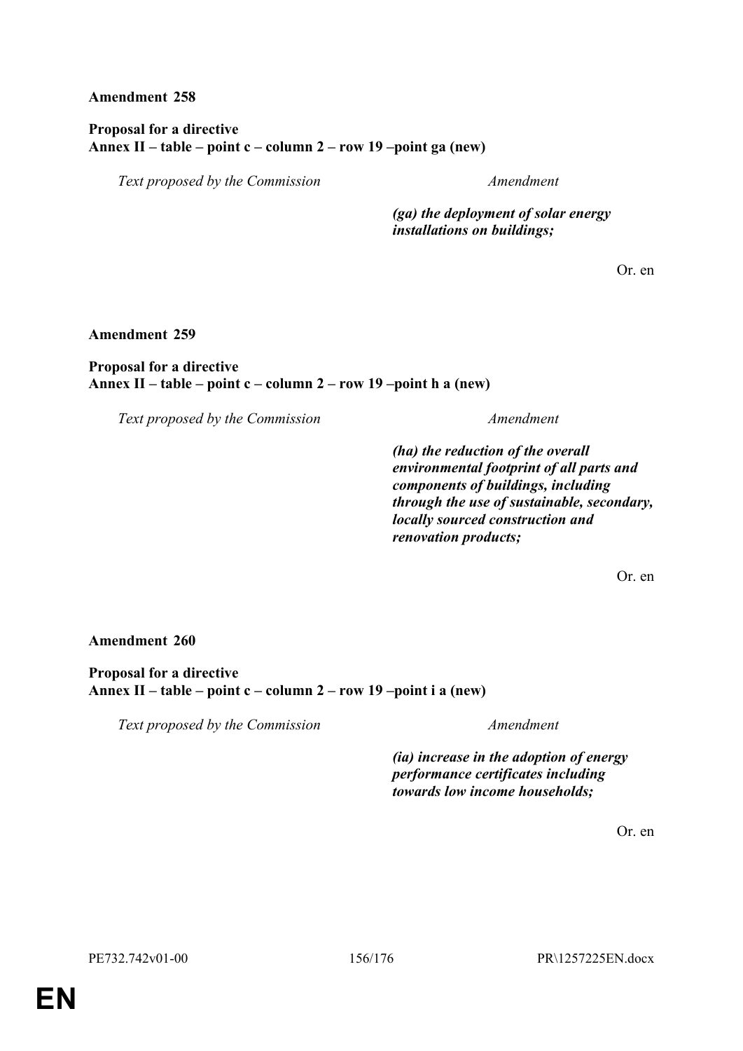**Amendment 258**

**Proposal for a directive**
**Annex II – table – point c – column 2 – row 19 –point ga (new)**

| *Text proposed by the Commission* | *Amendment* |
|---|---|
| | ***(ga) the deployment of solar energy installations on buildings;*** |

Or. en

**Amendment 259**

**Proposal for a directive**
**Annex II – table – point c – column 2 – row 19 –point h a (new)**

| *Text proposed by the Commission* | *Amendment* |
|---|---|
| | ***(ha) the reduction of the overall environmental footprint of all parts and components of buildings, including through the use of sustainable, secondary, locally sourced construction and renovation products;*** |

Or. en

**Amendment 260**

**Proposal for a directive**
**Annex II – table – point c – column 2 – row 19 –point i a (new)**

| *Text proposed by the Commission* | *Amendment* |
|---|---|
| | ***(ia) increase in the adoption of energy performance certificates including towards low income households;*** |

Or. en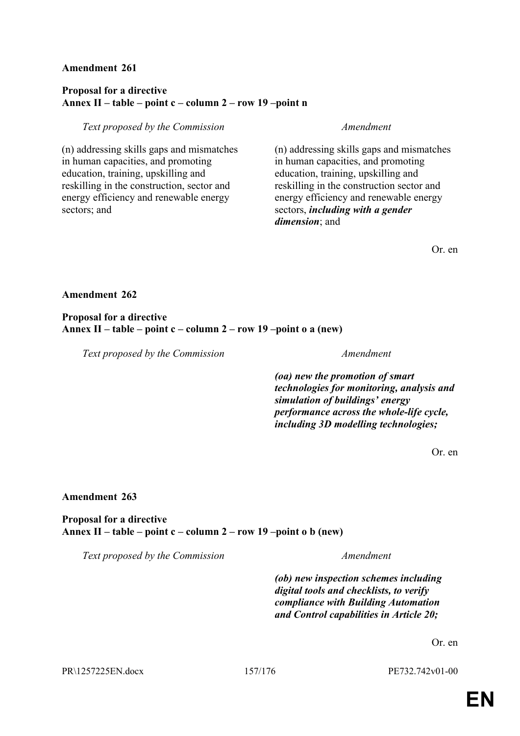**Amendment 261**

**Proposal for a directive**
**Annex II – table – point c – column 2 – row 19 –point n**

| *Text proposed by the Commission* | *Amendment* |
|---|---|
| (n) addressing skills gaps and mismatches in human capacities, and promoting education, training, upskilling and reskilling in the construction, sector and energy efficiency and renewable energy sectors; and | (n) addressing skills gaps and mismatches in human capacities, and promoting education, training, upskilling and reskilling in the construction sector and energy efficiency and renewable energy sectors, ***including with a gender dimension***; and |

Or. en

**Amendment 262**

**Proposal for a directive**
**Annex II – table – point c – column 2 – row 19 –point o a (new)**

| *Text proposed by the Commission* | *Amendment* |
|---|---|
| | ***(oa) new the promotion of smart technologies for monitoring, analysis and simulation of buildings' energy performance across the whole-life cycle, including 3D modelling technologies;*** |

Or. en

**Amendment 263**

**Proposal for a directive**
**Annex II – table – point c – column 2 – row 19 –point o b (new)**

| *Text proposed by the Commission* | *Amendment* |
|---|---|
| | ***(ob) new inspection schemes including digital tools and checklists, to verify compliance with Building Automation and Control capabilities in Article 20;*** |

Or. en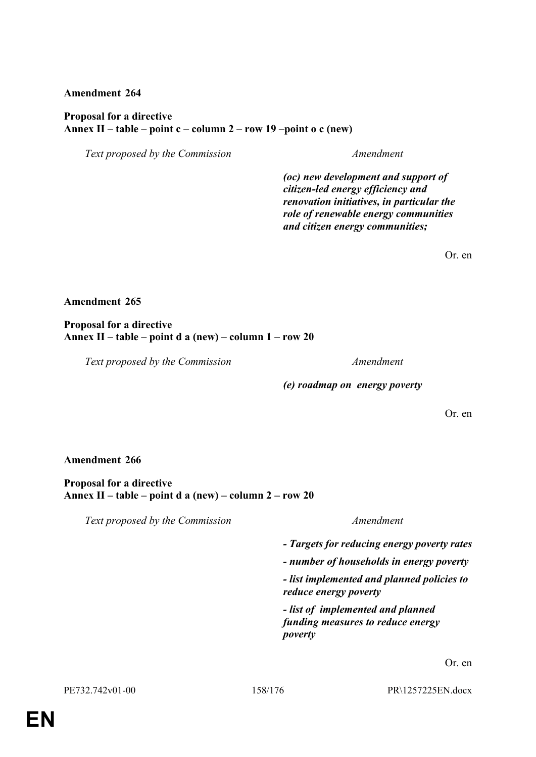**Amendment 264**

**Proposal for a directive**
**Annex II – table – point c – column 2 – row 19 –point o c (new)**

| *Text proposed by the Commission* | *Amendment* |
|---|---|
| | ***(oc) new development and support of citizen-led energy efficiency and renovation initiatives, in particular the role of renewable energy communities and citizen energy communities;*** |

Or. en

**Amendment 265**

**Proposal for a directive**
**Annex II – table – point d a (new) – column 1 – row 20**

| *Text proposed by the Commission* | *Amendment* |
|---|---|
| | ***(e) roadmap on energy poverty*** |

Or. en

**Amendment 266**

**Proposal for a directive**
**Annex II – table – point d a (new) – column 2 – row 20**

| *Text proposed by the Commission* | *Amendment* |
|---|---|
| | ***- Targets for reducing energy poverty rates*** |
| | ***- number of households in energy poverty*** |
| | ***- list implemented and planned policies to reduce energy poverty*** |
| | ***- list of implemented and planned funding measures to reduce energy poverty*** |

Or. en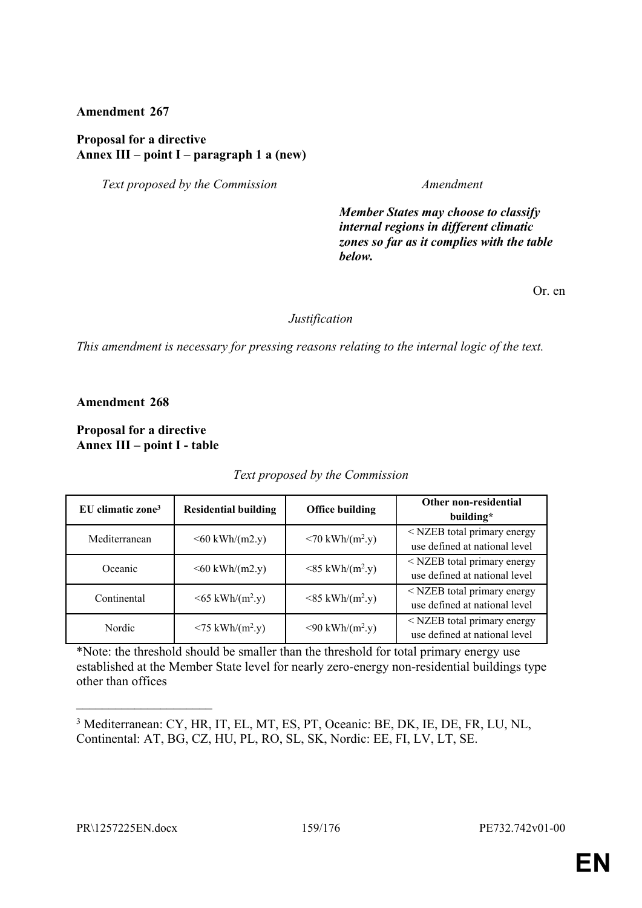**Amendment 267**

**Proposal for a directive**
**Annex III – point I – paragraph 1 a (new)**

| *Text proposed by the Commission* | *Amendment* |
|---|---|
| | ***Member States may choose to classify internal regions in different climatic zones so far as it complies with the table below.*** |

Or. en

*Justification*

*This amendment is necessary for pressing reasons relating to the internal logic of the text.*

**Amendment 268**

**Proposal for a directive**
**Annex III – point I - table**

*Text proposed by the Commission*

| EU climatic zone[3] | Residential building | Office building | Other non-residential building* |
|---|---|---|---|
| Mediterranean | <60 kWh/(m2.y) | <70 kWh/($m^2$.y) | < NZEB total primary energy use defined at national level |
| Oceanic | <60 kWh/(m2.y) | <85 kWh/($m^2$.y) | < NZEB total primary energy use defined at national level |
| Continental | <65 kWh/($m^2$.y) | <85 kWh/($m^2$.y) | < NZEB total primary energy use defined at national level |
| Nordic | <75 kWh/($m^2$.y) | <90 kWh/($m^2$.y) | < NZEB total primary energy use defined at national level |

*Note: the threshold should be smaller than the threshold for total primary energy use established at the Member State level for nearly zero-energy non-residential buildings type other than offices

______________________

[3] Mediterranean: CY, HR, IT, EL, MT, ES, PT, Oceanic: BE, DK, IE, DE, FR, LU, NL, Continental: AT, BG, CZ, HU, PL, RO, SL, SK, Nordic: EE, FI, LV, LT, SE.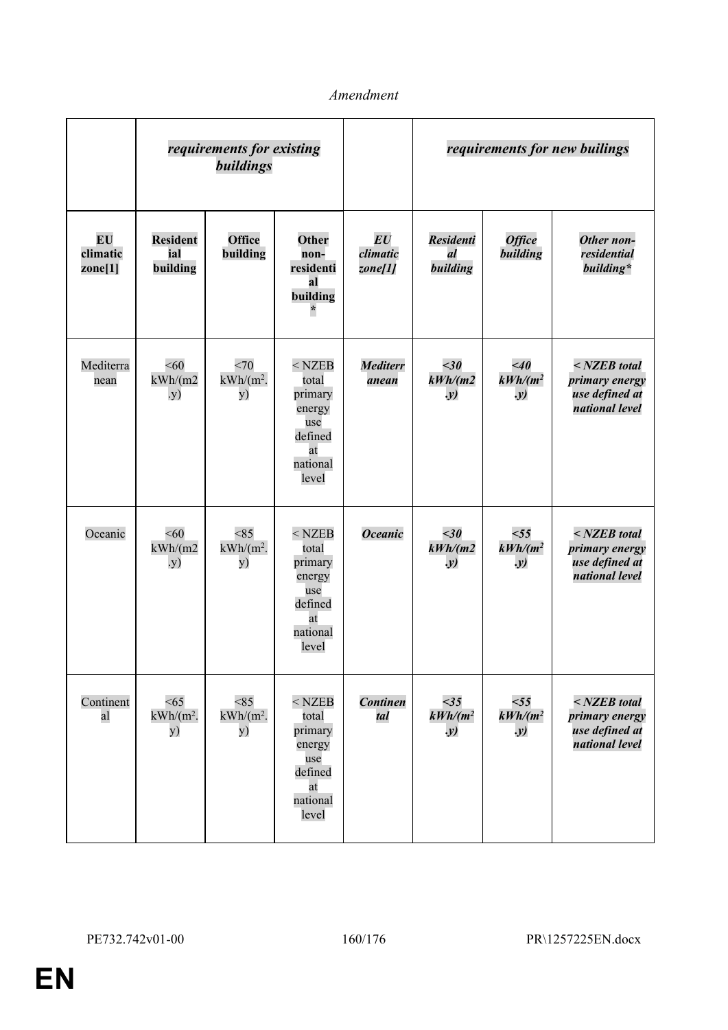*Amendment*

| | ***requirements for existing buildings*** | | | | ***requirements for new builings*** | | |
|---|---|---|---|---|---|---|---|
| **EU climatic zone[1]** | **Residential building** | **Office building** | **Other non-residential building*** | ***EU climatic zone[1]*** | ***Residential building*** | ***Office building*** | ***Other non-residential building**** |
| Mediterranean | <60 kWh/(m2.y) | <70 kWh/(m$^2$.y) | < NZEB total primary energy use defined at national level | ***Mediterranean*** | ***<30 kWh/(m2.y)*** | ***<40 kWh/(m$^2$.y)*** | ***< NZEB total primary energy use defined at national level*** |
| Oceanic | <60 kWh/(m2.y) | <85 kWh/(m$^2$.y) | < NZEB total primary energy use defined at national level | ***Oceanic*** | ***<30 kWh/(m2.y)*** | ***<55 kWh/(m$^2$.y)*** | ***< NZEB total primary energy use defined at national level*** |
| Continental | <65 kWh/(m$^2$.y) | <85 kWh/(m$^2$.y) | < NZEB total primary energy use defined at national level | ***Continental*** | ***<35 kWh/(m$^2$.y)*** | ***<55 kWh/(m$^2$.y)*** | ***< NZEB total primary energy use defined at national level*** |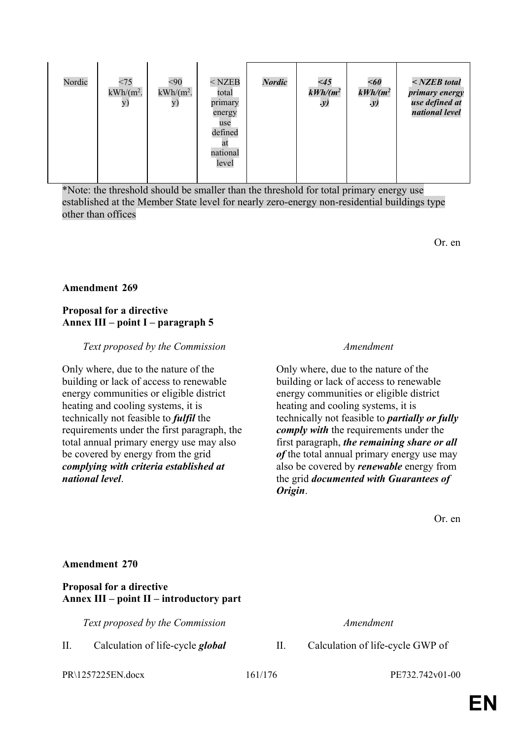| Nordic | <75 kWh/(m$^2$.y) | <90 kWh/(m$^2$.y) | < NZEB total primary energy use defined at national level | ***Nordic*** | ***<45 kWh/(m$^2$.y)*** | ***<60 kWh/(m$^2$.y)*** | ***< NZEB total primary energy use defined at national level*** |
|---|---|---|---|---|---|---|---|

*Note: the threshold should be smaller than the threshold for total primary energy use established at the Member State level for nearly zero-energy non-residential buildings type other than offices

Or. en

**Amendment 269**

**Proposal for a directive**
**Annex III – point I – paragraph 5**

| *Text proposed by the Commission* | *Amendment* |
|---|---|
| Only where, due to the nature of the building or lack of access to renewable energy communities or eligible district heating and cooling systems, it is technically not feasible to ***fulfil*** the requirements under the first paragraph, the total annual primary energy use may also be covered by energy from the grid ***complying with criteria established at national level***. | Only where, due to the nature of the building or lack of access to renewable energy communities or eligible district heating and cooling systems, it is technically not feasible to ***partially or fully comply with*** the requirements under the first paragraph, ***the remaining share or all of*** the total annual primary energy use may also be covered by ***renewable*** energy from the grid ***documented with Guarantees of Origin***. |

Or. en

**Amendment 270**

**Proposal for a directive**
**Annex III – point II – introductory part**

| *Text proposed by the Commission* | *Amendment* |
|---|---|
| II. Calculation of life-cycle ***global*** | II. Calculation of life-cycle GWP of |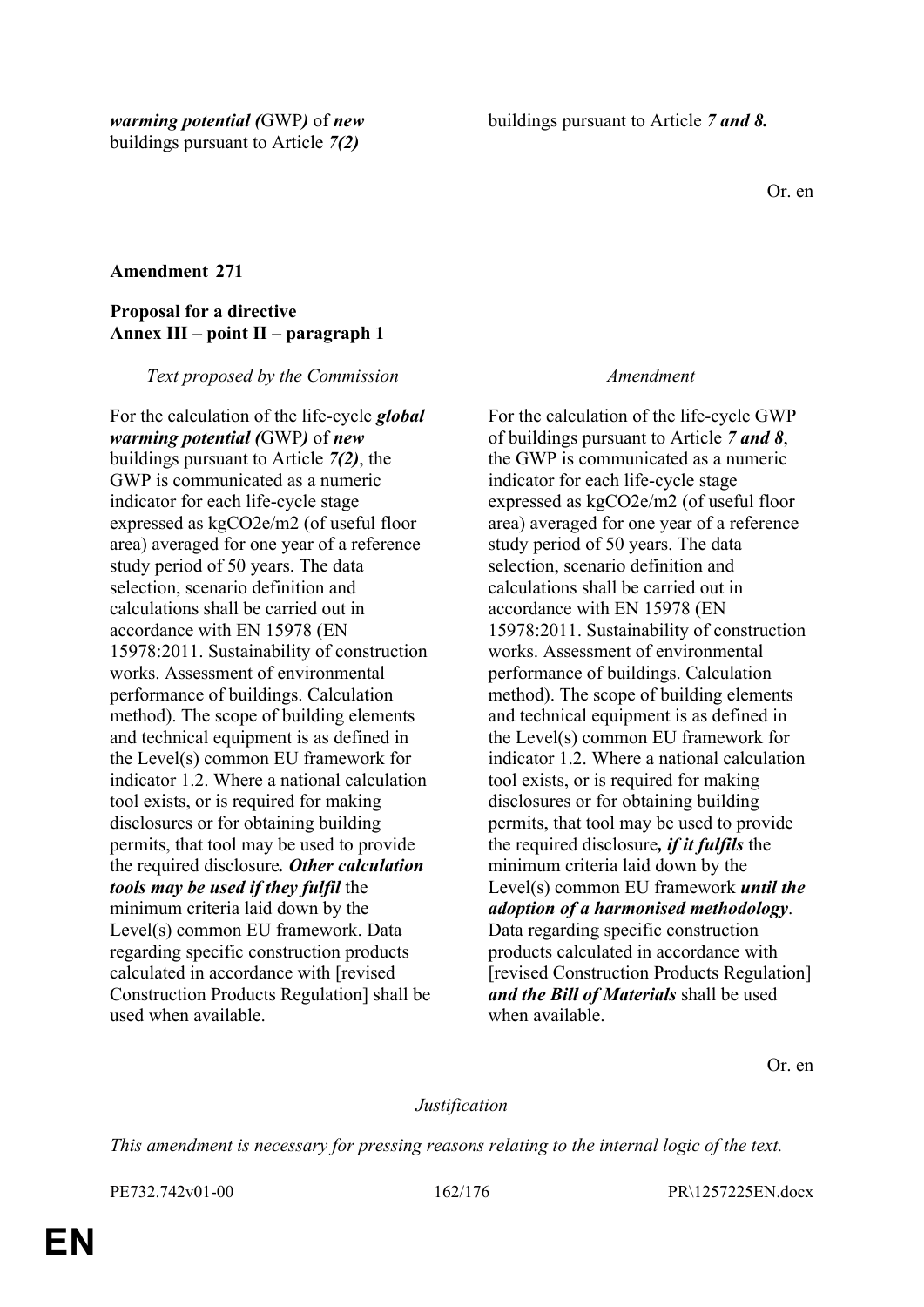| | |
|---|---|
| ***warming potential (*GWP*)* of ***new*** buildings pursuant to Article ***7(2)*** | buildings pursuant to Article ***7 and 8.*** |

Or. en

**Amendment 271**

**Proposal for a directive**
**Annex III – point II – paragraph 1**

| *Text proposed by the Commission* | *Amendment* |
|---|---|
| For the calculation of the life-cycle ***global warming potential (*GWP*)* of ***new*** buildings pursuant to Article ***7(2)***, the GWP is communicated as a numeric indicator for each life-cycle stage expressed as kgCO2e/m2 (of useful floor area) averaged for one year of a reference study period of 50 years. The data selection, scenario definition and calculations shall be carried out in accordance with EN 15978 (EN 15978:2011. Sustainability of construction works. Assessment of environmental performance of buildings. Calculation method). The scope of building elements and technical equipment is as defined in the Level(s) common EU framework for indicator 1.2. Where a national calculation tool exists, or is required for making disclosures or for obtaining building permits, that tool may be used to provide the required disclosure***. Other calculation tools may be used if they fulfil*** the minimum criteria laid down by the Level(s) common EU framework. Data regarding specific construction products calculated in accordance with [revised Construction Products Regulation] shall be used when available. | For the calculation of the life-cycle GWP of buildings pursuant to Article ***7 and 8***, the GWP is communicated as a numeric indicator for each life-cycle stage expressed as kgCO2e/m2 (of useful floor area) averaged for one year of a reference study period of 50 years. The data selection, scenario definition and calculations shall be carried out in accordance with EN 15978 (EN 15978:2011. Sustainability of construction works. Assessment of environmental performance of buildings. Calculation method). The scope of building elements and technical equipment is as defined in the Level(s) common EU framework for indicator 1.2. Where a national calculation tool exists, or is required for making disclosures or for obtaining building permits, that tool may be used to provide the required disclosure***, if it fulfils*** the minimum criteria laid down by the Level(s) common EU framework ***until the adoption of a harmonised methodology***. Data regarding specific construction products calculated in accordance with [revised Construction Products Regulation] ***and the Bill of Materials*** shall be used when available. |

Or. en

*Justification*

*This amendment is necessary for pressing reasons relating to the internal logic of the text.*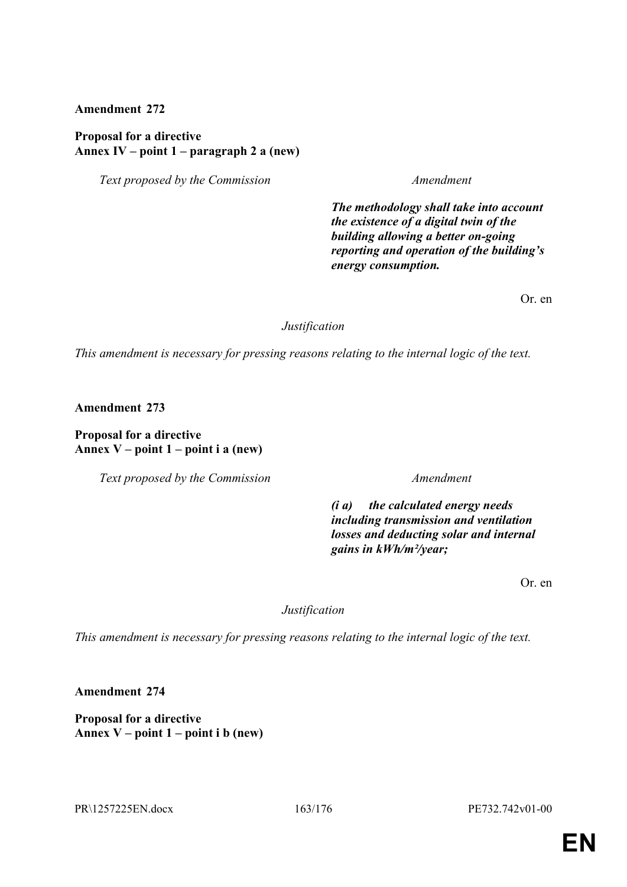**Amendment 272**

**Proposal for a directive**
**Annex IV – point 1 – paragraph 2 a (new)**

| *Text proposed by the Commission* | *Amendment* |
|---|---|
| | ***The methodology shall take into account the existence of a digital twin of the building allowing a better on-going reporting and operation of the building's energy consumption.*** |

Or. en

*Justification*

*This amendment is necessary for pressing reasons relating to the internal logic of the text.*

**Amendment 273**

**Proposal for a directive**
**Annex V – point 1 – point i a (new)**

| *Text proposed by the Commission* | *Amendment* |
|---|---|
| | ***(i a) the calculated energy needs including transmission and ventilation losses and deducting solar and internal gains in kWh/m²/year;*** |

Or. en

*Justification*

*This amendment is necessary for pressing reasons relating to the internal logic of the text.*

**Amendment 274**

**Proposal for a directive**
**Annex V – point 1 – point i b (new)**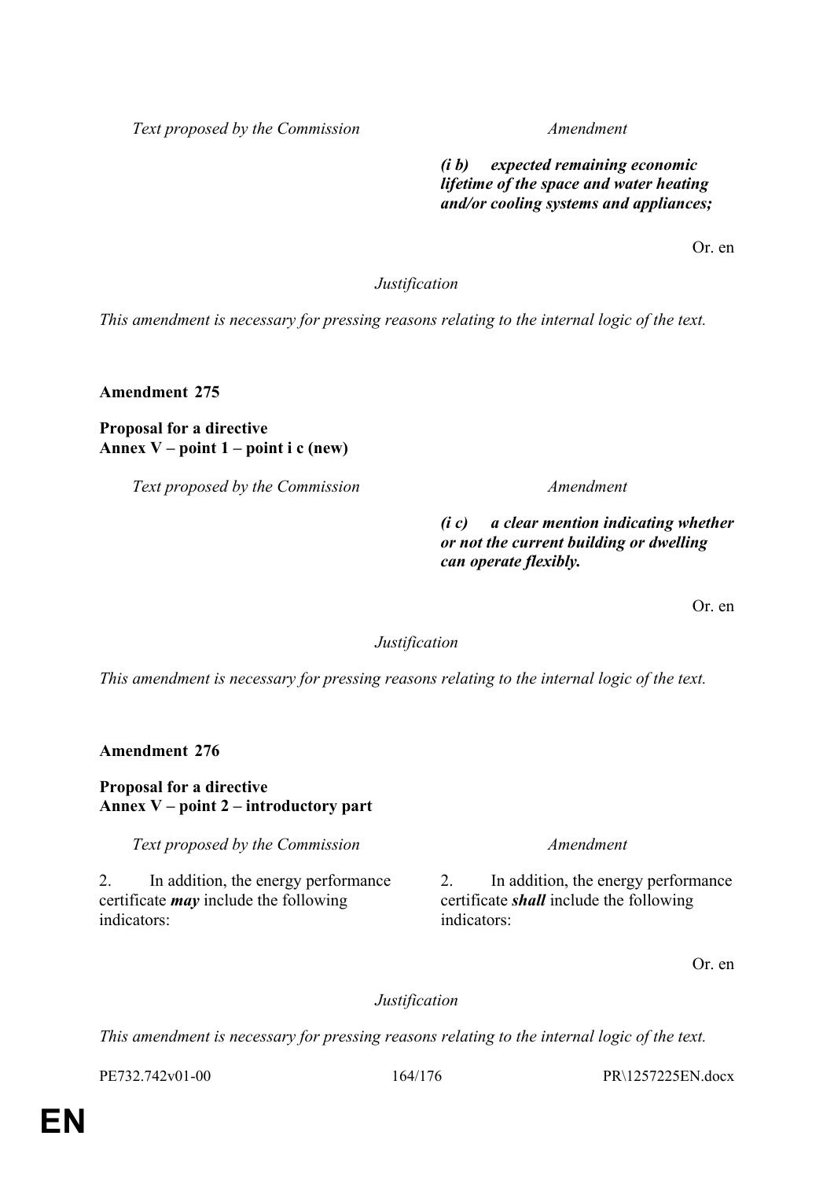| Text proposed by the Commission | Amendment |
|---|---|
| | ***(i b) expected remaining economic lifetime of the space and water heating and/or cooling systems and appliances;*** |

Or. en

*Justification*

*This amendment is necessary for pressing reasons relating to the internal logic of the text.*

**Amendment 275**

**Proposal for a directive**
**Annex V – point 1 – point i c (new)**

| Text proposed by the Commission | Amendment |
|---|---|
| | ***(i c) a clear mention indicating whether or not the current building or dwelling can operate flexibly.*** |

Or. en

*Justification*

*This amendment is necessary for pressing reasons relating to the internal logic of the text.*

**Amendment 276**

**Proposal for a directive**
**Annex V – point 2 – introductory part**

| Text proposed by the Commission | Amendment |
|---|---|
| 2. In addition, the energy performance certificate ***may*** include the following indicators: | 2. In addition, the energy performance certificate ***shall*** include the following indicators: |

Or. en

*Justification*

*This amendment is necessary for pressing reasons relating to the internal logic of the text.*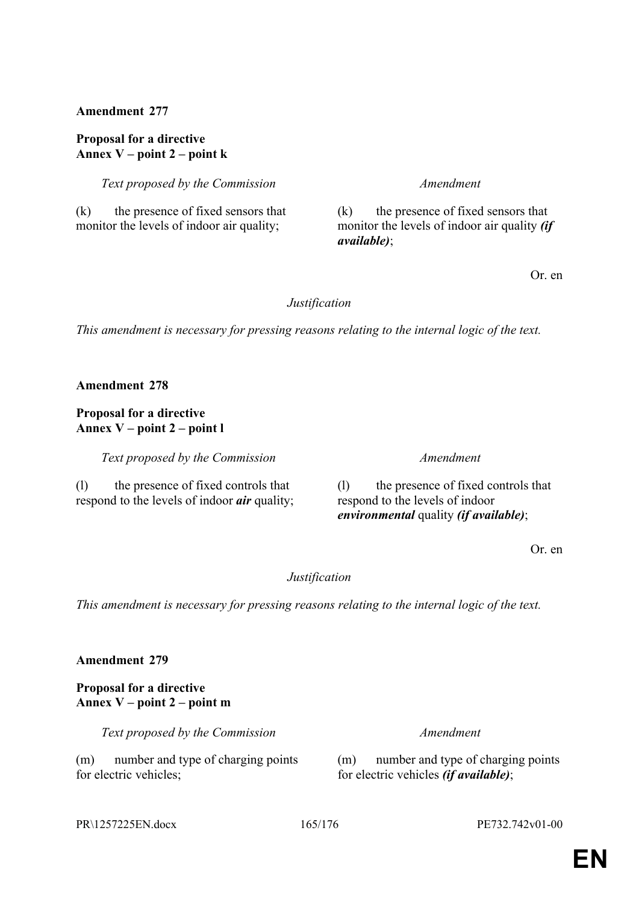**Amendment 277**

**Proposal for a directive**
**Annex V – point 2 – point k**

| *Text proposed by the Commission* | *Amendment* |
| --- | --- |
| (k) the presence of fixed sensors that monitor the levels of indoor air quality; | (k) the presence of fixed sensors that monitor the levels of indoor air quality ***(if available)***; |

Or. en

*Justification*

*This amendment is necessary for pressing reasons relating to the internal logic of the text.*

**Amendment 278**

**Proposal for a directive**
**Annex V – point 2 – point l**

| *Text proposed by the Commission* | *Amendment* |
| --- | --- |
| (l) the presence of fixed controls that respond to the levels of indoor ***air*** quality; | (l) the presence of fixed controls that respond to the levels of indoor ***environmental*** quality ***(if available)***; |

Or. en

*Justification*

*This amendment is necessary for pressing reasons relating to the internal logic of the text.*

**Amendment 279**

**Proposal for a directive**
**Annex V – point 2 – point m**

| *Text proposed by the Commission* | *Amendment* |
| --- | --- |
| (m) number and type of charging points for electric vehicles; | (m) number and type of charging points for electric vehicles ***(if available)***; |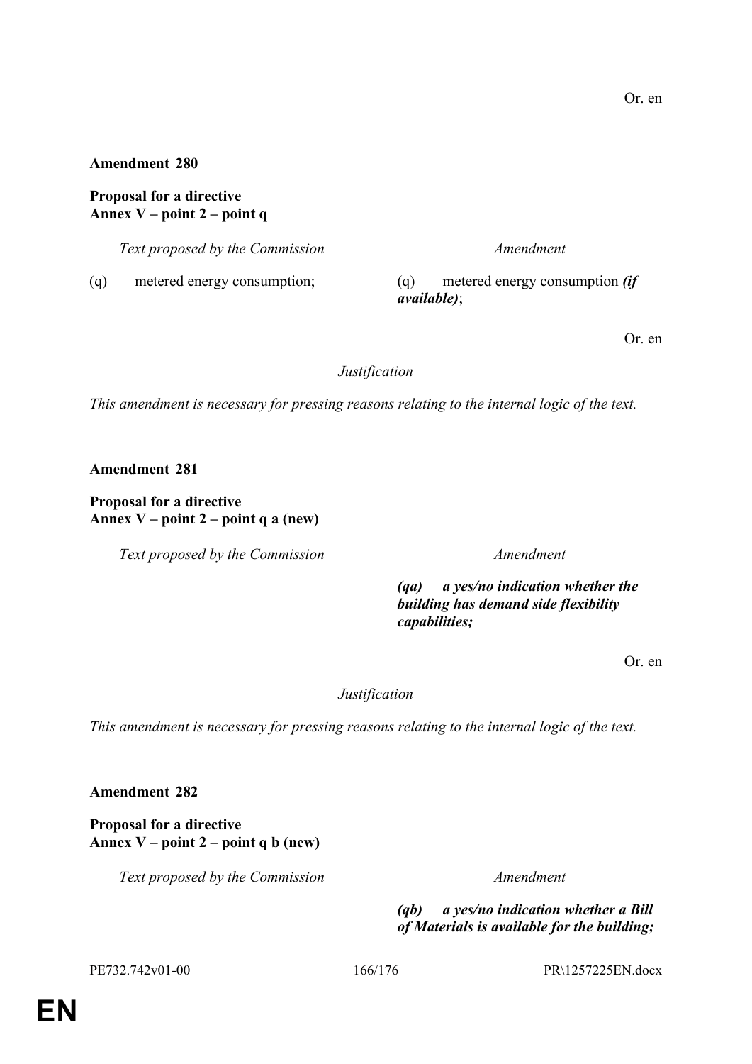Or. en

**Amendment 280**

**Proposal for a directive**
**Annex V – point 2 – point q**

| *Text proposed by the Commission* | *Amendment* |
|---|---|
| (q) metered energy consumption; | (q) metered energy consumption ***(if available)***; |

Or. en

*Justification*

*This amendment is necessary for pressing reasons relating to the internal logic of the text.*

**Amendment 281**

**Proposal for a directive**
**Annex V – point 2 – point q a (new)**

| *Text proposed by the Commission* | *Amendment* |
|---|---|
| | ***(qa) a yes/no indication whether the building has demand side flexibility capabilities;*** |

Or. en

*Justification*

*This amendment is necessary for pressing reasons relating to the internal logic of the text.*

**Amendment 282**

**Proposal for a directive**
**Annex V – point 2 – point q b (new)**

| *Text proposed by the Commission* | *Amendment* |
|---|---|
| | ***(qb) a yes/no indication whether a Bill of Materials is available for the building;*** |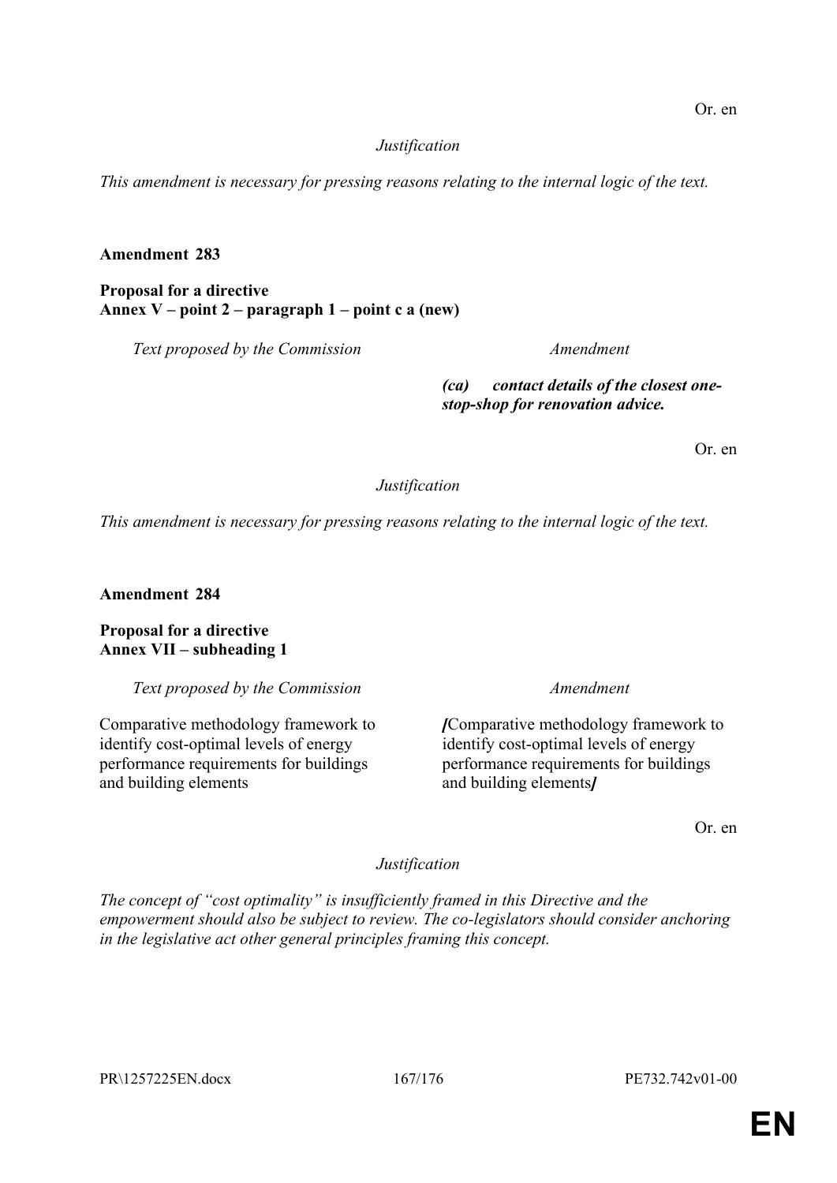Or. en

*Justification*

*This amendment is necessary for pressing reasons relating to the internal logic of the text.*

**Amendment 283**

**Proposal for a directive**
**Annex V – point 2 – paragraph 1 – point c a (new)**

| *Text proposed by the Commission* | *Amendment* |
| --- | --- |
| | ***(ca) contact details of the closest one-stop-shop for renovation advice.*** |

Or. en

*Justification*

*This amendment is necessary for pressing reasons relating to the internal logic of the text.*

**Amendment 284**

**Proposal for a directive**
**Annex VII – subheading 1**

| *Text proposed by the Commission* | *Amendment* |
| --- | --- |
| Comparative methodology framework to identify cost-optimal levels of energy performance requirements for buildings and building elements | ***[***Comparative methodology framework to identify cost-optimal levels of energy performance requirements for buildings and building elements***]*** |

Or. en

*Justification*

*The concept of "cost optimality" is insufficiently framed in this Directive and the empowerment should also be subject to review. The co-legislators should consider anchoring in the legislative act other general principles framing this concept.*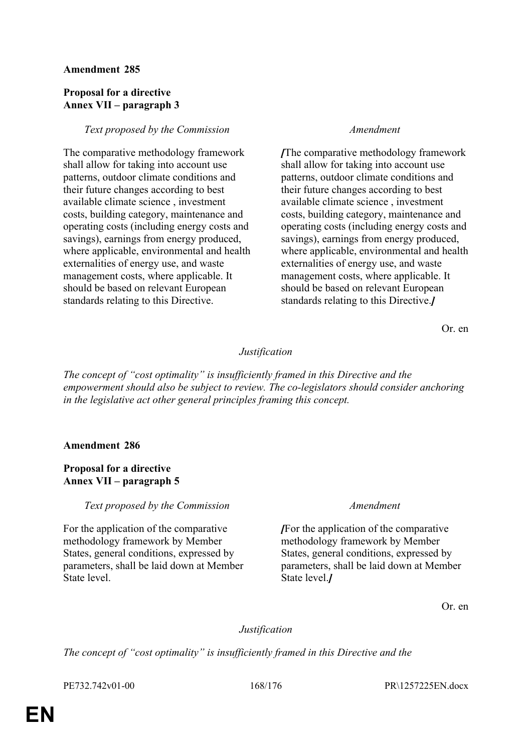**Amendment 285**

**Proposal for a directive**
**Annex VII – paragraph 3**

| *Text proposed by the Commission* | *Amendment* |
|---|---|
| The comparative methodology framework shall allow for taking into account use patterns, outdoor climate conditions and their future changes according to best available climate science , investment costs, building category, maintenance and operating costs (including energy costs and savings), earnings from energy produced, where applicable, environmental and health externalities of energy use, and waste management costs, where applicable. It should be based on relevant European standards relating to this Directive. | ***[***The comparative methodology framework shall allow for taking into account use patterns, outdoor climate conditions and their future changes according to best available climate science , investment costs, building category, maintenance and operating costs (including energy costs and savings), earnings from energy produced, where applicable, environmental and health externalities of energy use, and waste management costs, where applicable. It should be based on relevant European standards relating to this Directive.***]*** |

Or. en

*Justification*

*The concept of "cost optimality" is insufficiently framed in this Directive and the empowerment should also be subject to review. The co-legislators should consider anchoring in the legislative act other general principles framing this concept.*

**Amendment 286**

**Proposal for a directive**
**Annex VII – paragraph 5**

| *Text proposed by the Commission* | *Amendment* |
|---|---|
| For the application of the comparative methodology framework by Member States, general conditions, expressed by parameters, shall be laid down at Member State level. | ***[***For the application of the comparative methodology framework by Member States, general conditions, expressed by parameters, shall be laid down at Member State level.***]*** |

Or. en

*Justification*

*The concept of "cost optimality" is insufficiently framed in this Directive and the*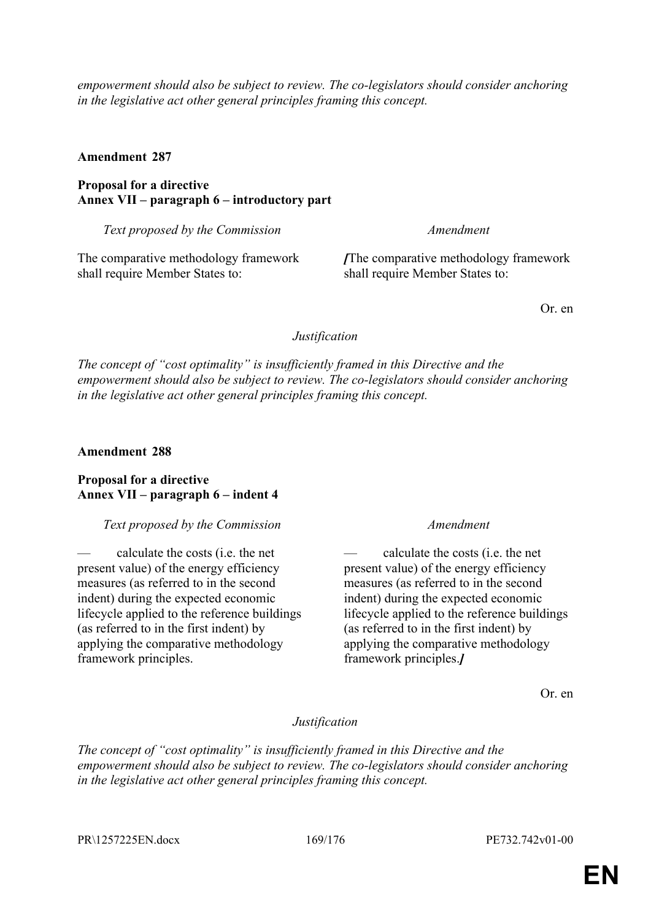*empowerment should also be subject to review. The co-legislators should consider anchoring in the legislative act other general principles framing this concept.*

**Amendment 287**

**Proposal for a directive**
**Annex VII – paragraph 6 – introductory part**

| *Text proposed by the Commission* | *Amendment* |
|---|---|
| The comparative methodology framework shall require Member States to: | ***[***The comparative methodology framework shall require Member States to: |

Or. en

*Justification*

*The concept of "cost optimality" is insufficiently framed in this Directive and the empowerment should also be subject to review. The co-legislators should consider anchoring in the legislative act other general principles framing this concept.*

**Amendment 288**

**Proposal for a directive**
**Annex VII – paragraph 6 – indent 4**

| *Text proposed by the Commission* | *Amendment* |
|---|---|
| — calculate the costs (i.e. the net present value) of the energy efficiency measures (as referred to in the second indent) during the expected economic lifecycle applied to the reference buildings (as referred to in the first indent) by applying the comparative methodology framework principles. | — calculate the costs (i.e. the net present value) of the energy efficiency measures (as referred to in the second indent) during the expected economic lifecycle applied to the reference buildings (as referred to in the first indent) by applying the comparative methodology framework principles.***]*** |

Or. en

*Justification*

*The concept of "cost optimality" is insufficiently framed in this Directive and the empowerment should also be subject to review. The co-legislators should consider anchoring in the legislative act other general principles framing this concept.*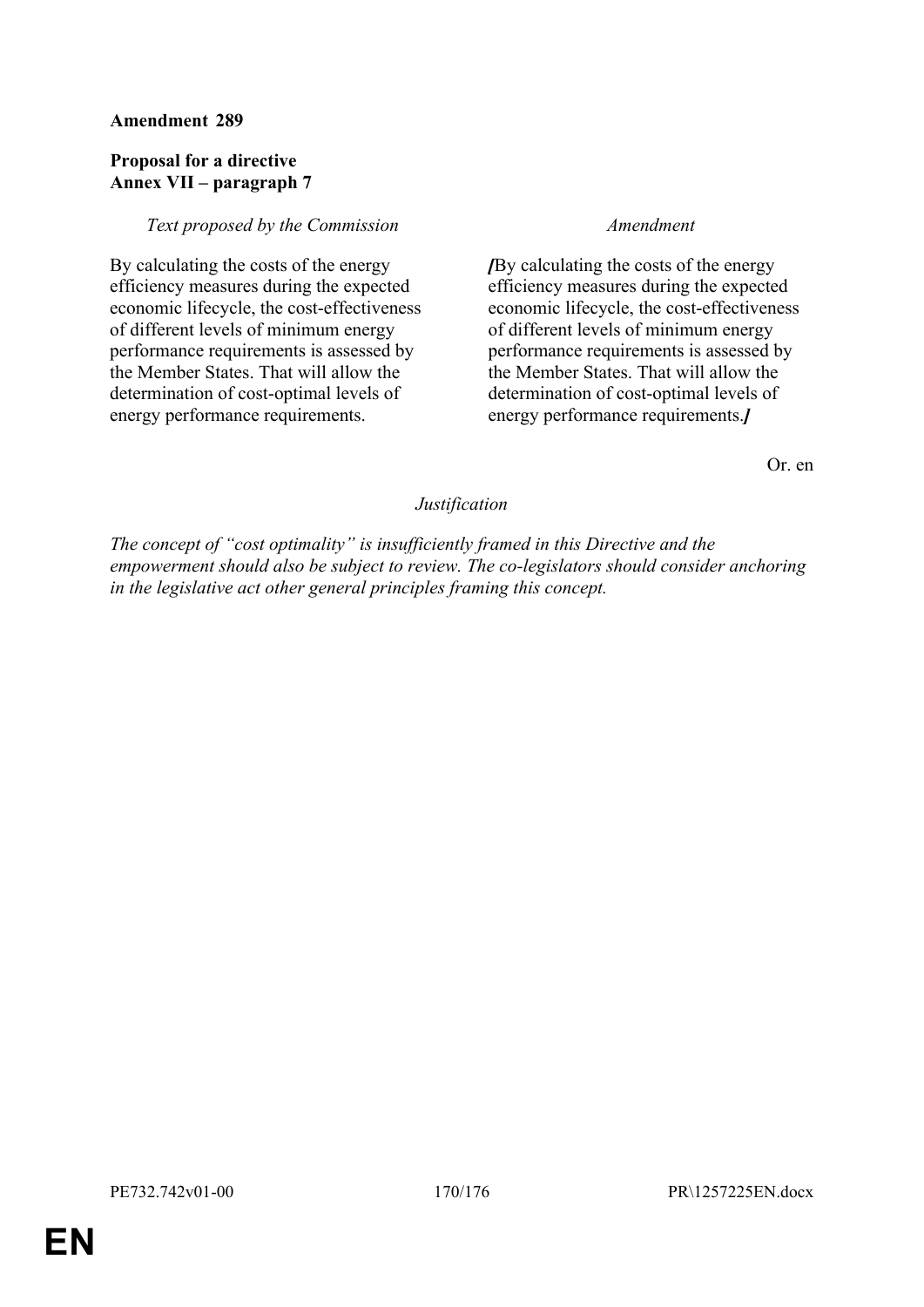**Amendment 289**

**Proposal for a directive**
**Annex VII – paragraph 7**

| *Text proposed by the Commission* | *Amendment* |
| --- | --- |
| By calculating the costs of the energy efficiency measures during the expected economic lifecycle, the cost-effectiveness of different levels of minimum energy performance requirements is assessed by the Member States. That will allow the determination of cost-optimal levels of energy performance requirements. | ***[***By calculating the costs of the energy efficiency measures during the expected economic lifecycle, the cost-effectiveness of different levels of minimum energy performance requirements is assessed by the Member States. That will allow the determination of cost-optimal levels of energy performance requirements.***]*** |

Or. en

*Justification*

*The concept of "cost optimality" is insufficiently framed in this Directive and the empowerment should also be subject to review. The co-legislators should consider anchoring in the legislative act other general principles framing this concept.*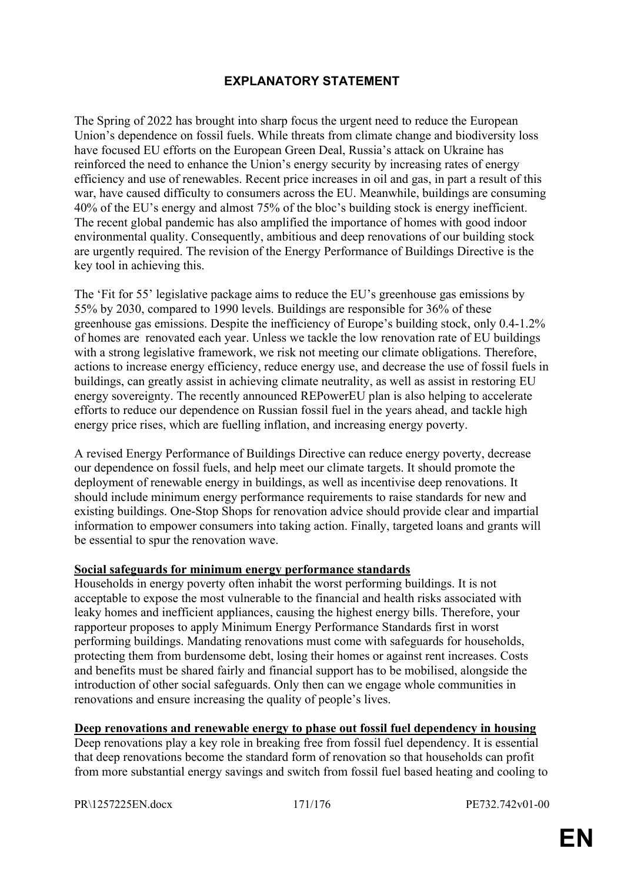# EXPLANATORY STATEMENT

The Spring of 2022 has brought into sharp focus the urgent need to reduce the European Union's dependence on fossil fuels. While threats from climate change and biodiversity loss have focused EU efforts on the European Green Deal, Russia's attack on Ukraine has reinforced the need to enhance the Union's energy security by increasing rates of energy efficiency and use of renewables. Recent price increases in oil and gas, in part a result of this war, have caused difficulty to consumers across the EU. Meanwhile, buildings are consuming 40% of the EU's energy and almost 75% of the bloc's building stock is energy inefficient. The recent global pandemic has also amplified the importance of homes with good indoor environmental quality. Consequently, ambitious and deep renovations of our building stock are urgently required. The revision of the Energy Performance of Buildings Directive is the key tool in achieving this.

The 'Fit for 55' legislative package aims to reduce the EU's greenhouse gas emissions by 55% by 2030, compared to 1990 levels. Buildings are responsible for 36% of these greenhouse gas emissions. Despite the inefficiency of Europe's building stock, only 0.4-1.2% of homes are renovated each year. Unless we tackle the low renovation rate of EU buildings with a strong legislative framework, we risk not meeting our climate obligations. Therefore, actions to increase energy efficiency, reduce energy use, and decrease the use of fossil fuels in buildings, can greatly assist in achieving climate neutrality, as well as assist in restoring EU energy sovereignty. The recently announced REPowerEU plan is also helping to accelerate efforts to reduce our dependence on Russian fossil fuel in the years ahead, and tackle high energy price rises, which are fuelling inflation, and increasing energy poverty.

A revised Energy Performance of Buildings Directive can reduce energy poverty, decrease our dependence on fossil fuels, and help meet our climate targets. It should promote the deployment of renewable energy in buildings, as well as incentivise deep renovations. It should include minimum energy performance requirements to raise standards for new and existing buildings. One-Stop Shops for renovation advice should provide clear and impartial information to empower consumers into taking action. Finally, targeted loans and grants will be essential to spur the renovation wave.

**Social safeguards for minimum energy performance standards**

Households in energy poverty often inhabit the worst performing buildings. It is not acceptable to expose the most vulnerable to the financial and health risks associated with leaky homes and inefficient appliances, causing the highest energy bills. Therefore, your rapporteur proposes to apply Minimum Energy Performance Standards first in worst performing buildings. Mandating renovations must come with safeguards for households, protecting them from burdensome debt, losing their homes or against rent increases. Costs and benefits must be shared fairly and financial support has to be mobilised, alongside the introduction of other social safeguards. Only then can we engage whole communities in renovations and ensure increasing the quality of people's lives.

**Deep renovations and renewable energy to phase out fossil fuel dependency in housing**

Deep renovations play a key role in breaking free from fossil fuel dependency. It is essential that deep renovations become the standard form of renovation so that households can profit from more substantial energy savings and switch from fossil fuel based heating and cooling to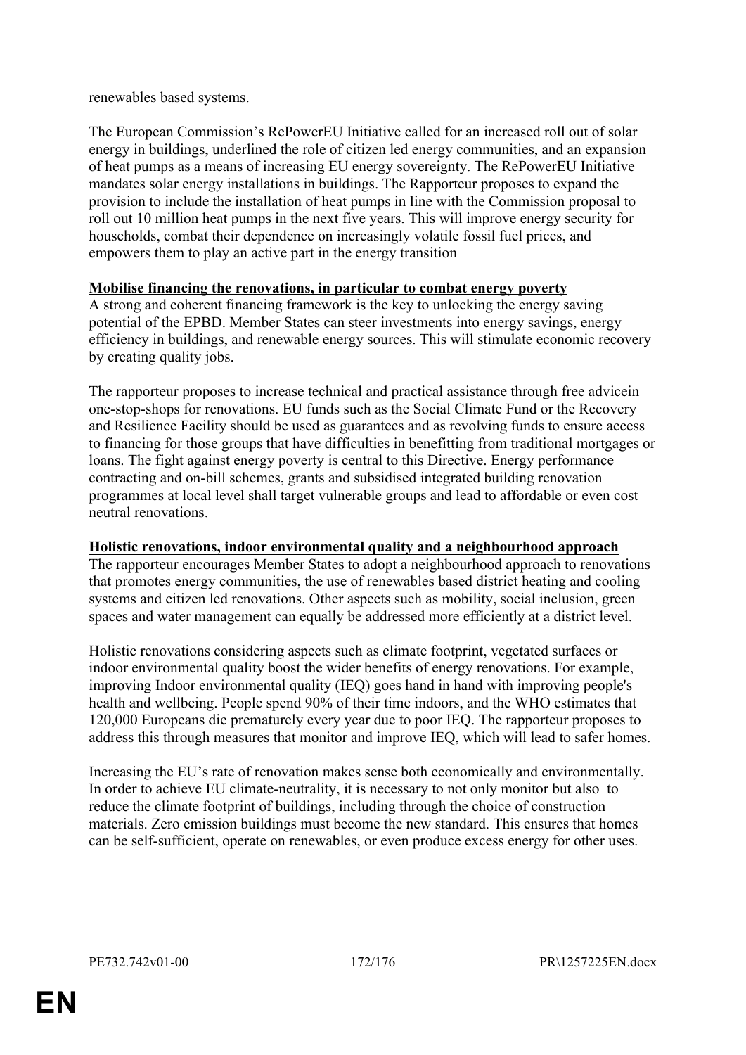renewables based systems.

The European Commission's RePowerEU Initiative called for an increased roll out of solar energy in buildings, underlined the role of citizen led energy communities, and an expansion of heat pumps as a means of increasing EU energy sovereignty. The RePowerEU Initiative mandates solar energy installations in buildings. The Rapporteur proposes to expand the provision to include the installation of heat pumps in line with the Commission proposal to roll out 10 million heat pumps in the next five years. This will improve energy security for households, combat their dependence on increasingly volatile fossil fuel prices, and empowers them to play an active part in the energy transition

**Mobilise financing the renovations, in particular to combat energy poverty**

A strong and coherent financing framework is the key to unlocking the energy saving potential of the EPBD. Member States can steer investments into energy savings, energy efficiency in buildings, and renewable energy sources. This will stimulate economic recovery by creating quality jobs.

The rapporteur proposes to increase technical and practical assistance through free advicein one-stop-shops for renovations. EU funds such as the Social Climate Fund or the Recovery and Resilience Facility should be used as guarantees and as revolving funds to ensure access to financing for those groups that have difficulties in benefitting from traditional mortgages or loans. The fight against energy poverty is central to this Directive. Energy performance contracting and on-bill schemes, grants and subsidised integrated building renovation programmes at local level shall target vulnerable groups and lead to affordable or even cost neutral renovations.

**Holistic renovations, indoor environmental quality and a neighbourhood approach**

The rapporteur encourages Member States to adopt a neighbourhood approach to renovations that promotes energy communities, the use of renewables based district heating and cooling systems and citizen led renovations. Other aspects such as mobility, social inclusion, green spaces and water management can equally be addressed more efficiently at a district level.

Holistic renovations considering aspects such as climate footprint, vegetated surfaces or indoor environmental quality boost the wider benefits of energy renovations. For example, improving Indoor environmental quality (IEQ) goes hand in hand with improving people's health and wellbeing. People spend 90% of their time indoors, and the WHO estimates that 120,000 Europeans die prematurely every year due to poor IEQ. The rapporteur proposes to address this through measures that monitor and improve IEQ, which will lead to safer homes.

Increasing the EU's rate of renovation makes sense both economically and environmentally. In order to achieve EU climate-neutrality, it is necessary to not only monitor but also to reduce the climate footprint of buildings, including through the choice of construction materials. Zero emission buildings must become the new standard. This ensures that homes can be self-sufficient, operate on renewables, or even produce excess energy for other uses.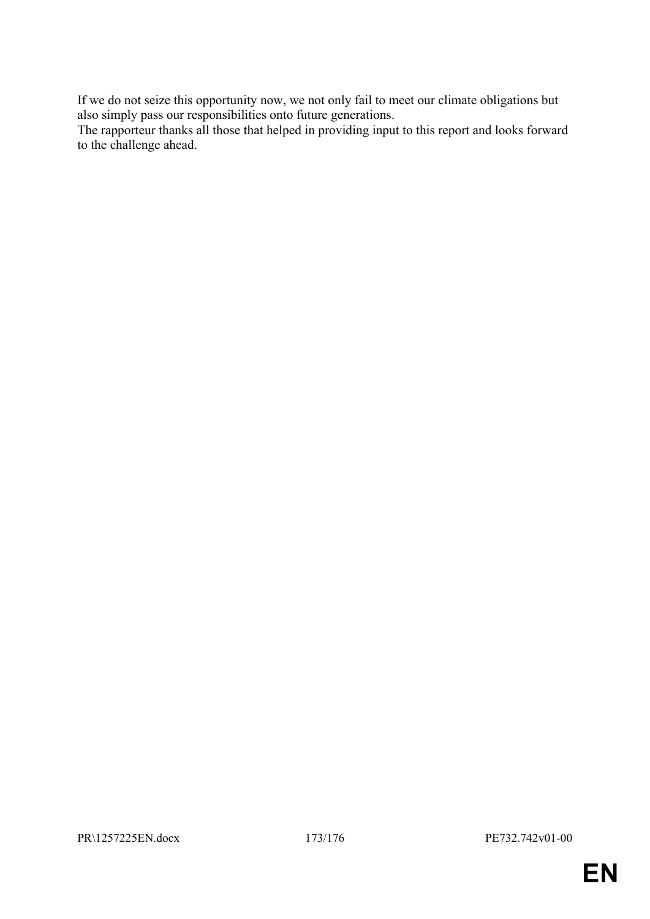If we do not seize this opportunity now, we not only fail to meet our climate obligations but also simply pass our responsibilities onto future generations.

The rapporteur thanks all those that helped in providing input to this report and looks forward to the challenge ahead.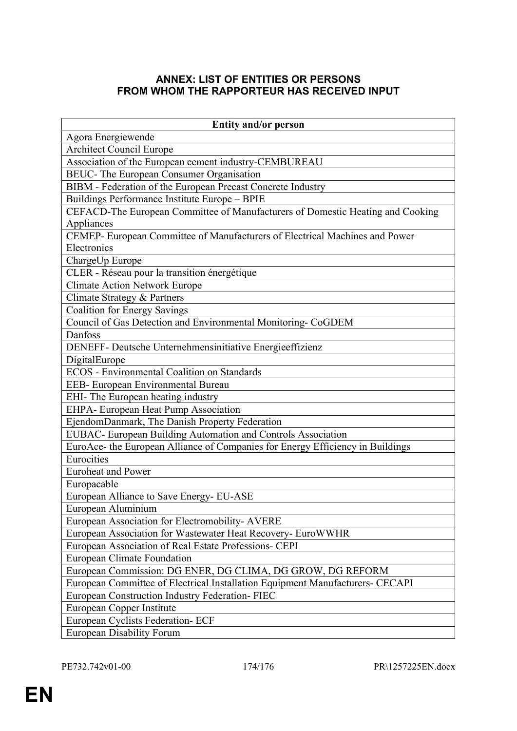**ANNEX: LIST OF ENTITIES OR PERSONS FROM WHOM THE RAPPORTEUR HAS RECEIVED INPUT**

| Entity and/or person |
|---|
| Agora Energiewende |
| Architect Council Europe |
| Association of the European cement industry-CEMBUREAU |
| BEUC- The European Consumer Organisation |
| BIBM - Federation of the European Precast Concrete Industry |
| Buildings Performance Institute Europe – BPIE |
| CEFACD-The European Committee of Manufacturers of Domestic Heating and Cooking Appliances |
| CEMEP- European Committee of Manufacturers of Electrical Machines and Power Electronics |
| ChargeUp Europe |
| CLER - Réseau pour la transition énergétique |
| Climate Action Network Europe |
| Climate Strategy & Partners |
| Coalition for Energy Savings |
| Council of Gas Detection and Environmental Monitoring- CoGDEM |
| Danfoss |
| DENEFF- Deutsche Unternehmensinitiative Energieeffizienz |
| DigitalEurope |
| ECOS - Environmental Coalition on Standards |
| EEB- European Environmental Bureau |
| EHI- The European heating industry |
| EHPA- European Heat Pump Association |
| EjendomDanmark, The Danish Property Federation |
| EUBAC- European Building Automation and Controls Association |
| EuroAce- the European Alliance of Companies for Energy Efficiency in Buildings |
| Eurocities |
| Euroheat and Power |
| Europacable |
| European Alliance to Save Energy- EU-ASE |
| European Aluminium |
| European Association for Electromobility- AVERE |
| European Association for Wastewater Heat Recovery- EuroWWHR |
| European Association of Real Estate Professions- CEPI |
| European Climate Foundation |
| European Commission: DG ENER, DG CLIMA, DG GROW, DG REFORM |
| European Committee of Electrical Installation Equipment Manufacturers- CECAPI |
| European Construction Industry Federation- FIEC |
| European Copper Institute |
| European Cyclists Federation- ECF |
| European Disability Forum |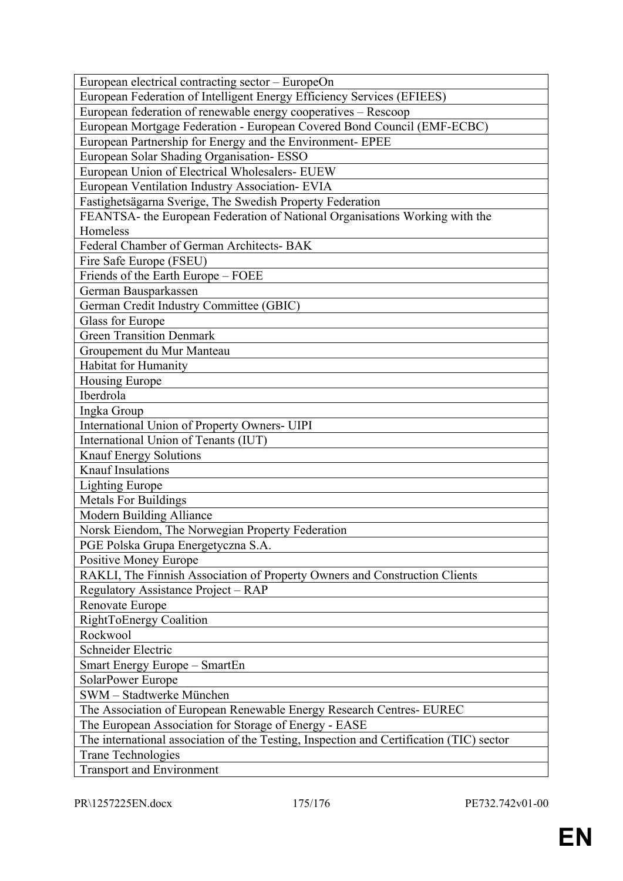| European electrical contracting sector – EuropeOn |
| --- |
| European Federation of Intelligent Energy Efficiency Services (EFIEES) |
| European federation of renewable energy cooperatives – Rescoop |
| European Mortgage Federation - European Covered Bond Council (EMF-ECBC) |
| European Partnership for Energy and the Environment- EPEE |
| European Solar Shading Organisation- ESSO |
| European Union of Electrical Wholesalers- EUEW |
| European Ventilation Industry Association- EVIA |
| Fastighetsägarna Sverige, The Swedish Property Federation |
| FEANTSA- the European Federation of National Organisations Working with the Homeless |
| Federal Chamber of German Architects- BAK |
| Fire Safe Europe (FSEU) |
| Friends of the Earth Europe – FOEE |
| German Bausparkassen |
| German Credit Industry Committee (GBIC) |
| Glass for Europe |
| Green Transition Denmark |
| Groupement du Mur Manteau |
| Habitat for Humanity |
| Housing Europe |
| Iberdrola |
| Ingka Group |
| International Union of Property Owners- UIPI |
| International Union of Tenants (IUT) |
| Knauf Energy Solutions |
| Knauf Insulations |
| Lighting Europe |
| Metals For Buildings |
| Modern Building Alliance |
| Norsk Eiendom, The Norwegian Property Federation |
| PGE Polska Grupa Energetyczna S.A. |
| Positive Money Europe |
| RAKLI, The Finnish Association of Property Owners and Construction Clients |
| Regulatory Assistance Project – RAP |
| Renovate Europe |
| RightToEnergy Coalition |
| Rockwool |
| Schneider Electric |
| Smart Energy Europe – SmartEn |
| SolarPower Europe |
| SWM – Stadtwerke München |
| The Association of European Renewable Energy Research Centres- EUREC |
| The European Association for Storage of Energy - EASE |
| The international association of the Testing, Inspection and Certification (TIC) sector |
| Trane Technologies |
| Transport and Environment |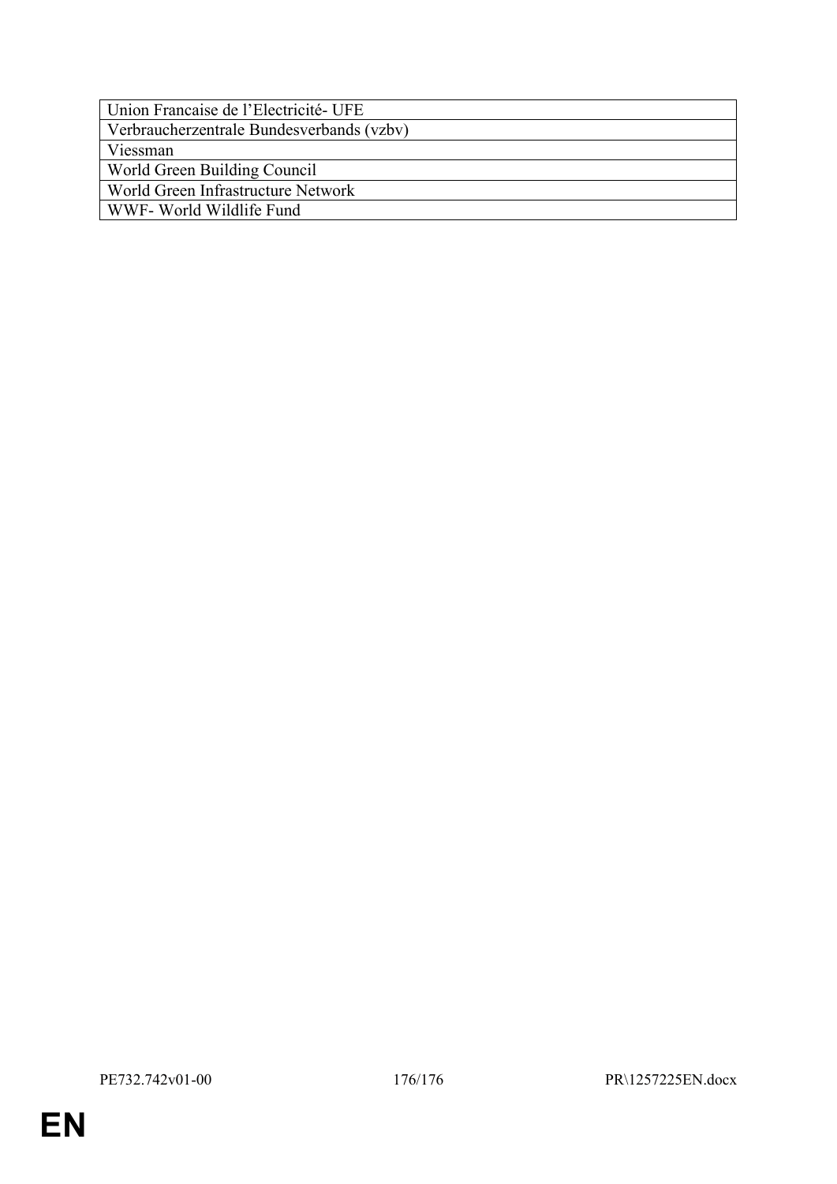| |
|---|
| Union Francaise de l’Electricité- UFE |
| Verbraucherzentrale Bundesverbands (vzbv) |
| Viessman |
| World Green Building Council |
| World Green Infrastructure Network |
| WWF- World Wildlife Fund |